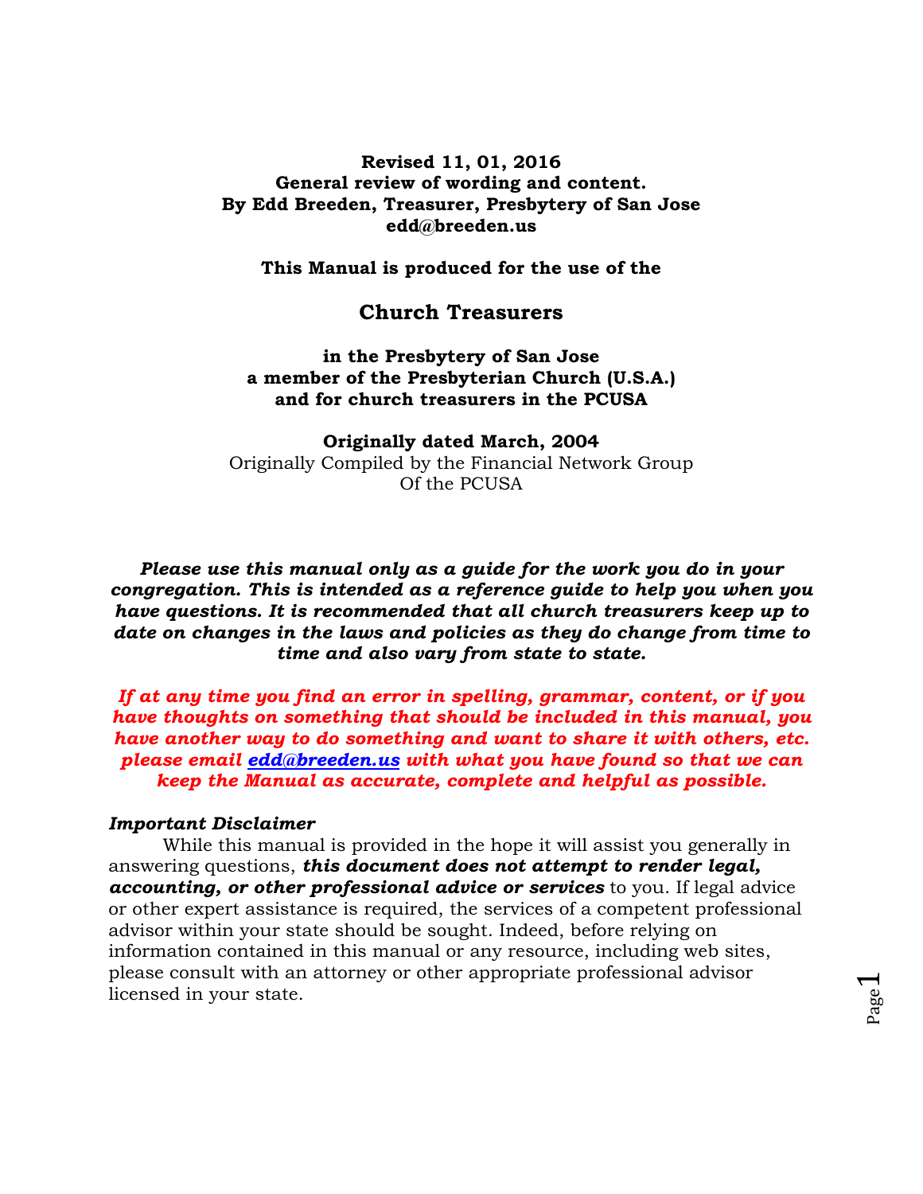**Revised 11, 01, 2016**
**General review of wording and content.**
**By Edd Breeden, Treasurer, Presbytery of San Jose**
**edd@breeden.us**

**This Manual is produced for the use of the**

## Church Treasurers

**in the Presbytery of San Jose**
**a member of the Presbyterian Church (U.S.A.)**
**and for church treasurers in the PCUSA**

**Originally dated March, 2004**
Originally Compiled by the Financial Network Group
Of the PCUSA

***Please use this manual only as a guide for the work you do in your congregation. This is intended as a reference guide to help you when you have questions. It is recommended that all church treasurers keep up to date on changes in the laws and policies as they do change from time to time and also vary from state to state.***

***If at any time you find an error in spelling, grammar, content, or if you have thoughts on something that should be included in this manual, you have another way to do something and want to share it with others, etc. please email edd@breeden.us with what you have found so that we can keep the Manual as accurate, complete and helpful as possible.***

***Important Disclaimer***

While this manual is provided in the hope it will assist you generally in answering questions, ***this document does not attempt to render legal, accounting, or other professional advice or services*** to you. If legal advice or other expert assistance is required, the services of a competent professional advisor within your state should be sought. Indeed, before relying on information contained in this manual or any resource, including web sites, please consult with an attorney or other appropriate professional advisor licensed in your state.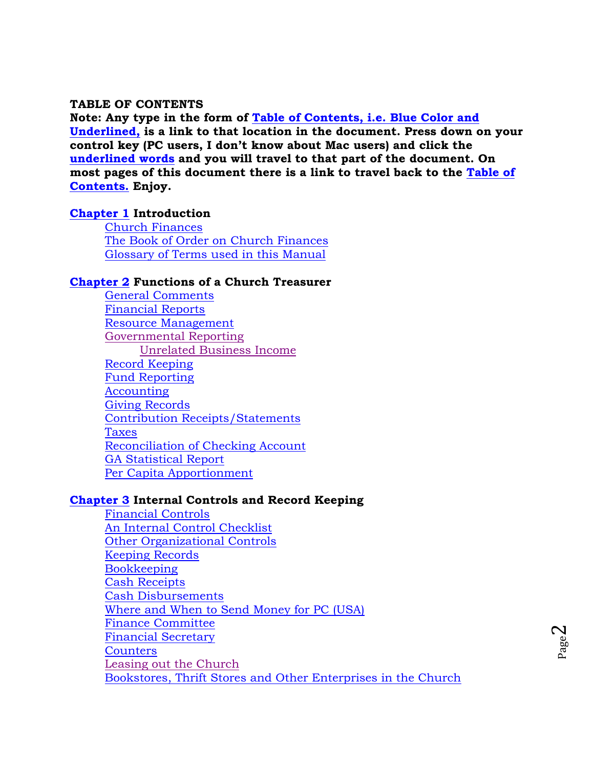# TABLE OF CONTENTS

**Note: Any type in the form of Table of Contents, i.e. Blue Color and Underlined, is a link to that location in the document. Press down on your control key (PC users, I don't know about Mac users) and click the underlined words and you will travel to that part of the document. On most pages of this document there is a link to travel back to the Table of Contents. Enjoy.**

**Chapter 1 Introduction**

- Church Finances
- The Book of Order on Church Finances
- Glossary of Terms used in this Manual

**Chapter 2 Functions of a Church Treasurer**

- General Comments
- Financial Reports
- Resource Management
- Governmental Reporting
  - Unrelated Business Income
- Record Keeping
- Fund Reporting
- Accounting
- Giving Records
- Contribution Receipts/Statements
- Taxes
- Reconciliation of Checking Account
- GA Statistical Report
- Per Capita Apportionment

**Chapter 3 Internal Controls and Record Keeping**

- Financial Controls
- An Internal Control Checklist
- Other Organizational Controls
- Keeping Records
- Bookkeeping
- Cash Receipts
- Cash Disbursements
- Where and When to Send Money for PC (USA)
- Finance Committee
- Financial Secretary
- Counters
- Leasing out the Church
- Bookstores, Thrift Stores and Other Enterprises in the Church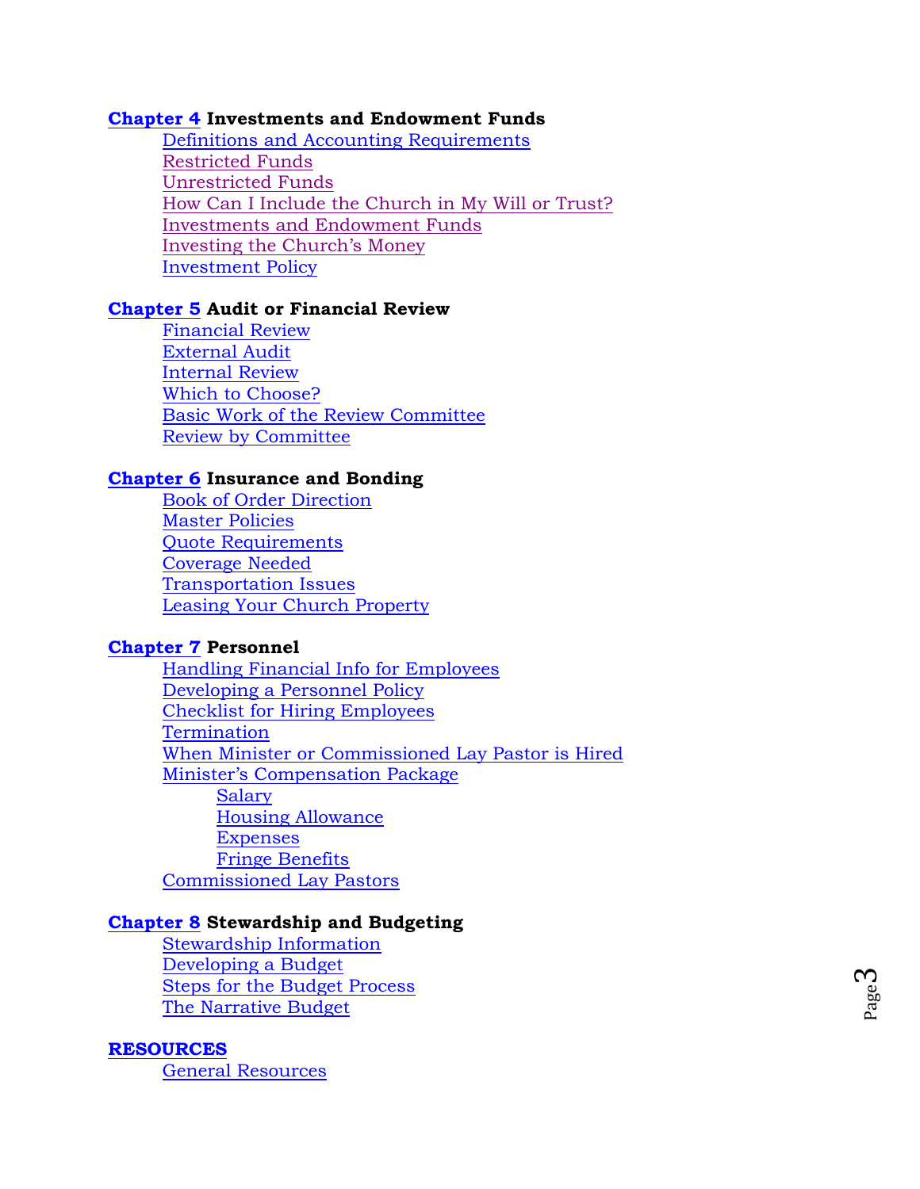**Chapter 4 Investments and Endowment Funds**

- Definitions and Accounting Requirements
- Restricted Funds
- Unrestricted Funds
- How Can I Include the Church in My Will or Trust?
- Investments and Endowment Funds
- Investing the Church's Money
- Investment Policy

**Chapter 5 Audit or Financial Review**

- Financial Review
- External Audit
- Internal Review
- Which to Choose?
- Basic Work of the Review Committee
- Review by Committee

**Chapter 6 Insurance and Bonding**

- Book of Order Direction
- Master Policies
- Quote Requirements
- Coverage Needed
- Transportation Issues
- Leasing Your Church Property

**Chapter 7 Personnel**

- Handling Financial Info for Employees
- Developing a Personnel Policy
- Checklist for Hiring Employees
- Termination
- When Minister or Commissioned Lay Pastor is Hired
- Minister's Compensation Package
  - Salary
  - Housing Allowance
  - Expenses
  - Fringe Benefits
- Commissioned Lay Pastors

**Chapter 8 Stewardship and Budgeting**

- Stewardship Information
- Developing a Budget
- Steps for the Budget Process
- The Narrative Budget

**RESOURCES**

- General Resources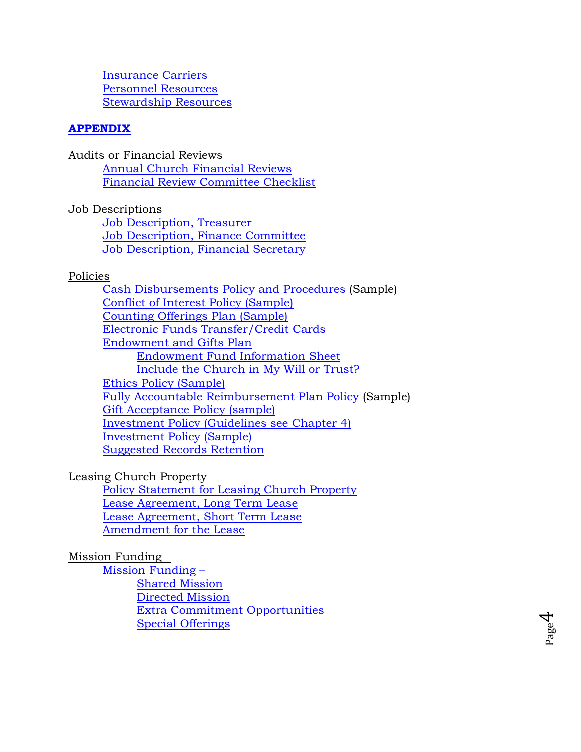- Insurance Carriers
- Personnel Resources
- Stewardship Resources

## APPENDIX

Audits or Financial Reviews

- Annual Church Financial Reviews
- Financial Review Committee Checklist

Job Descriptions

- Job Description, Treasurer
- Job Description, Finance Committee
- Job Description, Financial Secretary

Policies

- Cash Disbursements Policy and Procedures (Sample)
- Conflict of Interest Policy (Sample)
- Counting Offerings Plan (Sample)
- Electronic Funds Transfer/Credit Cards
- Endowment and Gifts Plan
  - Endowment Fund Information Sheet
  - Include the Church in My Will or Trust?
- Ethics Policy (Sample)
- Fully Accountable Reimbursement Plan Policy (Sample)
- Gift Acceptance Policy (sample)
- Investment Policy (Guidelines see Chapter 4)
- Investment Policy (Sample)
- Suggested Records Retention

Leasing Church Property

- Policy Statement for Leasing Church Property
- Lease Agreement, Long Term Lease
- Lease Agreement, Short Term Lease
- Amendment for the Lease

Mission Funding

- Mission Funding –
  - Shared Mission
  - Directed Mission
  - Extra Commitment Opportunities
  - Special Offerings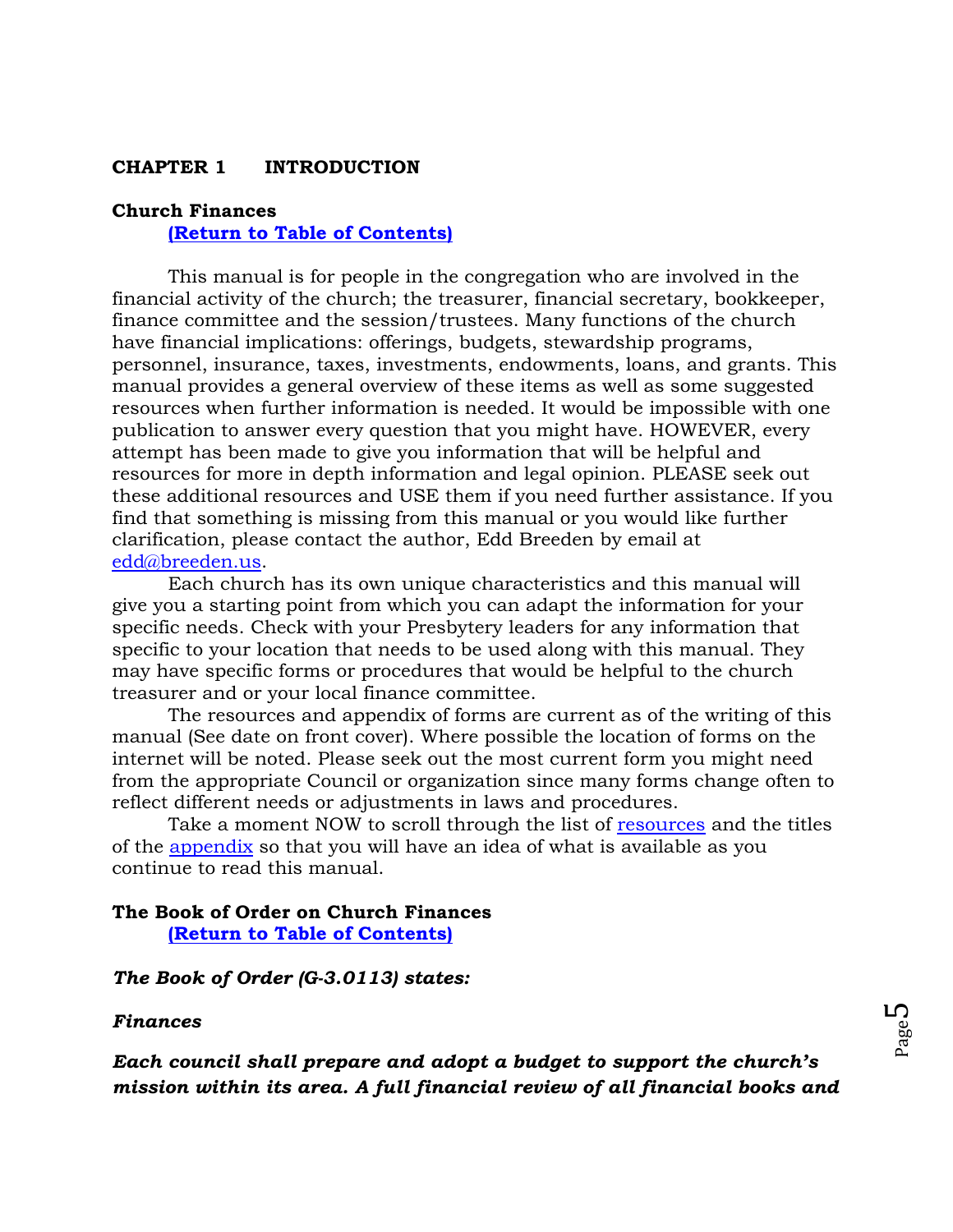# CHAPTER 1 INTRODUCTION

## Church Finances

**[(Return to Table of Contents)]**

This manual is for people in the congregation who are involved in the financial activity of the church; the treasurer, financial secretary, bookkeeper, finance committee and the session/trustees. Many functions of the church have financial implications: offerings, budgets, stewardship programs, personnel, insurance, taxes, investments, endowments, loans, and grants. This manual provides a general overview of these items as well as some suggested resources when further information is needed. It would be impossible with one publication to answer every question that you might have. HOWEVER, every attempt has been made to give you information that will be helpful and resources for more in depth information and legal opinion. PLEASE seek out these additional resources and USE them if you need further assistance. If you find that something is missing from this manual or you would like further clarification, please contact the author, Edd Breeden by email at edd@breeden.us.

Each church has its own unique characteristics and this manual will give you a starting point from which you can adapt the information for your specific needs. Check with your Presbytery leaders for any information that specific to your location that needs to be used along with this manual. They may have specific forms or procedures that would be helpful to the church treasurer and or your local finance committee.

The resources and appendix of forms are current as of the writing of this manual (See date on front cover). Where possible the location of forms on the internet will be noted. Please seek out the most current form you might need from the appropriate Council or organization since many forms change often to reflect different needs or adjustments in laws and procedures.

Take a moment NOW to scroll through the list of resources and the titles of the appendix so that you will have an idea of what is available as you continue to read this manual.

## The Book of Order on Church Finances

**[(Return to Table of Contents)]**

***The Book of Order (G-3.0113) states:***

***Finances***

***Each council shall prepare and adopt a budget to support the church's mission within its area. A full financial review of all financial books and***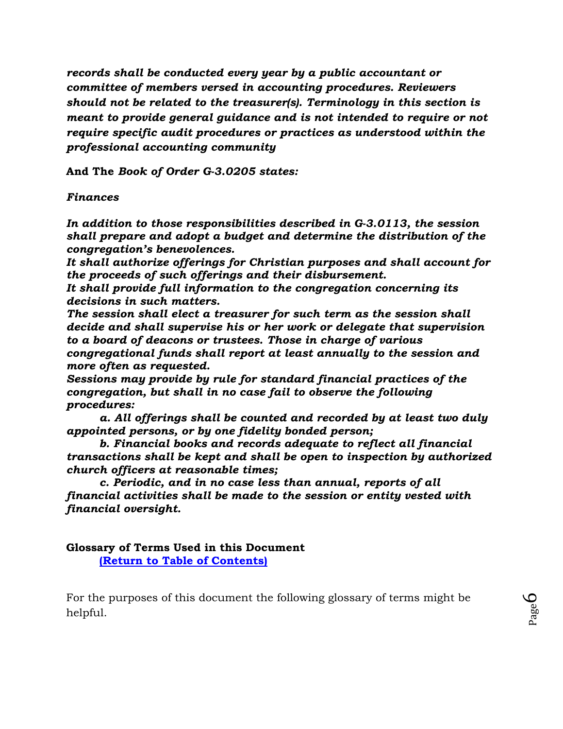***records shall be conducted every year by a public accountant or committee of members versed in accounting procedures. Reviewers should not be related to the treasurer(s). Terminology in this section is meant to provide general guidance and is not intended to require or not require specific audit procedures or practices as understood within the professional accounting community***

**And The** ***Book of Order G-3.0205 states:***

***Finances***

***In addition to those responsibilities described in G-3.0113, the session shall prepare and adopt a budget and determine the distribution of the congregation's benevolences.***
***It shall authorize offerings for Christian purposes and shall account for the proceeds of such offerings and their disbursement.***
***It shall provide full information to the congregation concerning its decisions in such matters.***
***The session shall elect a treasurer for such term as the session shall decide and shall supervise his or her work or delegate that supervision to a board of deacons or trustees. Those in charge of various congregational funds shall report at least annually to the session and more often as requested.***
***Sessions may provide by rule for standard financial practices of the congregation, but shall in no case fail to observe the following procedures:***

***a. All offerings shall be counted and recorded by at least two duly appointed persons, or by one fidelity bonded person;***

***b. Financial books and records adequate to reflect all financial transactions shall be kept and shall be open to inspection by authorized church officers at reasonable times;***

***c. Periodic, and in no case less than annual, reports of all financial activities shall be made to the session or entity vested with financial oversight.***

**Glossary of Terms Used in this Document**
**(Return to Table of Contents)**

For the purposes of this document the following glossary of terms might be helpful.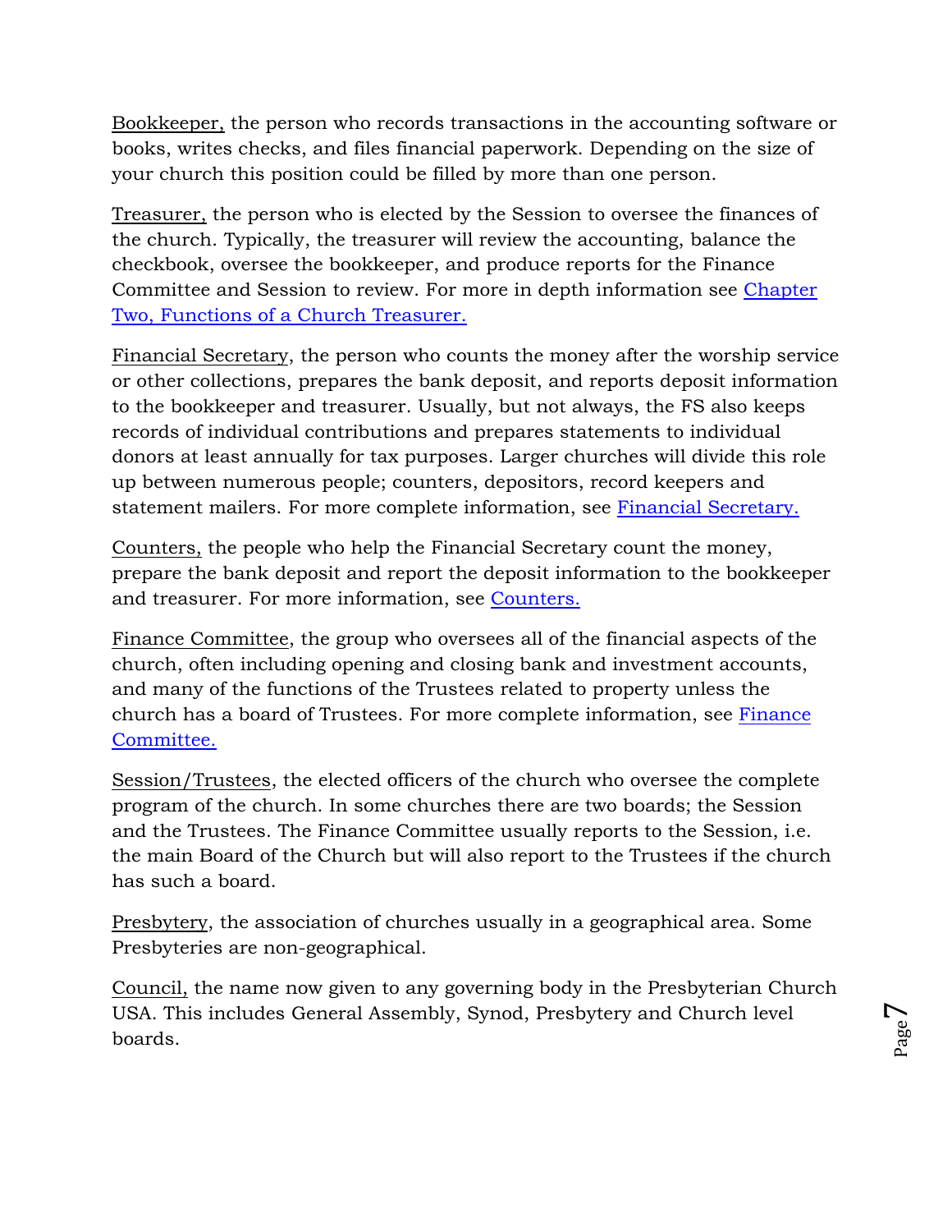Bookkeeper, the person who records transactions in the accounting software or books, writes checks, and files financial paperwork. Depending on the size of your church this position could be filled by more than one person.

Treasurer, the person who is elected by the Session to oversee the finances of the church. Typically, the treasurer will review the accounting, balance the checkbook, oversee the bookkeeper, and produce reports for the Finance Committee and Session to review. For more in depth information see Chapter Two, Functions of a Church Treasurer.

Financial Secretary, the person who counts the money after the worship service or other collections, prepares the bank deposit, and reports deposit information to the bookkeeper and treasurer. Usually, but not always, the FS also keeps records of individual contributions and prepares statements to individual donors at least annually for tax purposes. Larger churches will divide this role up between numerous people; counters, depositors, record keepers and statement mailers. For more complete information, see Financial Secretary.

Counters, the people who help the Financial Secretary count the money, prepare the bank deposit and report the deposit information to the bookkeeper and treasurer. For more information, see Counters.

Finance Committee, the group who oversees all of the financial aspects of the church, often including opening and closing bank and investment accounts, and many of the functions of the Trustees related to property unless the church has a board of Trustees. For more complete information, see Finance Committee.

Session/Trustees, the elected officers of the church who oversee the complete program of the church. In some churches there are two boards; the Session and the Trustees. The Finance Committee usually reports to the Session, i.e. the main Board of the Church but will also report to the Trustees if the church has such a board.

Presbytery, the association of churches usually in a geographical area. Some Presbyteries are non-geographical.

Council, the name now given to any governing body in the Presbyterian Church USA. This includes General Assembly, Synod, Presbytery and Church level boards.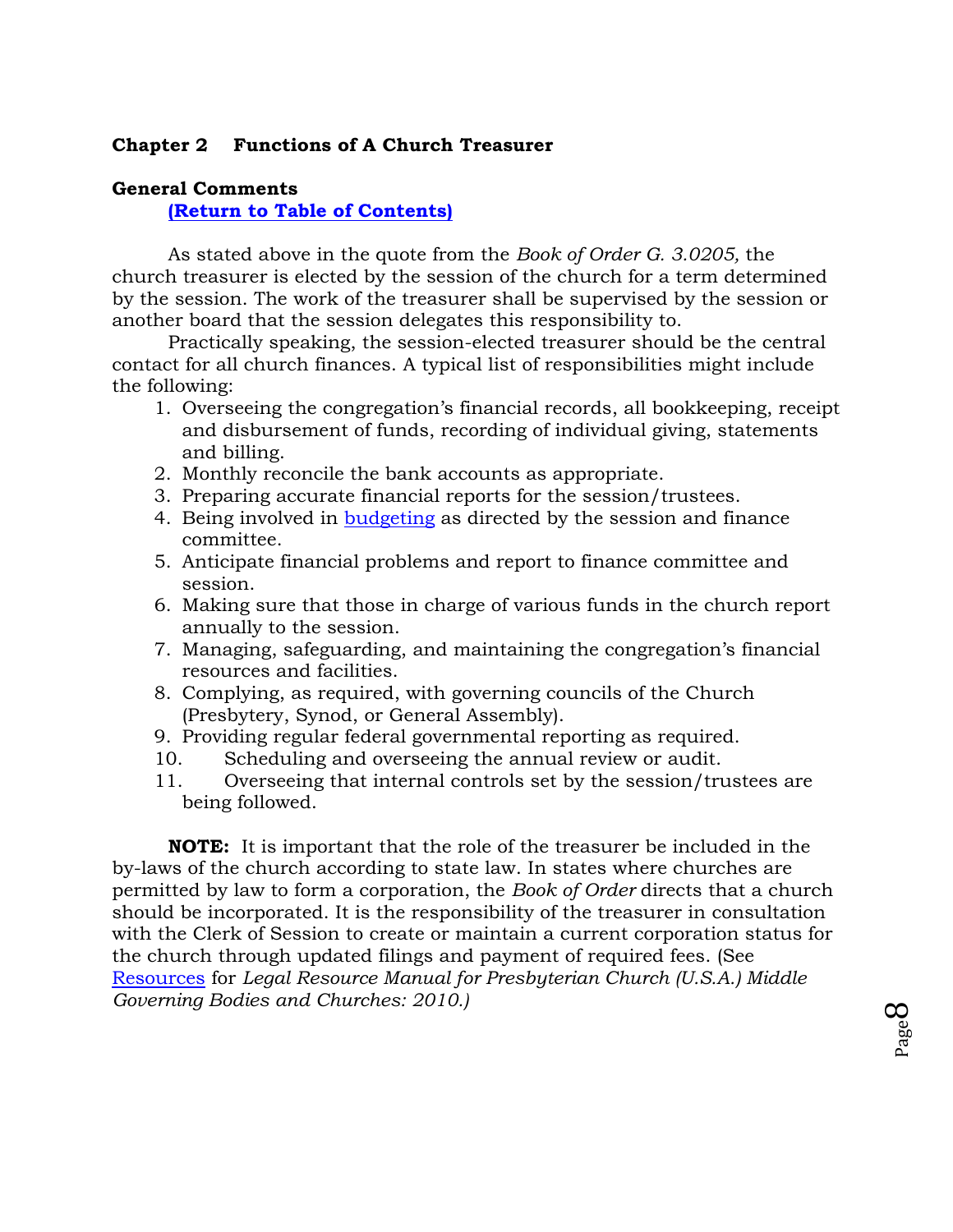## Chapter 2 Functions of A Church Treasurer

### General Comments

**(Return to Table of Contents)**

As stated above in the quote from the *Book of Order G. 3.0205,* the church treasurer is elected by the session of the church for a term determined by the session. The work of the treasurer shall be supervised by the session or another board that the session delegates this responsibility to.

Practically speaking, the session-elected treasurer should be the central contact for all church finances. A typical list of responsibilities might include the following:

1. Overseeing the congregation's financial records, all bookkeeping, receipt and disbursement of funds, recording of individual giving, statements and billing.
2. Monthly reconcile the bank accounts as appropriate.
3. Preparing accurate financial reports for the session/trustees.
4. Being involved in budgeting as directed by the session and finance committee.
5. Anticipate financial problems and report to finance committee and session.
6. Making sure that those in charge of various funds in the church report annually to the session.
7. Managing, safeguarding, and maintaining the congregation's financial resources and facilities.
8. Complying, as required, with governing councils of the Church (Presbytery, Synod, or General Assembly).
9. Providing regular federal governmental reporting as required.
10. Scheduling and overseeing the annual review or audit.
11. Overseeing that internal controls set by the session/trustees are being followed.

**NOTE:** It is important that the role of the treasurer be included in the by-laws of the church according to state law. In states where churches are permitted by law to form a corporation, the *Book of Order* directs that a church should be incorporated. It is the responsibility of the treasurer in consultation with the Clerk of Session to create or maintain a current corporation status for the church through updated filings and payment of required fees. (See Resources for *Legal Resource Manual for Presbyterian Church (U.S.A.) Middle Governing Bodies and Churches: 2010.)*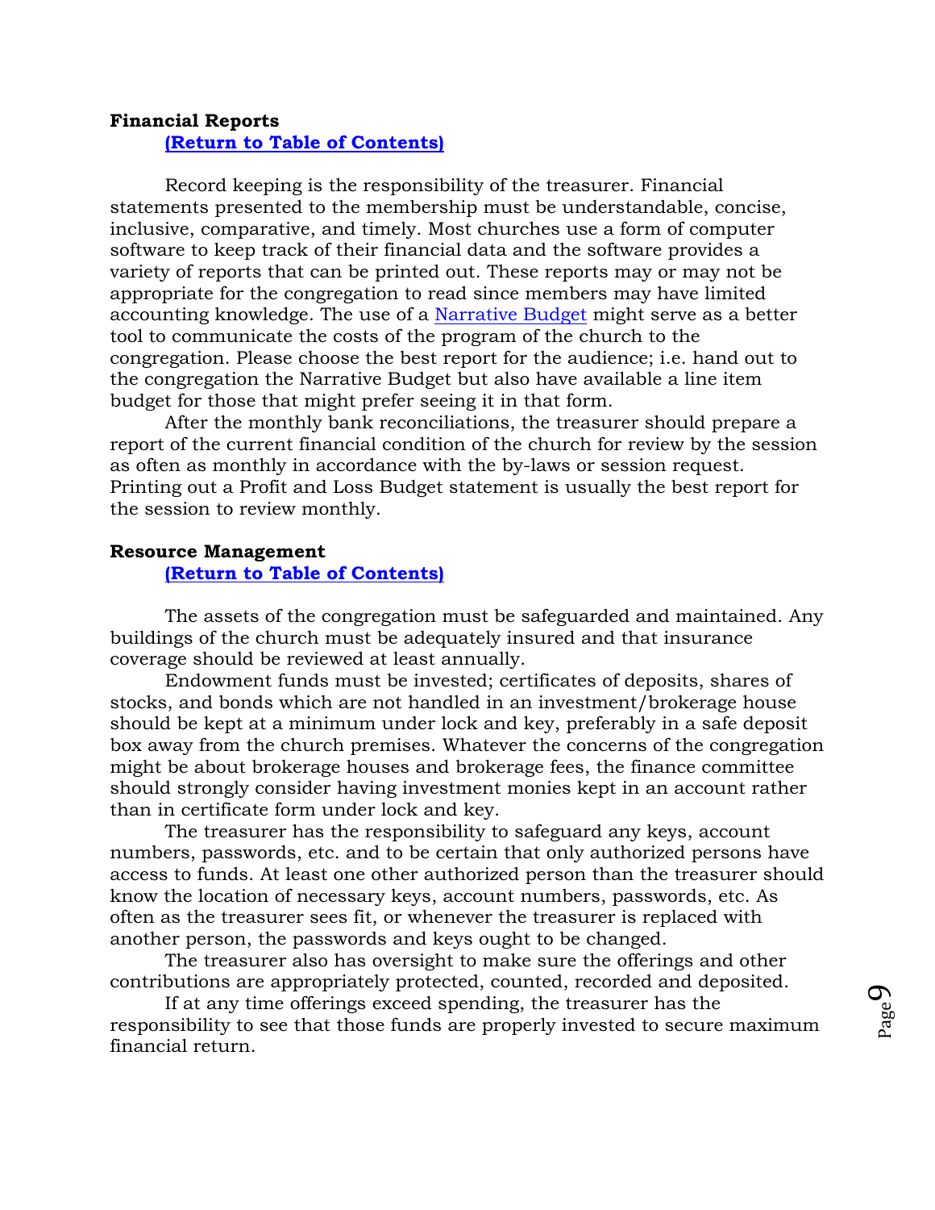**Financial Reports**

**(Return to Table of Contents)**

Record keeping is the responsibility of the treasurer. Financial statements presented to the membership must be understandable, concise, inclusive, comparative, and timely. Most churches use a form of computer software to keep track of their financial data and the software provides a variety of reports that can be printed out. These reports may or may not be appropriate for the congregation to read since members may have limited accounting knowledge. The use of a Narrative Budget might serve as a better tool to communicate the costs of the program of the church to the congregation. Please choose the best report for the audience; i.e. hand out to the congregation the Narrative Budget but also have available a line item budget for those that might prefer seeing it in that form.

After the monthly bank reconciliations, the treasurer should prepare a report of the current financial condition of the church for review by the session as often as monthly in accordance with the by-laws or session request. Printing out a Profit and Loss Budget statement is usually the best report for the session to review monthly.

**Resource Management**

**(Return to Table of Contents)**

The assets of the congregation must be safeguarded and maintained. Any buildings of the church must be adequately insured and that insurance coverage should be reviewed at least annually.

Endowment funds must be invested; certificates of deposits, shares of stocks, and bonds which are not handled in an investment/brokerage house should be kept at a minimum under lock and key, preferably in a safe deposit box away from the church premises. Whatever the concerns of the congregation might be about brokerage houses and brokerage fees, the finance committee should strongly consider having investment monies kept in an account rather than in certificate form under lock and key.

The treasurer has the responsibility to safeguard any keys, account numbers, passwords, etc. and to be certain that only authorized persons have access to funds. At least one other authorized person than the treasurer should know the location of necessary keys, account numbers, passwords, etc. As often as the treasurer sees fit, or whenever the treasurer is replaced with another person, the passwords and keys ought to be changed.

The treasurer also has oversight to make sure the offerings and other contributions are appropriately protected, counted, recorded and deposited.

If at any time offerings exceed spending, the treasurer has the responsibility to see that those funds are properly invested to secure maximum financial return.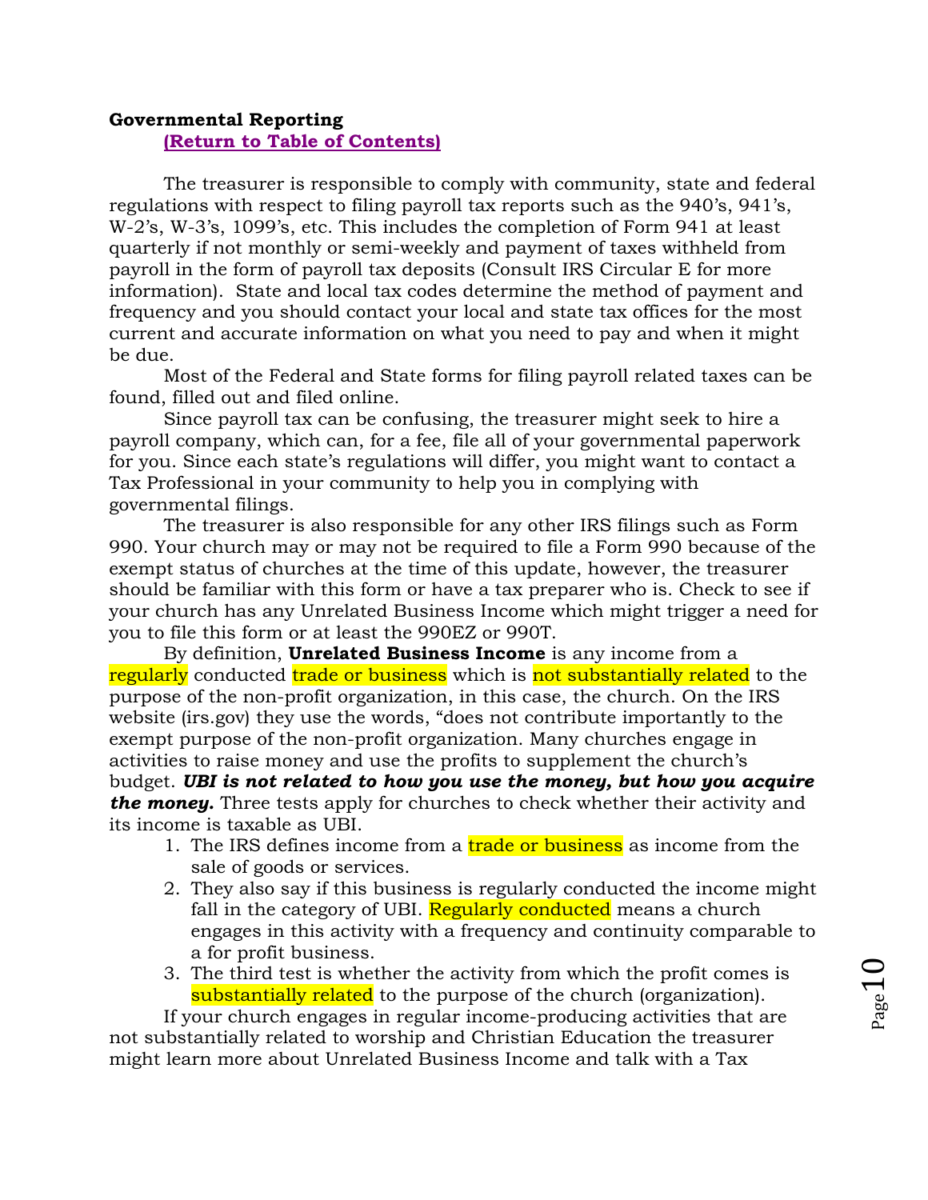**Governmental Reporting**

**(Return to Table of Contents)**

The treasurer is responsible to comply with community, state and federal regulations with respect to filing payroll tax reports such as the 940's, 941's, W-2's, W-3's, 1099's, etc. This includes the completion of Form 941 at least quarterly if not monthly or semi-weekly and payment of taxes withheld from payroll in the form of payroll tax deposits (Consult IRS Circular E for more information). State and local tax codes determine the method of payment and frequency and you should contact your local and state tax offices for the most current and accurate information on what you need to pay and when it might be due.

Most of the Federal and State forms for filing payroll related taxes can be found, filled out and filed online.

Since payroll tax can be confusing, the treasurer might seek to hire a payroll company, which can, for a fee, file all of your governmental paperwork for you. Since each state's regulations will differ, you might want to contact a Tax Professional in your community to help you in complying with governmental filings.

The treasurer is also responsible for any other IRS filings such as Form 990. Your church may or may not be required to file a Form 990 because of the exempt status of churches at the time of this update, however, the treasurer should be familiar with this form or have a tax preparer who is. Check to see if your church has any Unrelated Business Income which might trigger a need for you to file this form or at least the 990EZ or 990T.

By definition, **Unrelated Business Income** is any income from a regularly conducted trade or business which is not substantially related to the purpose of the non-profit organization, in this case, the church. On the IRS website (irs.gov) they use the words, "does not contribute importantly to the exempt purpose of the non-profit organization. Many churches engage in activities to raise money and use the profits to supplement the church's budget. ***UBI is not related to how you use the money, but how you acquire the money.*** Three tests apply for churches to check whether their activity and its income is taxable as UBI.

1. The IRS defines income from a trade or business as income from the sale of goods or services.
2. They also say if this business is regularly conducted the income might fall in the category of UBI. Regularly conducted means a church engages in this activity with a frequency and continuity comparable to a for profit business.
3. The third test is whether the activity from which the profit comes is substantially related to the purpose of the church (organization).

If your church engages in regular income-producing activities that are not substantially related to worship and Christian Education the treasurer might learn more about Unrelated Business Income and talk with a Tax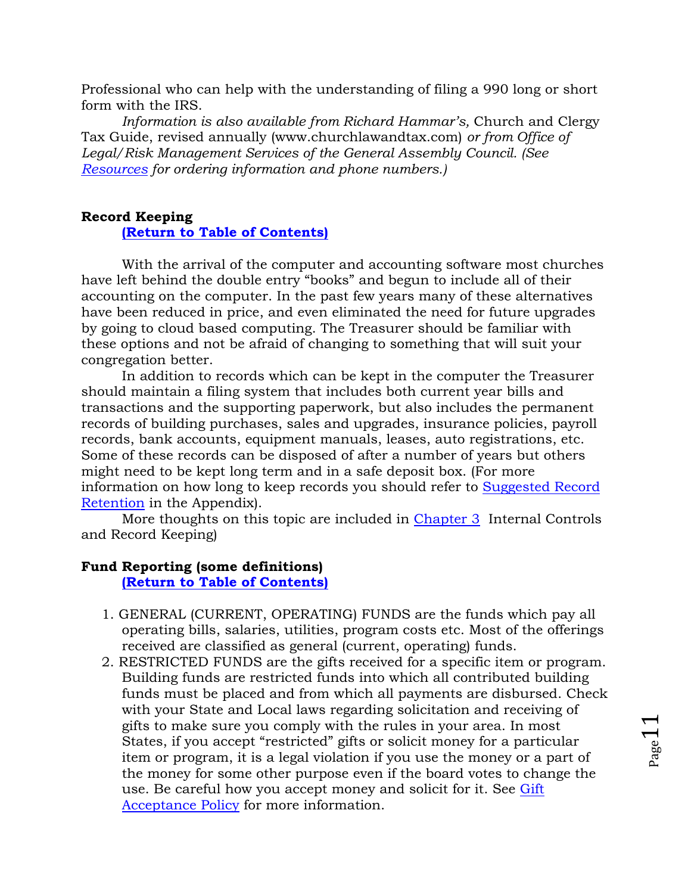Professional who can help with the understanding of filing a 990 long or short form with the IRS.

*Information is also available from Richard Hammar's,* Church and Clergy Tax Guide, revised annually (www.churchlawandtax.com) *or from Office of Legal/Risk Management Services of the General Assembly Council. (See* *Resources* *for ordering information and phone numbers.)*

**Record Keeping**

**(Return to Table of Contents)**

With the arrival of the computer and accounting software most churches have left behind the double entry "books" and begun to include all of their accounting on the computer. In the past few years many of these alternatives have been reduced in price, and even eliminated the need for future upgrades by going to cloud based computing. The Treasurer should be familiar with these options and not be afraid of changing to something that will suit your congregation better.

In addition to records which can be kept in the computer the Treasurer should maintain a filing system that includes both current year bills and transactions and the supporting paperwork, but also includes the permanent records of building purchases, sales and upgrades, insurance policies, payroll records, bank accounts, equipment manuals, leases, auto registrations, etc. Some of these records can be disposed of after a number of years but others might need to be kept long term and in a safe deposit box. (For more information on how long to keep records you should refer to Suggested Record Retention in the Appendix).

More thoughts on this topic are included in Chapter 3 Internal Controls and Record Keeping)

**Fund Reporting (some definitions)**

**(Return to Table of Contents)**

1. GENERAL (CURRENT, OPERATING) FUNDS are the funds which pay all operating bills, salaries, utilities, program costs etc. Most of the offerings received are classified as general (current, operating) funds.
2. RESTRICTED FUNDS are the gifts received for a specific item or program. Building funds are restricted funds into which all contributed building funds must be placed and from which all payments are disbursed. Check with your State and Local laws regarding solicitation and receiving of gifts to make sure you comply with the rules in your area. In most States, if you accept "restricted" gifts or solicit money for a particular item or program, it is a legal violation if you use the money or a part of the money for some other purpose even if the board votes to change the use. Be careful how you accept money and solicit for it. See Gift Acceptance Policy for more information.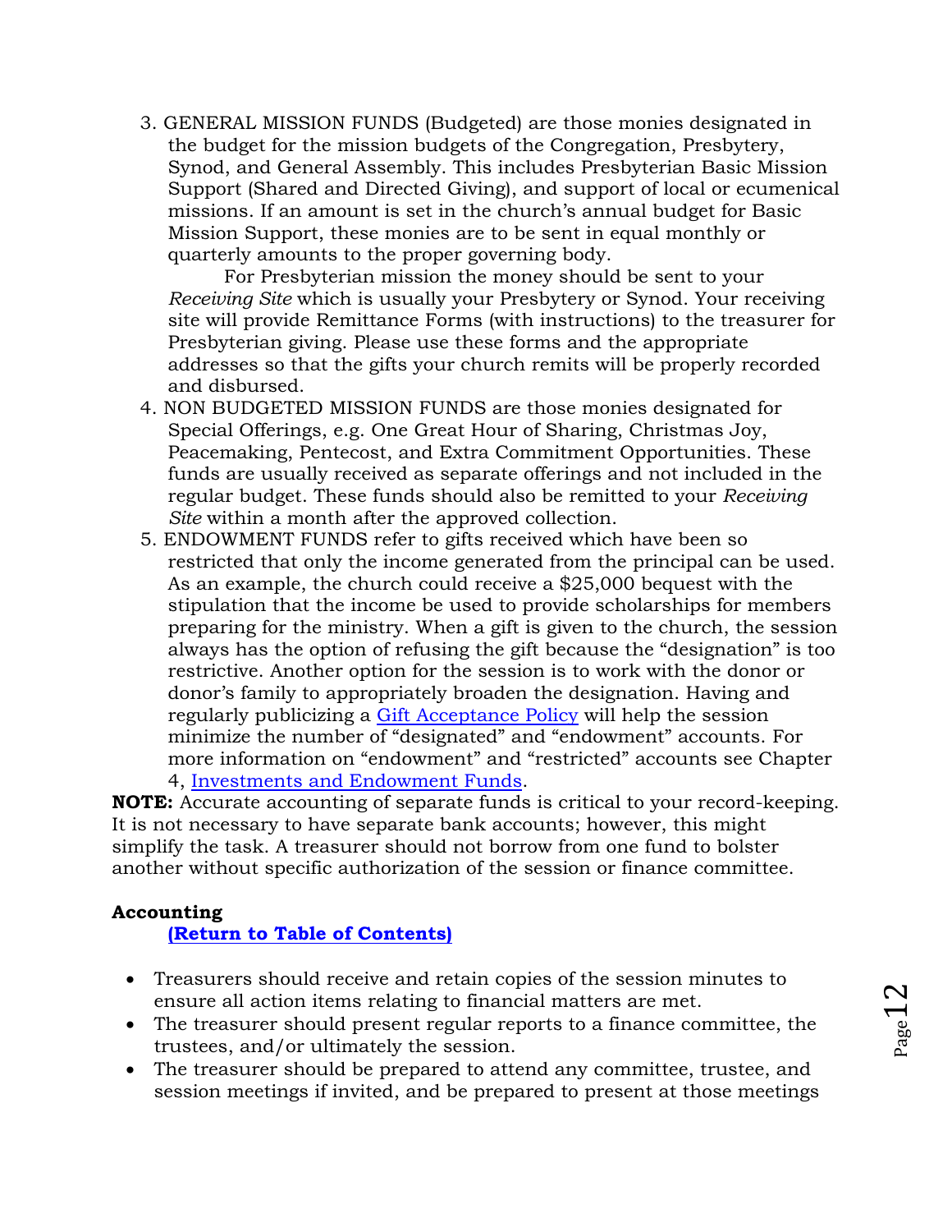3. GENERAL MISSION FUNDS (Budgeted) are those monies designated in the budget for the mission budgets of the Congregation, Presbytery, Synod, and General Assembly. This includes Presbyterian Basic Mission Support (Shared and Directed Giving), and support of local or ecumenical missions. If an amount is set in the church's annual budget for Basic Mission Support, these monies are to be sent in equal monthly or quarterly amounts to the proper governing body.

   For Presbyterian mission the money should be sent to your *Receiving Site* which is usually your Presbytery or Synod. Your receiving site will provide Remittance Forms (with instructions) to the treasurer for Presbyterian giving. Please use these forms and the appropriate addresses so that the gifts your church remits will be properly recorded and disbursed.
4. NON BUDGETED MISSION FUNDS are those monies designated for Special Offerings, e.g. One Great Hour of Sharing, Christmas Joy, Peacemaking, Pentecost, and Extra Commitment Opportunities. These funds are usually received as separate offerings and not included in the regular budget. These funds should also be remitted to your *Receiving Site* within a month after the approved collection.
5. ENDOWMENT FUNDS refer to gifts received which have been so restricted that only the income generated from the principal can be used. As an example, the church could receive a $25,000 bequest with the stipulation that the income be used to provide scholarships for members preparing for the ministry. When a gift is given to the church, the session always has the option of refusing the gift because the "designation" is too restrictive. Another option for the session is to work with the donor or donor's family to appropriately broaden the designation. Having and regularly publicizing a Gift Acceptance Policy will help the session minimize the number of "designated" and "endowment" accounts. For more information on "endowment" and "restricted" accounts see Chapter 4, Investments and Endowment Funds.

**NOTE:** Accurate accounting of separate funds is critical to your record-keeping. It is not necessary to have separate bank accounts; however, this might simplify the task. A treasurer should not borrow from one fund to bolster another without specific authorization of the session or finance committee.

**Accounting**

**(Return to Table of Contents)**

- Treasurers should receive and retain copies of the session minutes to ensure all action items relating to financial matters are met.
- The treasurer should present regular reports to a finance committee, the trustees, and/or ultimately the session.
- The treasurer should be prepared to attend any committee, trustee, and session meetings if invited, and be prepared to present at those meetings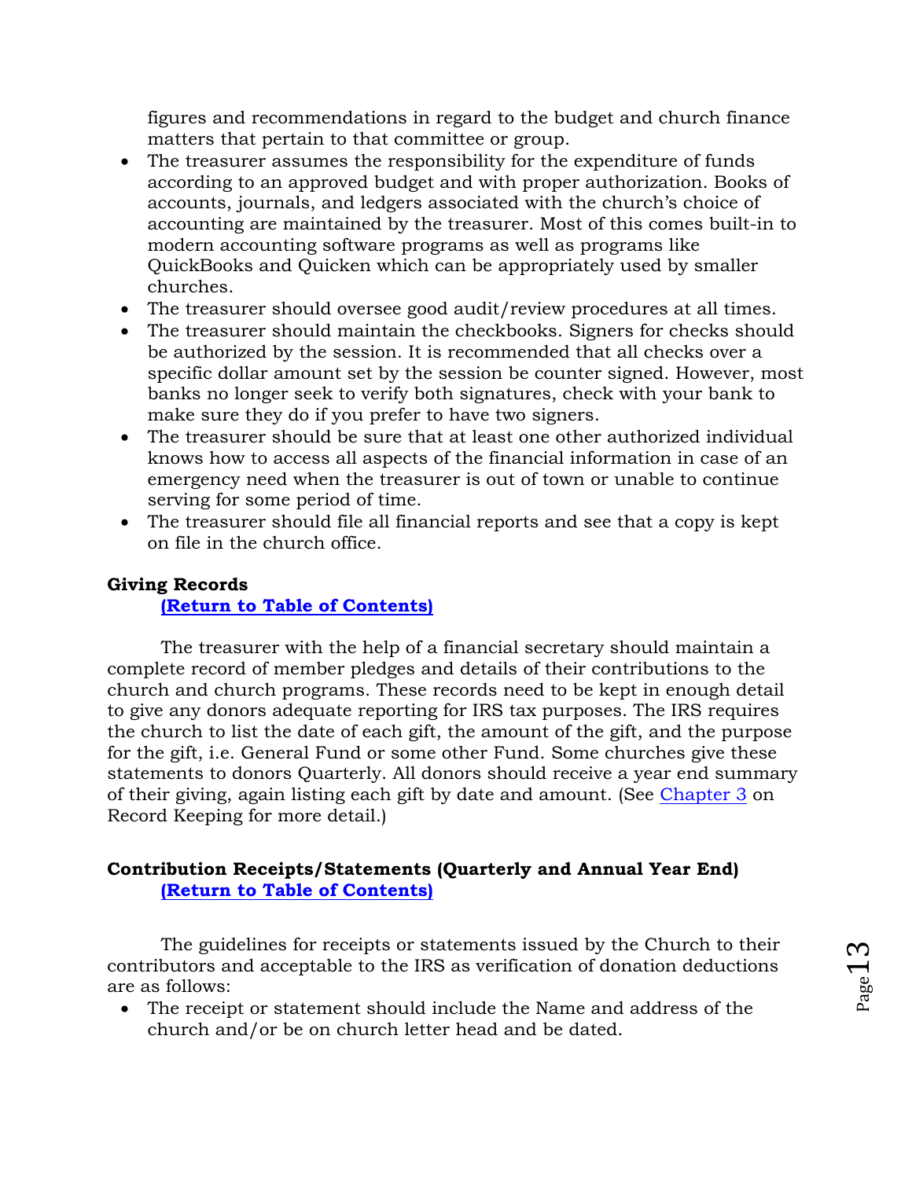figures and recommendations in regard to the budget and church finance matters that pertain to that committee or group.

- The treasurer assumes the responsibility for the expenditure of funds according to an approved budget and with proper authorization. Books of accounts, journals, and ledgers associated with the church's choice of accounting are maintained by the treasurer. Most of this comes built-in to modern accounting software programs as well as programs like QuickBooks and Quicken which can be appropriately used by smaller churches.
- The treasurer should oversee good audit/review procedures at all times.
- The treasurer should maintain the checkbooks. Signers for checks should be authorized by the session. It is recommended that all checks over a specific dollar amount set by the session be counter signed. However, most banks no longer seek to verify both signatures, check with your bank to make sure they do if you prefer to have two signers.
- The treasurer should be sure that at least one other authorized individual knows how to access all aspects of the financial information in case of an emergency need when the treasurer is out of town or unable to continue serving for some period of time.
- The treasurer should file all financial reports and see that a copy is kept on file in the church office.

**Giving Records**

**(Return to Table of Contents)**

The treasurer with the help of a financial secretary should maintain a complete record of member pledges and details of their contributions to the church and church programs. These records need to be kept in enough detail to give any donors adequate reporting for IRS tax purposes. The IRS requires the church to list the date of each gift, the amount of the gift, and the purpose for the gift, i.e. General Fund or some other Fund. Some churches give these statements to donors Quarterly. All donors should receive a year end summary of their giving, again listing each gift by date and amount. (See Chapter 3 on Record Keeping for more detail.)

**Contribution Receipts/Statements (Quarterly and Annual Year End)**

**(Return to Table of Contents)**

The guidelines for receipts or statements issued by the Church to their contributors and acceptable to the IRS as verification of donation deductions are as follows:

- The receipt or statement should include the Name and address of the church and/or be on church letter head and be dated.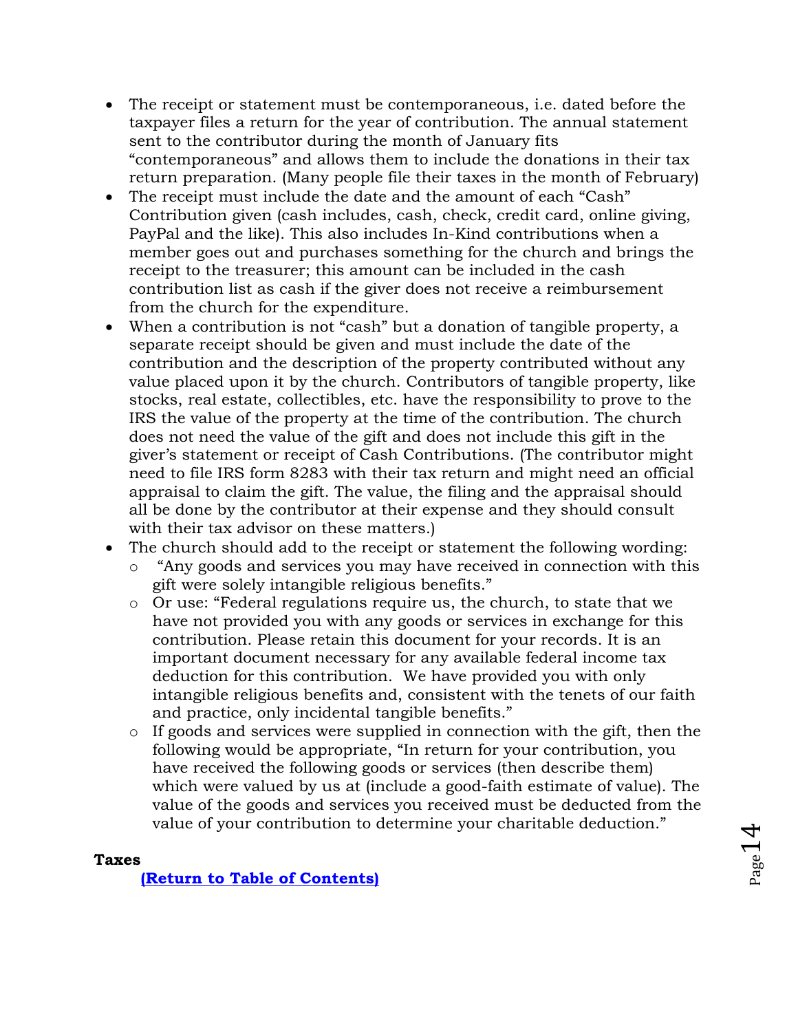- The receipt or statement must be contemporaneous, i.e. dated before the taxpayer files a return for the year of contribution. The annual statement sent to the contributor during the month of January fits "contemporaneous" and allows them to include the donations in their tax return preparation. (Many people file their taxes in the month of February)
- The receipt must include the date and the amount of each "Cash" Contribution given (cash includes, cash, check, credit card, online giving, PayPal and the like). This also includes In-Kind contributions when a member goes out and purchases something for the church and brings the receipt to the treasurer; this amount can be included in the cash contribution list as cash if the giver does not receive a reimbursement from the church for the expenditure.
- When a contribution is not "cash" but a donation of tangible property, a separate receipt should be given and must include the date of the contribution and the description of the property contributed without any value placed upon it by the church. Contributors of tangible property, like stocks, real estate, collectibles, etc. have the responsibility to prove to the IRS the value of the property at the time of the contribution. The church does not need the value of the gift and does not include this gift in the giver's statement or receipt of Cash Contributions. (The contributor might need to file IRS form 8283 with their tax return and might need an official appraisal to claim the gift. The value, the filing and the appraisal should all be done by the contributor at their expense and they should consult with their tax advisor on these matters.)
- The church should add to the receipt or statement the following wording:
    - "Any goods and services you may have received in connection with this gift were solely intangible religious benefits."
    - Or use: "Federal regulations require us, the church, to state that we have not provided you with any goods or services in exchange for this contribution. Please retain this document for your records. It is an important document necessary for any available federal income tax deduction for this contribution. We have provided you with only intangible religious benefits and, consistent with the tenets of our faith and practice, only incidental tangible benefits."
    - If goods and services were supplied in connection with the gift, then the following would be appropriate, "In return for your contribution, you have received the following goods or services (then describe them) which were valued by us at (include a good-faith estimate of value). The value of the goods and services you received must be deducted from the value of your contribution to determine your charitable deduction."

**Taxes**

**(Return to Table of Contents)**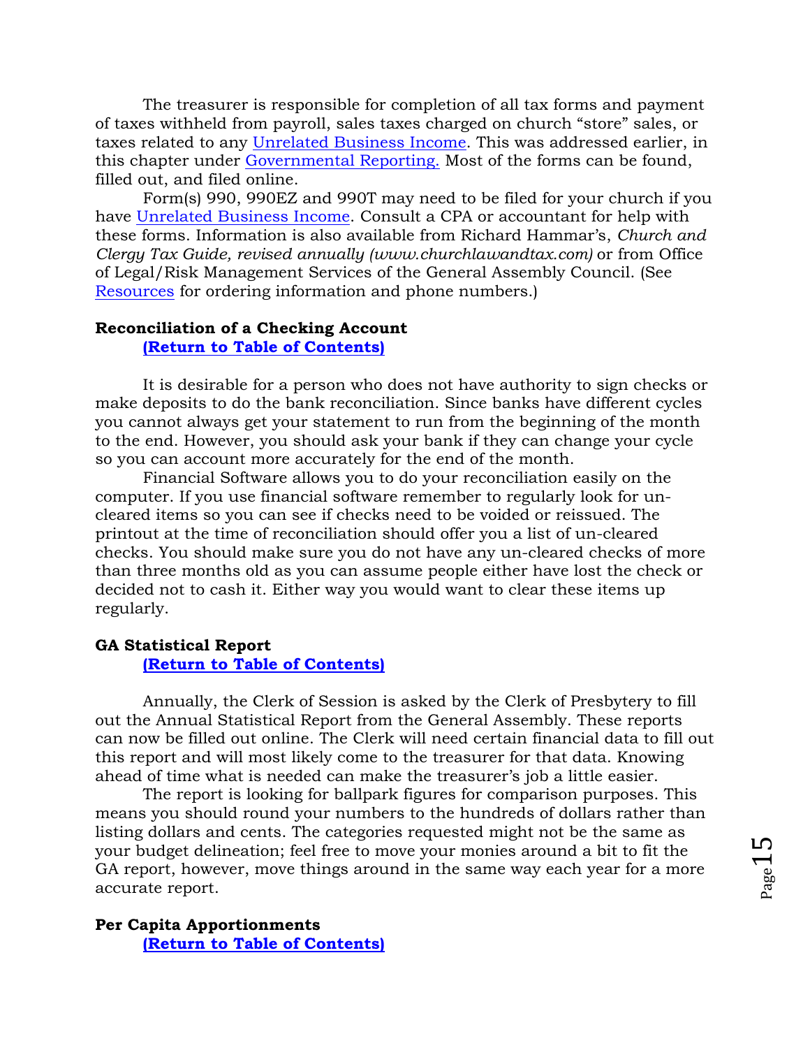The treasurer is responsible for completion of all tax forms and payment of taxes withheld from payroll, sales taxes charged on church "store" sales, or taxes related to any Unrelated Business Income. This was addressed earlier, in this chapter under Governmental Reporting. Most of the forms can be found, filled out, and filed online.

Form(s) 990, 990EZ and 990T may need to be filed for your church if you have Unrelated Business Income. Consult a CPA or accountant for help with these forms. Information is also available from Richard Hammar's, *Church and Clergy Tax Guide, revised annually (www.churchlawandtax.com)* or from Office of Legal/Risk Management Services of the General Assembly Council. (See Resources for ordering information and phone numbers.)

**Reconciliation of a Checking Account**

**(Return to Table of Contents)**

It is desirable for a person who does not have authority to sign checks or make deposits to do the bank reconciliation. Since banks have different cycles you cannot always get your statement to run from the beginning of the month to the end. However, you should ask your bank if they can change your cycle so you can account more accurately for the end of the month.

Financial Software allows you to do your reconciliation easily on the computer. If you use financial software remember to regularly look for un-cleared items so you can see if checks need to be voided or reissued. The printout at the time of reconciliation should offer you a list of un-cleared checks. You should make sure you do not have any un-cleared checks of more than three months old as you can assume people either have lost the check or decided not to cash it. Either way you would want to clear these items up regularly.

**GA Statistical Report**

**(Return to Table of Contents)**

Annually, the Clerk of Session is asked by the Clerk of Presbytery to fill out the Annual Statistical Report from the General Assembly. These reports can now be filled out online. The Clerk will need certain financial data to fill out this report and will most likely come to the treasurer for that data. Knowing ahead of time what is needed can make the treasurer's job a little easier.

The report is looking for ballpark figures for comparison purposes. This means you should round your numbers to the hundreds of dollars rather than listing dollars and cents. The categories requested might not be the same as your budget delineation; feel free to move your monies around a bit to fit the GA report, however, move things around in the same way each year for a more accurate report.

**Per Capita Apportionments**

**(Return to Table of Contents)**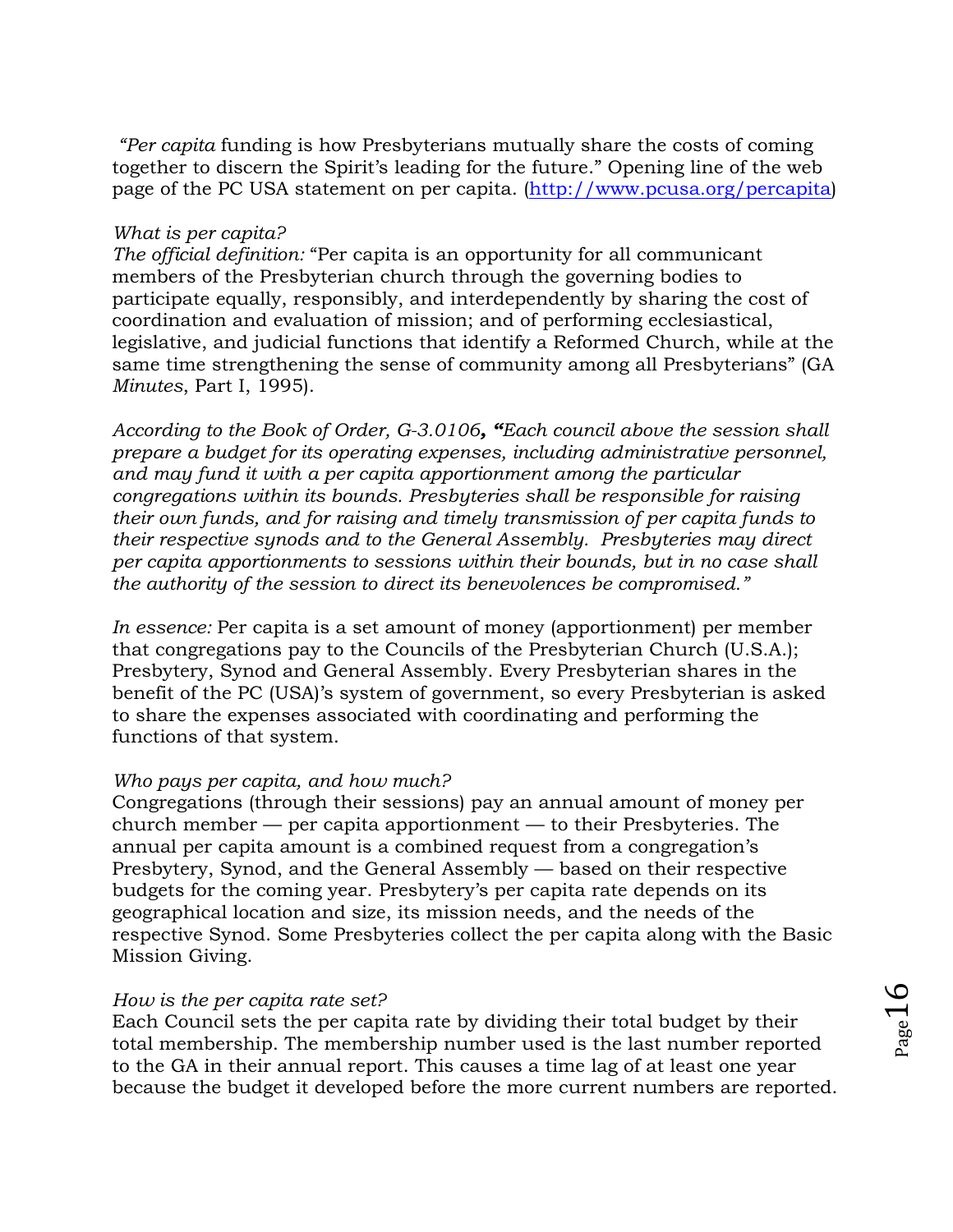*"Per capita* funding is how Presbyterians mutually share the costs of coming together to discern the Spirit's leading for the future." Opening line of the web page of the PC USA statement on per capita. (http://www.pcusa.org/percapita)

*What is per capita?*
*The official definition:* "Per capita is an opportunity for all communicant members of the Presbyterian church through the governing bodies to participate equally, responsibly, and interdependently by sharing the cost of coordination and evaluation of mission; and of performing ecclesiastical, legislative, and judicial functions that identify a Reformed Church, while at the same time strengthening the sense of community among all Presbyterians" (GA *Minutes*, Part I, 1995).

*According to the Book of Order, G-3.0106***, "***Each council above the session shall prepare a budget for its operating expenses, including administrative personnel, and may fund it with a per capita apportionment among the particular congregations within its bounds. Presbyteries shall be responsible for raising their own funds, and for raising and timely transmission of per capita funds to their respective synods and to the General Assembly. Presbyteries may direct per capita apportionments to sessions within their bounds, but in no case shall the authority of the session to direct its benevolences be compromised."*

*In essence:* Per capita is a set amount of money (apportionment) per member that congregations pay to the Councils of the Presbyterian Church (U.S.A.); Presbytery, Synod and General Assembly. Every Presbyterian shares in the benefit of the PC (USA)'s system of government, so every Presbyterian is asked to share the expenses associated with coordinating and performing the functions of that system.

*Who pays per capita, and how much?*
Congregations (through their sessions) pay an annual amount of money per church member — per capita apportionment — to their Presbyteries. The annual per capita amount is a combined request from a congregation's Presbytery, Synod, and the General Assembly — based on their respective budgets for the coming year. Presbytery's per capita rate depends on its geographical location and size, its mission needs, and the needs of the respective Synod. Some Presbyteries collect the per capita along with the Basic Mission Giving.

*How is the per capita rate set?*
Each Council sets the per capita rate by dividing their total budget by their total membership. The membership number used is the last number reported to the GA in their annual report. This causes a time lag of at least one year because the budget it developed before the more current numbers are reported.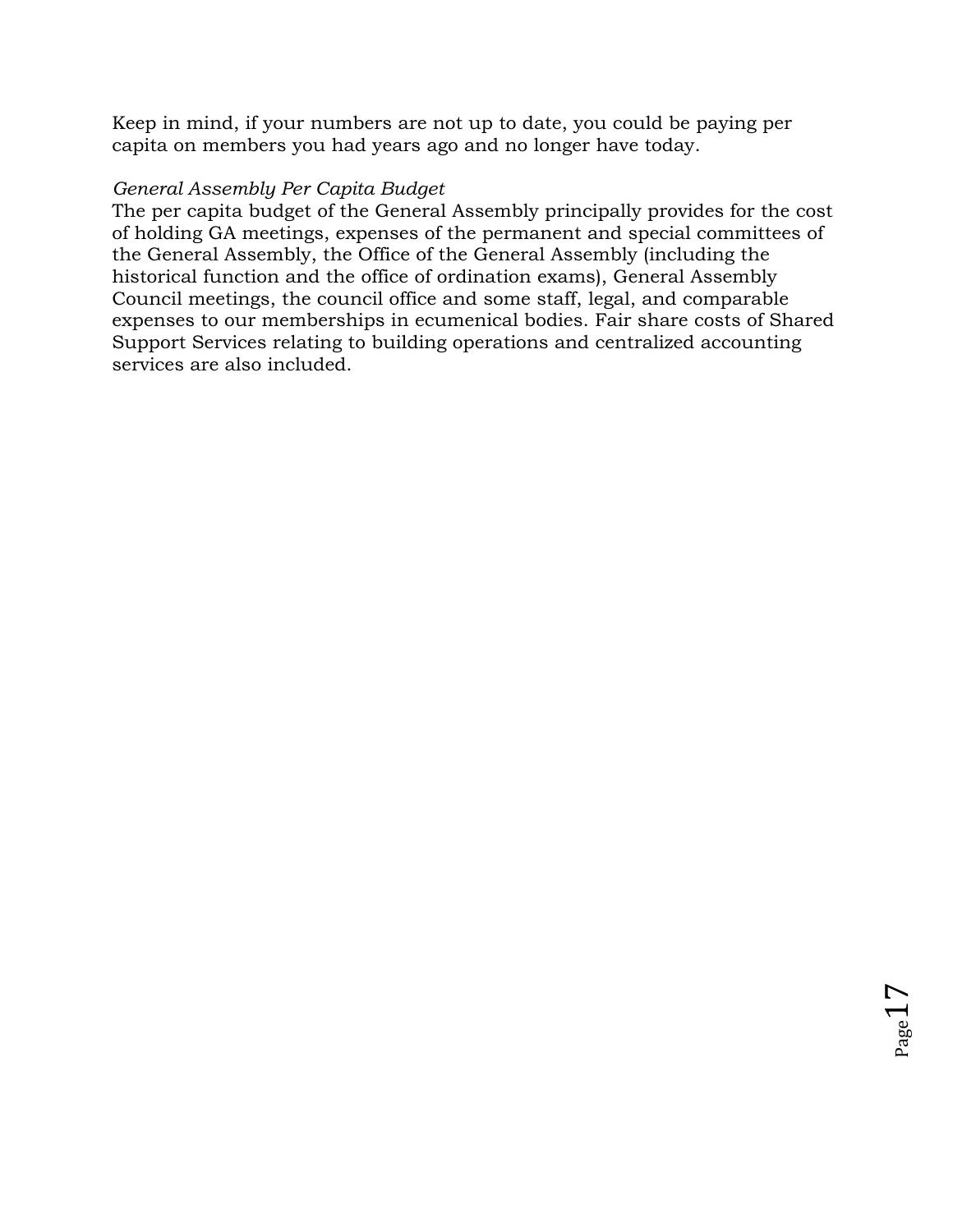Keep in mind, if your numbers are not up to date, you could be paying per capita on members you had years ago and no longer have today.

*General Assembly Per Capita Budget*

The per capita budget of the General Assembly principally provides for the cost of holding GA meetings, expenses of the permanent and special committees of the General Assembly, the Office of the General Assembly (including the historical function and the office of ordination exams), General Assembly Council meetings, the council office and some staff, legal, and comparable expenses to our memberships in ecumenical bodies. Fair share costs of Shared Support Services relating to building operations and centralized accounting services are also included.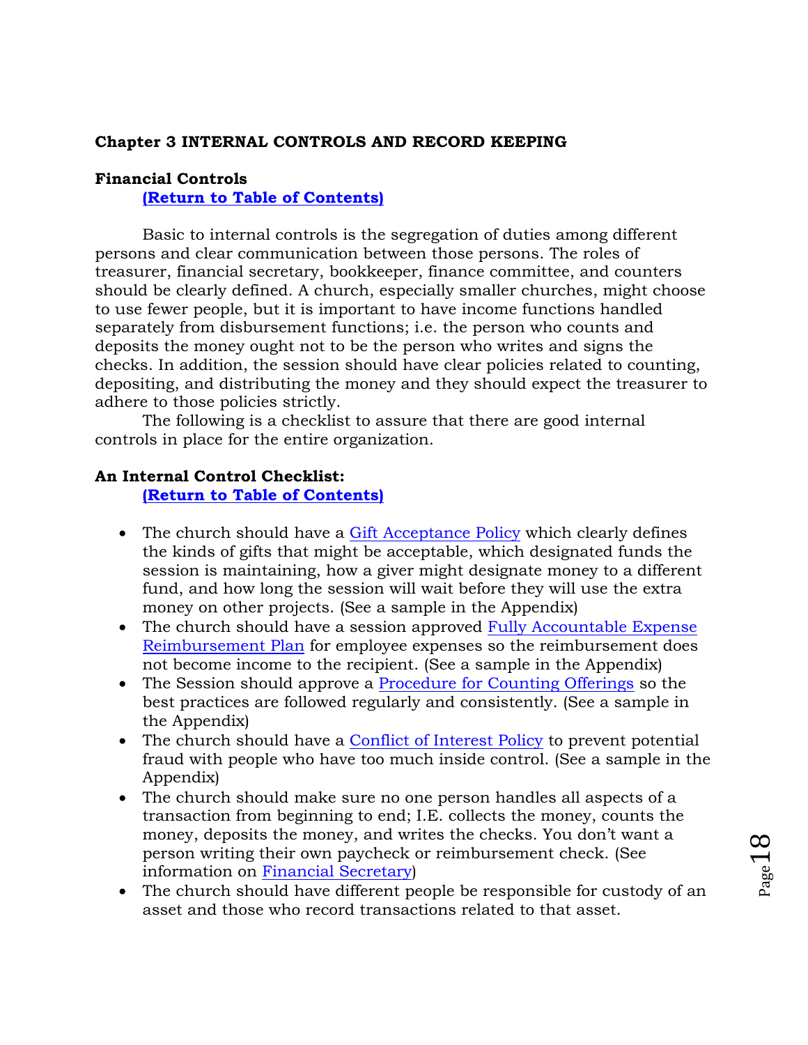## Chapter 3 INTERNAL CONTROLS AND RECORD KEEPING

### Financial Controls

**(Return to Table of Contents)**

Basic to internal controls is the segregation of duties among different persons and clear communication between those persons. The roles of treasurer, financial secretary, bookkeeper, finance committee, and counters should be clearly defined. A church, especially smaller churches, might choose to use fewer people, but it is important to have income functions handled separately from disbursement functions; i.e. the person who counts and deposits the money ought not to be the person who writes and signs the checks. In addition, the session should have clear policies related to counting, depositing, and distributing the money and they should expect the treasurer to adhere to those policies strictly.

The following is a checklist to assure that there are good internal controls in place for the entire organization.

### An Internal Control Checklist:

**(Return to Table of Contents)**

- The church should have a Gift Acceptance Policy which clearly defines the kinds of gifts that might be acceptable, which designated funds the session is maintaining, how a giver might designate money to a different fund, and how long the session will wait before they will use the extra money on other projects. (See a sample in the Appendix)
- The church should have a session approved Fully Accountable Expense Reimbursement Plan for employee expenses so the reimbursement does not become income to the recipient. (See a sample in the Appendix)
- The Session should approve a Procedure for Counting Offerings so the best practices are followed regularly and consistently. (See a sample in the Appendix)
- The church should have a Conflict of Interest Policy to prevent potential fraud with people who have too much inside control. (See a sample in the Appendix)
- The church should make sure no one person handles all aspects of a transaction from beginning to end; I.E. collects the money, counts the money, deposits the money, and writes the checks. You don't want a person writing their own paycheck or reimbursement check. (See information on Financial Secretary)
- The church should have different people be responsible for custody of an asset and those who record transactions related to that asset.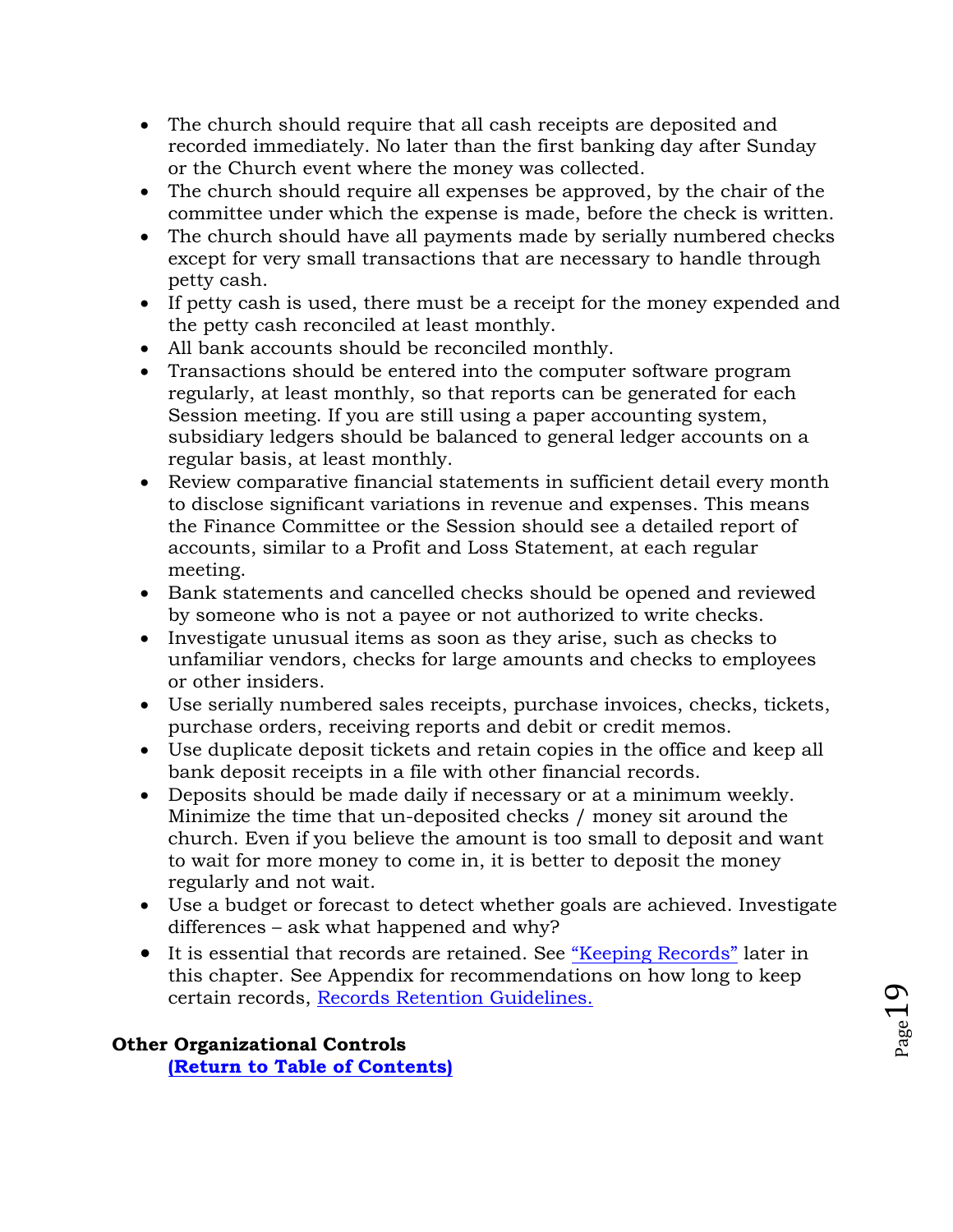- The church should require that all cash receipts are deposited and recorded immediately. No later than the first banking day after Sunday or the Church event where the money was collected.
- The church should require all expenses be approved, by the chair of the committee under which the expense is made, before the check is written.
- The church should have all payments made by serially numbered checks except for very small transactions that are necessary to handle through petty cash.
- If petty cash is used, there must be a receipt for the money expended and the petty cash reconciled at least monthly.
- All bank accounts should be reconciled monthly.
- Transactions should be entered into the computer software program regularly, at least monthly, so that reports can be generated for each Session meeting. If you are still using a paper accounting system, subsidiary ledgers should be balanced to general ledger accounts on a regular basis, at least monthly.
- Review comparative financial statements in sufficient detail every month to disclose significant variations in revenue and expenses. This means the Finance Committee or the Session should see a detailed report of accounts, similar to a Profit and Loss Statement, at each regular meeting.
- Bank statements and cancelled checks should be opened and reviewed by someone who is not a payee or not authorized to write checks.
- Investigate unusual items as soon as they arise, such as checks to unfamiliar vendors, checks for large amounts and checks to employees or other insiders.
- Use serially numbered sales receipts, purchase invoices, checks, tickets, purchase orders, receiving reports and debit or credit memos.
- Use duplicate deposit tickets and retain copies in the office and keep all bank deposit receipts in a file with other financial records.
- Deposits should be made daily if necessary or at a minimum weekly. Minimize the time that un-deposited checks / money sit around the church. Even if you believe the amount is too small to deposit and want to wait for more money to come in, it is better to deposit the money regularly and not wait.
- Use a budget or forecast to detect whether goals are achieved. Investigate differences – ask what happened and why?
- It is essential that records are retained. See "Keeping Records" later in this chapter. See Appendix for recommendations on how long to keep certain records, Records Retention Guidelines.

**Other Organizational Controls**
**(Return to Table of Contents)**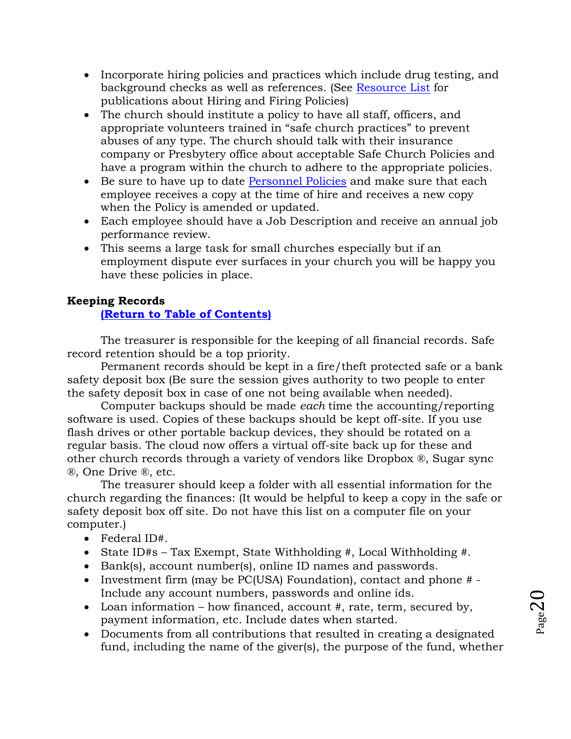- Incorporate hiring policies and practices which include drug testing, and background checks as well as references. (See Resource List for publications about Hiring and Firing Policies)
- The church should institute a policy to have all staff, officers, and appropriate volunteers trained in "safe church practices" to prevent abuses of any type. The church should talk with their insurance company or Presbytery office about acceptable Safe Church Policies and have a program within the church to adhere to the appropriate policies.
- Be sure to have up to date Personnel Policies and make sure that each employee receives a copy at the time of hire and receives a new copy when the Policy is amended or updated.
- Each employee should have a Job Description and receive an annual job performance review.
- This seems a large task for small churches especially but if an employment dispute ever surfaces in your church you will be happy you have these policies in place.

**Keeping Records**

**(Return to Table of Contents)**

The treasurer is responsible for the keeping of all financial records. Safe record retention should be a top priority.

Permanent records should be kept in a fire/theft protected safe or a bank safety deposit box (Be sure the session gives authority to two people to enter the safety deposit box in case of one not being available when needed).

Computer backups should be made *each* time the accounting/reporting software is used. Copies of these backups should be kept off-site. If you use flash drives or other portable backup devices, they should be rotated on a regular basis. The cloud now offers a virtual off-site back up for these and other church records through a variety of vendors like Dropbox ®, Sugar sync ®, One Drive ®, etc.

The treasurer should keep a folder with all essential information for the church regarding the finances: (It would be helpful to keep a copy in the safe or safety deposit box off site. Do not have this list on a computer file on your computer.)

- Federal ID#.
- State ID#s – Tax Exempt, State Withholding #, Local Withholding #.
- Bank(s), account number(s), online ID names and passwords.
- Investment firm (may be PC(USA) Foundation), contact and phone # - Include any account numbers, passwords and online ids.
- Loan information – how financed, account #, rate, term, secured by, payment information, etc. Include dates when started.
- Documents from all contributions that resulted in creating a designated fund, including the name of the giver(s), the purpose of the fund, whether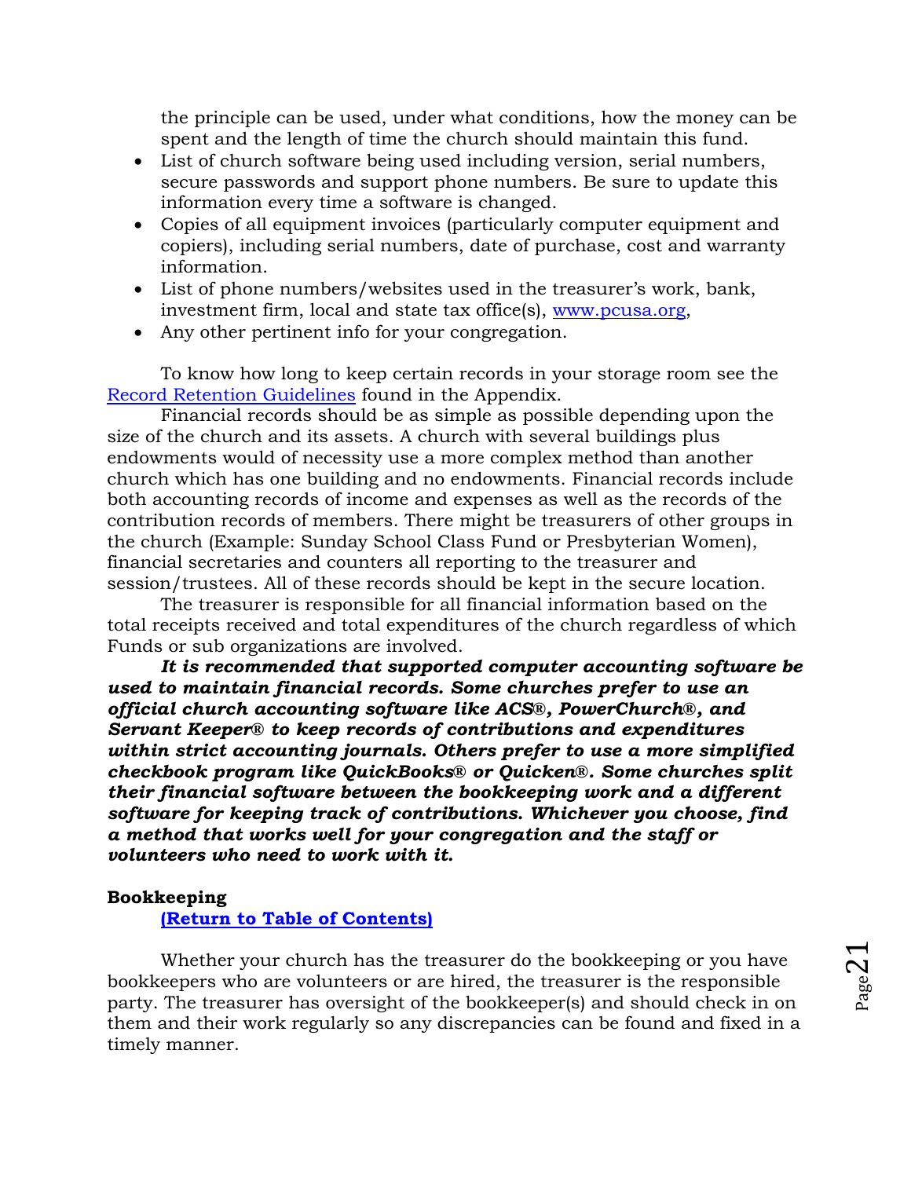the principle can be used, under what conditions, how the money can be spent and the length of time the church should maintain this fund.

- List of church software being used including version, serial numbers, secure passwords and support phone numbers. Be sure to update this information every time a software is changed.
- Copies of all equipment invoices (particularly computer equipment and copiers), including serial numbers, date of purchase, cost and warranty information.
- List of phone numbers/websites used in the treasurer's work, bank, investment firm, local and state tax office(s), www.pcusa.org,
- Any other pertinent info for your congregation.

To know how long to keep certain records in your storage room see the Record Retention Guidelines found in the Appendix.

Financial records should be as simple as possible depending upon the size of the church and its assets. A church with several buildings plus endowments would of necessity use a more complex method than another church which has one building and no endowments. Financial records include both accounting records of income and expenses as well as the records of the contribution records of members. There might be treasurers of other groups in the church (Example: Sunday School Class Fund or Presbyterian Women), financial secretaries and counters all reporting to the treasurer and session/trustees. All of these records should be kept in the secure location.

The treasurer is responsible for all financial information based on the total receipts received and total expenditures of the church regardless of which Funds or sub organizations are involved.

***It is recommended that supported computer accounting software be used to maintain financial records. Some churches prefer to use an official church accounting software like ACS®, PowerChurch®, and Servant Keeper® to keep records of contributions and expenditures within strict accounting journals. Others prefer to use a more simplified checkbook program like QuickBooks® or Quicken®. Some churches split their financial software between the bookkeeping work and a different software for keeping track of contributions. Whichever you choose, find a method that works well for your congregation and the staff or volunteers who need to work with it.***

## Bookkeeping

**(Return to Table of Contents)**

Whether your church has the treasurer do the bookkeeping or you have bookkeepers who are volunteers or are hired, the treasurer is the responsible party. The treasurer has oversight of the bookkeeper(s) and should check in on them and their work regularly so any discrepancies can be found and fixed in a timely manner.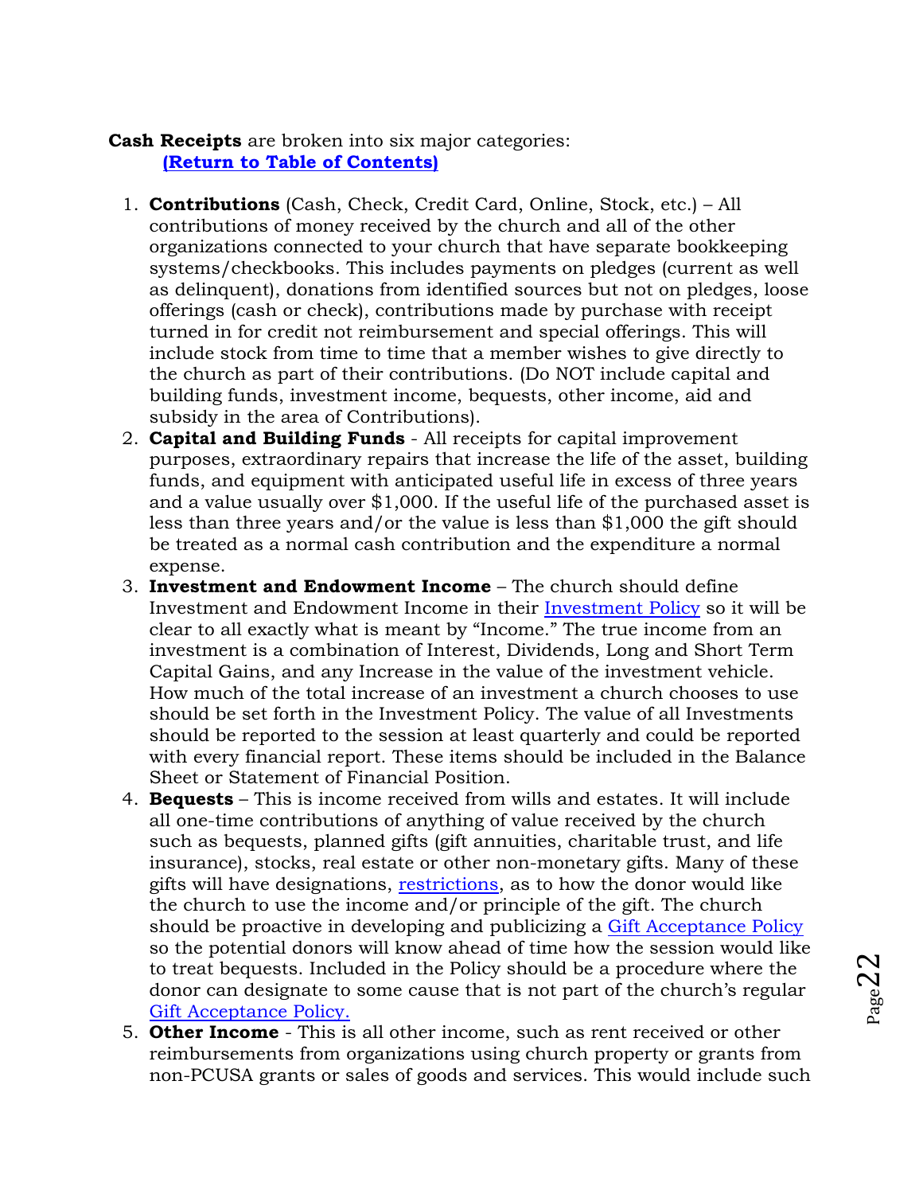**Cash Receipts** are broken into six major categories:
**(Return to Table of Contents)**

1. **Contributions** (Cash, Check, Credit Card, Online, Stock, etc.) – All contributions of money received by the church and all of the other organizations connected to your church that have separate bookkeeping systems/checkbooks. This includes payments on pledges (current as well as delinquent), donations from identified sources but not on pledges, loose offerings (cash or check), contributions made by purchase with receipt turned in for credit not reimbursement and special offerings. This will include stock from time to time that a member wishes to give directly to the church as part of their contributions. (Do NOT include capital and building funds, investment income, bequests, other income, aid and subsidy in the area of Contributions).
2. **Capital and Building Funds** - All receipts for capital improvement purposes, extraordinary repairs that increase the life of the asset, building funds, and equipment with anticipated useful life in excess of three years and a value usually over $1,000. If the useful life of the purchased asset is less than three years and/or the value is less than $1,000 the gift should be treated as a normal cash contribution and the expenditure a normal expense.
3. **Investment and Endowment Income** – The church should define Investment and Endowment Income in their Investment Policy so it will be clear to all exactly what is meant by "Income." The true income from an investment is a combination of Interest, Dividends, Long and Short Term Capital Gains, and any Increase in the value of the investment vehicle. How much of the total increase of an investment a church chooses to use should be set forth in the Investment Policy. The value of all Investments should be reported to the session at least quarterly and could be reported with every financial report. These items should be included in the Balance Sheet or Statement of Financial Position.
4. **Bequests** – This is income received from wills and estates. It will include all one-time contributions of anything of value received by the church such as bequests, planned gifts (gift annuities, charitable trust, and life insurance), stocks, real estate or other non-monetary gifts. Many of these gifts will have designations, restrictions, as to how the donor would like the church to use the income and/or principle of the gift. The church should be proactive in developing and publicizing a Gift Acceptance Policy so the potential donors will know ahead of time how the session would like to treat bequests. Included in the Policy should be a procedure where the donor can designate to some cause that is not part of the church's regular Gift Acceptance Policy.
5. **Other Income** - This is all other income, such as rent received or other reimbursements from organizations using church property or grants from non-PCUSA grants or sales of goods and services. This would include such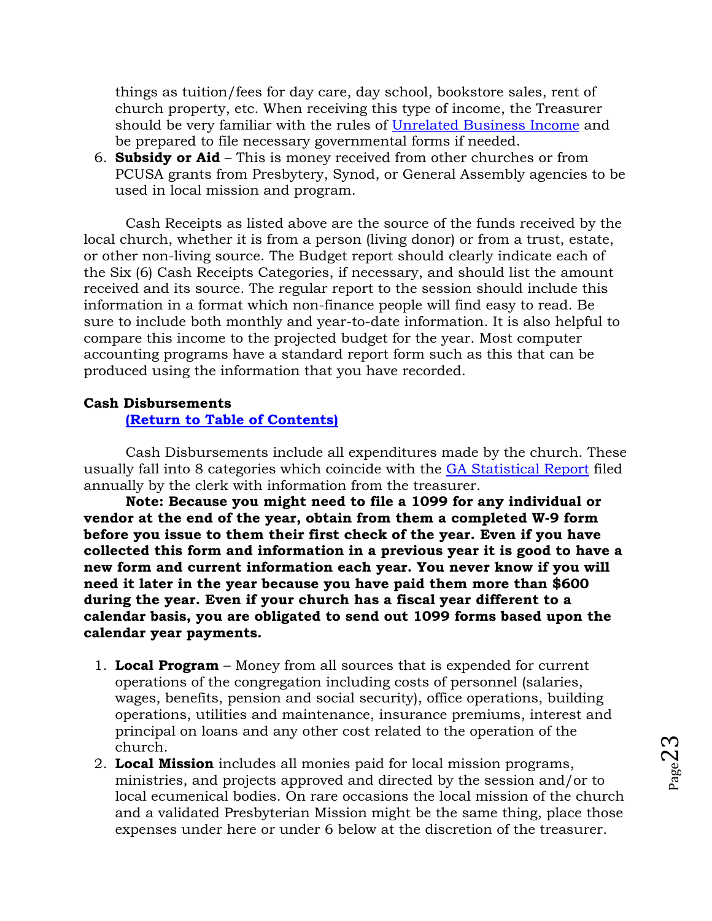things as tuition/fees for day care, day school, bookstore sales, rent of church property, etc. When receiving this type of income, the Treasurer should be very familiar with the rules of Unrelated Business Income and be prepared to file necessary governmental forms if needed.

6. **Subsidy or Aid** – This is money received from other churches or from PCUSA grants from Presbytery, Synod, or General Assembly agencies to be used in local mission and program.

Cash Receipts as listed above are the source of the funds received by the local church, whether it is from a person (living donor) or from a trust, estate, or other non-living source. The Budget report should clearly indicate each of the Six (6) Cash Receipts Categories, if necessary, and should list the amount received and its source. The regular report to the session should include this information in a format which non-finance people will find easy to read. Be sure to include both monthly and year-to-date information. It is also helpful to compare this income to the projected budget for the year. Most computer accounting programs have a standard report form such as this that can be produced using the information that you have recorded.

### Cash Disbursements

**(Return to Table of Contents)**

Cash Disbursements include all expenditures made by the church. These usually fall into 8 categories which coincide with the GA Statistical Report filed annually by the clerk with information from the treasurer.

**Note: Because you might need to file a 1099 for any individual or vendor at the end of the year, obtain from them a completed W-9 form before you issue to them their first check of the year. Even if you have collected this form and information in a previous year it is good to have a new form and current information each year. You never know if you will need it later in the year because you have paid them more than $600 during the year. Even if your church has a fiscal year different to a calendar basis, you are obligated to send out 1099 forms based upon the calendar year payments.**

1. **Local Program** – Money from all sources that is expended for current operations of the congregation including costs of personnel (salaries, wages, benefits, pension and social security), office operations, building operations, utilities and maintenance, insurance premiums, interest and principal on loans and any other cost related to the operation of the church.
2. **Local Mission** includes all monies paid for local mission programs, ministries, and projects approved and directed by the session and/or to local ecumenical bodies. On rare occasions the local mission of the church and a validated Presbyterian Mission might be the same thing, place those expenses under here or under 6 below at the discretion of the treasurer.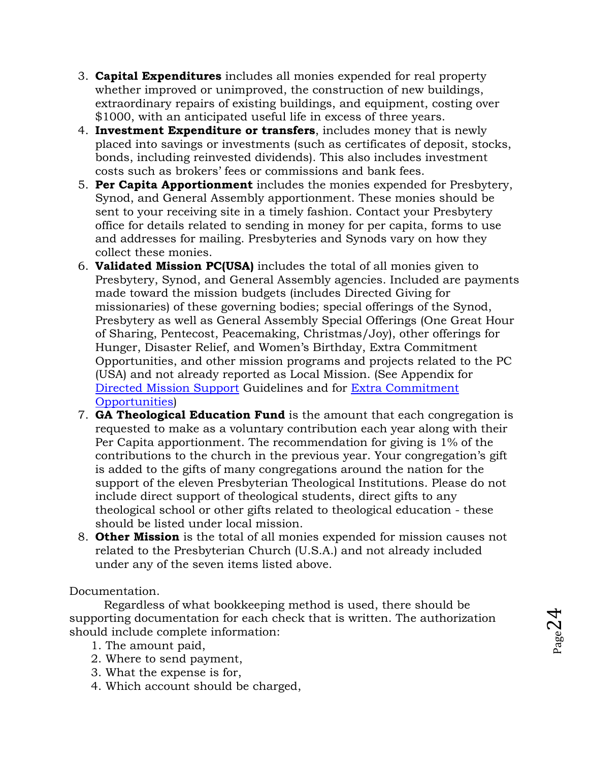3. **Capital Expenditures** includes all monies expended for real property whether improved or unimproved, the construction of new buildings, extraordinary repairs of existing buildings, and equipment, costing over $1000, with an anticipated useful life in excess of three years.
4. **Investment Expenditure or transfers**, includes money that is newly placed into savings or investments (such as certificates of deposit, stocks, bonds, including reinvested dividends). This also includes investment costs such as brokers' fees or commissions and bank fees.
5. **Per Capita Apportionment** includes the monies expended for Presbytery, Synod, and General Assembly apportionment. These monies should be sent to your receiving site in a timely fashion. Contact your Presbytery office for details related to sending in money for per capita, forms to use and addresses for mailing. Presbyteries and Synods vary on how they collect these monies.
6. **Validated Mission PC(USA)** includes the total of all monies given to Presbytery, Synod, and General Assembly agencies. Included are payments made toward the mission budgets (includes Directed Giving for missionaries) of these governing bodies; special offerings of the Synod, Presbytery as well as General Assembly Special Offerings (One Great Hour of Sharing, Pentecost, Peacemaking, Christmas/Joy), other offerings for Hunger, Disaster Relief, and Women's Birthday, Extra Commitment Opportunities, and other mission programs and projects related to the PC (USA) and not already reported as Local Mission. (See Appendix for Directed Mission Support Guidelines and for Extra Commitment Opportunities)
7. **GA Theological Education Fund** is the amount that each congregation is requested to make as a voluntary contribution each year along with their Per Capita apportionment. The recommendation for giving is 1% of the contributions to the church in the previous year. Your congregation's gift is added to the gifts of many congregations around the nation for the support of the eleven Presbyterian Theological Institutions. Please do not include direct support of theological students, direct gifts to any theological school or other gifts related to theological education - these should be listed under local mission.
8. **Other Mission** is the total of all monies expended for mission causes not related to the Presbyterian Church (U.S.A.) and not already included under any of the seven items listed above.

Documentation.

Regardless of what bookkeeping method is used, there should be supporting documentation for each check that is written. The authorization should include complete information:

1. The amount paid,
2. Where to send payment,
3. What the expense is for,
4. Which account should be charged,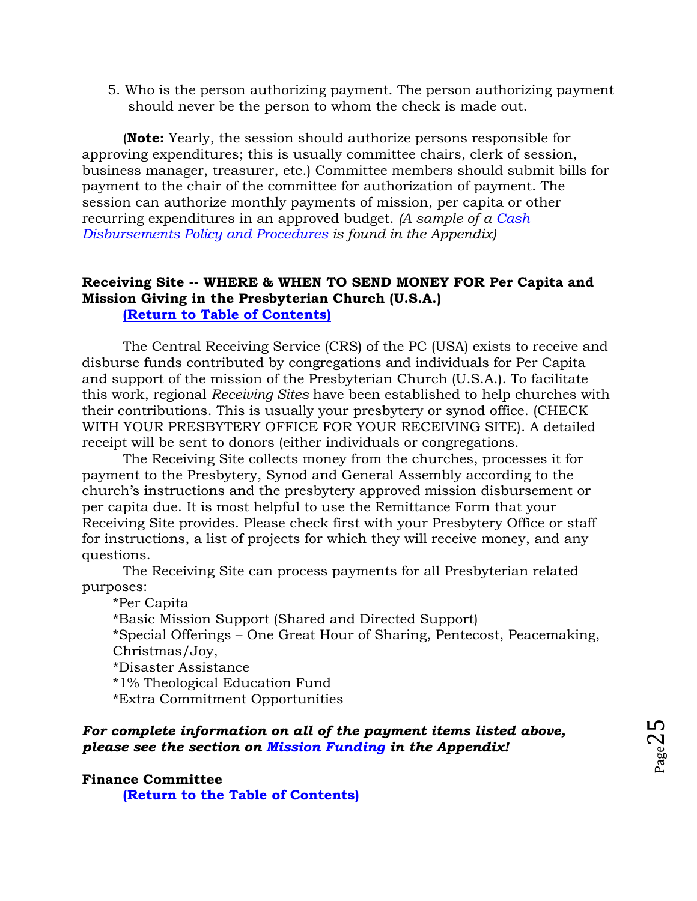5. Who is the person authorizing payment. The person authorizing payment should never be the person to whom the check is made out.

(**Note:** Yearly, the session should authorize persons responsible for approving expenditures; this is usually committee chairs, clerk of session, business manager, treasurer, etc.) Committee members should submit bills for payment to the chair of the committee for authorization of payment. The session can authorize monthly payments of mission, per capita or other recurring expenditures in an approved budget. *(A sample of a Cash Disbursements Policy and Procedures is found in the Appendix)*

**Receiving Site -- WHERE & WHEN TO SEND MONEY FOR Per Capita and Mission Giving in the Presbyterian Church (U.S.A.)**

**(Return to Table of Contents)**

The Central Receiving Service (CRS) of the PC (USA) exists to receive and disburse funds contributed by congregations and individuals for Per Capita and support of the mission of the Presbyterian Church (U.S.A.). To facilitate this work, regional *Receiving Sites* have been established to help churches with their contributions. This is usually your presbytery or synod office. (CHECK WITH YOUR PRESBYTERY OFFICE FOR YOUR RECEIVING SITE). A detailed receipt will be sent to donors (either individuals or congregations.

The Receiving Site collects money from the churches, processes it for payment to the Presbytery, Synod and General Assembly according to the church's instructions and the presbytery approved mission disbursement or per capita due. It is most helpful to use the Remittance Form that your Receiving Site provides. Please check first with your Presbytery Office or staff for instructions, a list of projects for which they will receive money, and any questions.

The Receiving Site can process payments for all Presbyterian related purposes:

*Per Capita
*Basic Mission Support (Shared and Directed Support)
*Special Offerings – One Great Hour of Sharing, Pentecost, Peacemaking, Christmas/Joy,
*Disaster Assistance
*1% Theological Education Fund
*Extra Commitment Opportunities

***For complete information on all of the payment items listed above, please see the section on Mission Funding in the Appendix!***

**Finance Committee**

**(Return to the Table of Contents)**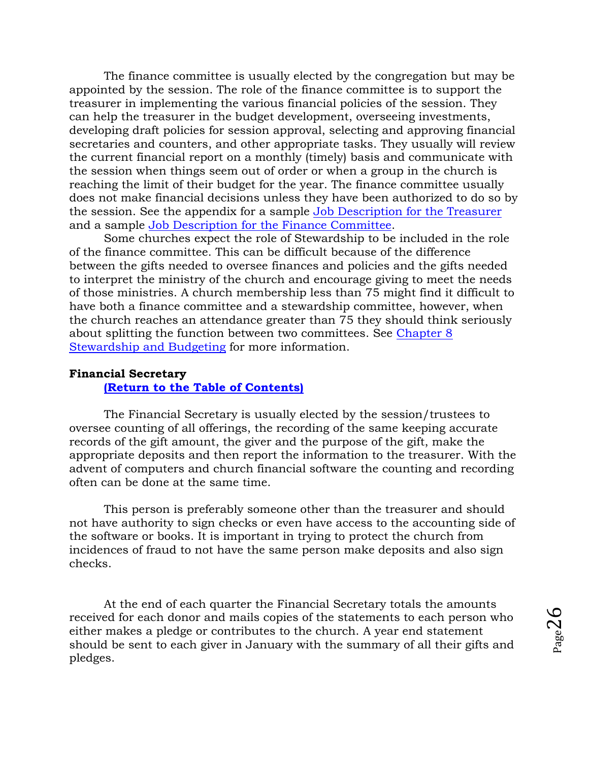The finance committee is usually elected by the congregation but may be appointed by the session. The role of the finance committee is to support the treasurer in implementing the various financial policies of the session. They can help the treasurer in the budget development, overseeing investments, developing draft policies for session approval, selecting and approving financial secretaries and counters, and other appropriate tasks. They usually will review the current financial report on a monthly (timely) basis and communicate with the session when things seem out of order or when a group in the church is reaching the limit of their budget for the year. The finance committee usually does not make financial decisions unless they have been authorized to do so by the session. See the appendix for a sample Job Description for the Treasurer and a sample Job Description for the Finance Committee.

Some churches expect the role of Stewardship to be included in the role of the finance committee. This can be difficult because of the difference between the gifts needed to oversee finances and policies and the gifts needed to interpret the ministry of the church and encourage giving to meet the needs of those ministries. A church membership less than 75 might find it difficult to have both a finance committee and a stewardship committee, however, when the church reaches an attendance greater than 75 they should think seriously about splitting the function between two committees. See Chapter 8 Stewardship and Budgeting for more information.

**Financial Secretary**

**(Return to the Table of Contents)**

The Financial Secretary is usually elected by the session/trustees to oversee counting of all offerings, the recording of the same keeping accurate records of the gift amount, the giver and the purpose of the gift, make the appropriate deposits and then report the information to the treasurer. With the advent of computers and church financial software the counting and recording often can be done at the same time.

This person is preferably someone other than the treasurer and should not have authority to sign checks or even have access to the accounting side of the software or books. It is important in trying to protect the church from incidences of fraud to not have the same person make deposits and also sign checks.

At the end of each quarter the Financial Secretary totals the amounts received for each donor and mails copies of the statements to each person who either makes a pledge or contributes to the church. A year end statement should be sent to each giver in January with the summary of all their gifts and pledges.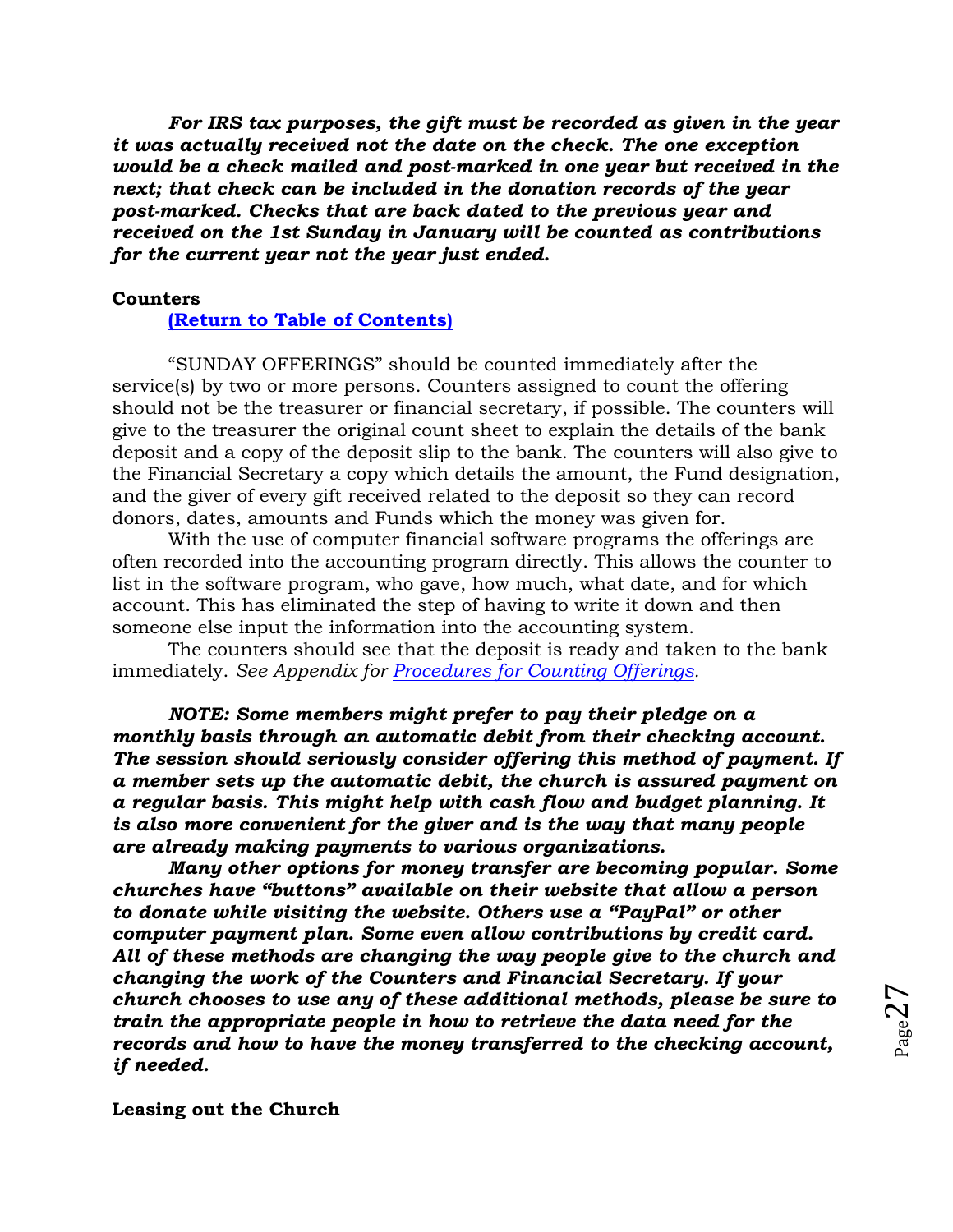***For IRS tax purposes, the gift must be recorded as given in the year it was actually received not the date on the check. The one exception would be a check mailed and post-marked in one year but received in the next; that check can be included in the donation records of the year post-marked. Checks that are back dated to the previous year and received on the 1st Sunday in January will be counted as contributions for the current year not the year just ended.***

**Counters**

**[(Return to Table of Contents)]()**

"SUNDAY OFFERINGS" should be counted immediately after the service(s) by two or more persons. Counters assigned to count the offering should not be the treasurer or financial secretary, if possible. The counters will give to the treasurer the original count sheet to explain the details of the bank deposit and a copy of the deposit slip to the bank. The counters will also give to the Financial Secretary a copy which details the amount, the Fund designation, and the giver of every gift received related to the deposit so they can record donors, dates, amounts and Funds which the money was given for.

With the use of computer financial software programs the offerings are often recorded into the accounting program directly. This allows the counter to list in the software program, who gave, how much, what date, and for which account. This has eliminated the step of having to write it down and then someone else input the information into the accounting system.

The counters should see that the deposit is ready and taken to the bank immediately. *See Appendix for [Procedures for Counting Offerings]().*

***NOTE: Some members might prefer to pay their pledge on a monthly basis through an automatic debit from their checking account. The session should seriously consider offering this method of payment. If a member sets up the automatic debit, the church is assured payment on a regular basis. This might help with cash flow and budget planning. It is also more convenient for the giver and is the way that many people are already making payments to various organizations.***

***Many other options for money transfer are becoming popular. Some churches have "buttons" available on their website that allow a person to donate while visiting the website. Others use a "PayPal" or other computer payment plan. Some even allow contributions by credit card. All of these methods are changing the way people give to the church and changing the work of the Counters and Financial Secretary. If your church chooses to use any of these additional methods, please be sure to train the appropriate people in how to retrieve the data need for the records and how to have the money transferred to the checking account, if needed.***

**Leasing out the Church**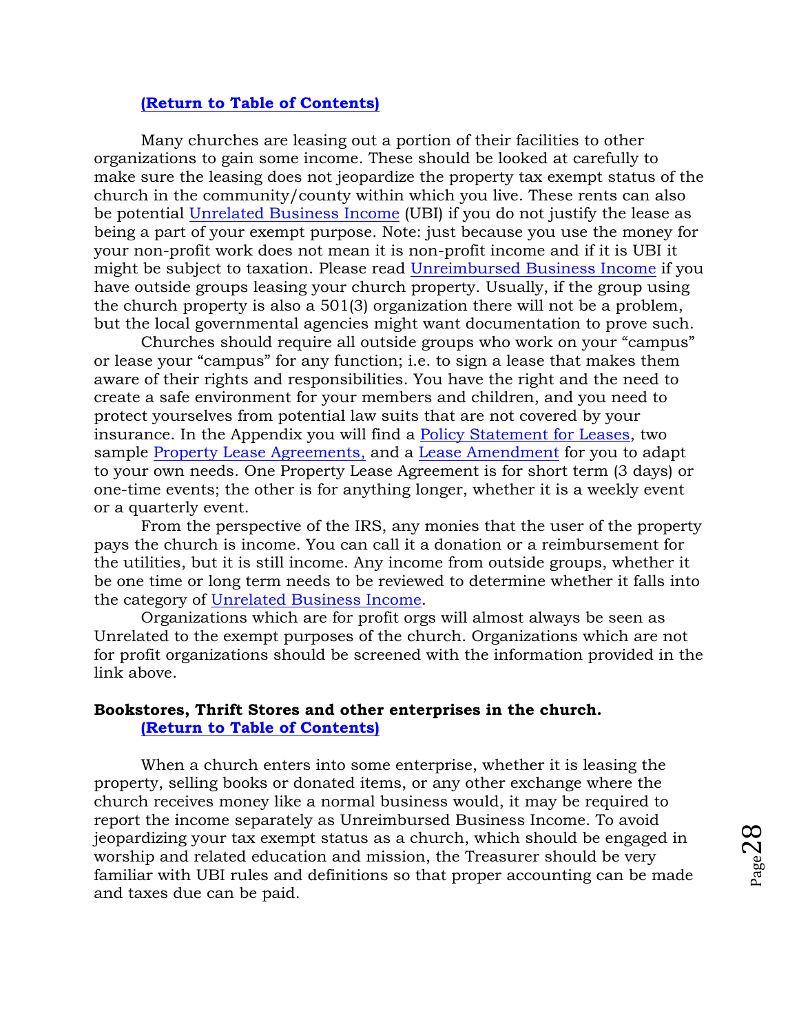**(Return to Table of Contents)**

Many churches are leasing out a portion of their facilities to other organizations to gain some income. These should be looked at carefully to make sure the leasing does not jeopardize the property tax exempt status of the church in the community/county within which you live. These rents can also be potential Unrelated Business Income (UBI) if you do not justify the lease as being a part of your exempt purpose. Note: just because you use the money for your non-profit work does not mean it is non-profit income and if it is UBI it might be subject to taxation. Please read Unreimbursed Business Income if you have outside groups leasing your church property. Usually, if the group using the church property is also a 501(3) organization there will not be a problem, but the local governmental agencies might want documentation to prove such.

Churches should require all outside groups who work on your "campus" or lease your "campus" for any function; i.e. to sign a lease that makes them aware of their rights and responsibilities. You have the right and the need to create a safe environment for your members and children, and you need to protect yourselves from potential law suits that are not covered by your insurance. In the Appendix you will find a Policy Statement for Leases, two sample Property Lease Agreements, and a Lease Amendment for you to adapt to your own needs. One Property Lease Agreement is for short term (3 days) or one-time events; the other is for anything longer, whether it is a weekly event or a quarterly event.

From the perspective of the IRS, any monies that the user of the property pays the church is income. You can call it a donation or a reimbursement for the utilities, but it is still income. Any income from outside groups, whether it be one time or long term needs to be reviewed to determine whether it falls into the category of Unrelated Business Income.

Organizations which are for profit orgs will almost always be seen as Unrelated to the exempt purposes of the church. Organizations which are not for profit organizations should be screened with the information provided in the link above.

**Bookstores, Thrift Stores and other enterprises in the church.**

**(Return to Table of Contents)**

When a church enters into some enterprise, whether it is leasing the property, selling books or donated items, or any other exchange where the church receives money like a normal business would, it may be required to report the income separately as Unreimbursed Business Income. To avoid jeopardizing your tax exempt status as a church, which should be engaged in worship and related education and mission, the Treasurer should be very familiar with UBI rules and definitions so that proper accounting can be made and taxes due can be paid.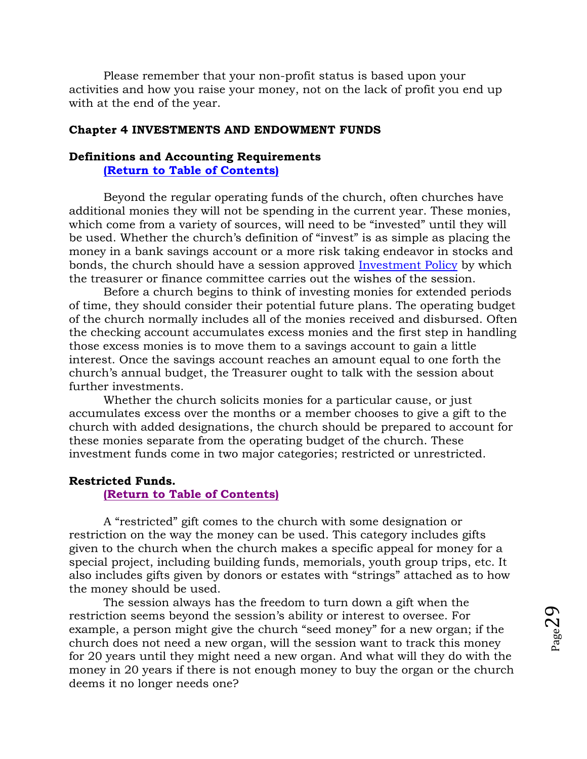Please remember that your non-profit status is based upon your activities and how you raise your money, not on the lack of profit you end up with at the end of the year.

## Chapter 4 INVESTMENTS AND ENDOWMENT FUNDS

### Definitions and Accounting Requirements

**(Return to Table of Contents)**

Beyond the regular operating funds of the church, often churches have additional monies they will not be spending in the current year. These monies, which come from a variety of sources, will need to be "invested" until they will be used. Whether the church's definition of "invest" is as simple as placing the money in a bank savings account or a more risk taking endeavor in stocks and bonds, the church should have a session approved Investment Policy by which the treasurer or finance committee carries out the wishes of the session.

Before a church begins to think of investing monies for extended periods of time, they should consider their potential future plans. The operating budget of the church normally includes all of the monies received and disbursed. Often the checking account accumulates excess monies and the first step in handling those excess monies is to move them to a savings account to gain a little interest. Once the savings account reaches an amount equal to one forth the church's annual budget, the Treasurer ought to talk with the session about further investments.

Whether the church solicits monies for a particular cause, or just accumulates excess over the months or a member chooses to give a gift to the church with added designations, the church should be prepared to account for these monies separate from the operating budget of the church. These investment funds come in two major categories; restricted or unrestricted.

### Restricted Funds.

**(Return to Table of Contents)**

A "restricted" gift comes to the church with some designation or restriction on the way the money can be used. This category includes gifts given to the church when the church makes a specific appeal for money for a special project, including building funds, memorials, youth group trips, etc. It also includes gifts given by donors or estates with "strings" attached as to how the money should be used.

The session always has the freedom to turn down a gift when the restriction seems beyond the session's ability or interest to oversee. For example, a person might give the church "seed money" for a new organ; if the church does not need a new organ, will the session want to track this money for 20 years until they might need a new organ. And what will they do with the money in 20 years if there is not enough money to buy the organ or the church deems it no longer needs one?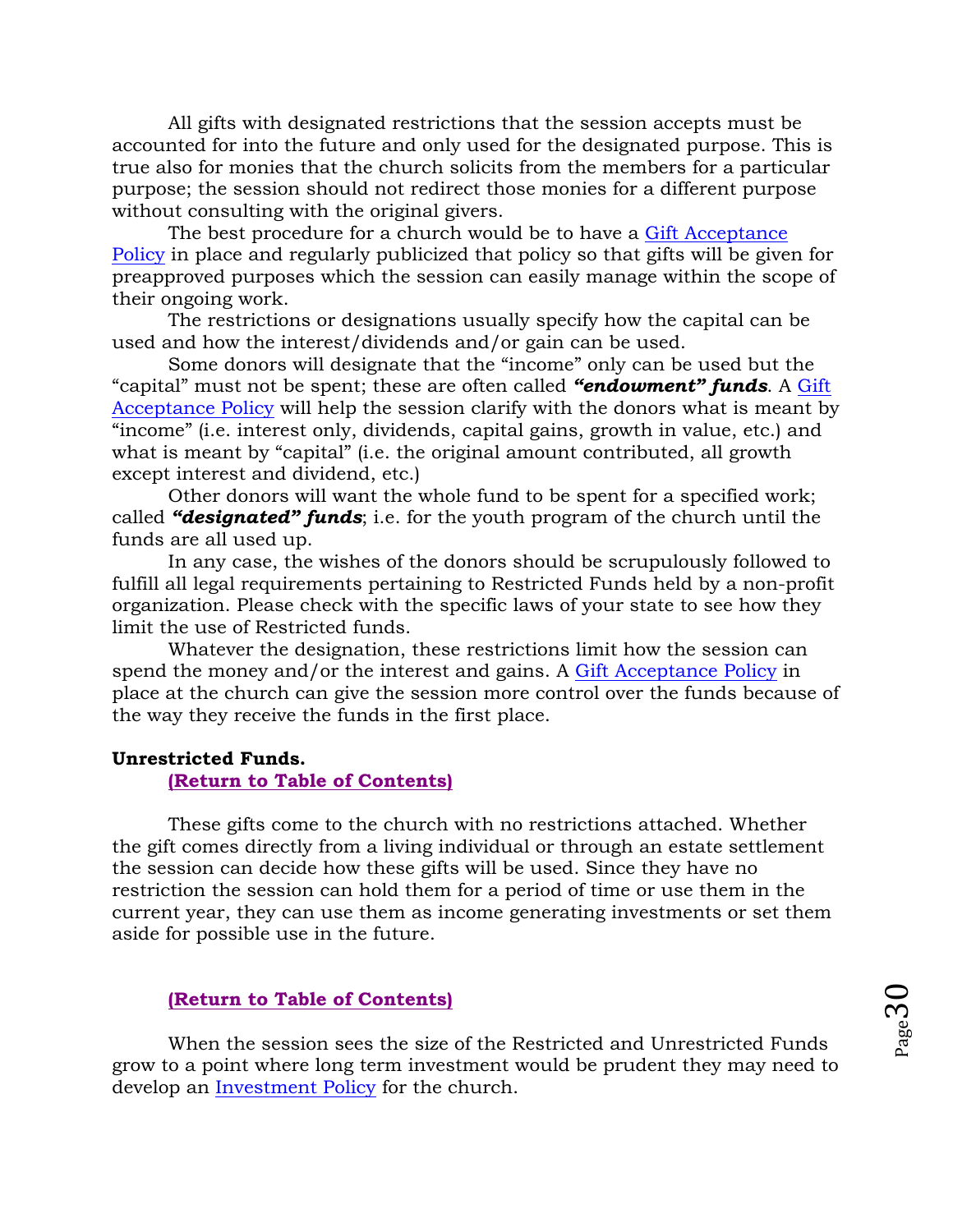All gifts with designated restrictions that the session accepts must be accounted for into the future and only used for the designated purpose. This is true also for monies that the church solicits from the members for a particular purpose; the session should not redirect those monies for a different purpose without consulting with the original givers.

The best procedure for a church would be to have a Gift Acceptance Policy in place and regularly publicized that policy so that gifts will be given for preapproved purposes which the session can easily manage within the scope of their ongoing work.

The restrictions or designations usually specify how the capital can be used and how the interest/dividends and/or gain can be used.

Some donors will designate that the "income" only can be used but the "capital" must not be spent; these are often called ***"endowment" funds***. A Gift Acceptance Policy will help the session clarify with the donors what is meant by "income" (i.e. interest only, dividends, capital gains, growth in value, etc.) and what is meant by "capital" (i.e. the original amount contributed, all growth except interest and dividend, etc.)

Other donors will want the whole fund to be spent for a specified work; called ***"designated" funds***; i.e. for the youth program of the church until the funds are all used up.

In any case, the wishes of the donors should be scrupulously followed to fulfill all legal requirements pertaining to Restricted Funds held by a non-profit organization. Please check with the specific laws of your state to see how they limit the use of Restricted funds.

Whatever the designation, these restrictions limit how the session can spend the money and/or the interest and gains. A Gift Acceptance Policy in place at the church can give the session more control over the funds because of the way they receive the funds in the first place.

**Unrestricted Funds.**

**(Return to Table of Contents)**

These gifts come to the church with no restrictions attached. Whether the gift comes directly from a living individual or through an estate settlement the session can decide how these gifts will be used. Since they have no restriction the session can hold them for a period of time or use them in the current year, they can use them as income generating investments or set them aside for possible use in the future.

**(Return to Table of Contents)**

When the session sees the size of the Restricted and Unrestricted Funds grow to a point where long term investment would be prudent they may need to develop an Investment Policy for the church.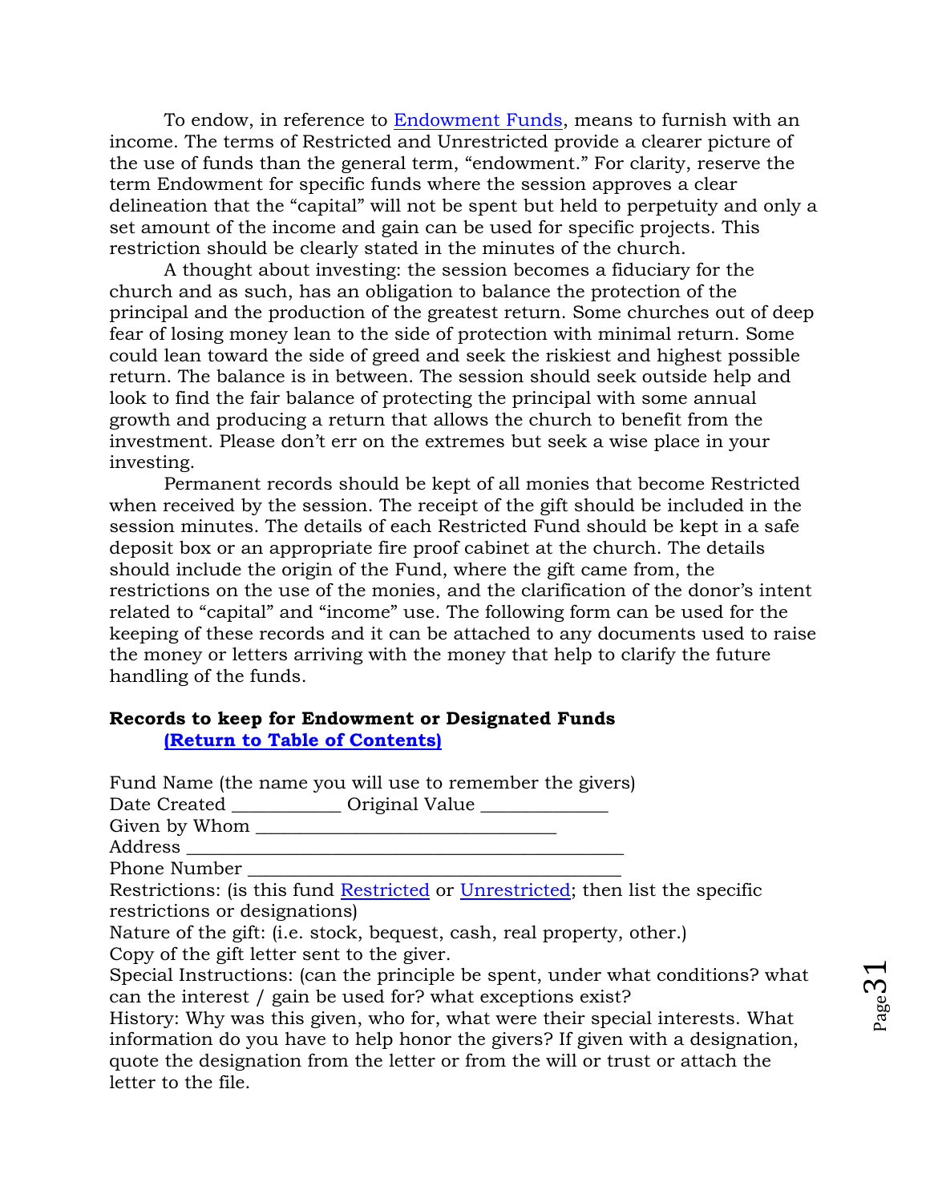To endow, in reference to Endowment Funds, means to furnish with an income. The terms of Restricted and Unrestricted provide a clearer picture of the use of funds than the general term, “endowment.” For clarity, reserve the term Endowment for specific funds where the session approves a clear delineation that the “capital” will not be spent but held to perpetuity and only a set amount of the income and gain can be used for specific projects. This restriction should be clearly stated in the minutes of the church.

A thought about investing: the session becomes a fiduciary for the church and as such, has an obligation to balance the protection of the principal and the production of the greatest return. Some churches out of deep fear of losing money lean to the side of protection with minimal return. Some could lean toward the side of greed and seek the riskiest and highest possible return. The balance is in between. The session should seek outside help and look to find the fair balance of protecting the principal with some annual growth and producing a return that allows the church to benefit from the investment. Please don’t err on the extremes but seek a wise place in your investing.

Permanent records should be kept of all monies that become Restricted when received by the session. The receipt of the gift should be included in the session minutes. The details of each Restricted Fund should be kept in a safe deposit box or an appropriate fire proof cabinet at the church. The details should include the origin of the Fund, where the gift came from, the restrictions on the use of the monies, and the clarification of the donor’s intent related to “capital” and “income” use. The following form can be used for the keeping of these records and it can be attached to any documents used to raise the money or letters arriving with the money that help to clarify the future handling of the funds.

**Records to keep for Endowment or Designated Funds**
**(Return to Table of Contents)**

Fund Name (the name you will use to remember the givers)
Date Created ___________ Original Value _____________
Given by Whom ________________________________
Address ____________________________________________
Phone Number ________________________________________
Restrictions: (is this fund Restricted or Unrestricted; then list the specific restrictions or designations)
Nature of the gift: (i.e. stock, bequest, cash, real property, other.)
Copy of the gift letter sent to the giver.
Special Instructions: (can the principle be spent, under what conditions? what can the interest / gain be used for? what exceptions exist?
History: Why was this given, who for, what were their special interests. What information do you have to help honor the givers? If given with a designation, quote the designation from the letter or from the will or trust or attach the letter to the file.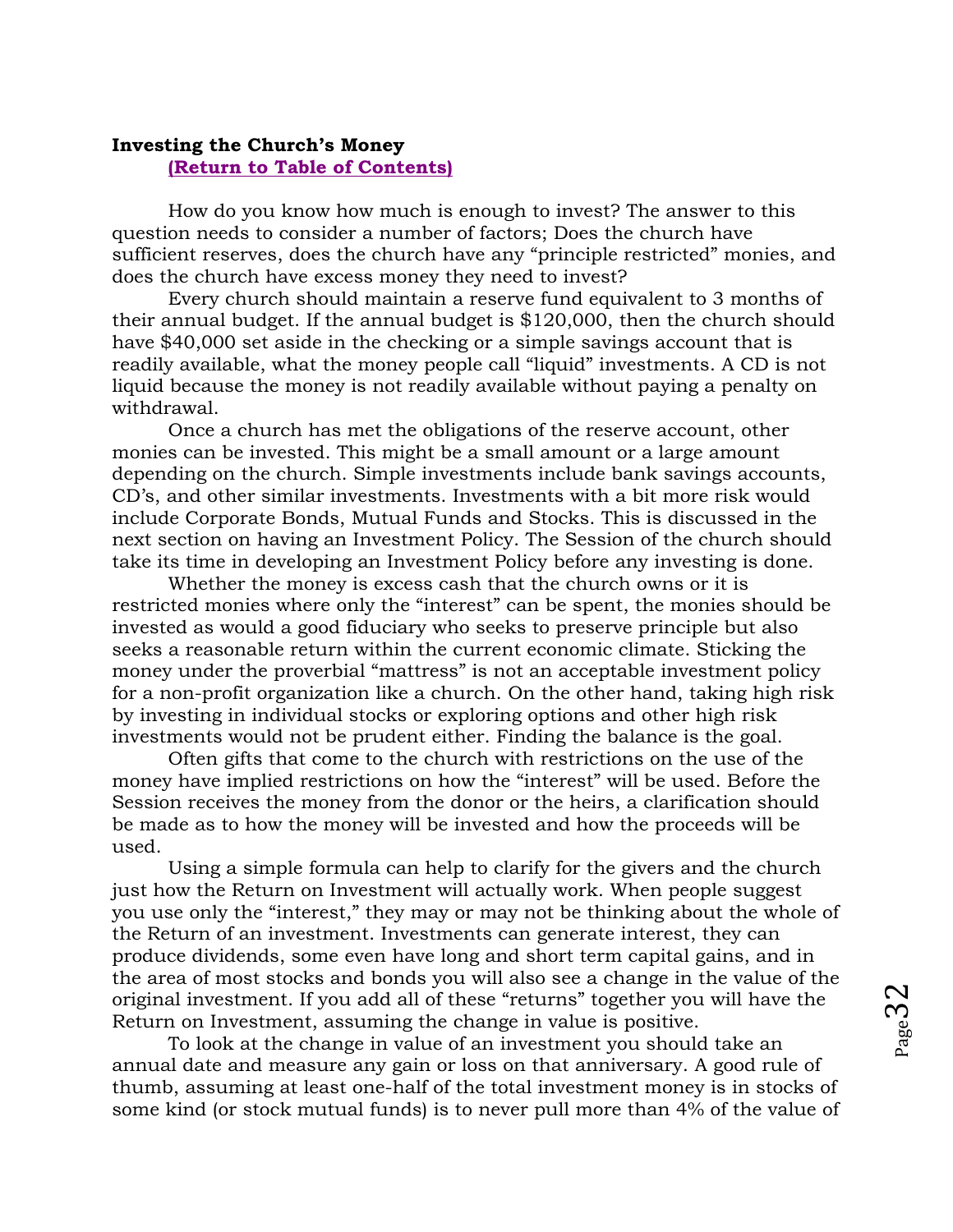**Investing the Church's Money**
**(Return to Table of Contents)**

How do you know how much is enough to invest? The answer to this question needs to consider a number of factors; Does the church have sufficient reserves, does the church have any "principle restricted" monies, and does the church have excess money they need to invest?

Every church should maintain a reserve fund equivalent to 3 months of their annual budget. If the annual budget is $120,000, then the church should have $40,000 set aside in the checking or a simple savings account that is readily available, what the money people call "liquid" investments. A CD is not liquid because the money is not readily available without paying a penalty on withdrawal.

Once a church has met the obligations of the reserve account, other monies can be invested. This might be a small amount or a large amount depending on the church. Simple investments include bank savings accounts, CD's, and other similar investments. Investments with a bit more risk would include Corporate Bonds, Mutual Funds and Stocks. This is discussed in the next section on having an Investment Policy. The Session of the church should take its time in developing an Investment Policy before any investing is done.

Whether the money is excess cash that the church owns or it is restricted monies where only the "interest" can be spent, the monies should be invested as would a good fiduciary who seeks to preserve principle but also seeks a reasonable return within the current economic climate. Sticking the money under the proverbial "mattress" is not an acceptable investment policy for a non-profit organization like a church. On the other hand, taking high risk by investing in individual stocks or exploring options and other high risk investments would not be prudent either. Finding the balance is the goal.

Often gifts that come to the church with restrictions on the use of the money have implied restrictions on how the "interest" will be used. Before the Session receives the money from the donor or the heirs, a clarification should be made as to how the money will be invested and how the proceeds will be used.

Using a simple formula can help to clarify for the givers and the church just how the Return on Investment will actually work. When people suggest you use only the "interest," they may or may not be thinking about the whole of the Return of an investment. Investments can generate interest, they can produce dividends, some even have long and short term capital gains, and in the area of most stocks and bonds you will also see a change in the value of the original investment. If you add all of these "returns" together you will have the Return on Investment, assuming the change in value is positive.

To look at the change in value of an investment you should take an annual date and measure any gain or loss on that anniversary. A good rule of thumb, assuming at least one-half of the total investment money is in stocks of some kind (or stock mutual funds) is to never pull more than 4% of the value of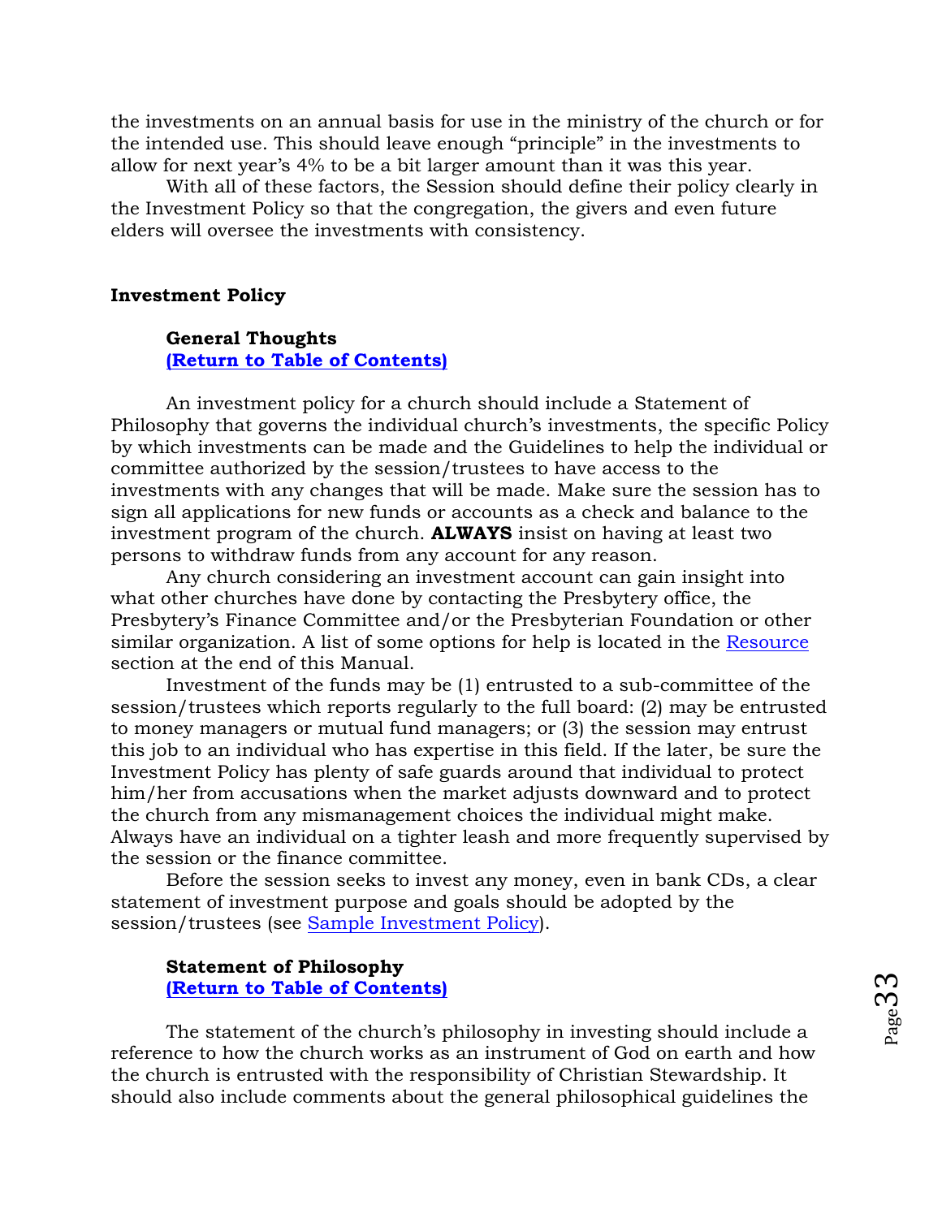the investments on an annual basis for use in the ministry of the church or for the intended use. This should leave enough "principle" in the investments to allow for next year's 4% to be a bit larger amount than it was this year.

With all of these factors, the Session should define their policy clearly in the Investment Policy so that the congregation, the givers and even future elders will oversee the investments with consistency.

## Investment Policy

### General Thoughts

**(Return to Table of Contents)**

An investment policy for a church should include a Statement of Philosophy that governs the individual church's investments, the specific Policy by which investments can be made and the Guidelines to help the individual or committee authorized by the session/trustees to have access to the investments with any changes that will be made. Make sure the session has to sign all applications for new funds or accounts as a check and balance to the investment program of the church. **ALWAYS** insist on having at least two persons to withdraw funds from any account for any reason.

Any church considering an investment account can gain insight into what other churches have done by contacting the Presbytery office, the Presbytery's Finance Committee and/or the Presbyterian Foundation or other similar organization. A list of some options for help is located in the Resource section at the end of this Manual.

Investment of the funds may be (1) entrusted to a sub-committee of the session/trustees which reports regularly to the full board: (2) may be entrusted to money managers or mutual fund managers; or (3) the session may entrust this job to an individual who has expertise in this field. If the later, be sure the Investment Policy has plenty of safe guards around that individual to protect him/her from accusations when the market adjusts downward and to protect the church from any mismanagement choices the individual might make. Always have an individual on a tighter leash and more frequently supervised by the session or the finance committee.

Before the session seeks to invest any money, even in bank CDs, a clear statement of investment purpose and goals should be adopted by the session/trustees (see Sample Investment Policy).

### Statement of Philosophy

**(Return to Table of Contents)**

The statement of the church's philosophy in investing should include a reference to how the church works as an instrument of God on earth and how the church is entrusted with the responsibility of Christian Stewardship. It should also include comments about the general philosophical guidelines the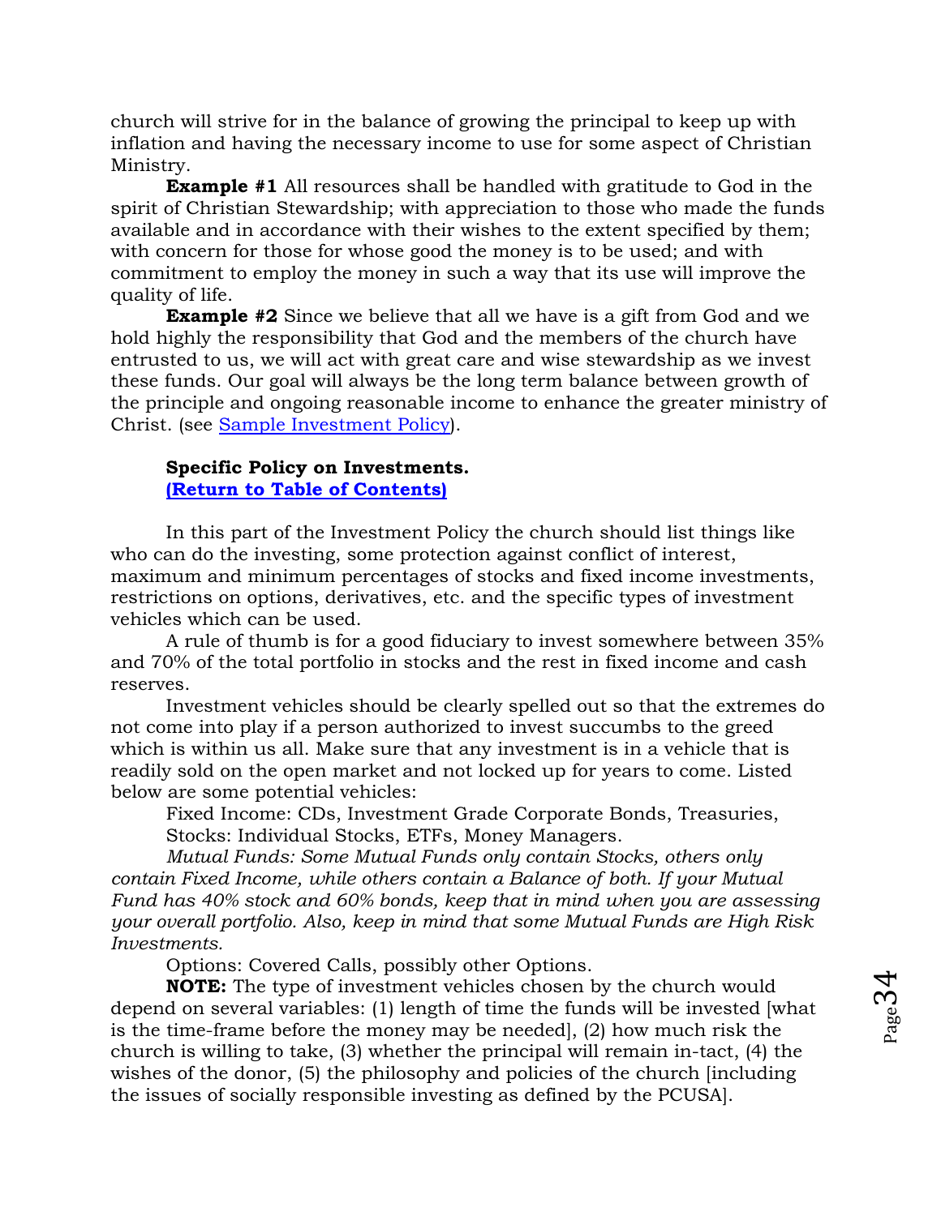church will strive for in the balance of growing the principal to keep up with inflation and having the necessary income to use for some aspect of Christian Ministry.

**Example #1** All resources shall be handled with gratitude to God in the spirit of Christian Stewardship; with appreciation to those who made the funds available and in accordance with their wishes to the extent specified by them; with concern for those for whose good the money is to be used; and with commitment to employ the money in such a way that its use will improve the quality of life.

**Example #2** Since we believe that all we have is a gift from God and we hold highly the responsibility that God and the members of the church have entrusted to us, we will act with great care and wise stewardship as we invest these funds. Our goal will always be the long term balance between growth of the principle and ongoing reasonable income to enhance the greater ministry of Christ. (see Sample Investment Policy).

### Specific Policy on Investments.

**(Return to Table of Contents)**

In this part of the Investment Policy the church should list things like who can do the investing, some protection against conflict of interest, maximum and minimum percentages of stocks and fixed income investments, restrictions on options, derivatives, etc. and the specific types of investment vehicles which can be used.

A rule of thumb is for a good fiduciary to invest somewhere between 35% and 70% of the total portfolio in stocks and the rest in fixed income and cash reserves.

Investment vehicles should be clearly spelled out so that the extremes do not come into play if a person authorized to invest succumbs to the greed which is within us all. Make sure that any investment is in a vehicle that is readily sold on the open market and not locked up for years to come. Listed below are some potential vehicles:

Fixed Income: CDs, Investment Grade Corporate Bonds, Treasuries,

Stocks: Individual Stocks, ETFs, Money Managers.

*Mutual Funds: Some Mutual Funds only contain Stocks, others only contain Fixed Income, while others contain a Balance of both. If your Mutual Fund has 40% stock and 60% bonds, keep that in mind when you are assessing your overall portfolio. Also, keep in mind that some Mutual Funds are High Risk Investments.*

Options: Covered Calls, possibly other Options.

**NOTE:** The type of investment vehicles chosen by the church would depend on several variables: (1) length of time the funds will be invested [what is the time-frame before the money may be needed], (2) how much risk the church is willing to take, (3) whether the principal will remain in-tact, (4) the wishes of the donor, (5) the philosophy and policies of the church [including the issues of socially responsible investing as defined by the PCUSA].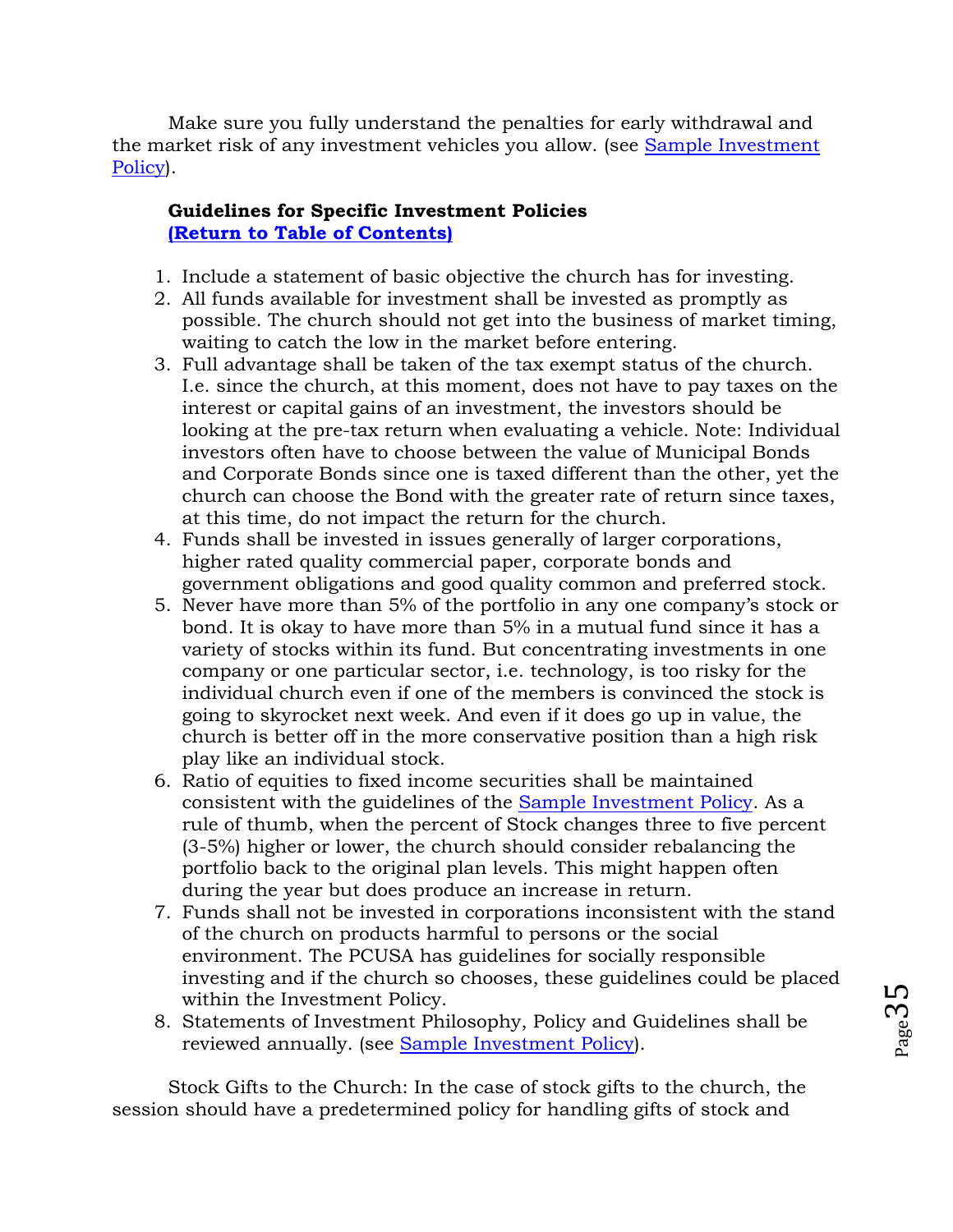Make sure you fully understand the penalties for early withdrawal and the market risk of any investment vehicles you allow. (see [Sample Investment Policy](#)).

**Guidelines for Specific Investment Policies**
**[(Return to Table of Contents)](#)**

1. Include a statement of basic objective the church has for investing.
2. All funds available for investment shall be invested as promptly as possible. The church should not get into the business of market timing, waiting to catch the low in the market before entering.
3. Full advantage shall be taken of the tax exempt status of the church. I.e. since the church, at this moment, does not have to pay taxes on the interest or capital gains of an investment, the investors should be looking at the pre-tax return when evaluating a vehicle. Note: Individual investors often have to choose between the value of Municipal Bonds and Corporate Bonds since one is taxed different than the other, yet the church can choose the Bond with the greater rate of return since taxes, at this time, do not impact the return for the church.
4. Funds shall be invested in issues generally of larger corporations, higher rated quality commercial paper, corporate bonds and government obligations and good quality common and preferred stock.
5. Never have more than 5% of the portfolio in any one company's stock or bond. It is okay to have more than 5% in a mutual fund since it has a variety of stocks within its fund. But concentrating investments in one company or one particular sector, i.e. technology, is too risky for the individual church even if one of the members is convinced the stock is going to skyrocket next week. And even if it does go up in value, the church is better off in the more conservative position than a high risk play like an individual stock.
6. Ratio of equities to fixed income securities shall be maintained consistent with the guidelines of the [Sample Investment Policy](#). As a rule of thumb, when the percent of Stock changes three to five percent (3-5%) higher or lower, the church should consider rebalancing the portfolio back to the original plan levels. This might happen often during the year but does produce an increase in return.
7. Funds shall not be invested in corporations inconsistent with the stand of the church on products harmful to persons or the social environment. The PCUSA has guidelines for socially responsible investing and if the church so chooses, these guidelines could be placed within the Investment Policy.
8. Statements of Investment Philosophy, Policy and Guidelines shall be reviewed annually. (see [Sample Investment Policy](#)).

Stock Gifts to the Church: In the case of stock gifts to the church, the session should have a predetermined policy for handling gifts of stock and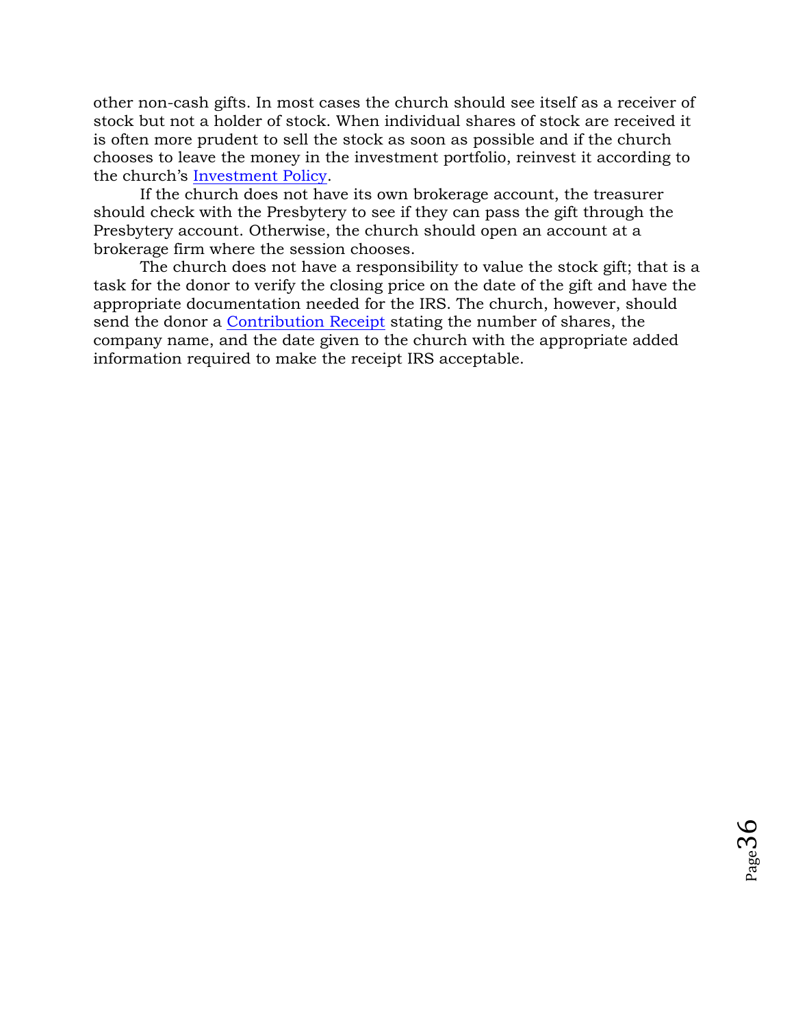other non-cash gifts. In most cases the church should see itself as a receiver of stock but not a holder of stock. When individual shares of stock are received it is often more prudent to sell the stock as soon as possible and if the church chooses to leave the money in the investment portfolio, reinvest it according to the church's Investment Policy.

If the church does not have its own brokerage account, the treasurer should check with the Presbytery to see if they can pass the gift through the Presbytery account. Otherwise, the church should open an account at a brokerage firm where the session chooses.

The church does not have a responsibility to value the stock gift; that is a task for the donor to verify the closing price on the date of the gift and have the appropriate documentation needed for the IRS. The church, however, should send the donor a Contribution Receipt stating the number of shares, the company name, and the date given to the church with the appropriate added information required to make the receipt IRS acceptable.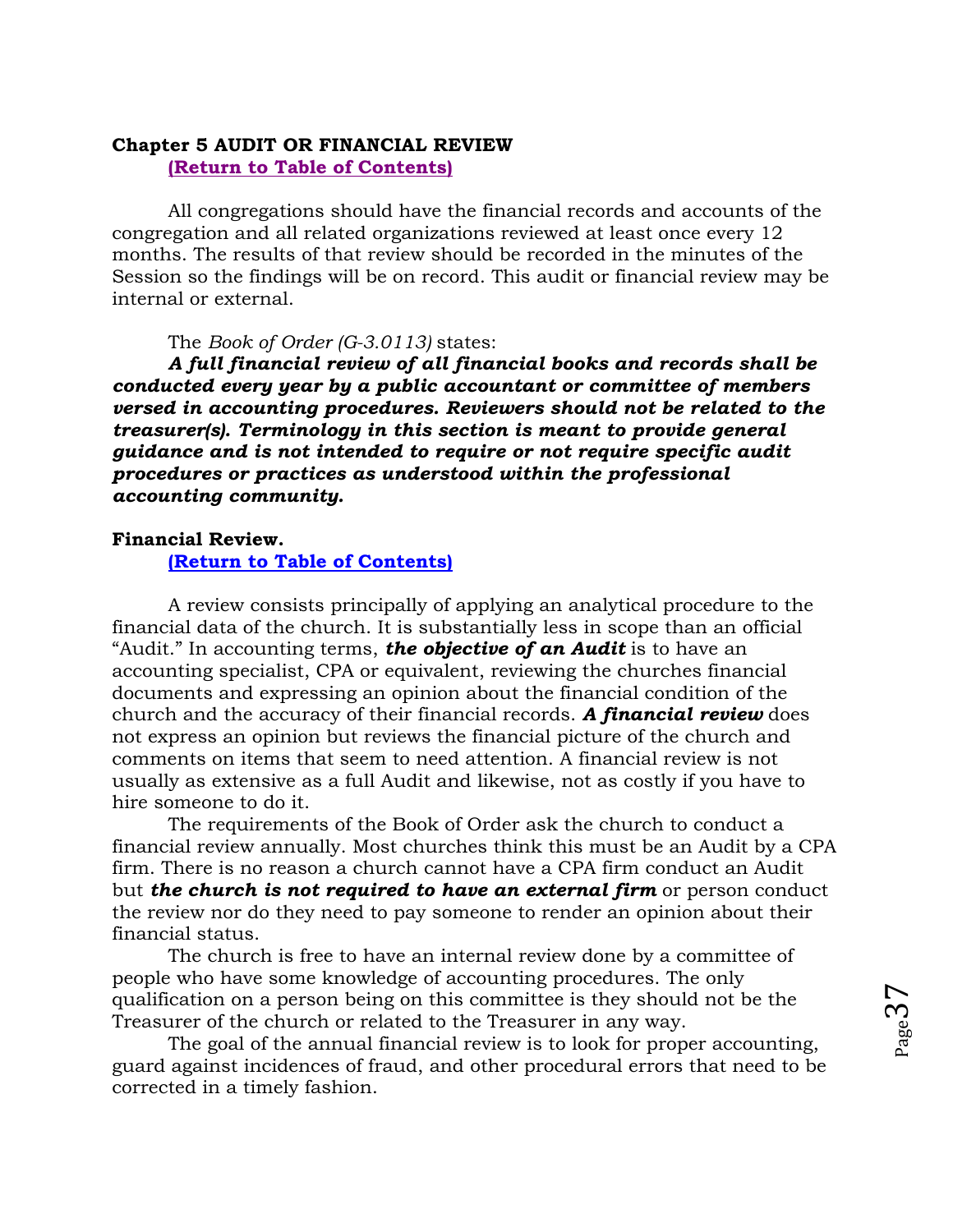## Chapter 5 AUDIT OR FINANCIAL REVIEW

**(Return to Table of Contents)**

All congregations should have the financial records and accounts of the congregation and all related organizations reviewed at least once every 12 months. The results of that review should be recorded in the minutes of the Session so the findings will be on record. This audit or financial review may be internal or external.

The *Book of Order (G-3.0113)* states:

***A full financial review of all financial books and records shall be conducted every year by a public accountant or committee of members versed in accounting procedures. Reviewers should not be related to the treasurer(s). Terminology in this section is meant to provide general guidance and is not intended to require or not require specific audit procedures or practices as understood within the professional accounting community.***

### Financial Review.

**(Return to Table of Contents)**

A review consists principally of applying an analytical procedure to the financial data of the church. It is substantially less in scope than an official "Audit." In accounting terms, ***the objective of an Audit*** is to have an accounting specialist, CPA or equivalent, reviewing the churches financial documents and expressing an opinion about the financial condition of the church and the accuracy of their financial records. ***A financial review*** does not express an opinion but reviews the financial picture of the church and comments on items that seem to need attention. A financial review is not usually as extensive as a full Audit and likewise, not as costly if you have to hire someone to do it.

The requirements of the Book of Order ask the church to conduct a financial review annually. Most churches think this must be an Audit by a CPA firm. There is no reason a church cannot have a CPA firm conduct an Audit but ***the church is not required to have an external firm*** or person conduct the review nor do they need to pay someone to render an opinion about their financial status.

The church is free to have an internal review done by a committee of people who have some knowledge of accounting procedures. The only qualification on a person being on this committee is they should not be the Treasurer of the church or related to the Treasurer in any way.

The goal of the annual financial review is to look for proper accounting, guard against incidences of fraud, and other procedural errors that need to be corrected in a timely fashion.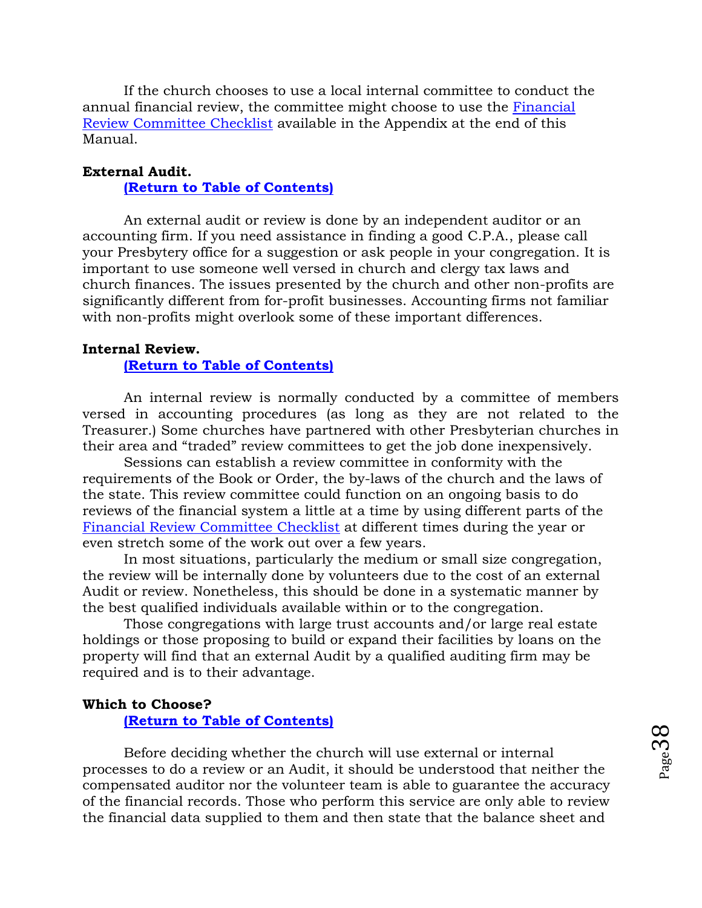If the church chooses to use a local internal committee to conduct the annual financial review, the committee might choose to use the Financial Review Committee Checklist available in the Appendix at the end of this Manual.

**External Audit.**

**(Return to Table of Contents)**

An external audit or review is done by an independent auditor or an accounting firm. If you need assistance in finding a good C.P.A., please call your Presbytery office for a suggestion or ask people in your congregation. It is important to use someone well versed in church and clergy tax laws and church finances. The issues presented by the church and other non-profits are significantly different from for-profit businesses. Accounting firms not familiar with non-profits might overlook some of these important differences.

**Internal Review.**

**(Return to Table of Contents)**

An internal review is normally conducted by a committee of members versed in accounting procedures (as long as they are not related to the Treasurer.) Some churches have partnered with other Presbyterian churches in their area and "traded" review committees to get the job done inexpensively.

Sessions can establish a review committee in conformity with the requirements of the Book or Order, the by-laws of the church and the laws of the state. This review committee could function on an ongoing basis to do reviews of the financial system a little at a time by using different parts of the Financial Review Committee Checklist at different times during the year or even stretch some of the work out over a few years.

In most situations, particularly the medium or small size congregation, the review will be internally done by volunteers due to the cost of an external Audit or review. Nonetheless, this should be done in a systematic manner by the best qualified individuals available within or to the congregation.

Those congregations with large trust accounts and/or large real estate holdings or those proposing to build or expand their facilities by loans on the property will find that an external Audit by a qualified auditing firm may be required and is to their advantage.

**Which to Choose?**

**(Return to Table of Contents)**

Before deciding whether the church will use external or internal processes to do a review or an Audit, it should be understood that neither the compensated auditor nor the volunteer team is able to guarantee the accuracy of the financial records. Those who perform this service are only able to review the financial data supplied to them and then state that the balance sheet and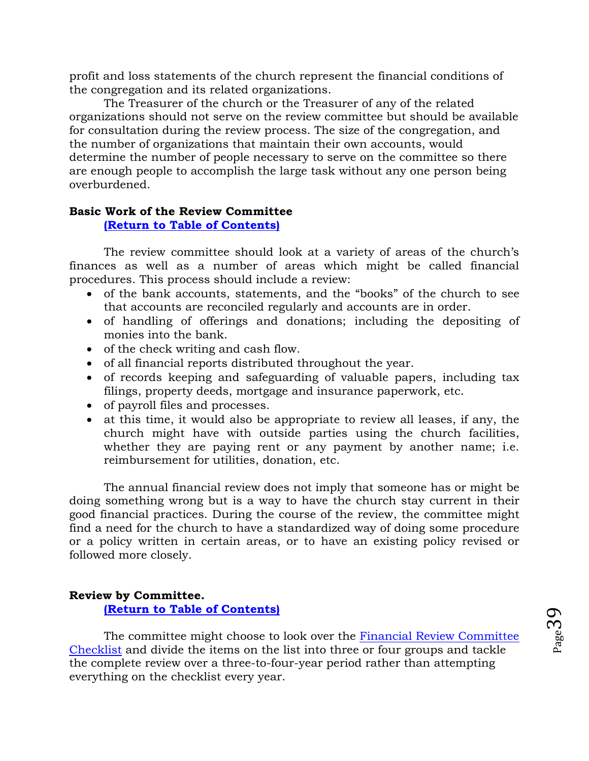profit and loss statements of the church represent the financial conditions of the congregation and its related organizations.

The Treasurer of the church or the Treasurer of any of the related organizations should not serve on the review committee but should be available for consultation during the review process. The size of the congregation, and the number of organizations that maintain their own accounts, would determine the number of people necessary to serve on the committee so there are enough people to accomplish the large task without any one person being overburdened.

**Basic Work of the Review Committee**

**(Return to Table of Contents)**

The review committee should look at a variety of areas of the church's finances as well as a number of areas which might be called financial procedures. This process should include a review:

- of the bank accounts, statements, and the "books" of the church to see that accounts are reconciled regularly and accounts are in order.
- of handling of offerings and donations; including the depositing of monies into the bank.
- of the check writing and cash flow.
- of all financial reports distributed throughout the year.
- of records keeping and safeguarding of valuable papers, including tax filings, property deeds, mortgage and insurance paperwork, etc.
- of payroll files and processes.
- at this time, it would also be appropriate to review all leases, if any, the church might have with outside parties using the church facilities, whether they are paying rent or any payment by another name; i.e. reimbursement for utilities, donation, etc.

The annual financial review does not imply that someone has or might be doing something wrong but is a way to have the church stay current in their good financial practices. During the course of the review, the committee might find a need for the church to have a standardized way of doing some procedure or a policy written in certain areas, or to have an existing policy revised or followed more closely.

**Review by Committee.**

**(Return to Table of Contents)**

The committee might choose to look over the Financial Review Committee Checklist and divide the items on the list into three or four groups and tackle the complete review over a three-to-four-year period rather than attempting everything on the checklist every year.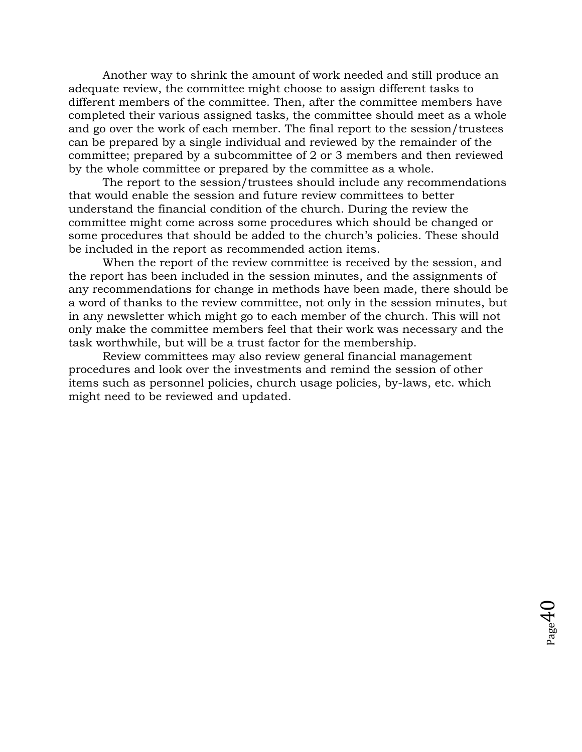Another way to shrink the amount of work needed and still produce an adequate review, the committee might choose to assign different tasks to different members of the committee. Then, after the committee members have completed their various assigned tasks, the committee should meet as a whole and go over the work of each member. The final report to the session/trustees can be prepared by a single individual and reviewed by the remainder of the committee; prepared by a subcommittee of 2 or 3 members and then reviewed by the whole committee or prepared by the committee as a whole.

The report to the session/trustees should include any recommendations that would enable the session and future review committees to better understand the financial condition of the church. During the review the committee might come across some procedures which should be changed or some procedures that should be added to the church's policies. These should be included in the report as recommended action items.

When the report of the review committee is received by the session, and the report has been included in the session minutes, and the assignments of any recommendations for change in methods have been made, there should be a word of thanks to the review committee, not only in the session minutes, but in any newsletter which might go to each member of the church. This will not only make the committee members feel that their work was necessary and the task worthwhile, but will be a trust factor for the membership.

Review committees may also review general financial management procedures and look over the investments and remind the session of other items such as personnel policies, church usage policies, by-laws, etc. which might need to be reviewed and updated.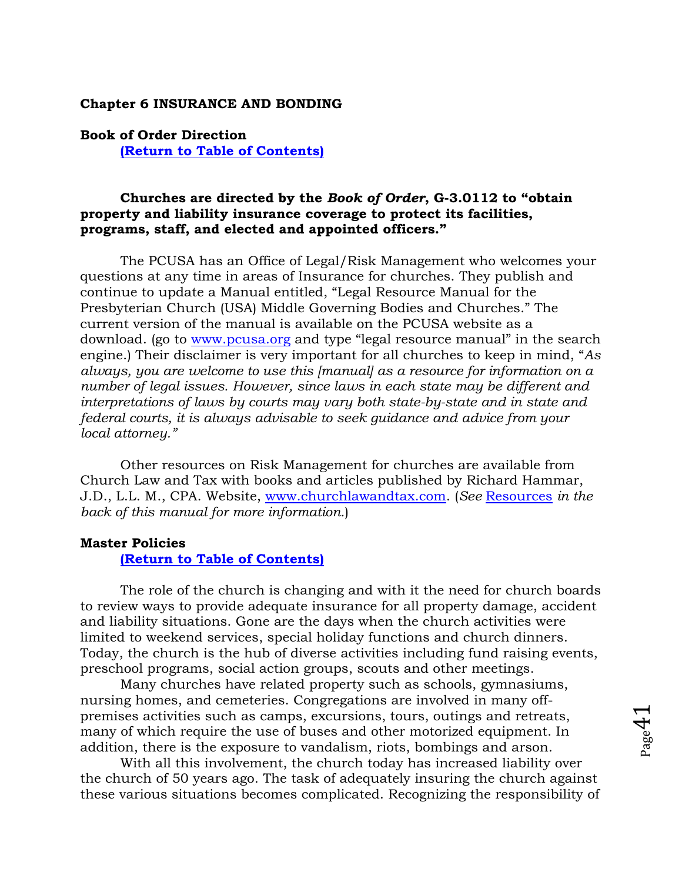## Chapter 6 INSURANCE AND BONDING

### Book of Order Direction

**(Return to Table of Contents)**

**Churches are directed by the *Book of Order*, G-3.0112 to "obtain property and liability insurance coverage to protect its facilities, programs, staff, and elected and appointed officers."**

The PCUSA has an Office of Legal/Risk Management who welcomes your questions at any time in areas of Insurance for churches. They publish and continue to update a Manual entitled, "Legal Resource Manual for the Presbyterian Church (USA) Middle Governing Bodies and Churches." The current version of the manual is available on the PCUSA website as a download. (go to www.pcusa.org and type "legal resource manual" in the search engine.) Their disclaimer is very important for all churches to keep in mind, "*As always, you are welcome to use this [manual] as a resource for information on a number of legal issues. However, since laws in each state may be different and interpretations of laws by courts may vary both state-by-state and in state and federal courts, it is always advisable to seek guidance and advice from your local attorney.*"

Other resources on Risk Management for churches are available from Church Law and Tax with books and articles published by Richard Hammar, J.D., L.L. M., CPA. Website, www.churchlawandtax.com. (*See* Resources *in the back of this manual for more information.*)

### Master Policies

**(Return to Table of Contents)**

The role of the church is changing and with it the need for church boards to review ways to provide adequate insurance for all property damage, accident and liability situations. Gone are the days when the church activities were limited to weekend services, special holiday functions and church dinners. Today, the church is the hub of diverse activities including fund raising events, preschool programs, social action groups, scouts and other meetings.

Many churches have related property such as schools, gymnasiums, nursing homes, and cemeteries. Congregations are involved in many off-premises activities such as camps, excursions, tours, outings and retreats, many of which require the use of buses and other motorized equipment. In addition, there is the exposure to vandalism, riots, bombings and arson.

With all this involvement, the church today has increased liability over the church of 50 years ago. The task of adequately insuring the church against these various situations becomes complicated. Recognizing the responsibility of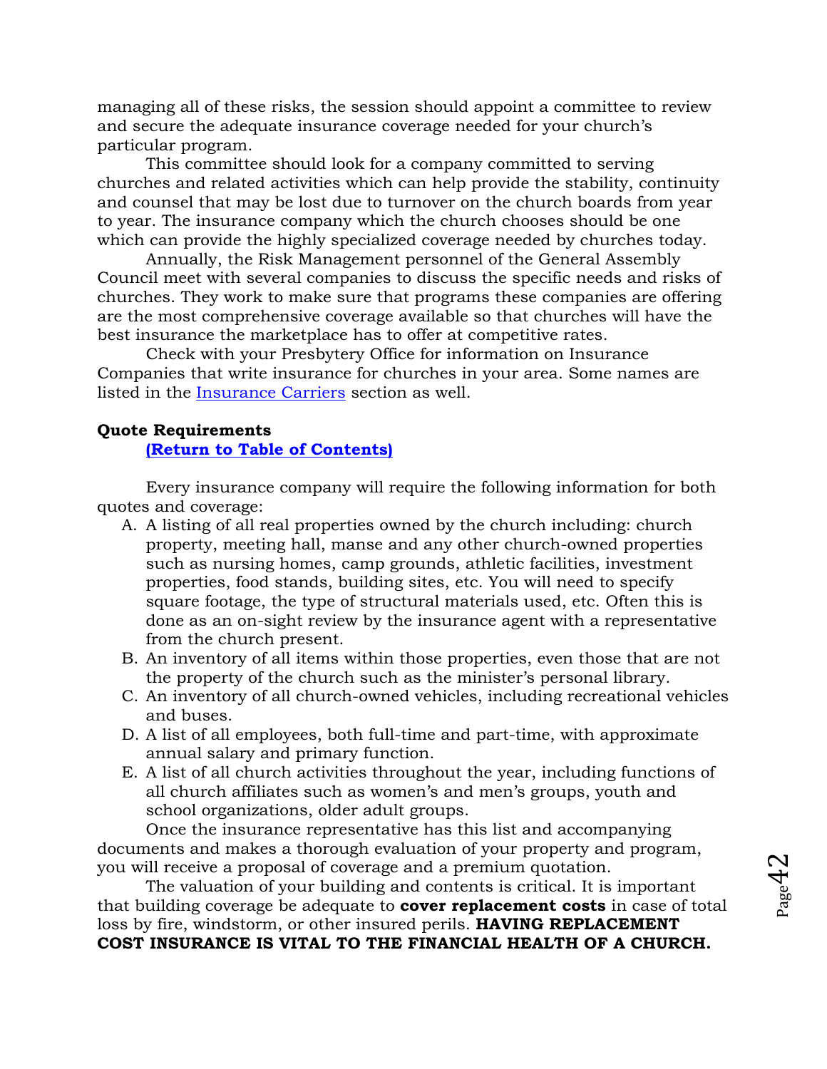managing all of these risks, the session should appoint a committee to review and secure the adequate insurance coverage needed for your church's particular program.

This committee should look for a company committed to serving churches and related activities which can help provide the stability, continuity and counsel that may be lost due to turnover on the church boards from year to year. The insurance company which the church chooses should be one which can provide the highly specialized coverage needed by churches today.

Annually, the Risk Management personnel of the General Assembly Council meet with several companies to discuss the specific needs and risks of churches. They work to make sure that programs these companies are offering are the most comprehensive coverage available so that churches will have the best insurance the marketplace has to offer at competitive rates.

Check with your Presbytery Office for information on Insurance Companies that write insurance for churches in your area. Some names are listed in the Insurance Carriers section as well.

**Quote Requirements**

**(Return to Table of Contents)**

Every insurance company will require the following information for both quotes and coverage:

A. A listing of all real properties owned by the church including: church property, meeting hall, manse and any other church-owned properties such as nursing homes, camp grounds, athletic facilities, investment properties, food stands, building sites, etc. You will need to specify square footage, the type of structural materials used, etc. Often this is done as an on-sight review by the insurance agent with a representative from the church present.
B. An inventory of all items within those properties, even those that are not the property of the church such as the minister's personal library.
C. An inventory of all church-owned vehicles, including recreational vehicles and buses.
D. A list of all employees, both full-time and part-time, with approximate annual salary and primary function.
E. A list of all church activities throughout the year, including functions of all church affiliates such as women's and men's groups, youth and school organizations, older adult groups.

Once the insurance representative has this list and accompanying documents and makes a thorough evaluation of your property and program, you will receive a proposal of coverage and a premium quotation.

The valuation of your building and contents is critical. It is important that building coverage be adequate to **cover replacement costs** in case of total loss by fire, windstorm, or other insured perils. **HAVING REPLACEMENT COST INSURANCE IS VITAL TO THE FINANCIAL HEALTH OF A CHURCH.**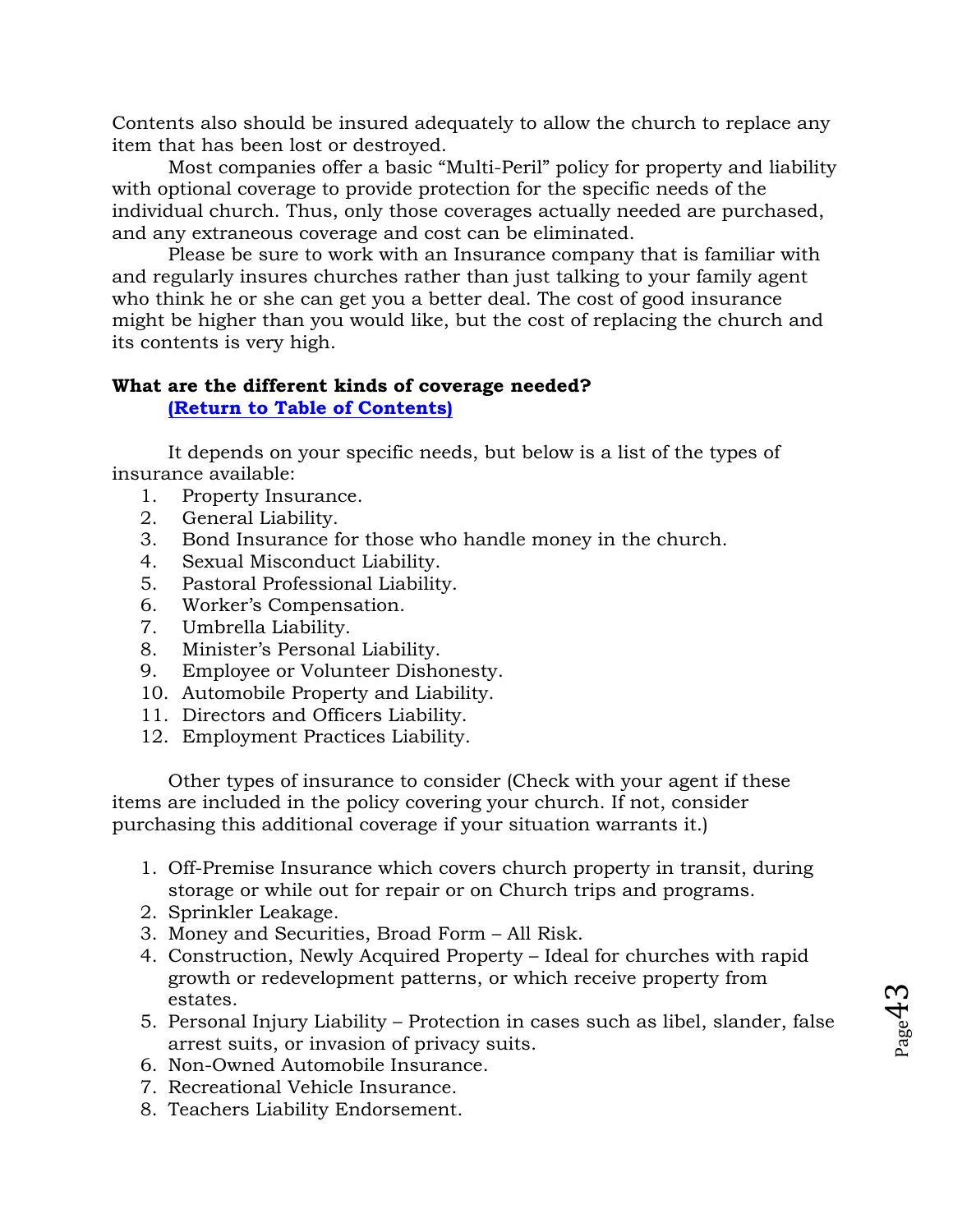Contents also should be insured adequately to allow the church to replace any item that has been lost or destroyed.

Most companies offer a basic "Multi-Peril" policy for property and liability with optional coverage to provide protection for the specific needs of the individual church. Thus, only those coverages actually needed are purchased, and any extraneous coverage and cost can be eliminated.

Please be sure to work with an Insurance company that is familiar with and regularly insures churches rather than just talking to your family agent who think he or she can get you a better deal. The cost of good insurance might be higher than you would like, but the cost of replacing the church and its contents is very high.

**What are the different kinds of coverage needed?**
**(Return to Table of Contents)**

It depends on your specific needs, but below is a list of the types of insurance available:

1. Property Insurance.
2. General Liability.
3. Bond Insurance for those who handle money in the church.
4. Sexual Misconduct Liability.
5. Pastoral Professional Liability.
6. Worker's Compensation.
7. Umbrella Liability.
8. Minister's Personal Liability.
9. Employee or Volunteer Dishonesty.
10. Automobile Property and Liability.
11. Directors and Officers Liability.
12. Employment Practices Liability.

Other types of insurance to consider (Check with your agent if these items are included in the policy covering your church. If not, consider purchasing this additional coverage if your situation warrants it.)

1. Off-Premise Insurance which covers church property in transit, during storage or while out for repair or on Church trips and programs.
2. Sprinkler Leakage.
3. Money and Securities, Broad Form – All Risk.
4. Construction, Newly Acquired Property – Ideal for churches with rapid growth or redevelopment patterns, or which receive property from estates.
5. Personal Injury Liability – Protection in cases such as libel, slander, false arrest suits, or invasion of privacy suits.
6. Non-Owned Automobile Insurance.
7. Recreational Vehicle Insurance.
8. Teachers Liability Endorsement.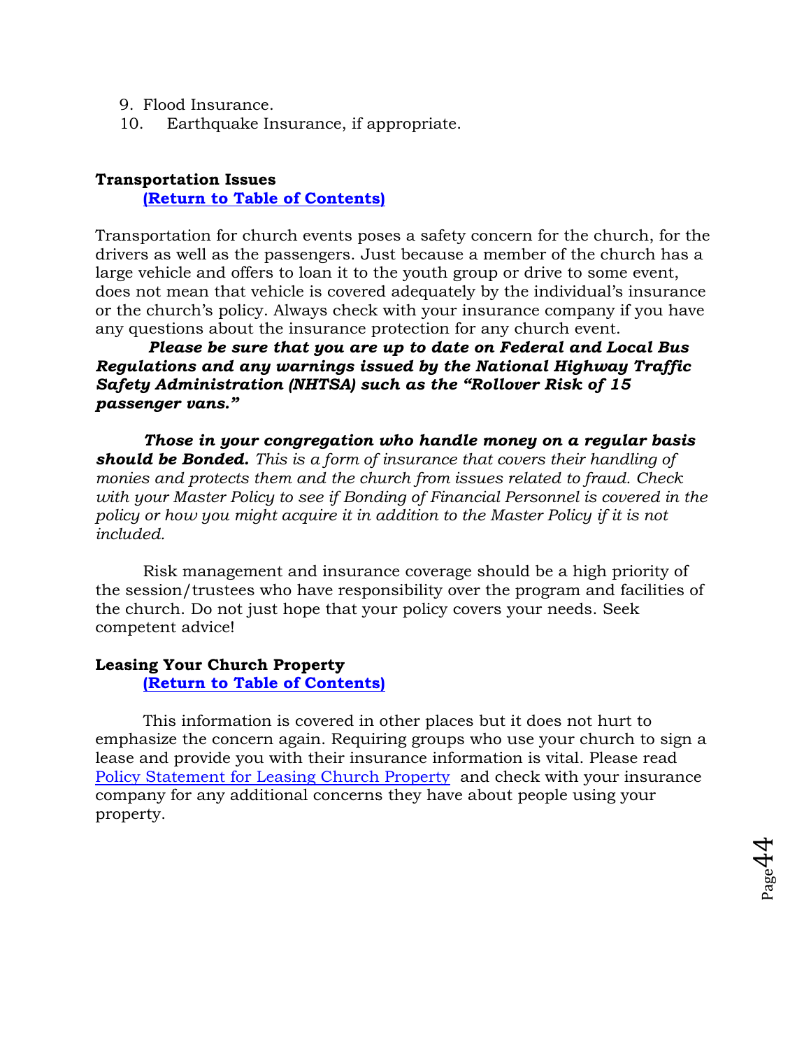9. Flood Insurance.
10. Earthquake Insurance, if appropriate.

**Transportation Issues**
**[(Return to Table of Contents)]**

Transportation for church events poses a safety concern for the church, for the drivers as well as the passengers. Just because a member of the church has a large vehicle and offers to loan it to the youth group or drive to some event, does not mean that vehicle is covered adequately by the individual's insurance or the church's policy. Always check with your insurance company if you have any questions about the insurance protection for any church event.

***Please be sure that you are up to date on Federal and Local Bus Regulations and any warnings issued by the National Highway Traffic Safety Administration (NHTSA) such as the "Rollover Risk of 15 passenger vans."***

***Those in your congregation who handle money on a regular basis should be Bonded.*** *This is a form of insurance that covers their handling of monies and protects them and the church from issues related to fraud. Check with your Master Policy to see if Bonding of Financial Personnel is covered in the policy or how you might acquire it in addition to the Master Policy if it is not included.*

Risk management and insurance coverage should be a high priority of the session/trustees who have responsibility over the program and facilities of the church. Do not just hope that your policy covers your needs. Seek competent advice!

**Leasing Your Church Property**
**[(Return to Table of Contents)]**

This information is covered in other places but it does not hurt to emphasize the concern again. Requiring groups who use your church to sign a lease and provide you with their insurance information is vital. Please read [Policy Statement for Leasing Church Property] and check with your insurance company for any additional concerns they have about people using your property.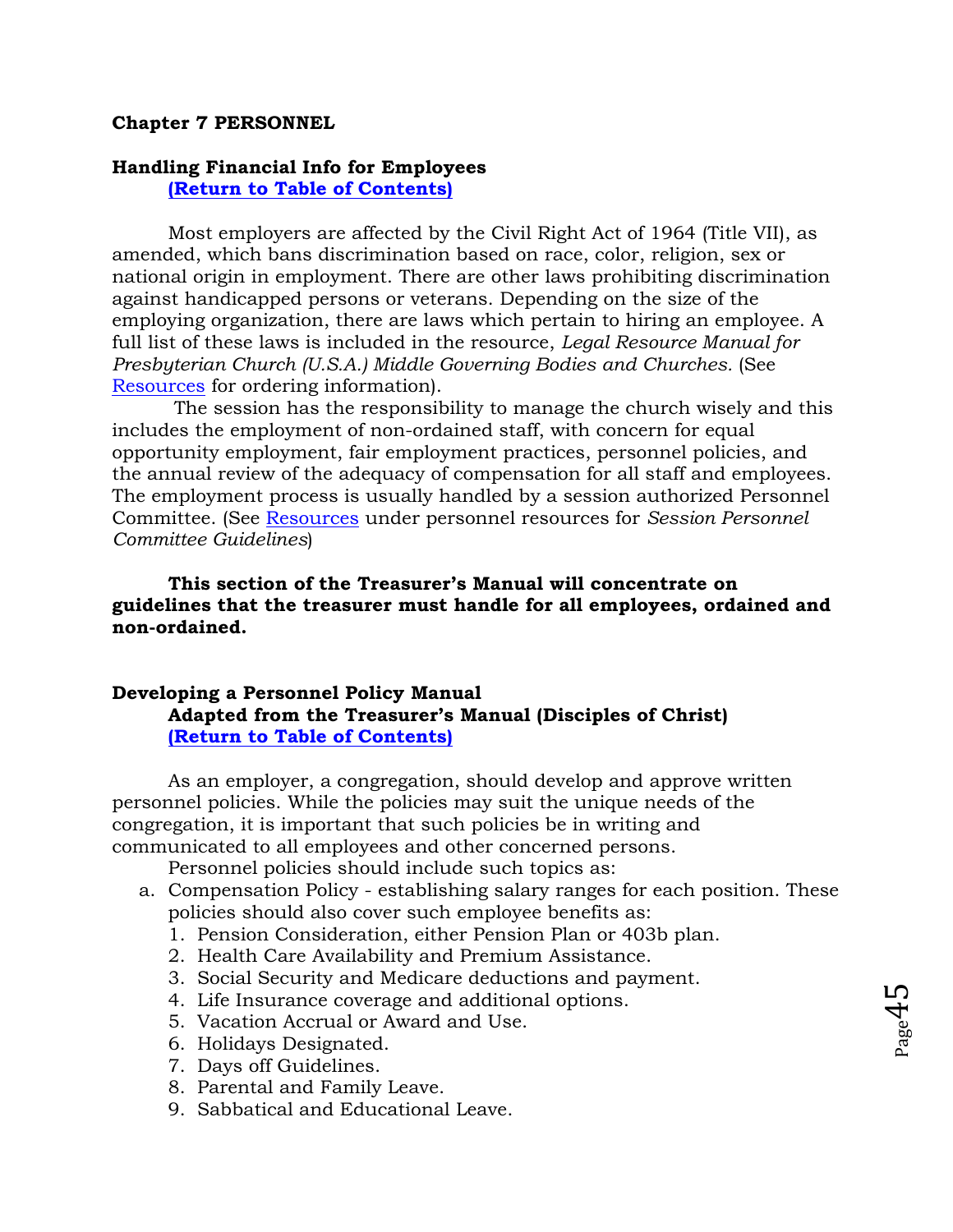## Chapter 7 PERSONNEL

### Handling Financial Info for Employees

**[(Return to Table of Contents)]**

Most employers are affected by the Civil Right Act of 1964 (Title VII), as amended, which bans discrimination based on race, color, religion, sex or national origin in employment. There are other laws prohibiting discrimination against handicapped persons or veterans. Depending on the size of the employing organization, there are laws which pertain to hiring an employee. A full list of these laws is included in the resource, *Legal Resource Manual for Presbyterian Church (U.S.A.) Middle Governing Bodies and Churches.* (See Resources for ordering information).

The session has the responsibility to manage the church wisely and this includes the employment of non-ordained staff, with concern for equal opportunity employment, fair employment practices, personnel policies, and the annual review of the adequacy of compensation for all staff and employees. The employment process is usually handled by a session authorized Personnel Committee. (See Resources under personnel resources for *Session Personnel Committee Guidelines*)

**This section of the Treasurer's Manual will concentrate on guidelines that the treasurer must handle for all employees, ordained and non-ordained.**

### Developing a Personnel Policy Manual

**Adapted from the Treasurer's Manual (Disciples of Christ)**

**[(Return to Table of Contents)]**

As an employer, a congregation, should develop and approve written personnel policies. While the policies may suit the unique needs of the congregation, it is important that such policies be in writing and communicated to all employees and other concerned persons.

Personnel policies should include such topics as:

a. Compensation Policy - establishing salary ranges for each position. These policies should also cover such employee benefits as:
   1. Pension Consideration, either Pension Plan or 403b plan.
   2. Health Care Availability and Premium Assistance.
   3. Social Security and Medicare deductions and payment.
   4. Life Insurance coverage and additional options.
   5. Vacation Accrual or Award and Use.
   6. Holidays Designated.
   7. Days off Guidelines.
   8. Parental and Family Leave.
   9. Sabbatical and Educational Leave.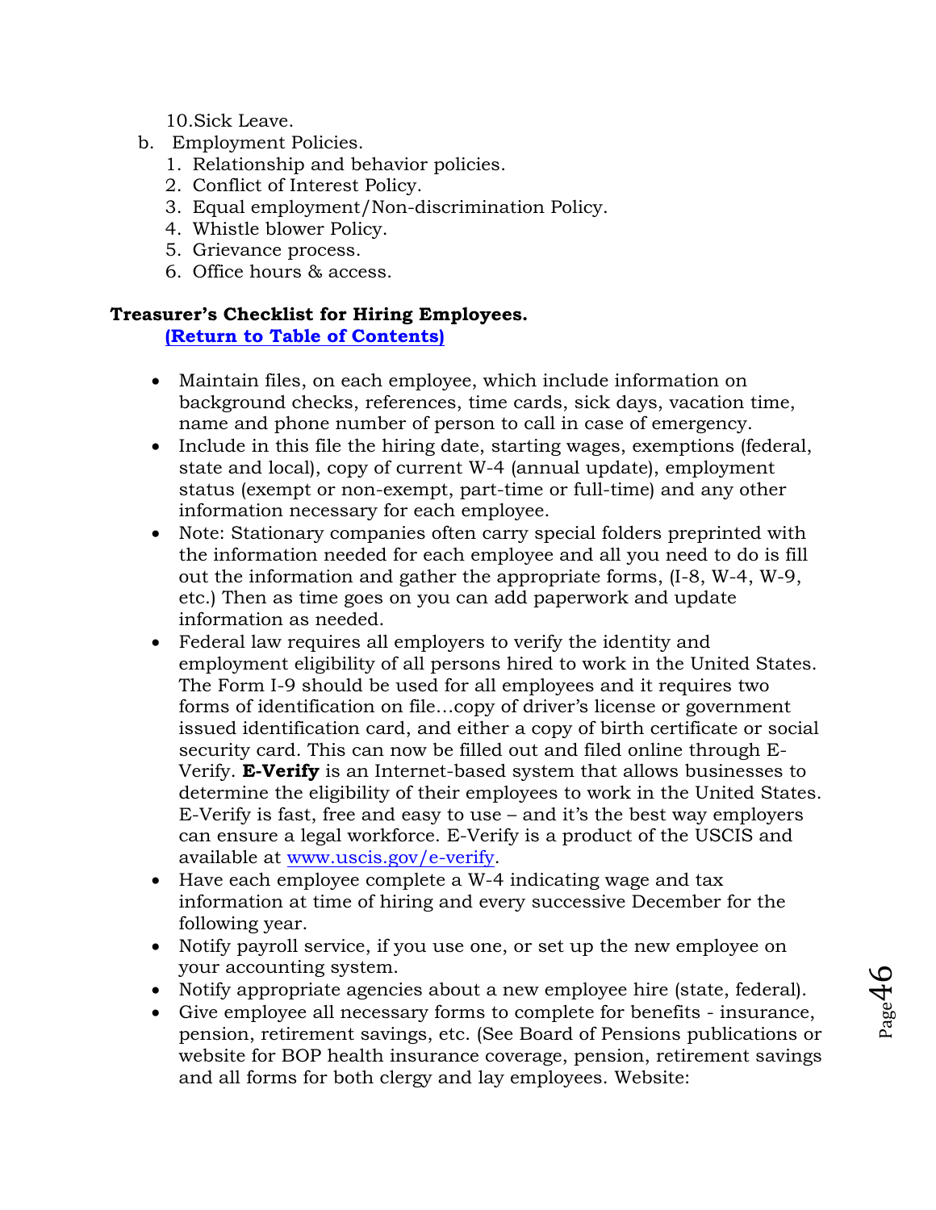10. Sick Leave.

b. Employment Policies.
   1. Relationship and behavior policies.
   2. Conflict of Interest Policy.
   3. Equal employment/Non-discrimination Policy.
   4. Whistle blower Policy.
   5. Grievance process.
   6. Office hours & access.

**Treasurer's Checklist for Hiring Employees.**

**[(Return to Table of Contents)]()**

- Maintain files, on each employee, which include information on background checks, references, time cards, sick days, vacation time, name and phone number of person to call in case of emergency.
- Include in this file the hiring date, starting wages, exemptions (federal, state and local), copy of current W-4 (annual update), employment status (exempt or non-exempt, part-time or full-time) and any other information necessary for each employee.
- Note: Stationary companies often carry special folders preprinted with the information needed for each employee and all you need to do is fill out the information and gather the appropriate forms, (I-8, W-4, W-9, etc.) Then as time goes on you can add paperwork and update information as needed.
- Federal law requires all employers to verify the identity and employment eligibility of all persons hired to work in the United States. The Form I-9 should be used for all employees and it requires two forms of identification on file…copy of driver's license or government issued identification card, and either a copy of birth certificate or social security card. This can now be filled out and filed online through E-Verify. **E-Verify** is an Internet-based system that allows businesses to determine the eligibility of their employees to work in the United States. E-Verify is fast, free and easy to use – and it's the best way employers can ensure a legal workforce. E-Verify is a product of the USCIS and available at [www.uscis.gov/e-verify](http://www.uscis.gov/e-verify).
- Have each employee complete a W-4 indicating wage and tax information at time of hiring and every successive December for the following year.
- Notify payroll service, if you use one, or set up the new employee on your accounting system.
- Notify appropriate agencies about a new employee hire (state, federal).
- Give employee all necessary forms to complete for benefits - insurance, pension, retirement savings, etc. (See Board of Pensions publications or website for BOP health insurance coverage, pension, retirement savings and all forms for both clergy and lay employees. Website: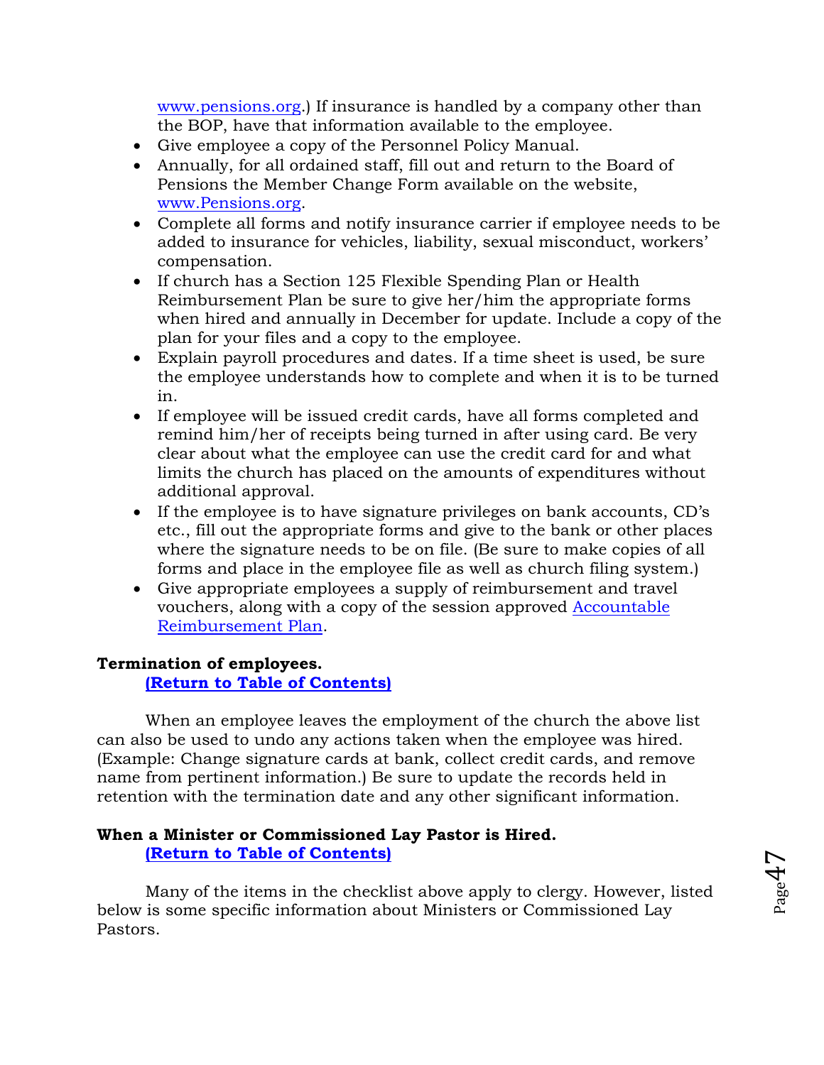www.pensions.org.) If insurance is handled by a company other than the BOP, have that information available to the employee.

- Give employee a copy of the Personnel Policy Manual.
- Annually, for all ordained staff, fill out and return to the Board of Pensions the Member Change Form available on the website, www.Pensions.org.
- Complete all forms and notify insurance carrier if employee needs to be added to insurance for vehicles, liability, sexual misconduct, workers' compensation.
- If church has a Section 125 Flexible Spending Plan or Health Reimbursement Plan be sure to give her/him the appropriate forms when hired and annually in December for update. Include a copy of the plan for your files and a copy to the employee.
- Explain payroll procedures and dates. If a time sheet is used, be sure the employee understands how to complete and when it is to be turned in.
- If employee will be issued credit cards, have all forms completed and remind him/her of receipts being turned in after using card. Be very clear about what the employee can use the credit card for and what limits the church has placed on the amounts of expenditures without additional approval.
- If the employee is to have signature privileges on bank accounts, CD's etc., fill out the appropriate forms and give to the bank or other places where the signature needs to be on file. (Be sure to make copies of all forms and place in the employee file as well as church filing system.)
- Give appropriate employees a supply of reimbursement and travel vouchers, along with a copy of the session approved Accountable Reimbursement Plan.

**Termination of employees.**
**(Return to Table of Contents)**

When an employee leaves the employment of the church the above list can also be used to undo any actions taken when the employee was hired. (Example: Change signature cards at bank, collect credit cards, and remove name from pertinent information.) Be sure to update the records held in retention with the termination date and any other significant information.

**When a Minister or Commissioned Lay Pastor is Hired.**
**(Return to Table of Contents)**

Many of the items in the checklist above apply to clergy. However, listed below is some specific information about Ministers or Commissioned Lay Pastors.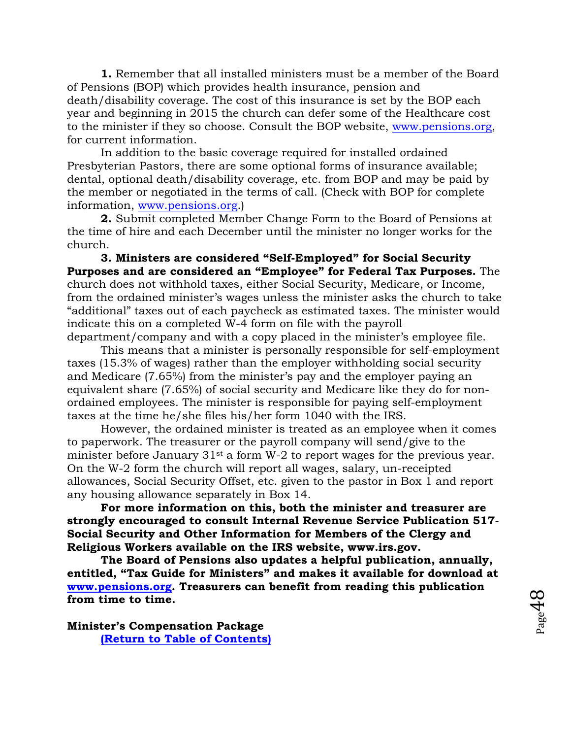**1.** Remember that all installed ministers must be a member of the Board of Pensions (BOP) which provides health insurance, pension and death/disability coverage. The cost of this insurance is set by the BOP each year and beginning in 2015 the church can defer some of the Healthcare cost to the minister if they so choose. Consult the BOP website, [www.pensions.org](www.pensions.org), for current information.

In addition to the basic coverage required for installed ordained Presbyterian Pastors, there are some optional forms of insurance available; dental, optional death/disability coverage, etc. from BOP and may be paid by the member or negotiated in the terms of call. (Check with BOP for complete information, [www.pensions.org](www.pensions.org).)

**2.** Submit completed Member Change Form to the Board of Pensions at the time of hire and each December until the minister no longer works for the church.

**3. Ministers are considered "Self-Employed" for Social Security Purposes and are considered an "Employee" for Federal Tax Purposes.** The church does not withhold taxes, either Social Security, Medicare, or Income, from the ordained minister's wages unless the minister asks the church to take "additional" taxes out of each paycheck as estimated taxes. The minister would indicate this on a completed W-4 form on file with the payroll department/company and with a copy placed in the minister's employee file.

This means that a minister is personally responsible for self-employment taxes (15.3% of wages) rather than the employer withholding social security and Medicare (7.65%) from the minister's pay and the employer paying an equivalent share (7.65%) of social security and Medicare like they do for non-ordained employees. The minister is responsible for paying self-employment taxes at the time he/she files his/her form 1040 with the IRS.

However, the ordained minister is treated as an employee when it comes to paperwork. The treasurer or the payroll company will send/give to the minister before January 31st a form W-2 to report wages for the previous year. On the W-2 form the church will report all wages, salary, un-receipted allowances, Social Security Offset, etc. given to the pastor in Box 1 and report any housing allowance separately in Box 14.

**For more information on this, both the minister and treasurer are strongly encouraged to consult Internal Revenue Service Publication 517-Social Security and Other Information for Members of the Clergy and Religious Workers available on the IRS website, www.irs.gov.**

**The Board of Pensions also updates a helpful publication, annually, entitled, "Tax Guide for Ministers" and makes it available for download at [www.pensions.org](www.pensions.org). Treasurers can benefit from reading this publication from time to time.**

**Minister's Compensation Package**

**(Return to Table of Contents)**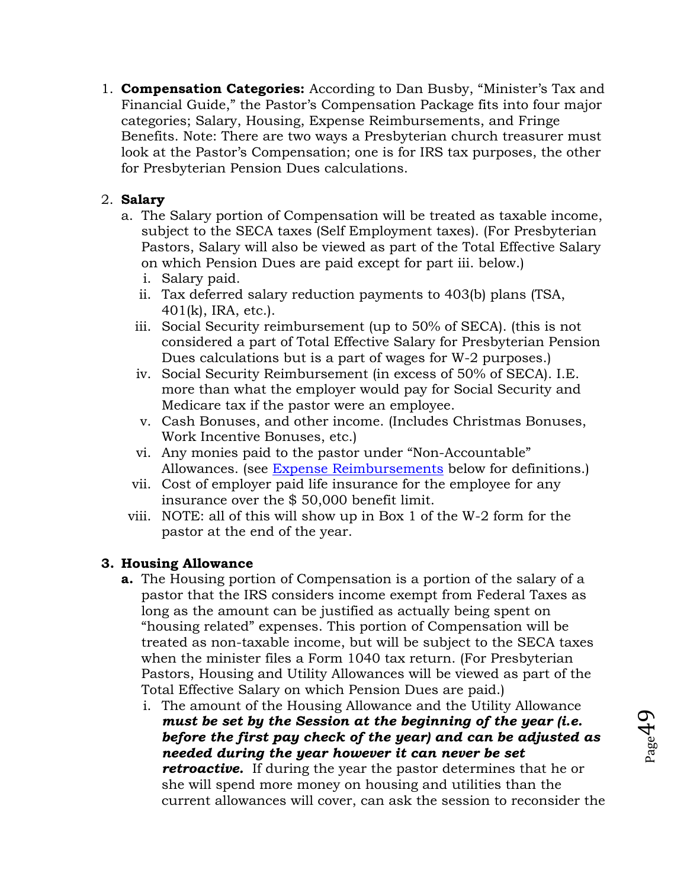1. **Compensation Categories:** According to Dan Busby, "Minister's Tax and Financial Guide," the Pastor's Compensation Package fits into four major categories; Salary, Housing, Expense Reimbursements, and Fringe Benefits. Note: There are two ways a Presbyterian church treasurer must look at the Pastor's Compensation; one is for IRS tax purposes, the other for Presbyterian Pension Dues calculations.

2. **Salary**
   a. The Salary portion of Compensation will be treated as taxable income, subject to the SECA taxes (Self Employment taxes). (For Presbyterian Pastors, Salary will also be viewed as part of the Total Effective Salary on which Pension Dues are paid except for part iii. below.)
      i. Salary paid.
      ii. Tax deferred salary reduction payments to 403(b) plans (TSA, 401(k), IRA, etc.).
      iii. Social Security reimbursement (up to 50% of SECA). (this is not considered a part of Total Effective Salary for Presbyterian Pension Dues calculations but is a part of wages for W-2 purposes.)
      iv. Social Security Reimbursement (in excess of 50% of SECA). I.E. more than what the employer would pay for Social Security and Medicare tax if the pastor were an employee.
      v. Cash Bonuses, and other income. (Includes Christmas Bonuses, Work Incentive Bonuses, etc.)
      vi. Any monies paid to the pastor under "Non-Accountable" Allowances. (see Expense Reimbursements below for definitions.)
      vii. Cost of employer paid life insurance for the employee for any insurance over the $ 50,000 benefit limit.
      viii. NOTE: all of this will show up in Box 1 of the W-2 form for the pastor at the end of the year.

3. **Housing Allowance**
   **a.** The Housing portion of Compensation is a portion of the salary of a pastor that the IRS considers income exempt from Federal Taxes as long as the amount can be justified as actually being spent on "housing related" expenses. This portion of Compensation will be treated as non-taxable income, but will be subject to the SECA taxes when the minister files a Form 1040 tax return. (For Presbyterian Pastors, Housing and Utility Allowances will be viewed as part of the Total Effective Salary on which Pension Dues are paid.)
      i. The amount of the Housing Allowance and the Utility Allowance ***must be set by the Session at the beginning of the year (i.e. before the first pay check of the year) and can be adjusted as needed during the year however it can never be set retroactive.*** If during the year the pastor determines that he or she will spend more money on housing and utilities than the current allowances will cover, can ask the session to reconsider the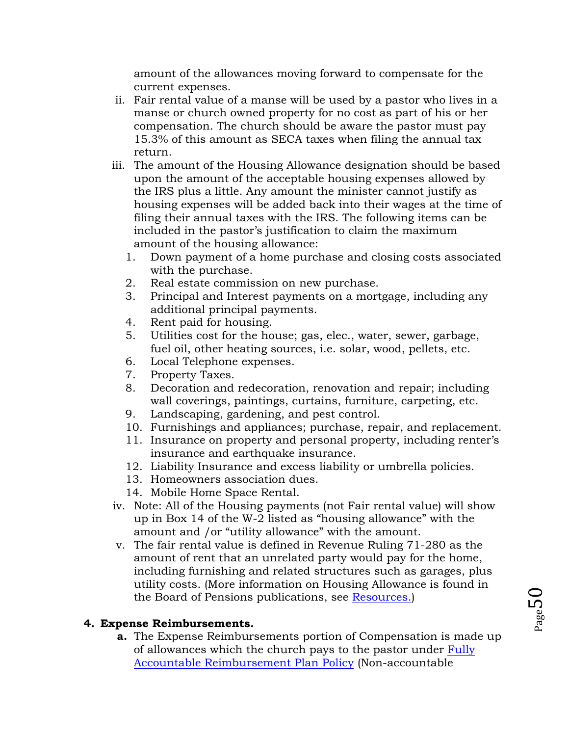amount of the allowances moving forward to compensate for the current expenses.

ii. Fair rental value of a manse will be used by a pastor who lives in a manse or church owned property for no cost as part of his or her compensation. The church should be aware the pastor must pay 15.3% of this amount as SECA taxes when filing the annual tax return.

iii. The amount of the Housing Allowance designation should be based upon the amount of the acceptable housing expenses allowed by the IRS plus a little. Any amount the minister cannot justify as housing expenses will be added back into their wages at the time of filing their annual taxes with the IRS. The following items can be included in the pastor's justification to claim the maximum amount of the housing allowance:

   1. Down payment of a home purchase and closing costs associated with the purchase.
   2. Real estate commission on new purchase.
   3. Principal and Interest payments on a mortgage, including any additional principal payments.
   4. Rent paid for housing.
   5. Utilities cost for the house; gas, elec., water, sewer, garbage, fuel oil, other heating sources, i.e. solar, wood, pellets, etc.
   6. Local Telephone expenses.
   7. Property Taxes.
   8. Decoration and redecoration, renovation and repair; including wall coverings, paintings, curtains, furniture, carpeting, etc.
   9. Landscaping, gardening, and pest control.
   10. Furnishings and appliances; purchase, repair, and replacement.
   11. Insurance on property and personal property, including renter's insurance and earthquake insurance.
   12. Liability Insurance and excess liability or umbrella policies.
   13. Homeowners association dues.
   14. Mobile Home Space Rental.

iv. Note: All of the Housing payments (not Fair rental value) will show up in Box 14 of the W-2 listed as "housing allowance" with the amount and /or "utility allowance" with the amount.

v. The fair rental value is defined in Revenue Ruling 71-280 as the amount of rent that an unrelated party would pay for the home, including furnishing and related structures such as garages, plus utility costs. (More information on Housing Allowance is found in the Board of Pensions publications, see [Resources.](#))

**4. Expense Reimbursements.**

**a.** The Expense Reimbursements portion of Compensation is made up of allowances which the church pays to the pastor under [Fully Accountable Reimbursement Plan Policy](#) (Non-accountable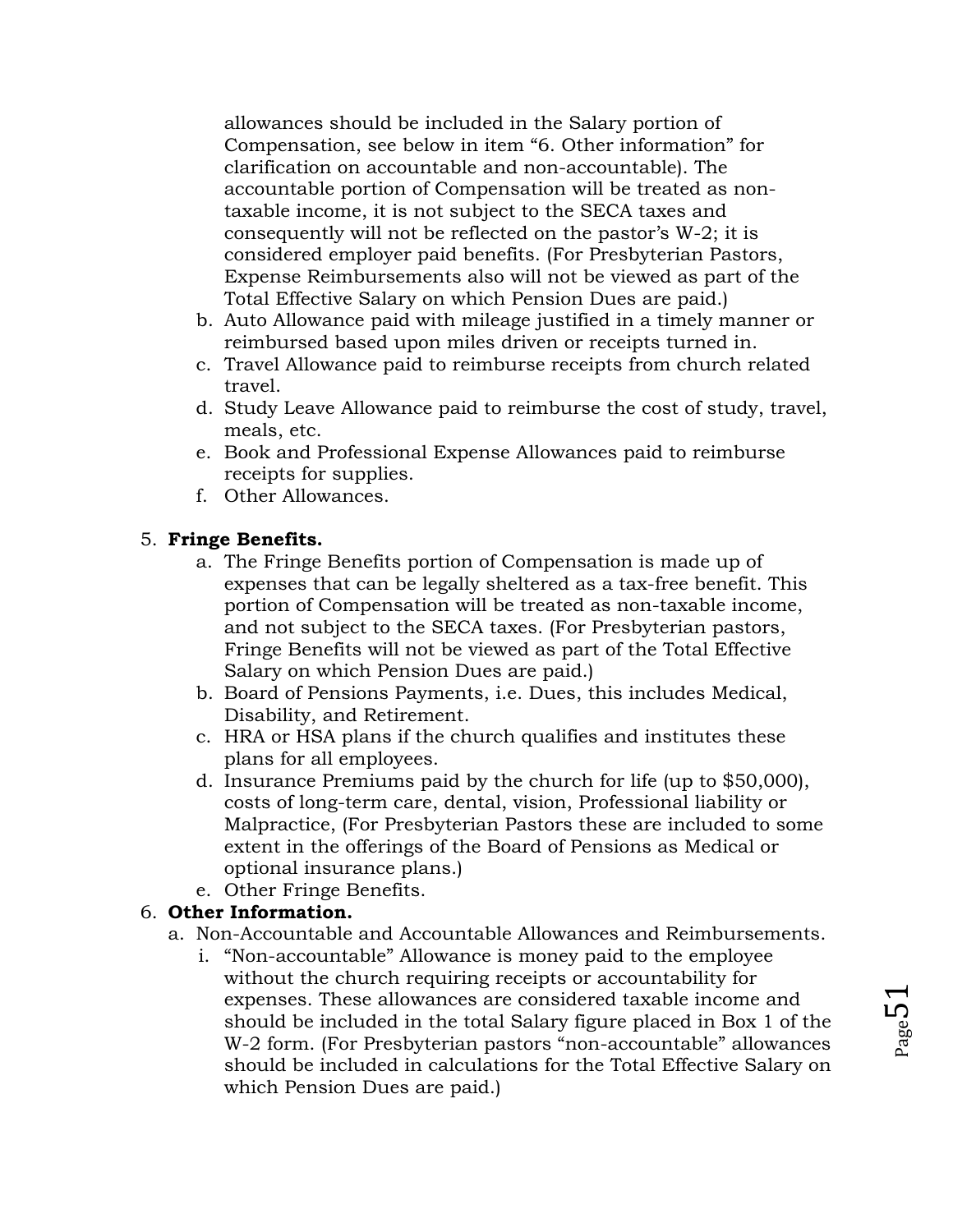allowances should be included in the Salary portion of Compensation, see below in item "6. Other information" for clarification on accountable and non-accountable). The accountable portion of Compensation will be treated as non-taxable income, it is not subject to the SECA taxes and consequently will not be reflected on the pastor's W-2; it is considered employer paid benefits. (For Presbyterian Pastors, Expense Reimbursements also will not be viewed as part of the Total Effective Salary on which Pension Dues are paid.)

   b. Auto Allowance paid with mileage justified in a timely manner or reimbursed based upon miles driven or receipts turned in.
   c. Travel Allowance paid to reimburse receipts from church related travel.
   d. Study Leave Allowance paid to reimburse the cost of study, travel, meals, etc.
   e. Book and Professional Expense Allowances paid to reimburse receipts for supplies.
   f. Other Allowances.

5. **Fringe Benefits.**
   a. The Fringe Benefits portion of Compensation is made up of expenses that can be legally sheltered as a tax-free benefit. This portion of Compensation will be treated as non-taxable income, and not subject to the SECA taxes. (For Presbyterian pastors, Fringe Benefits will not be viewed as part of the Total Effective Salary on which Pension Dues are paid.)
   b. Board of Pensions Payments, i.e. Dues, this includes Medical, Disability, and Retirement.
   c. HRA or HSA plans if the church qualifies and institutes these plans for all employees.
   d. Insurance Premiums paid by the church for life (up to $50,000), costs of long-term care, dental, vision, Professional liability or Malpractice, (For Presbyterian Pastors these are included to some extent in the offerings of the Board of Pensions as Medical or optional insurance plans.)
   e. Other Fringe Benefits.

6. **Other Information.**
   a. Non-Accountable and Accountable Allowances and Reimbursements.
      i. "Non-accountable" Allowance is money paid to the employee without the church requiring receipts or accountability for expenses. These allowances are considered taxable income and should be included in the total Salary figure placed in Box 1 of the W-2 form. (For Presbyterian pastors "non-accountable" allowances should be included in calculations for the Total Effective Salary on which Pension Dues are paid.)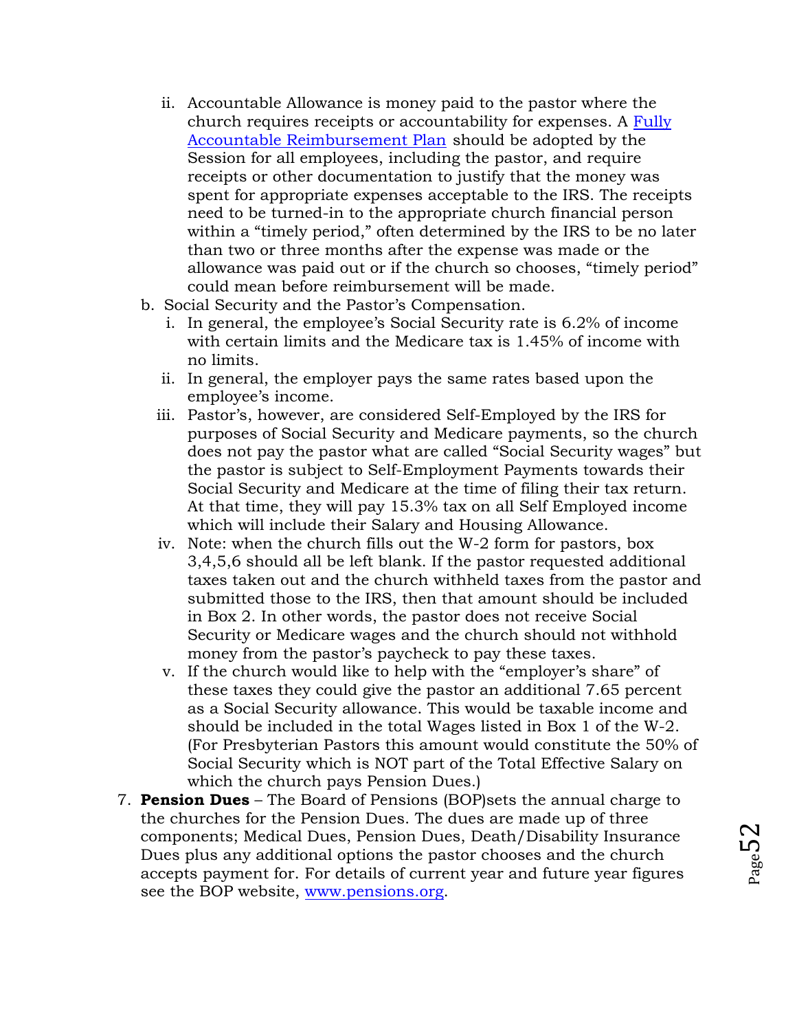ii. Accountable Allowance is money paid to the pastor where the church requires receipts or accountability for expenses. A [Fully Accountable Reimbursement Plan]() should be adopted by the Session for all employees, including the pastor, and require receipts or other documentation to justify that the money was spent for appropriate expenses acceptable to the IRS. The receipts need to be turned-in to the appropriate church financial person within a "timely period," often determined by the IRS to be no later than two or three months after the expense was made or the allowance was paid out or if the church so chooses, "timely period" could mean before reimbursement will be made.

b. Social Security and the Pastor's Compensation.
   i. In general, the employee's Social Security rate is 6.2% of income with certain limits and the Medicare tax is 1.45% of income with no limits.
   ii. In general, the employer pays the same rates based upon the employee's income.
   iii. Pastor's, however, are considered Self-Employed by the IRS for purposes of Social Security and Medicare payments, so the church does not pay the pastor what are called "Social Security wages" but the pastor is subject to Self-Employment Payments towards their Social Security and Medicare at the time of filing their tax return. At that time, they will pay 15.3% tax on all Self Employed income which will include their Salary and Housing Allowance.
   iv. Note: when the church fills out the W-2 form for pastors, box 3,4,5,6 should all be left blank. If the pastor requested additional taxes taken out and the church withheld taxes from the pastor and submitted those to the IRS, then that amount should be included in Box 2. In other words, the pastor does not receive Social Security or Medicare wages and the church should not withhold money from the pastor's paycheck to pay these taxes.
   v. If the church would like to help with the "employer's share" of these taxes they could give the pastor an additional 7.65 percent as a Social Security allowance. This would be taxable income and should be included in the total Wages listed in Box 1 of the W-2. (For Presbyterian Pastors this amount would constitute the 50% of Social Security which is NOT part of the Total Effective Salary on which the church pays Pension Dues.)

7. **Pension Dues** – The Board of Pensions (BOP)sets the annual charge to the churches for the Pension Dues. The dues are made up of three components; Medical Dues, Pension Dues, Death/Disability Insurance Dues plus any additional options the pastor chooses and the church accepts payment for. For details of current year and future year figures see the BOP website, [www.pensions.org](http://www.pensions.org).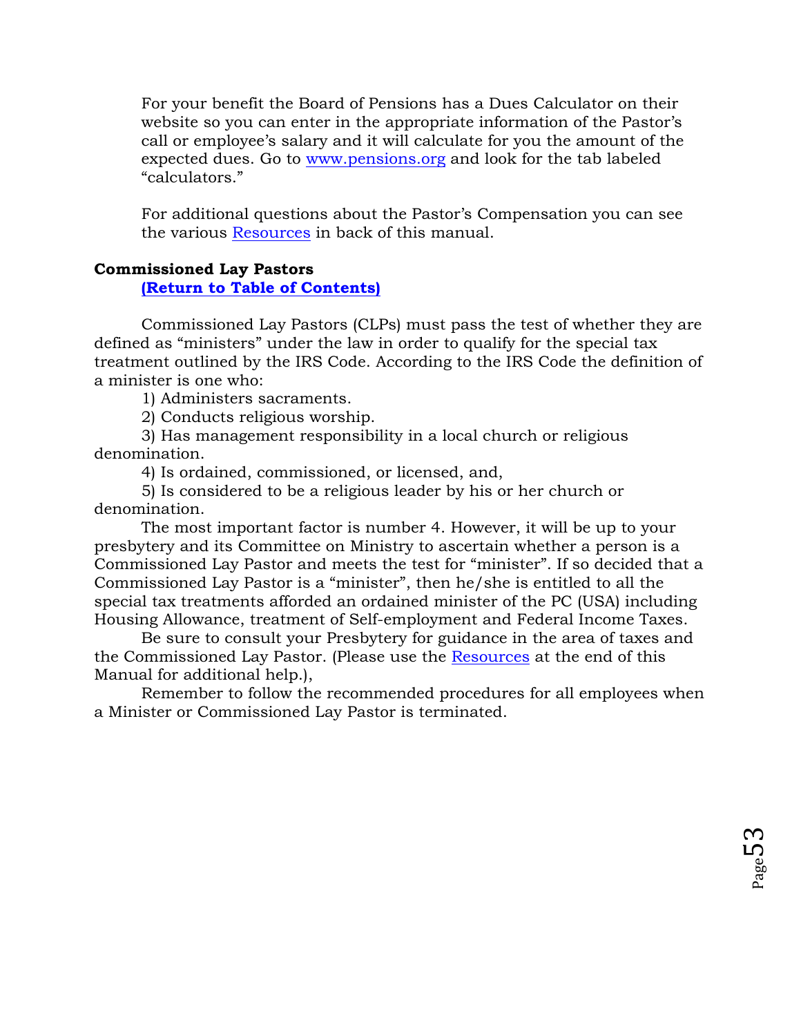For your benefit the Board of Pensions has a Dues Calculator on their website so you can enter in the appropriate information of the Pastor's call or employee's salary and it will calculate for you the amount of the expected dues. Go to [www.pensions.org](http://www.pensions.org) and look for the tab labeled "calculators."

For additional questions about the Pastor's Compensation you can see the various Resources in back of this manual.

**Commissioned Lay Pastors**

**(Return to Table of Contents)**

Commissioned Lay Pastors (CLPs) must pass the test of whether they are defined as "ministers" under the law in order to qualify for the special tax treatment outlined by the IRS Code. According to the IRS Code the definition of a minister is one who:

1) Administers sacraments.
2) Conducts religious worship.
3) Has management responsibility in a local church or religious denomination.
4) Is ordained, commissioned, or licensed, and,
5) Is considered to be a religious leader by his or her church or denomination.

The most important factor is number 4. However, it will be up to your presbytery and its Committee on Ministry to ascertain whether a person is a Commissioned Lay Pastor and meets the test for "minister". If so decided that a Commissioned Lay Pastor is a "minister", then he/she is entitled to all the special tax treatments afforded an ordained minister of the PC (USA) including Housing Allowance, treatment of Self-employment and Federal Income Taxes.

Be sure to consult your Presbytery for guidance in the area of taxes and the Commissioned Lay Pastor. (Please use the Resources at the end of this Manual for additional help.),

Remember to follow the recommended procedures for all employees when a Minister or Commissioned Lay Pastor is terminated.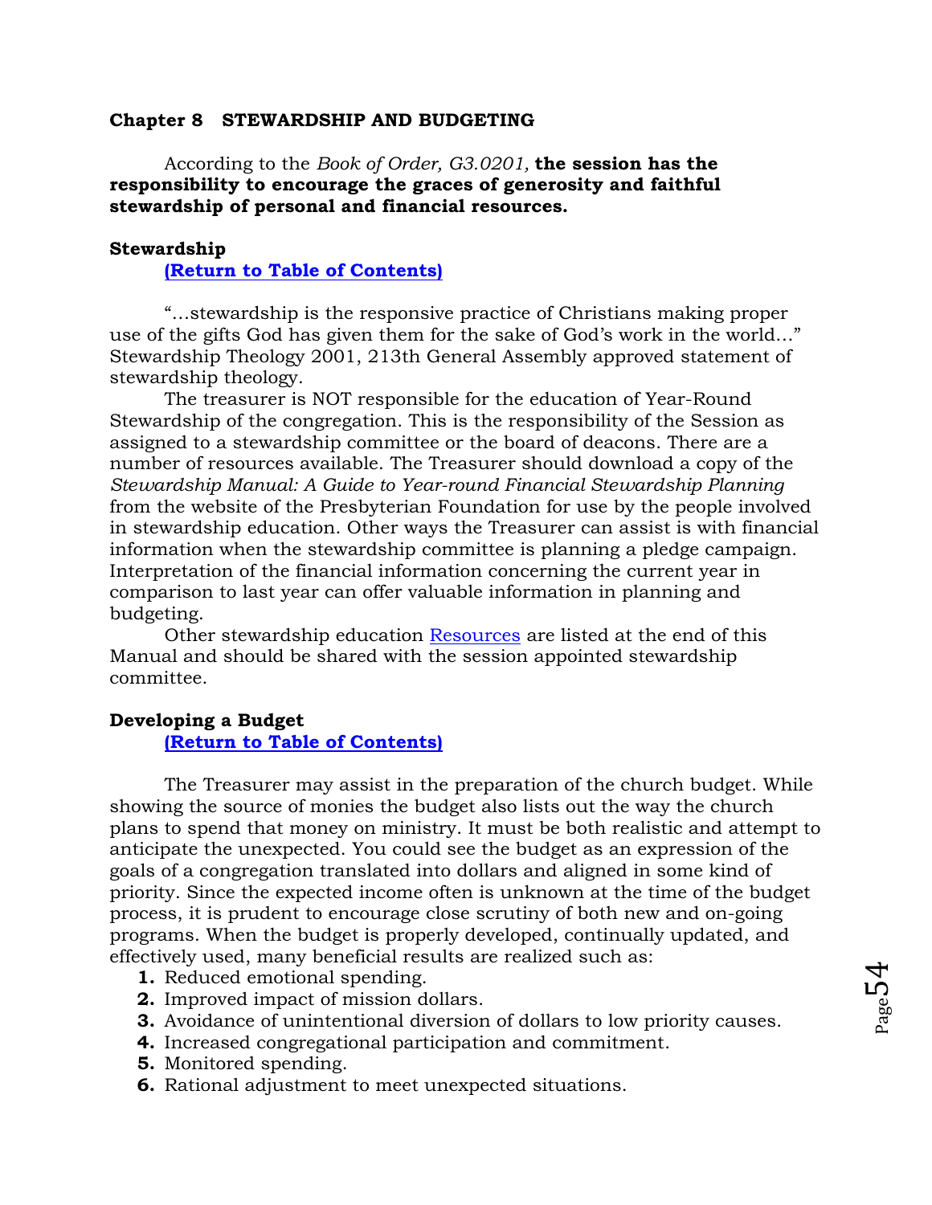## Chapter 8 STEWARDSHIP AND BUDGETING

According to the *Book of Order, G3.0201,* **the session has the responsibility to encourage the graces of generosity and faithful stewardship of personal and financial resources.**

### Stewardship

**(Return to Table of Contents)**

"…stewardship is the responsive practice of Christians making proper use of the gifts God has given them for the sake of God's work in the world…" Stewardship Theology 2001, 213th General Assembly approved statement of stewardship theology.

The treasurer is NOT responsible for the education of Year-Round Stewardship of the congregation. This is the responsibility of the Session as assigned to a stewardship committee or the board of deacons. There are a number of resources available. The Treasurer should download a copy of the *Stewardship Manual: A Guide to Year-round Financial Stewardship Planning* from the website of the Presbyterian Foundation for use by the people involved in stewardship education. Other ways the Treasurer can assist is with financial information when the stewardship committee is planning a pledge campaign. Interpretation of the financial information concerning the current year in comparison to last year can offer valuable information in planning and budgeting.

Other stewardship education Resources are listed at the end of this Manual and should be shared with the session appointed stewardship committee.

### Developing a Budget

**(Return to Table of Contents)**

The Treasurer may assist in the preparation of the church budget. While showing the source of monies the budget also lists out the way the church plans to spend that money on ministry. It must be both realistic and attempt to anticipate the unexpected. You could see the budget as an expression of the goals of a congregation translated into dollars and aligned in some kind of priority. Since the expected income often is unknown at the time of the budget process, it is prudent to encourage close scrutiny of both new and on-going programs. When the budget is properly developed, continually updated, and effectively used, many beneficial results are realized such as:

1. Reduced emotional spending.
2. Improved impact of mission dollars.
3. Avoidance of unintentional diversion of dollars to low priority causes.
4. Increased congregational participation and commitment.
5. Monitored spending.
6. Rational adjustment to meet unexpected situations.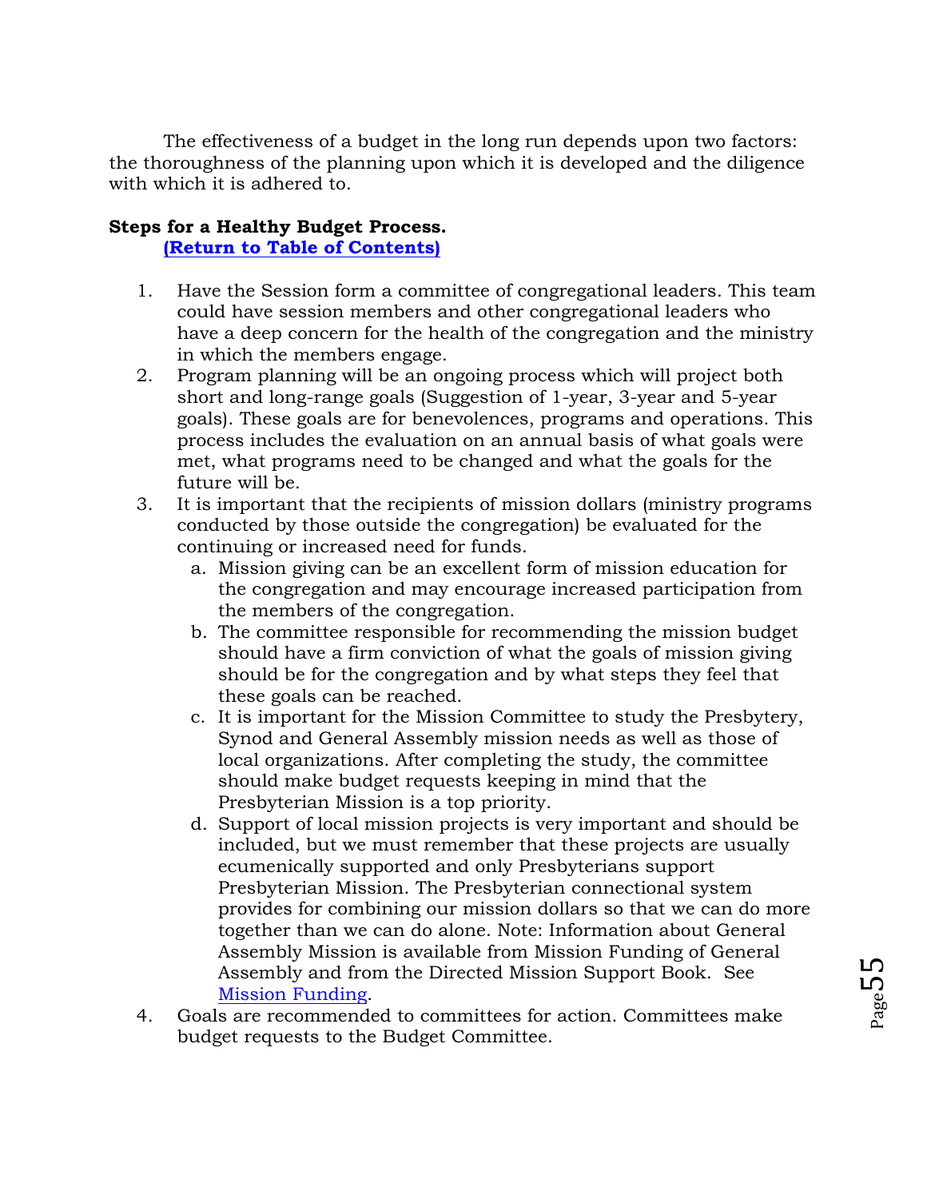The effectiveness of a budget in the long run depends upon two factors: the thoroughness of the planning upon which it is developed and the diligence with which it is adhered to.

**Steps for a Healthy Budget Process.**
**(Return to Table of Contents)**

1. Have the Session form a committee of congregational leaders. This team could have session members and other congregational leaders who have a deep concern for the health of the congregation and the ministry in which the members engage.
2. Program planning will be an ongoing process which will project both short and long-range goals (Suggestion of 1-year, 3-year and 5-year goals). These goals are for benevolences, programs and operations. This process includes the evaluation on an annual basis of what goals were met, what programs need to be changed and what the goals for the future will be.
3. It is important that the recipients of mission dollars (ministry programs conducted by those outside the congregation) be evaluated for the continuing or increased need for funds.
   a. Mission giving can be an excellent form of mission education for the congregation and may encourage increased participation from the members of the congregation.
   b. The committee responsible for recommending the mission budget should have a firm conviction of what the goals of mission giving should be for the congregation and by what steps they feel that these goals can be reached.
   c. It is important for the Mission Committee to study the Presbytery, Synod and General Assembly mission needs as well as those of local organizations. After completing the study, the committee should make budget requests keeping in mind that the Presbyterian Mission is a top priority.
   d. Support of local mission projects is very important and should be included, but we must remember that these projects are usually ecumenically supported and only Presbyterians support Presbyterian Mission. The Presbyterian connectional system provides for combining our mission dollars so that we can do more together than we can do alone. Note: Information about General Assembly Mission is available from Mission Funding of General Assembly and from the Directed Mission Support Book. See Mission Funding.
4. Goals are recommended to committees for action. Committees make budget requests to the Budget Committee.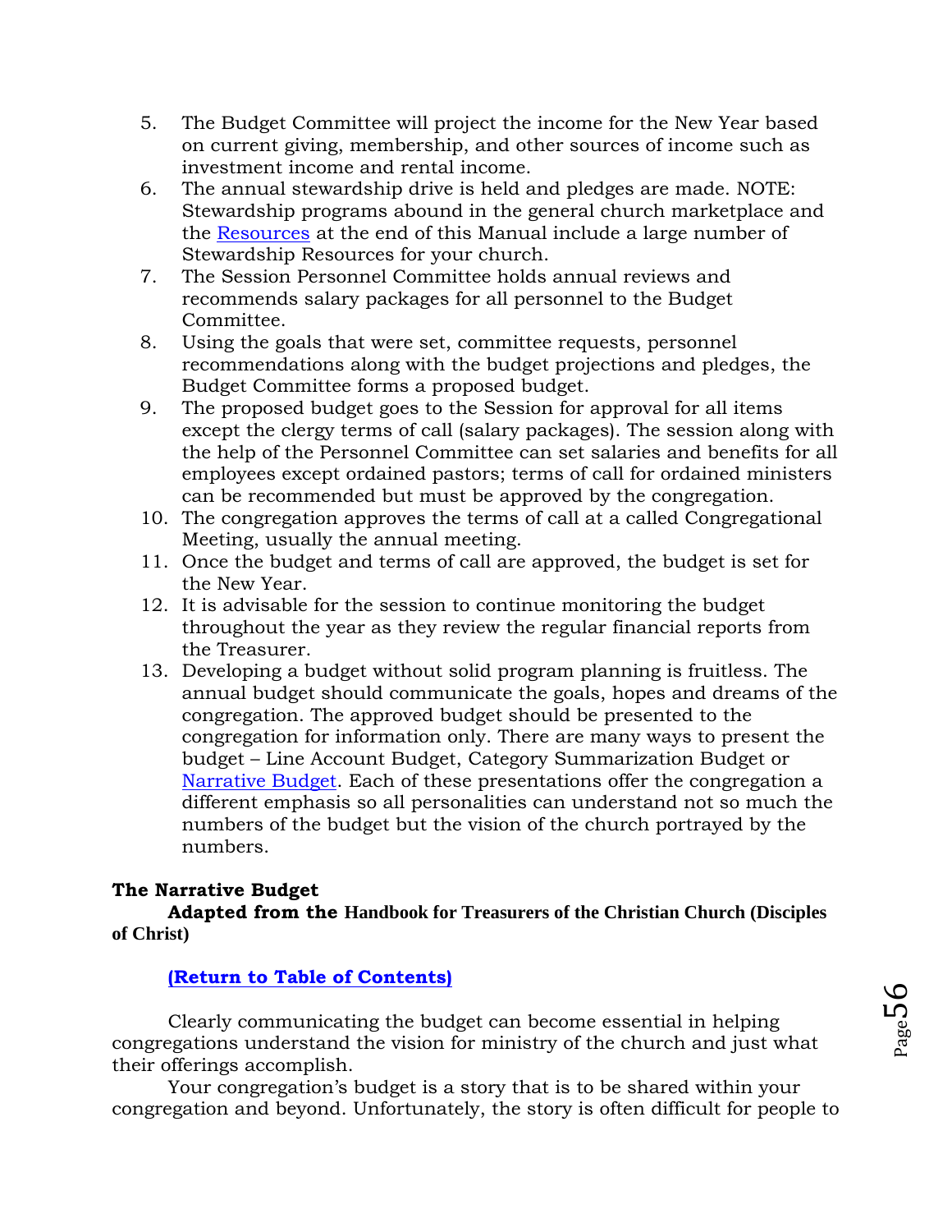5. The Budget Committee will project the income for the New Year based on current giving, membership, and other sources of income such as investment income and rental income.
6. The annual stewardship drive is held and pledges are made. NOTE: Stewardship programs abound in the general church marketplace and the Resources at the end of this Manual include a large number of Stewardship Resources for your church.
7. The Session Personnel Committee holds annual reviews and recommends salary packages for all personnel to the Budget Committee.
8. Using the goals that were set, committee requests, personnel recommendations along with the budget projections and pledges, the Budget Committee forms a proposed budget.
9. The proposed budget goes to the Session for approval for all items except the clergy terms of call (salary packages). The session along with the help of the Personnel Committee can set salaries and benefits for all employees except ordained pastors; terms of call for ordained ministers can be recommended but must be approved by the congregation.
10. The congregation approves the terms of call at a called Congregational Meeting, usually the annual meeting.
11. Once the budget and terms of call are approved, the budget is set for the New Year.
12. It is advisable for the session to continue monitoring the budget throughout the year as they review the regular financial reports from the Treasurer.
13. Developing a budget without solid program planning is fruitless. The annual budget should communicate the goals, hopes and dreams of the congregation. The approved budget should be presented to the congregation for information only. There are many ways to present the budget – Line Account Budget, Category Summarization Budget or Narrative Budget. Each of these presentations offer the congregation a different emphasis so all personalities can understand not so much the numbers of the budget but the vision of the church portrayed by the numbers.

**The Narrative Budget**

**Adapted from the Handbook for Treasurers of the Christian Church (Disciples of Christ)**

**(Return to Table of Contents)**

Clearly communicating the budget can become essential in helping congregations understand the vision for ministry of the church and just what their offerings accomplish.

Your congregation's budget is a story that is to be shared within your congregation and beyond. Unfortunately, the story is often difficult for people to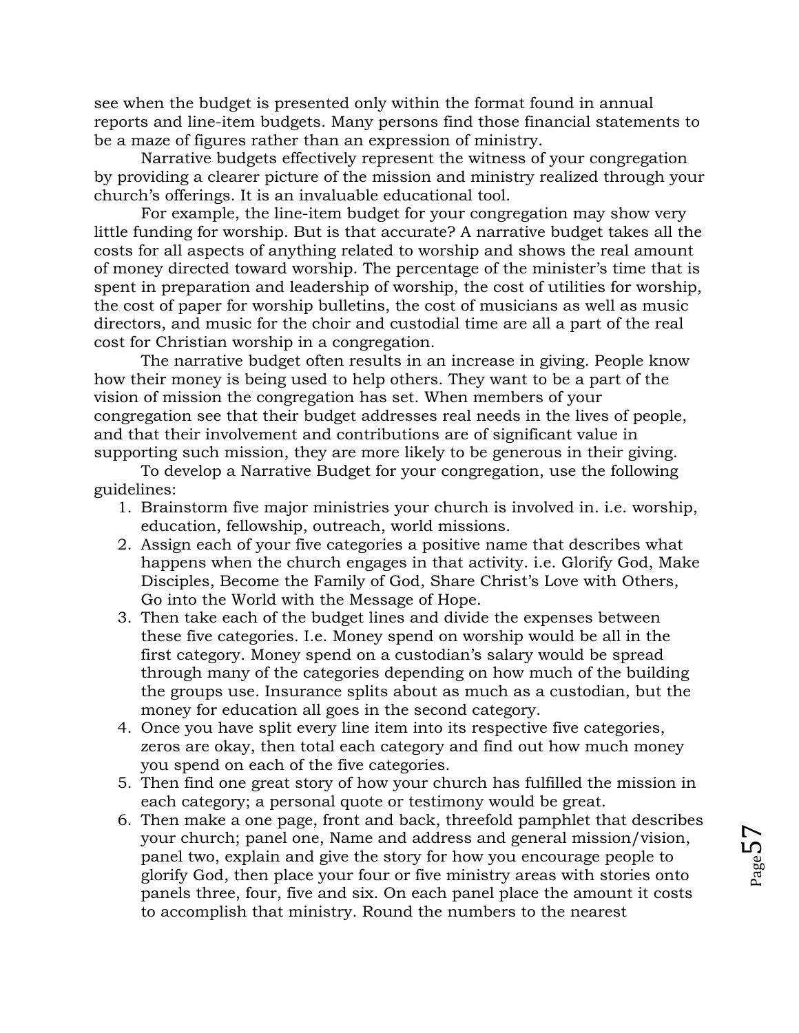see when the budget is presented only within the format found in annual reports and line-item budgets. Many persons find those financial statements to be a maze of figures rather than an expression of ministry.

Narrative budgets effectively represent the witness of your congregation by providing a clearer picture of the mission and ministry realized through your church's offerings. It is an invaluable educational tool.

For example, the line-item budget for your congregation may show very little funding for worship. But is that accurate? A narrative budget takes all the costs for all aspects of anything related to worship and shows the real amount of money directed toward worship. The percentage of the minister's time that is spent in preparation and leadership of worship, the cost of utilities for worship, the cost of paper for worship bulletins, the cost of musicians as well as music directors, and music for the choir and custodial time are all a part of the real cost for Christian worship in a congregation.

The narrative budget often results in an increase in giving. People know how their money is being used to help others. They want to be a part of the vision of mission the congregation has set. When members of your congregation see that their budget addresses real needs in the lives of people, and that their involvement and contributions are of significant value in supporting such mission, they are more likely to be generous in their giving.

To develop a Narrative Budget for your congregation, use the following guidelines:

1. Brainstorm five major ministries your church is involved in. i.e. worship, education, fellowship, outreach, world missions.
2. Assign each of your five categories a positive name that describes what happens when the church engages in that activity. i.e. Glorify God, Make Disciples, Become the Family of God, Share Christ's Love with Others, Go into the World with the Message of Hope.
3. Then take each of the budget lines and divide the expenses between these five categories. I.e. Money spend on worship would be all in the first category. Money spend on a custodian's salary would be spread through many of the categories depending on how much of the building the groups use. Insurance splits about as much as a custodian, but the money for education all goes in the second category.
4. Once you have split every line item into its respective five categories, zeros are okay, then total each category and find out how much money you spend on each of the five categories.
5. Then find one great story of how your church has fulfilled the mission in each category; a personal quote or testimony would be great.
6. Then make a one page, front and back, threefold pamphlet that describes your church; panel one, Name and address and general mission/vision, panel two, explain and give the story for how you encourage people to glorify God, then place your four or five ministry areas with stories onto panels three, four, five and six. On each panel place the amount it costs to accomplish that ministry. Round the numbers to the nearest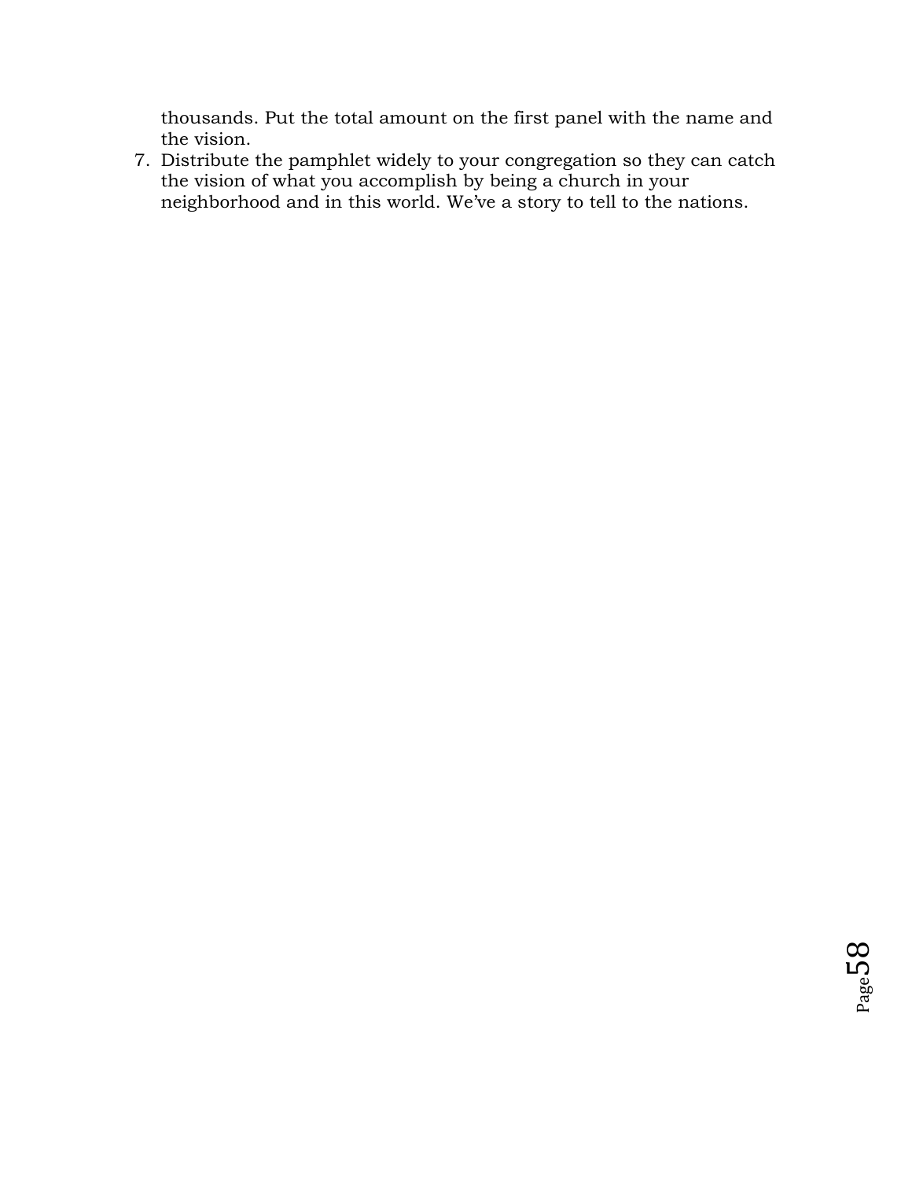thousands. Put the total amount on the first panel with the name and the vision.

7. Distribute the pamphlet widely to your congregation so they can catch the vision of what you accomplish by being a church in your neighborhood and in this world. We've a story to tell to the nations.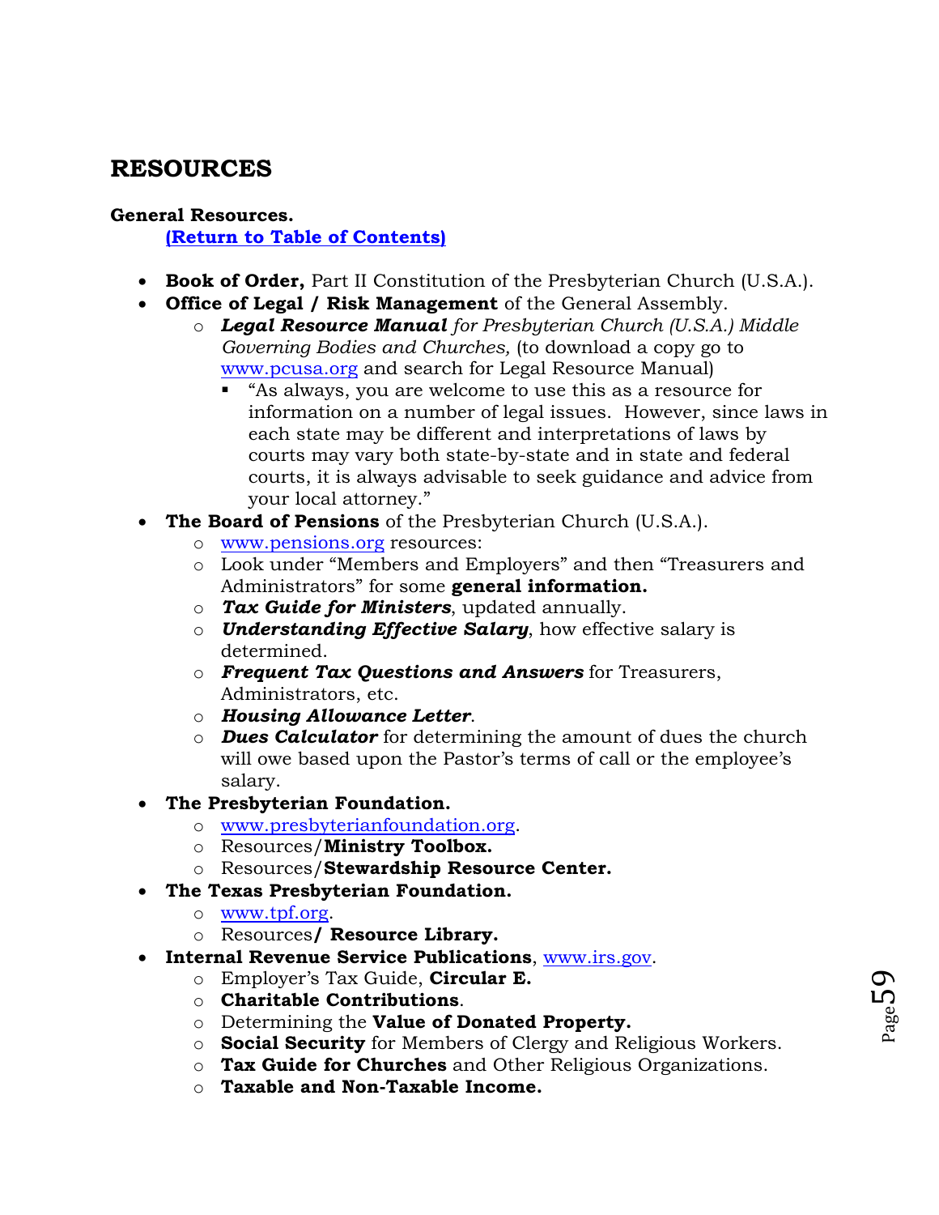# RESOURCES

**General Resources.**

**[(Return to Table of Contents)]**

- **Book of Order,** Part II Constitution of the Presbyterian Church (U.S.A.).
- **Office of Legal / Risk Management** of the General Assembly.
  - ***Legal Resource Manual*** *for Presbyterian Church (U.S.A.) Middle Governing Bodies and Churches,* (to download a copy go to www.pcusa.org and search for Legal Resource Manual)
    - "As always, you are welcome to use this as a resource for information on a number of legal issues. However, since laws in each state may be different and interpretations of laws by courts may vary both state-by-state and in state and federal courts, it is always advisable to seek guidance and advice from your local attorney."
- **The Board of Pensions** of the Presbyterian Church (U.S.A.).
  - www.pensions.org resources:
  - Look under "Members and Employers" and then "Treasurers and Administrators" for some **general information.**
  - ***Tax Guide for Ministers***, updated annually.
  - ***Understanding Effective Salary***, how effective salary is determined.
  - ***Frequent Tax Questions and Answers*** for Treasurers, Administrators, etc.
  - ***Housing Allowance Letter***.
  - ***Dues Calculator*** for determining the amount of dues the church will owe based upon the Pastor's terms of call or the employee's salary.
- **The Presbyterian Foundation.**
  - www.presbyterianfoundation.org.
  - Resources/**Ministry Toolbox.**
  - Resources/**Stewardship Resource Center.**
- **The Texas Presbyterian Foundation.**
  - www.tpf.org.
  - Resources**/ Resource Library.**
- **Internal Revenue Service Publications**, www.irs.gov.
  - Employer's Tax Guide, **Circular E.**
  - **Charitable Contributions**.
  - Determining the **Value of Donated Property.**
  - **Social Security** for Members of Clergy and Religious Workers.
  - **Tax Guide for Churches** and Other Religious Organizations.
  - **Taxable and Non-Taxable Income.**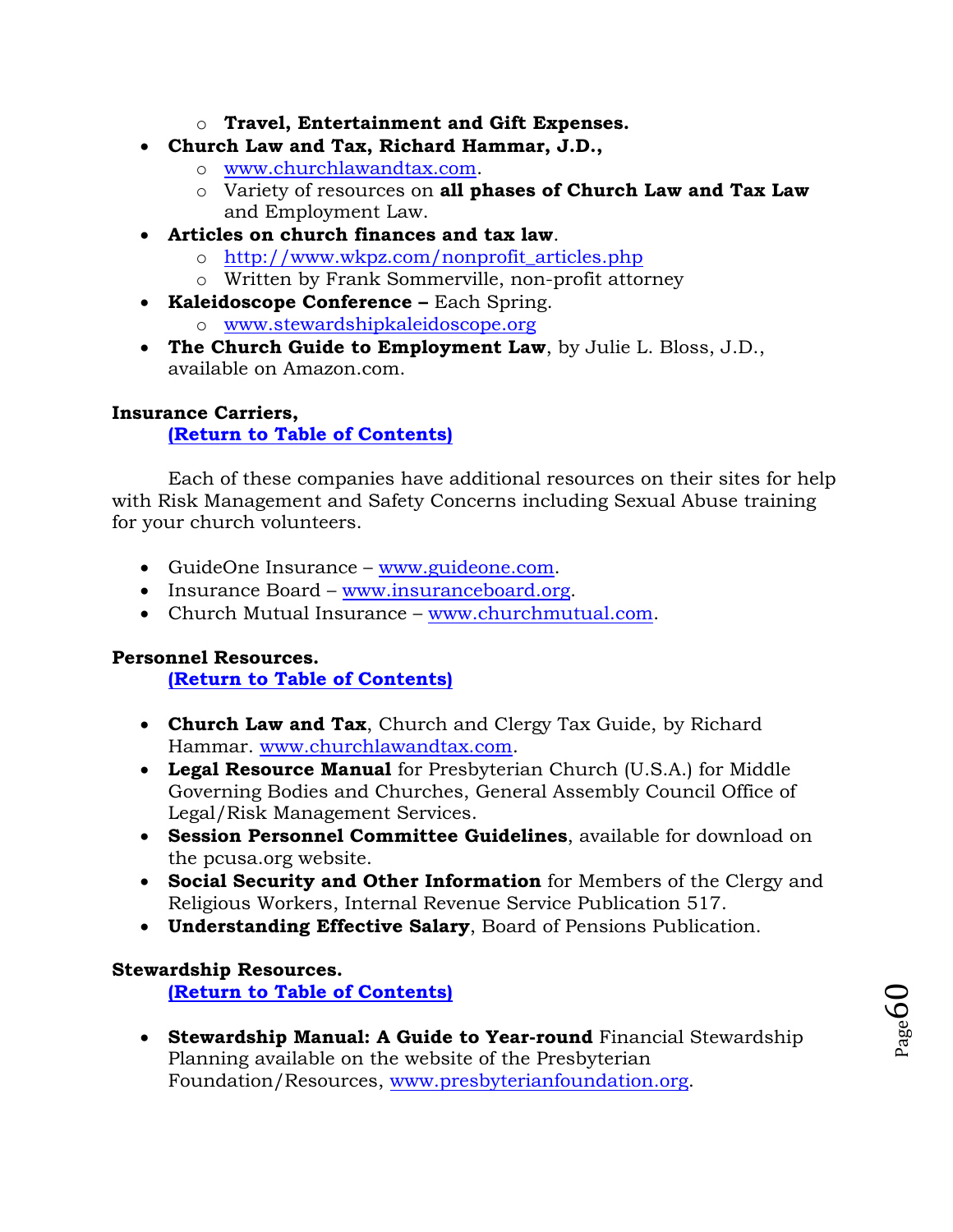- **Travel, Entertainment and Gift Expenses.**
- **Church Law and Tax, Richard Hammar, J.D.,**
    - www.churchlawandtax.com.
    - Variety of resources on **all phases of Church Law and Tax Law** and Employment Law.
- **Articles on church finances and tax law**.
    - http://www.wkpz.com/nonprofit_articles.php
    - Written by Frank Sommerville, non-profit attorney
- **Kaleidoscope Conference –** Each Spring.
    - www.stewardshipkaleidoscope.org
- **The Church Guide to Employment Law**, by Julie L. Bloss, J.D., available on Amazon.com.

**Insurance Carriers,**

**(Return to Table of Contents)**

Each of these companies have additional resources on their sites for help with Risk Management and Safety Concerns including Sexual Abuse training for your church volunteers.

- GuideOne Insurance – www.guideone.com.
- Insurance Board – www.insuranceboard.org.
- Church Mutual Insurance – www.churchmutual.com.

**Personnel Resources.**

**(Return to Table of Contents)**

- **Church Law and Tax**, Church and Clergy Tax Guide, by Richard Hammar. www.churchlawandtax.com.
- **Legal Resource Manual** for Presbyterian Church (U.S.A.) for Middle Governing Bodies and Churches, General Assembly Council Office of Legal/Risk Management Services.
- **Session Personnel Committee Guidelines**, available for download on the pcusa.org website.
- **Social Security and Other Information** for Members of the Clergy and Religious Workers, Internal Revenue Service Publication 517.
- **Understanding Effective Salary**, Board of Pensions Publication.

**Stewardship Resources.**

**(Return to Table of Contents)**

- **Stewardship Manual: A Guide to Year-round** Financial Stewardship Planning available on the website of the Presbyterian Foundation/Resources, www.presbyterianfoundation.org.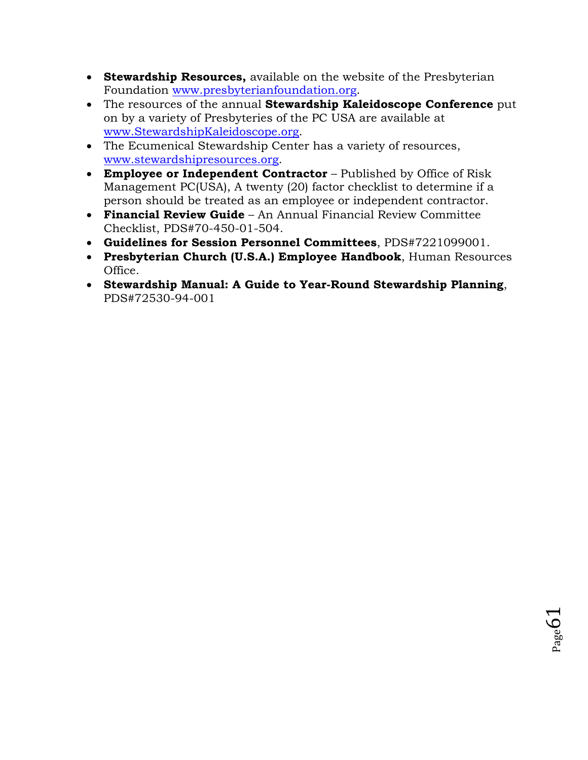- **Stewardship Resources,** available on the website of the Presbyterian Foundation www.presbyterianfoundation.org.
- The resources of the annual **Stewardship Kaleidoscope Conference** put on by a variety of Presbyteries of the PC USA are available at www.StewardshipKaleidoscope.org.
- The Ecumenical Stewardship Center has a variety of resources, www.stewardshipresources.org.
- **Employee or Independent Contractor** – Published by Office of Risk Management PC(USA), A twenty (20) factor checklist to determine if a person should be treated as an employee or independent contractor.
- **Financial Review Guide** – An Annual Financial Review Committee Checklist, PDS#70-450-01-504.
- **Guidelines for Session Personnel Committees**, PDS#7221099001.
- **Presbyterian Church (U.S.A.) Employee Handbook**, Human Resources Office.
- **Stewardship Manual: A Guide to Year-Round Stewardship Planning**, PDS#72530-94-001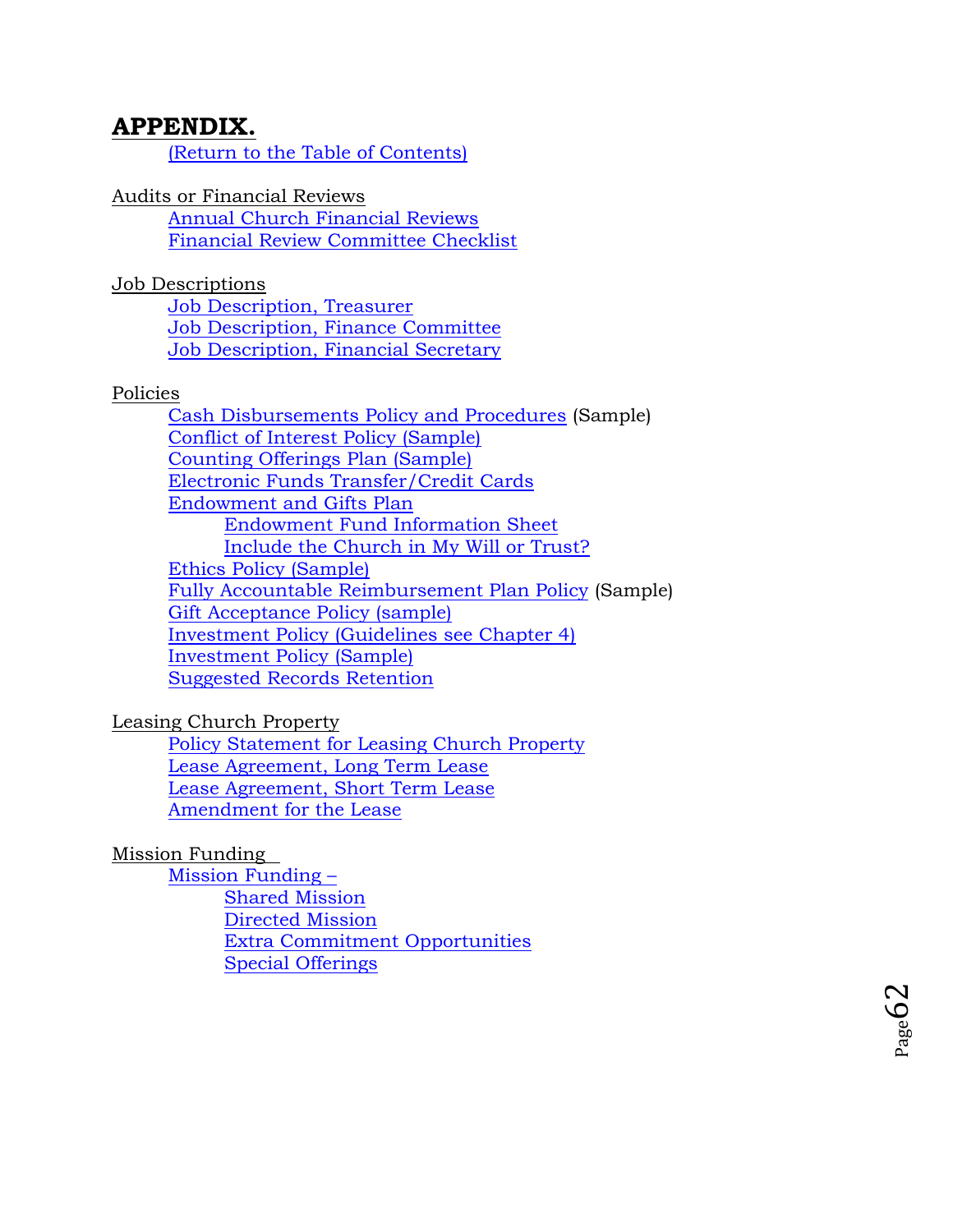# APPENDIX.

(Return to the Table of Contents)

Audits or Financial Reviews

- Annual Church Financial Reviews
- Financial Review Committee Checklist

Job Descriptions

- Job Description, Treasurer
- Job Description, Finance Committee
- Job Description, Financial Secretary

Policies

- Cash Disbursements Policy and Procedures (Sample)
- Conflict of Interest Policy (Sample)
- Counting Offerings Plan (Sample)
- Electronic Funds Transfer/Credit Cards
- Endowment and Gifts Plan
  - Endowment Fund Information Sheet
  - Include the Church in My Will or Trust?
- Ethics Policy (Sample)
- Fully Accountable Reimbursement Plan Policy (Sample)
- Gift Acceptance Policy (sample)
- Investment Policy (Guidelines see Chapter 4)
- Investment Policy (Sample)
- Suggested Records Retention

Leasing Church Property

- Policy Statement for Leasing Church Property
- Lease Agreement, Long Term Lease
- Lease Agreement, Short Term Lease
- Amendment for the Lease

Mission Funding

- Mission Funding –
  - Shared Mission
  - Directed Mission
  - Extra Commitment Opportunities
  - Special Offerings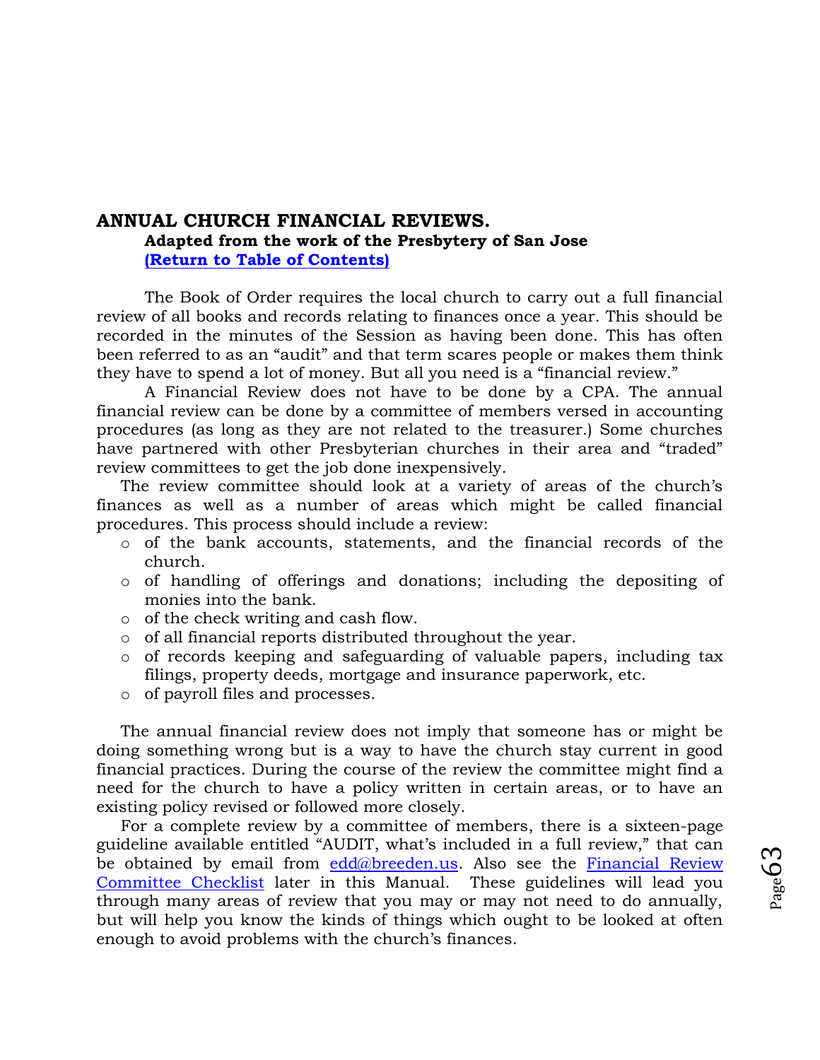## ANNUAL CHURCH FINANCIAL REVIEWS.

**Adapted from the work of the Presbytery of San Jose**

**(Return to Table of Contents)**

The Book of Order requires the local church to carry out a full financial review of all books and records relating to finances once a year. This should be recorded in the minutes of the Session as having been done. This has often been referred to as an "audit" and that term scares people or makes them think they have to spend a lot of money. But all you need is a "financial review."

A Financial Review does not have to be done by a CPA. The annual financial review can be done by a committee of members versed in accounting procedures (as long as they are not related to the treasurer.) Some churches have partnered with other Presbyterian churches in their area and "traded" review committees to get the job done inexpensively.

The review committee should look at a variety of areas of the church's finances as well as a number of areas which might be called financial procedures. This process should include a review:

- of the bank accounts, statements, and the financial records of the church.
- of handling of offerings and donations; including the depositing of monies into the bank.
- of the check writing and cash flow.
- of all financial reports distributed throughout the year.
- of records keeping and safeguarding of valuable papers, including tax filings, property deeds, mortgage and insurance paperwork, etc.
- of payroll files and processes.

The annual financial review does not imply that someone has or might be doing something wrong but is a way to have the church stay current in good financial practices. During the course of the review the committee might find a need for the church to have a policy written in certain areas, or to have an existing policy revised or followed more closely.

For a complete review by a committee of members, there is a sixteen-page guideline available entitled "AUDIT, what's included in a full review," that can be obtained by email from edd@breeden.us. Also see the Financial Review Committee Checklist later in this Manual. These guidelines will lead you through many areas of review that you may or may not need to do annually, but will help you know the kinds of things which ought to be looked at often enough to avoid problems with the church's finances.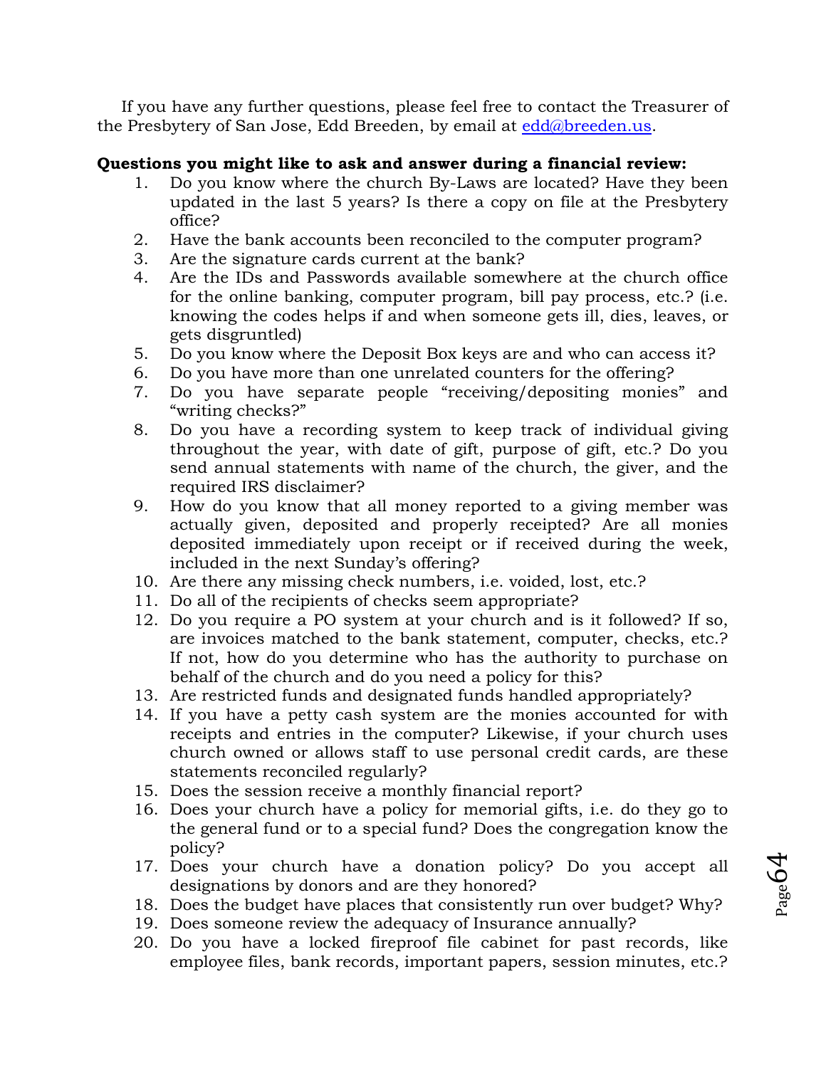If you have any further questions, please feel free to contact the Treasurer of the Presbytery of San Jose, Edd Breeden, by email at edd@breeden.us.

**Questions you might like to ask and answer during a financial review:**

1. Do you know where the church By-Laws are located? Have they been updated in the last 5 years? Is there a copy on file at the Presbytery office?
2. Have the bank accounts been reconciled to the computer program?
3. Are the signature cards current at the bank?
4. Are the IDs and Passwords available somewhere at the church office for the online banking, computer program, bill pay process, etc.? (i.e. knowing the codes helps if and when someone gets ill, dies, leaves, or gets disgruntled)
5. Do you know where the Deposit Box keys are and who can access it?
6. Do you have more than one unrelated counters for the offering?
7. Do you have separate people "receiving/depositing monies" and "writing checks?"
8. Do you have a recording system to keep track of individual giving throughout the year, with date of gift, purpose of gift, etc.? Do you send annual statements with name of the church, the giver, and the required IRS disclaimer?
9. How do you know that all money reported to a giving member was actually given, deposited and properly receipted? Are all monies deposited immediately upon receipt or if received during the week, included in the next Sunday's offering?
10. Are there any missing check numbers, i.e. voided, lost, etc.?
11. Do all of the recipients of checks seem appropriate?
12. Do you require a PO system at your church and is it followed? If so, are invoices matched to the bank statement, computer, checks, etc.? If not, how do you determine who has the authority to purchase on behalf of the church and do you need a policy for this?
13. Are restricted funds and designated funds handled appropriately?
14. If you have a petty cash system are the monies accounted for with receipts and entries in the computer? Likewise, if your church uses church owned or allows staff to use personal credit cards, are these statements reconciled regularly?
15. Does the session receive a monthly financial report?
16. Does your church have a policy for memorial gifts, i.e. do they go to the general fund or to a special fund? Does the congregation know the policy?
17. Does your church have a donation policy? Do you accept all designations by donors and are they honored?
18. Does the budget have places that consistently run over budget? Why?
19. Does someone review the adequacy of Insurance annually?
20. Do you have a locked fireproof file cabinet for past records, like employee files, bank records, important papers, session minutes, etc.?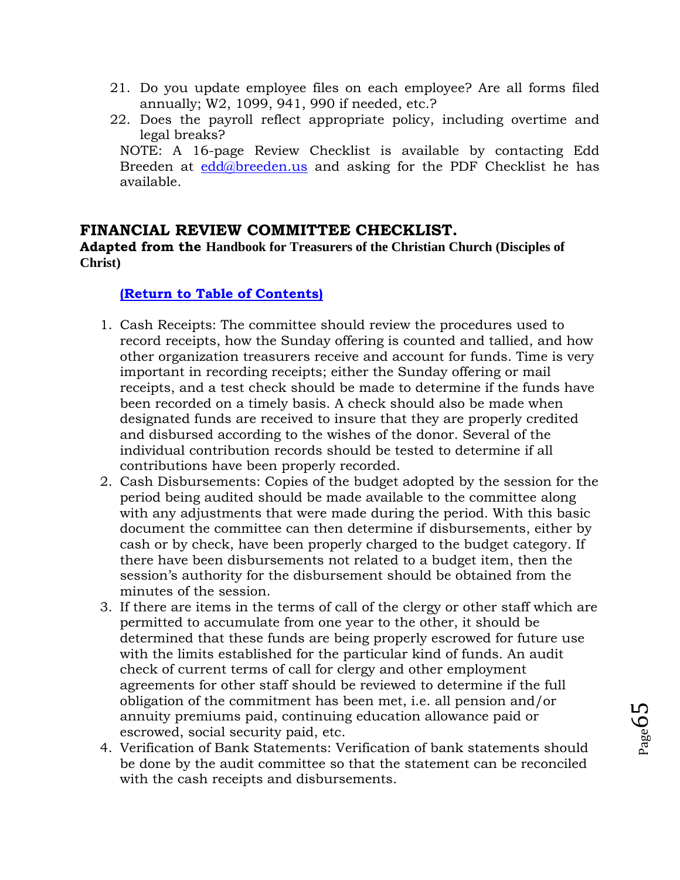21. Do you update employee files on each employee? Are all forms filed annually; W2, 1099, 941, 990 if needed, etc.?
22. Does the payroll reflect appropriate policy, including overtime and legal breaks?

NOTE: A 16-page Review Checklist is available by contacting Edd Breeden at edd@breeden.us and asking for the PDF Checklist he has available.

## FINANCIAL REVIEW COMMITTEE CHECKLIST.

**Adapted from the Handbook for Treasurers of the Christian Church (Disciples of Christ)**

**(Return to Table of Contents)**

1. Cash Receipts: The committee should review the procedures used to record receipts, how the Sunday offering is counted and tallied, and how other organization treasurers receive and account for funds. Time is very important in recording receipts; either the Sunday offering or mail receipts, and a test check should be made to determine if the funds have been recorded on a timely basis. A check should also be made when designated funds are received to insure that they are properly credited and disbursed according to the wishes of the donor. Several of the individual contribution records should be tested to determine if all contributions have been properly recorded.
2. Cash Disbursements: Copies of the budget adopted by the session for the period being audited should be made available to the committee along with any adjustments that were made during the period. With this basic document the committee can then determine if disbursements, either by cash or by check, have been properly charged to the budget category. If there have been disbursements not related to a budget item, then the session's authority for the disbursement should be obtained from the minutes of the session.
3. If there are items in the terms of call of the clergy or other staff which are permitted to accumulate from one year to the other, it should be determined that these funds are being properly escrowed for future use with the limits established for the particular kind of funds. An audit check of current terms of call for clergy and other employment agreements for other staff should be reviewed to determine if the full obligation of the commitment has been met, i.e. all pension and/or annuity premiums paid, continuing education allowance paid or escrowed, social security paid, etc.
4. Verification of Bank Statements: Verification of bank statements should be done by the audit committee so that the statement can be reconciled with the cash receipts and disbursements.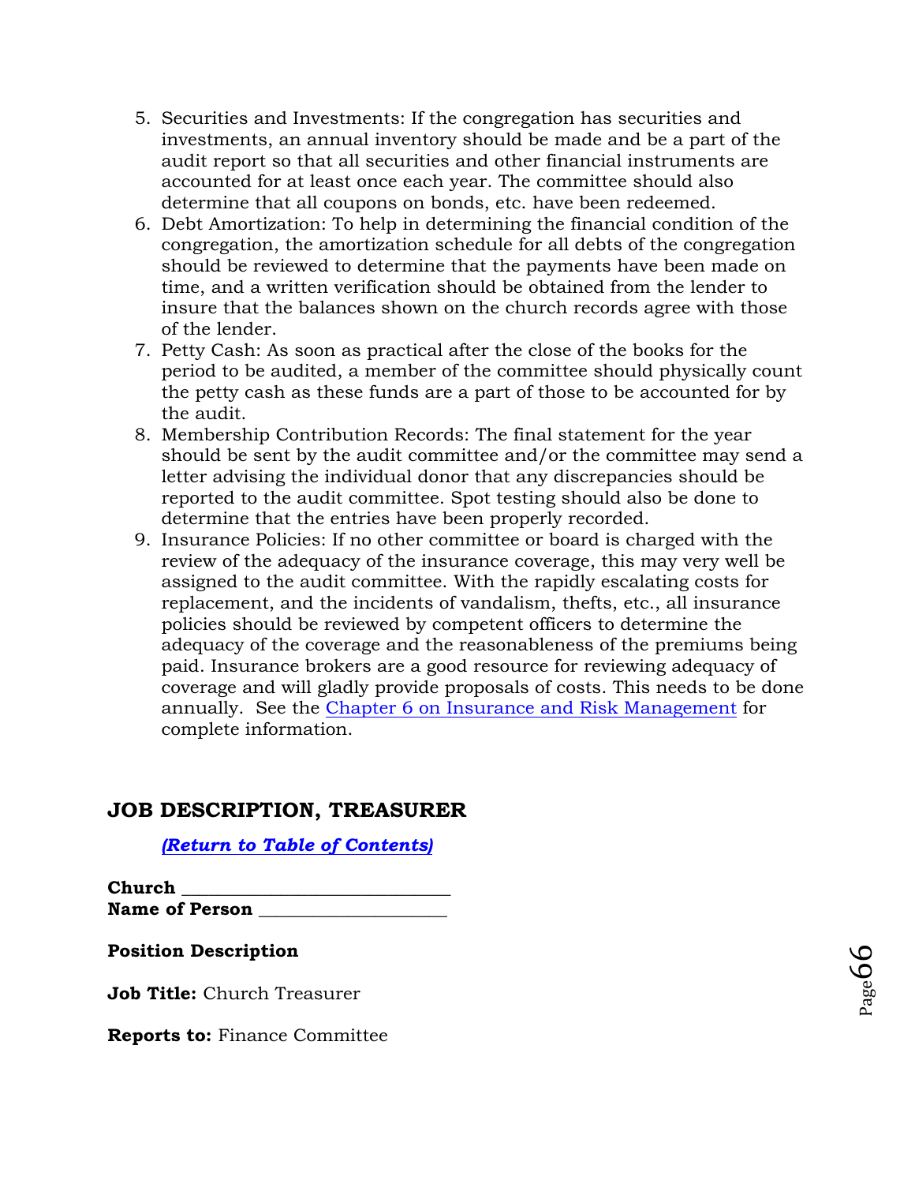5. Securities and Investments: If the congregation has securities and investments, an annual inventory should be made and be a part of the audit report so that all securities and other financial instruments are accounted for at least once each year. The committee should also determine that all coupons on bonds, etc. have been redeemed.
6. Debt Amortization: To help in determining the financial condition of the congregation, the amortization schedule for all debts of the congregation should be reviewed to determine that the payments have been made on time, and a written verification should be obtained from the lender to insure that the balances shown on the church records agree with those of the lender.
7. Petty Cash: As soon as practical after the close of the books for the period to be audited, a member of the committee should physically count the petty cash as these funds are a part of those to be accounted for by the audit.
8. Membership Contribution Records: The final statement for the year should be sent by the audit committee and/or the committee may send a letter advising the individual donor that any discrepancies should be reported to the audit committee. Spot testing should also be done to determine that the entries have been properly recorded.
9. Insurance Policies: If no other committee or board is charged with the review of the adequacy of the insurance coverage, this may very well be assigned to the audit committee. With the rapidly escalating costs for replacement, and the incidents of vandalism, thefts, etc., all insurance policies should be reviewed by competent officers to determine the adequacy of the coverage and the reasonableness of the premiums being paid. Insurance brokers are a good resource for reviewing adequacy of coverage and will gladly provide proposals of costs. This needs to be done annually. See the Chapter 6 on Insurance and Risk Management for complete information.

## JOB DESCRIPTION, TREASURER

***(Return to Table of Contents)***

**Church** ____________________________
**Name of Person** ____________________

**Position Description**

**Job Title:** Church Treasurer

**Reports to:** Finance Committee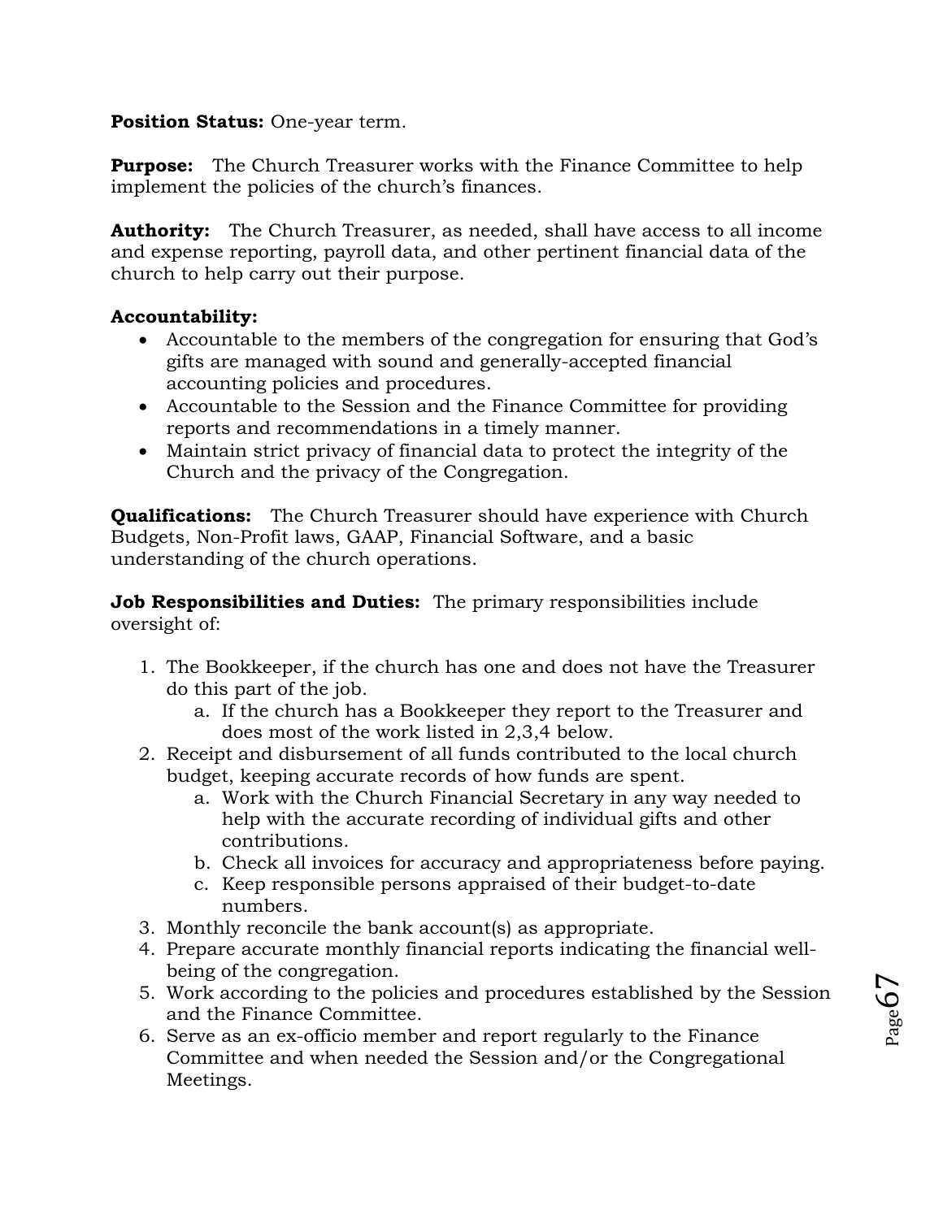**Position Status:** One-year term.

**Purpose:** The Church Treasurer works with the Finance Committee to help implement the policies of the church's finances.

**Authority:** The Church Treasurer, as needed, shall have access to all income and expense reporting, payroll data, and other pertinent financial data of the church to help carry out their purpose.

**Accountability:**

- Accountable to the members of the congregation for ensuring that God's gifts are managed with sound and generally-accepted financial accounting policies and procedures.
- Accountable to the Session and the Finance Committee for providing reports and recommendations in a timely manner.
- Maintain strict privacy of financial data to protect the integrity of the Church and the privacy of the Congregation.

**Qualifications:** The Church Treasurer should have experience with Church Budgets, Non-Profit laws, GAAP, Financial Software, and a basic understanding of the church operations.

**Job Responsibilities and Duties:** The primary responsibilities include oversight of:

1. The Bookkeeper, if the church has one and does not have the Treasurer do this part of the job.
    a. If the church has a Bookkeeper they report to the Treasurer and does most of the work listed in 2,3,4 below.
2. Receipt and disbursement of all funds contributed to the local church budget, keeping accurate records of how funds are spent.
    a. Work with the Church Financial Secretary in any way needed to help with the accurate recording of individual gifts and other contributions.
    b. Check all invoices for accuracy and appropriateness before paying.
    c. Keep responsible persons appraised of their budget-to-date numbers.
3. Monthly reconcile the bank account(s) as appropriate.
4. Prepare accurate monthly financial reports indicating the financial well-being of the congregation.
5. Work according to the policies and procedures established by the Session and the Finance Committee.
6. Serve as an ex-officio member and report regularly to the Finance Committee and when needed the Session and/or the Congregational Meetings.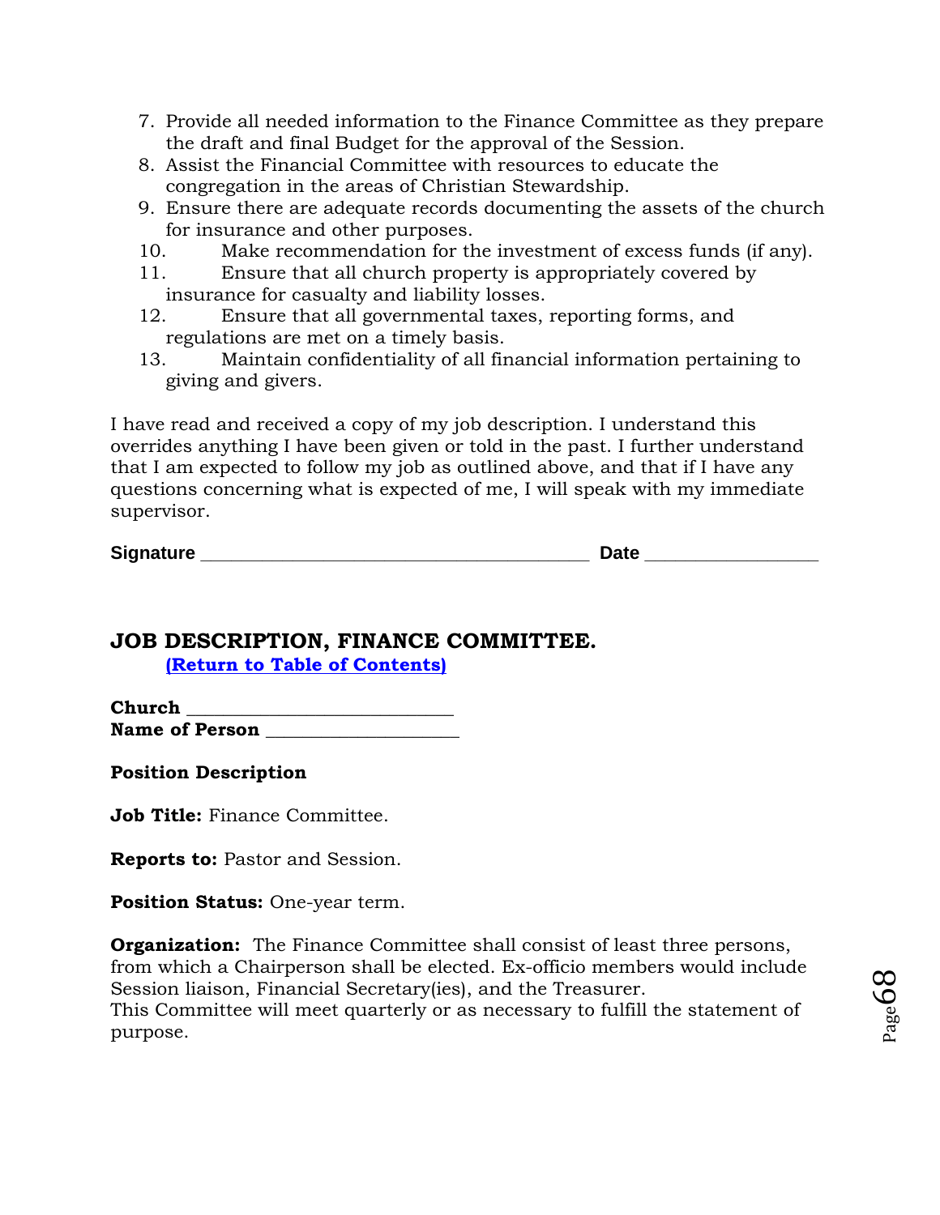7. Provide all needed information to the Finance Committee as they prepare the draft and final Budget for the approval of the Session.
8. Assist the Financial Committee with resources to educate the congregation in the areas of Christian Stewardship.
9. Ensure there are adequate records documenting the assets of the church for insurance and other purposes.
10. Make recommendation for the investment of excess funds (if any).
11. Ensure that all church property is appropriately covered by insurance for casualty and liability losses.
12. Ensure that all governmental taxes, reporting forms, and regulations are met on a timely basis.
13. Maintain confidentiality of all financial information pertaining to giving and givers.

I have read and received a copy of my job description. I understand this overrides anything I have been given or told in the past. I further understand that I am expected to follow my job as outlined above, and that if I have any questions concerning what is expected of me, I will speak with my immediate supervisor.

**Signature** _______________________________________ **Date** _________________

## JOB DESCRIPTION, FINANCE COMMITTEE.

**(Return to Table of Contents)**

**Church** ___________________________
**Name of Person** ____________________

**Position Description**

**Job Title:** Finance Committee.

**Reports to:** Pastor and Session.

**Position Status:** One-year term.

**Organization:** The Finance Committee shall consist of least three persons, from which a Chairperson shall be elected. Ex-officio members would include Session liaison, Financial Secretary(ies), and the Treasurer.
This Committee will meet quarterly or as necessary to fulfill the statement of purpose.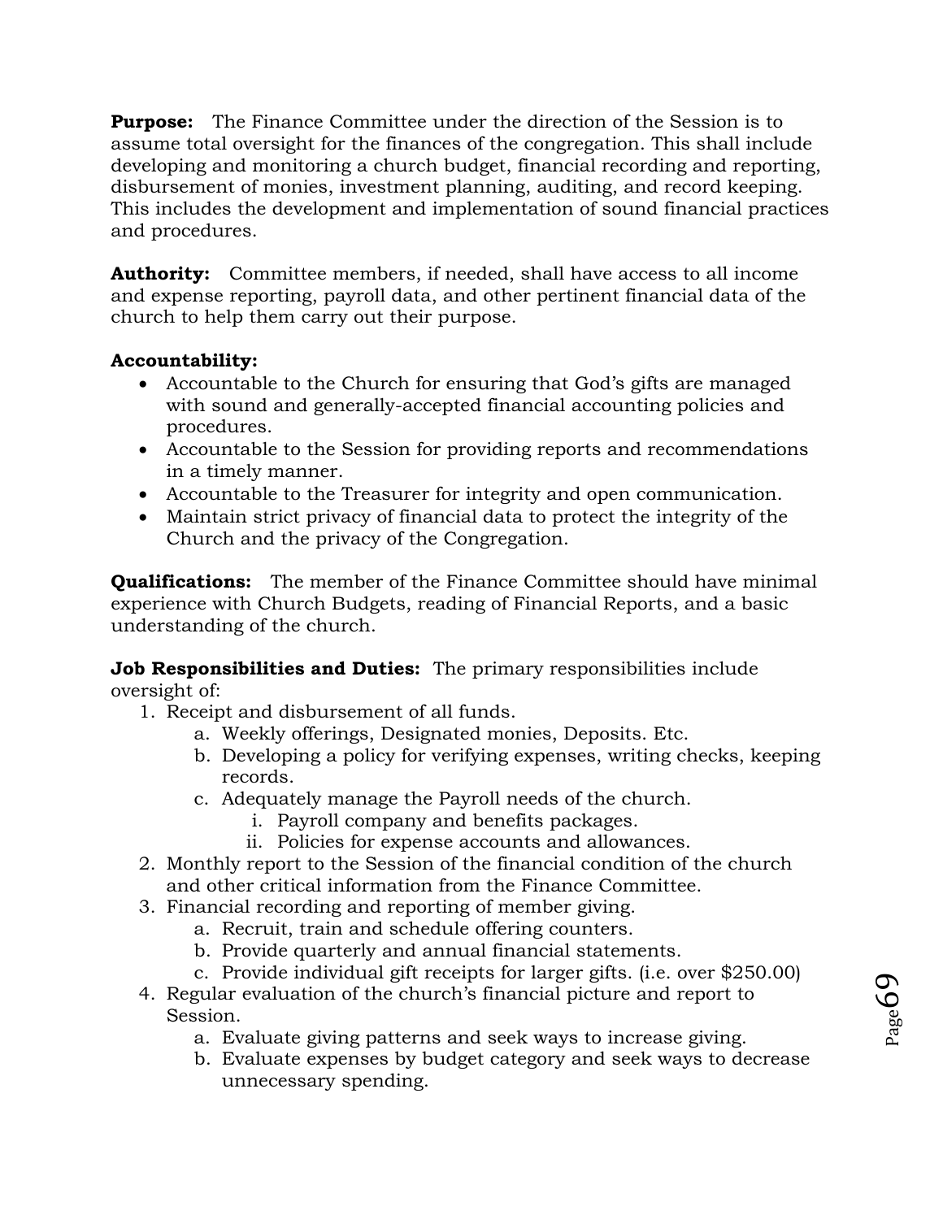**Purpose:** The Finance Committee under the direction of the Session is to assume total oversight for the finances of the congregation. This shall include developing and monitoring a church budget, financial recording and reporting, disbursement of monies, investment planning, auditing, and record keeping. This includes the development and implementation of sound financial practices and procedures.

**Authority:** Committee members, if needed, shall have access to all income and expense reporting, payroll data, and other pertinent financial data of the church to help them carry out their purpose.

**Accountability:**

- Accountable to the Church for ensuring that God's gifts are managed with sound and generally-accepted financial accounting policies and procedures.
- Accountable to the Session for providing reports and recommendations in a timely manner.
- Accountable to the Treasurer for integrity and open communication.
- Maintain strict privacy of financial data to protect the integrity of the Church and the privacy of the Congregation.

**Qualifications:** The member of the Finance Committee should have minimal experience with Church Budgets, reading of Financial Reports, and a basic understanding of the church.

**Job Responsibilities and Duties:** The primary responsibilities include oversight of:

1. Receipt and disbursement of all funds.
    a. Weekly offerings, Designated monies, Deposits. Etc.
    b. Developing a policy for verifying expenses, writing checks, keeping records.
    c. Adequately manage the Payroll needs of the church.
        i. Payroll company and benefits packages.
        ii. Policies for expense accounts and allowances.
2. Monthly report to the Session of the financial condition of the church and other critical information from the Finance Committee.
3. Financial recording and reporting of member giving.
    a. Recruit, train and schedule offering counters.
    b. Provide quarterly and annual financial statements.
    c. Provide individual gift receipts for larger gifts. (i.e. over $250.00)
4. Regular evaluation of the church's financial picture and report to Session.
    a. Evaluate giving patterns and seek ways to increase giving.
    b. Evaluate expenses by budget category and seek ways to decrease unnecessary spending.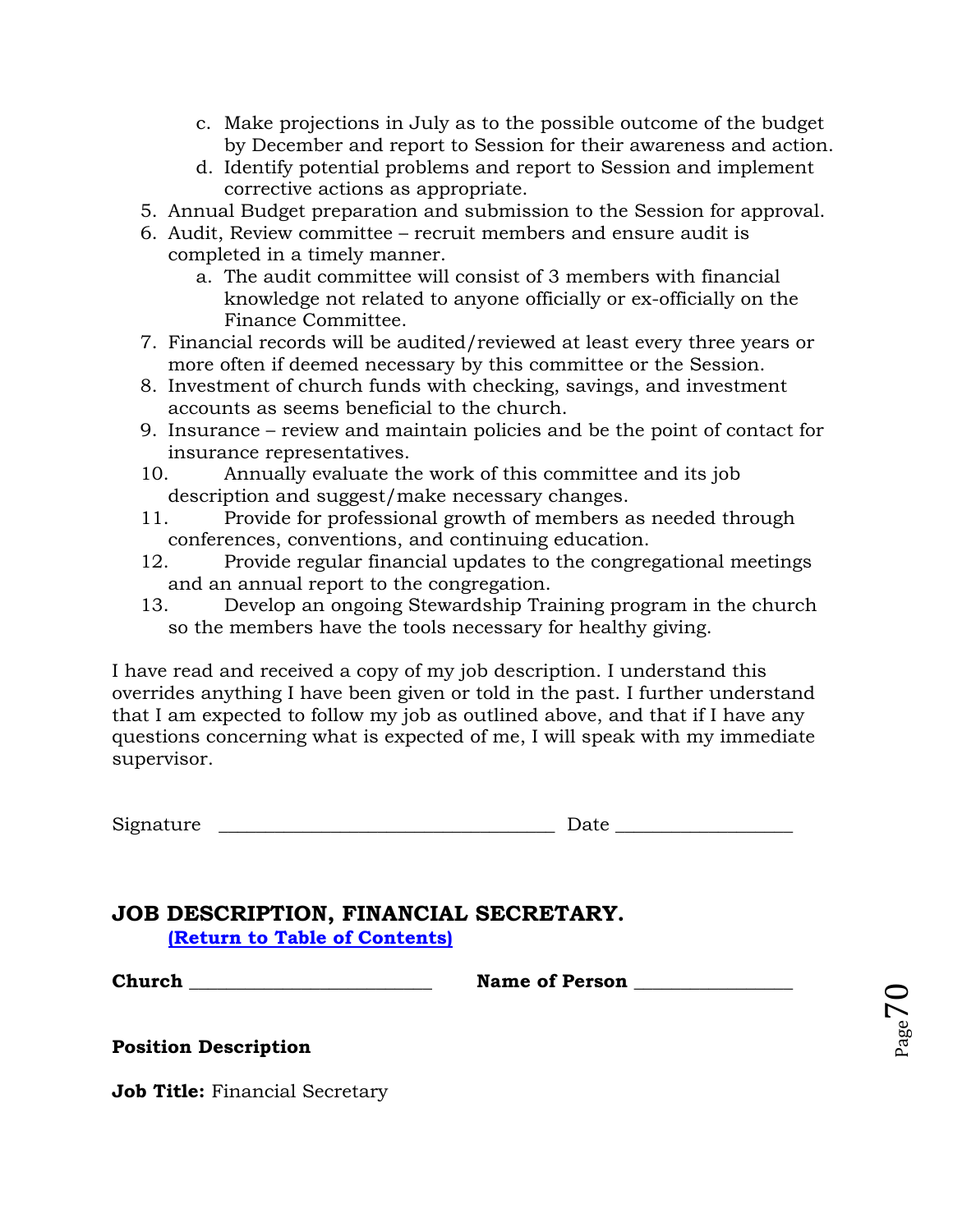c. Make projections in July as to the possible outcome of the budget by December and report to Session for their awareness and action.
   d. Identify potential problems and report to Session and implement corrective actions as appropriate.
5. Annual Budget preparation and submission to the Session for approval.
6. Audit, Review committee – recruit members and ensure audit is completed in a timely manner.
   a. The audit committee will consist of 3 members with financial knowledge not related to anyone officially or ex-officially on the Finance Committee.
7. Financial records will be audited/reviewed at least every three years or more often if deemed necessary by this committee or the Session.
8. Investment of church funds with checking, savings, and investment accounts as seems beneficial to the church.
9. Insurance – review and maintain policies and be the point of contact for insurance representatives.
10. Annually evaluate the work of this committee and its job description and suggest/make necessary changes.
11. Provide for professional growth of members as needed through conferences, conventions, and continuing education.
12. Provide regular financial updates to the congregational meetings and an annual report to the congregation.
13. Develop an ongoing Stewardship Training program in the church so the members have the tools necessary for healthy giving.

I have read and received a copy of my job description. I understand this overrides anything I have been given or told in the past. I further understand that I am expected to follow my job as outlined above, and that if I have any questions concerning what is expected of me, I will speak with my immediate supervisor.

Signature ___________________________________ Date __________________

## JOB DESCRIPTION, FINANCIAL SECRETARY.

**(Return to Table of Contents)**

**Church** _________________________ **Name of Person** ________________

**Position Description**

**Job Title:** Financial Secretary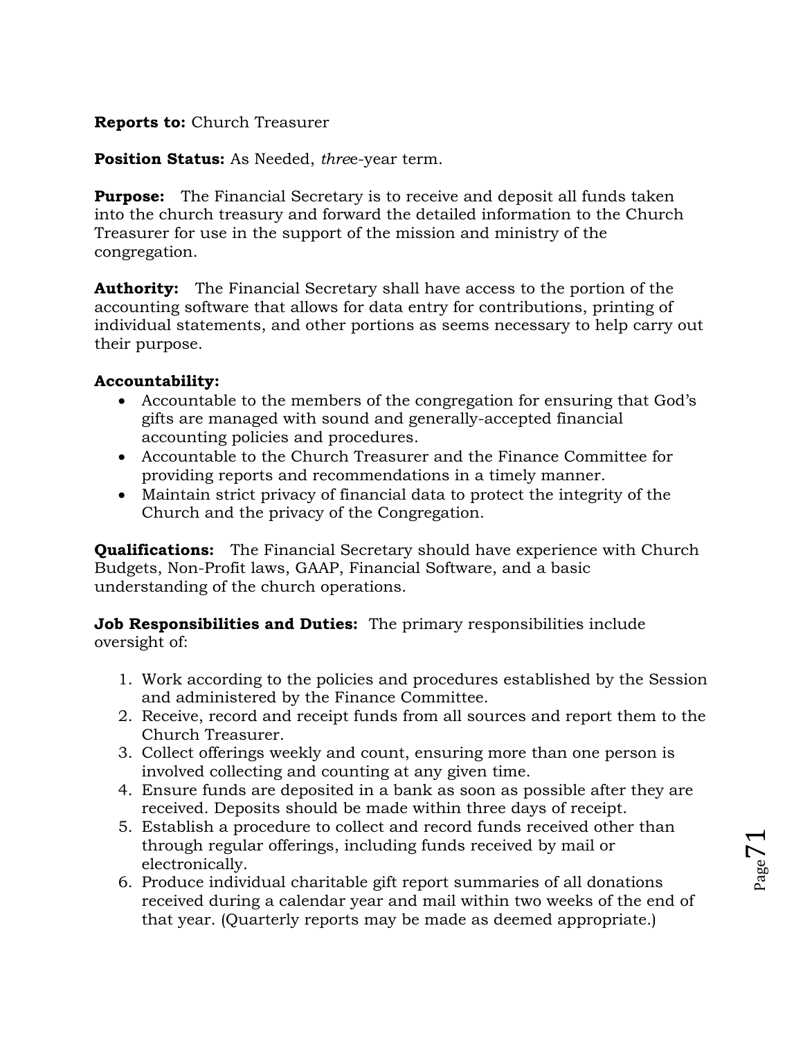**Reports to:** Church Treasurer

**Position Status:** As Needed, *thre*e-year term.

**Purpose:** The Financial Secretary is to receive and deposit all funds taken into the church treasury and forward the detailed information to the Church Treasurer for use in the support of the mission and ministry of the congregation.

**Authority:** The Financial Secretary shall have access to the portion of the accounting software that allows for data entry for contributions, printing of individual statements, and other portions as seems necessary to help carry out their purpose.

**Accountability:**

- Accountable to the members of the congregation for ensuring that God's gifts are managed with sound and generally-accepted financial accounting policies and procedures.
- Accountable to the Church Treasurer and the Finance Committee for providing reports and recommendations in a timely manner.
- Maintain strict privacy of financial data to protect the integrity of the Church and the privacy of the Congregation.

**Qualifications:** The Financial Secretary should have experience with Church Budgets, Non-Profit laws, GAAP, Financial Software, and a basic understanding of the church operations.

**Job Responsibilities and Duties:** The primary responsibilities include oversight of:

1. Work according to the policies and procedures established by the Session and administered by the Finance Committee.
2. Receive, record and receipt funds from all sources and report them to the Church Treasurer.
3. Collect offerings weekly and count, ensuring more than one person is involved collecting and counting at any given time.
4. Ensure funds are deposited in a bank as soon as possible after they are received. Deposits should be made within three days of receipt.
5. Establish a procedure to collect and record funds received other than through regular offerings, including funds received by mail or electronically.
6. Produce individual charitable gift report summaries of all donations received during a calendar year and mail within two weeks of the end of that year. (Quarterly reports may be made as deemed appropriate.)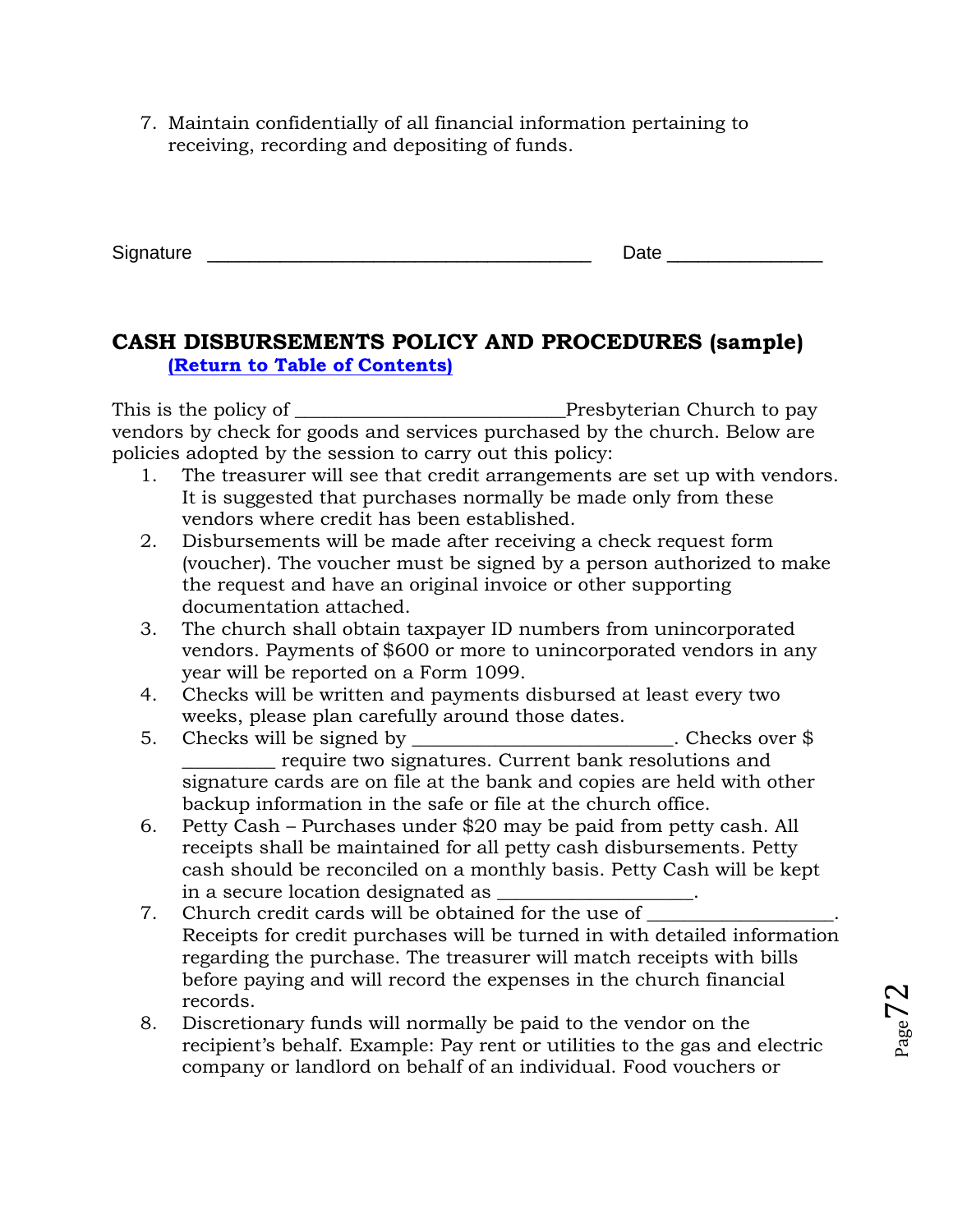7. Maintain confidentially of all financial information pertaining to receiving, recording and depositing of funds.

Signature ___________________________________ Date ______________

## CASH DISBURSEMENTS POLICY AND PROCEDURES (sample)

**(Return to Table of Contents)**

This is the policy of ___________________________Presbyterian Church to pay vendors by check for goods and services purchased by the church. Below are policies adopted by the session to carry out this policy:

1. The treasurer will see that credit arrangements are set up with vendors. It is suggested that purchases normally be made only from these vendors where credit has been established.
2. Disbursements will be made after receiving a check request form (voucher). The voucher must be signed by a person authorized to make the request and have an original invoice or other supporting documentation attached.
3. The church shall obtain taxpayer ID numbers from unincorporated vendors. Payments of $600 or more to unincorporated vendors in any year will be reported on a Form 1099.
4. Checks will be written and payments disbursed at least every two weeks, please plan carefully around those dates.
5. Checks will be signed by __________________________. Checks over $ _________ require two signatures. Current bank resolutions and signature cards are on file at the bank and copies are held with other backup information in the safe or file at the church office.
6. Petty Cash – Purchases under $20 may be paid from petty cash. All receipts shall be maintained for all petty cash disbursements. Petty cash should be reconciled on a monthly basis. Petty Cash will be kept in a secure location designated as ____________________.
7. Church credit cards will be obtained for the use of __________________. Receipts for credit purchases will be turned in with detailed information regarding the purchase. The treasurer will match receipts with bills before paying and will record the expenses in the church financial records.
8. Discretionary funds will normally be paid to the vendor on the recipient's behalf. Example: Pay rent or utilities to the gas and electric company or landlord on behalf of an individual. Food vouchers or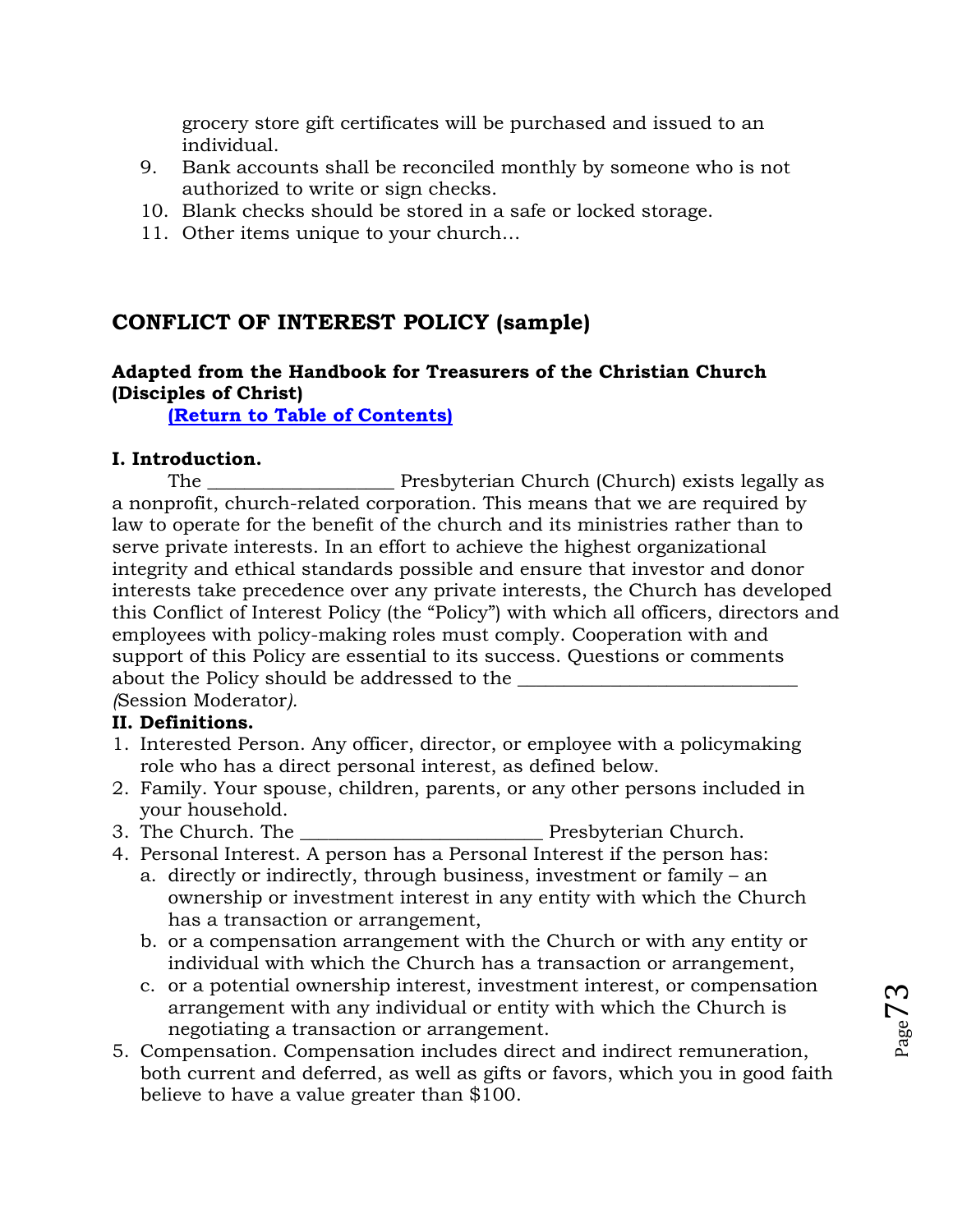grocery store gift certificates will be purchased and issued to an individual.

9. Bank accounts shall be reconciled monthly by someone who is not authorized to write or sign checks.
10. Blank checks should be stored in a safe or locked storage.
11. Other items unique to your church…

## CONFLICT OF INTEREST POLICY (sample)

**Adapted from the Handbook for Treasurers of the Christian Church (Disciples of Christ)**

**(Return to Table of Contents)**

**I. Introduction.**

The ___________________ Presbyterian Church (Church) exists legally as a nonprofit, church-related corporation. This means that we are required by law to operate for the benefit of the church and its ministries rather than to serve private interests. In an effort to achieve the highest organizational integrity and ethical standards possible and ensure that investor and donor interests take precedence over any private interests, the Church has developed this Conflict of Interest Policy (the "Policy") with which all officers, directors and employees with policy-making roles must comply. Cooperation with and support of this Policy are essential to its success. Questions or comments about the Policy should be addressed to the _____________________________ *(*Session Moderator*).*

**II. Definitions.**

1. Interested Person. Any officer, director, or employee with a policymaking role who has a direct personal interest, as defined below.
2. Family. Your spouse, children, parents, or any other persons included in your household.
3. The Church. The _________________________ Presbyterian Church.
4. Personal Interest. A person has a Personal Interest if the person has:
   a. directly or indirectly, through business, investment or family – an ownership or investment interest in any entity with which the Church has a transaction or arrangement,
   b. or a compensation arrangement with the Church or with any entity or individual with which the Church has a transaction or arrangement,
   c. or a potential ownership interest, investment interest, or compensation arrangement with any individual or entity with which the Church is negotiating a transaction or arrangement.
5. Compensation. Compensation includes direct and indirect remuneration, both current and deferred, as well as gifts or favors, which you in good faith believe to have a value greater than $100.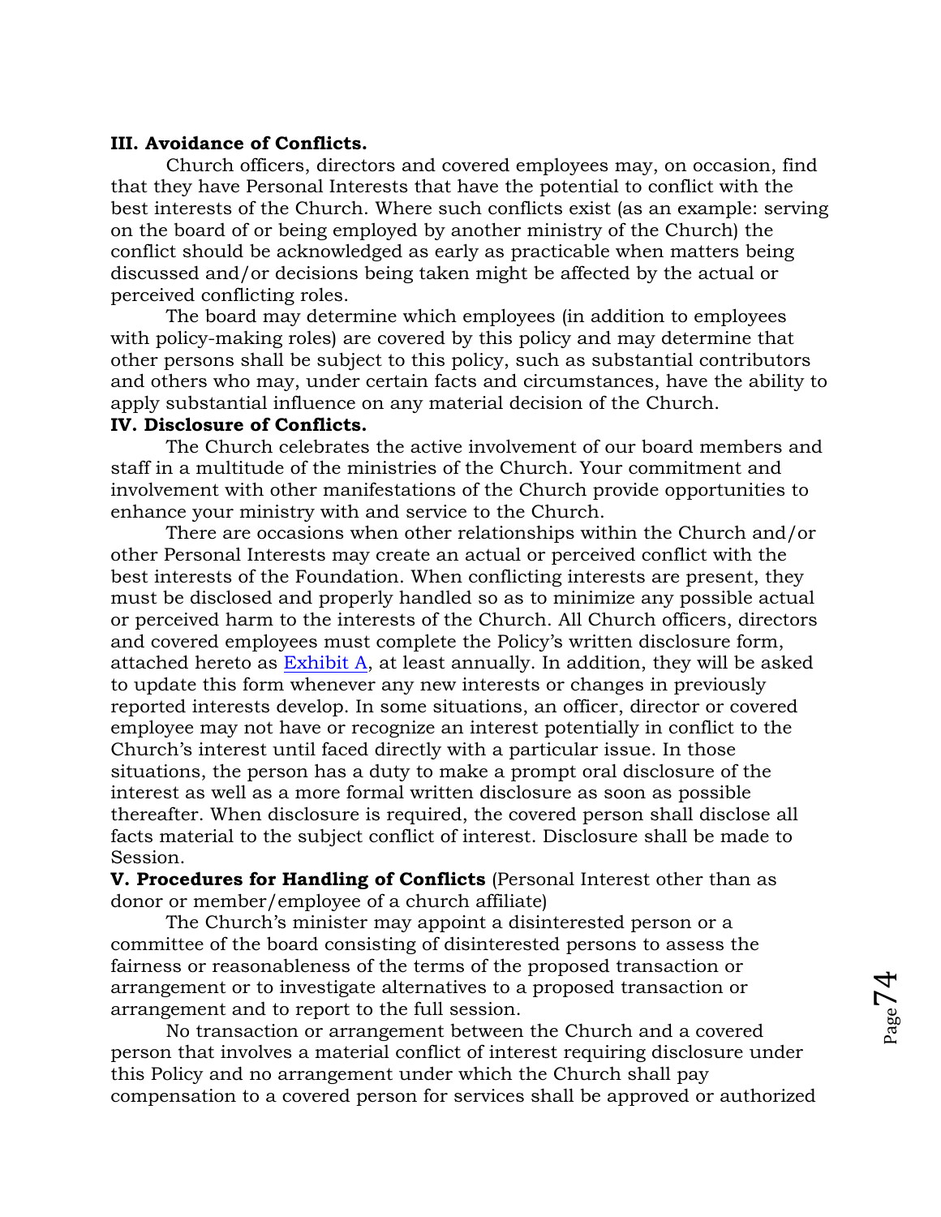**III. Avoidance of Conflicts.**

Church officers, directors and covered employees may, on occasion, find that they have Personal Interests that have the potential to conflict with the best interests of the Church. Where such conflicts exist (as an example: serving on the board of or being employed by another ministry of the Church) the conflict should be acknowledged as early as practicable when matters being discussed and/or decisions being taken might be affected by the actual or perceived conflicting roles.

The board may determine which employees (in addition to employees with policy-making roles) are covered by this policy and may determine that other persons shall be subject to this policy, such as substantial contributors and others who may, under certain facts and circumstances, have the ability to apply substantial influence on any material decision of the Church.

**IV. Disclosure of Conflicts.**

The Church celebrates the active involvement of our board members and staff in a multitude of the ministries of the Church. Your commitment and involvement with other manifestations of the Church provide opportunities to enhance your ministry with and service to the Church.

There are occasions when other relationships within the Church and/or other Personal Interests may create an actual or perceived conflict with the best interests of the Foundation. When conflicting interests are present, they must be disclosed and properly handled so as to minimize any possible actual or perceived harm to the interests of the Church. All Church officers, directors and covered employees must complete the Policy's written disclosure form, attached hereto as Exhibit A, at least annually. In addition, they will be asked to update this form whenever any new interests or changes in previously reported interests develop. In some situations, an officer, director or covered employee may not have or recognize an interest potentially in conflict to the Church's interest until faced directly with a particular issue. In those situations, the person has a duty to make a prompt oral disclosure of the interest as well as a more formal written disclosure as soon as possible thereafter. When disclosure is required, the covered person shall disclose all facts material to the subject conflict of interest. Disclosure shall be made to Session.

**V. Procedures for Handling of Conflicts** (Personal Interest other than as donor or member/employee of a church affiliate)

The Church's minister may appoint a disinterested person or a committee of the board consisting of disinterested persons to assess the fairness or reasonableness of the terms of the proposed transaction or arrangement or to investigate alternatives to a proposed transaction or arrangement and to report to the full session.

No transaction or arrangement between the Church and a covered person that involves a material conflict of interest requiring disclosure under this Policy and no arrangement under which the Church shall pay compensation to a covered person for services shall be approved or authorized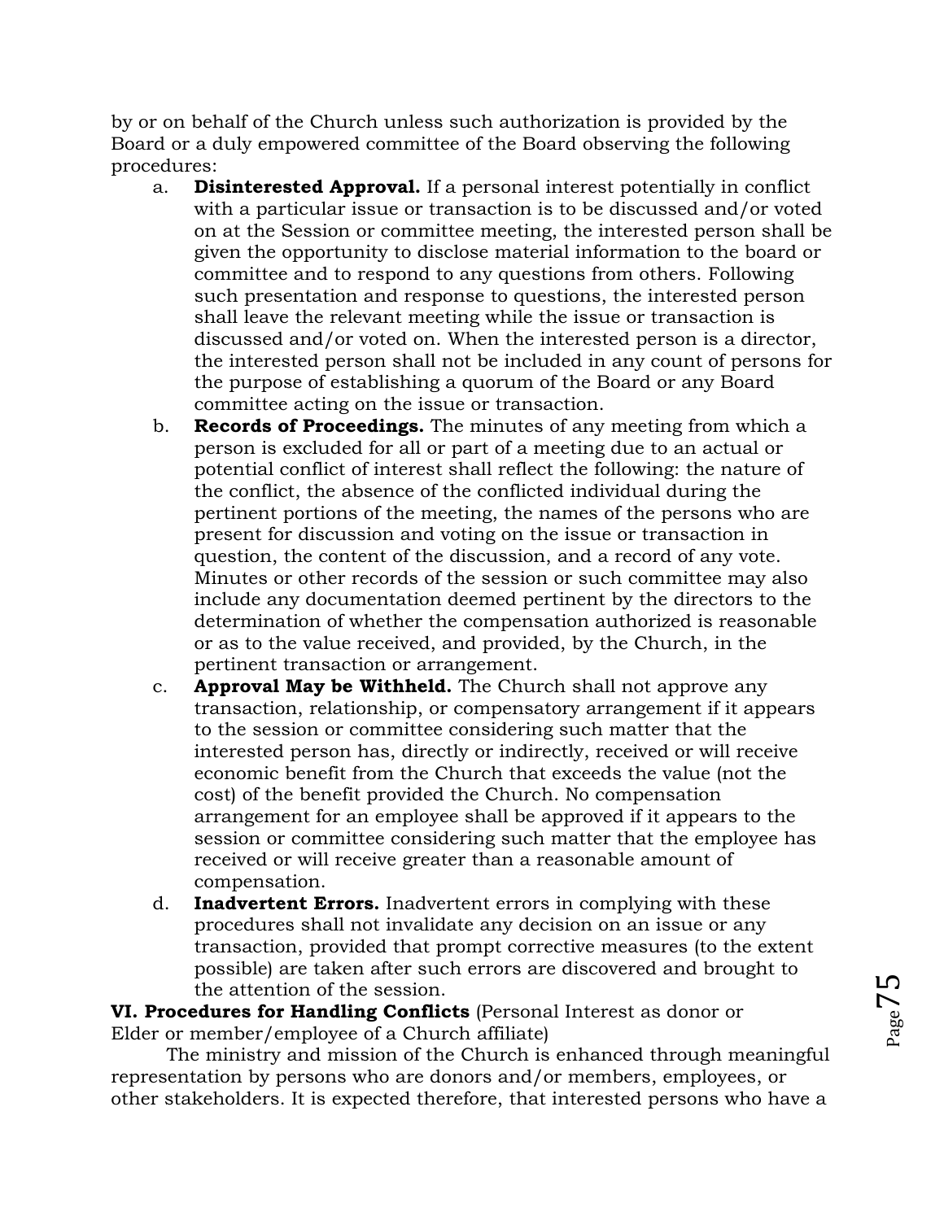by or on behalf of the Church unless such authorization is provided by the Board or a duly empowered committee of the Board observing the following procedures:

a. **Disinterested Approval.** If a personal interest potentially in conflict with a particular issue or transaction is to be discussed and/or voted on at the Session or committee meeting, the interested person shall be given the opportunity to disclose material information to the board or committee and to respond to any questions from others. Following such presentation and response to questions, the interested person shall leave the relevant meeting while the issue or transaction is discussed and/or voted on. When the interested person is a director, the interested person shall not be included in any count of persons for the purpose of establishing a quorum of the Board or any Board committee acting on the issue or transaction.

b. **Records of Proceedings.** The minutes of any meeting from which a person is excluded for all or part of a meeting due to an actual or potential conflict of interest shall reflect the following: the nature of the conflict, the absence of the conflicted individual during the pertinent portions of the meeting, the names of the persons who are present for discussion and voting on the issue or transaction in question, the content of the discussion, and a record of any vote. Minutes or other records of the session or such committee may also include any documentation deemed pertinent by the directors to the determination of whether the compensation authorized is reasonable or as to the value received, and provided, by the Church, in the pertinent transaction or arrangement.

c. **Approval May be Withheld.** The Church shall not approve any transaction, relationship, or compensatory arrangement if it appears to the session or committee considering such matter that the interested person has, directly or indirectly, received or will receive economic benefit from the Church that exceeds the value (not the cost) of the benefit provided the Church. No compensation arrangement for an employee shall be approved if it appears to the session or committee considering such matter that the employee has received or will receive greater than a reasonable amount of compensation.

d. **Inadvertent Errors.** Inadvertent errors in complying with these procedures shall not invalidate any decision on an issue or any transaction, provided that prompt corrective measures (to the extent possible) are taken after such errors are discovered and brought to the attention of the session.

**VI. Procedures for Handling Conflicts** (Personal Interest as donor or Elder or member/employee of a Church affiliate)

The ministry and mission of the Church is enhanced through meaningful representation by persons who are donors and/or members, employees, or other stakeholders. It is expected therefore, that interested persons who have a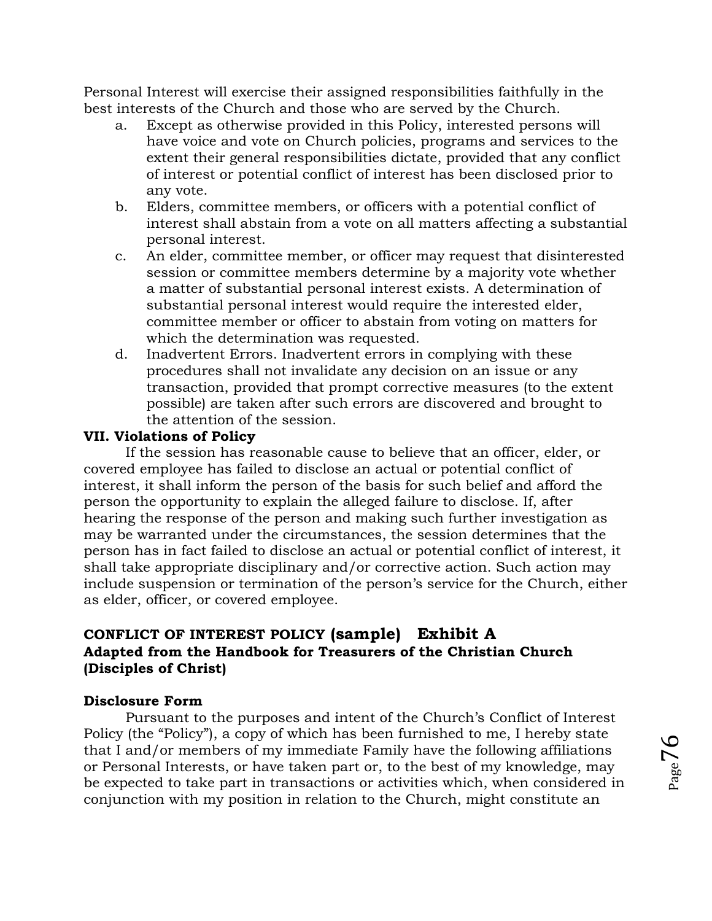Personal Interest will exercise their assigned responsibilities faithfully in the best interests of the Church and those who are served by the Church.

a. Except as otherwise provided in this Policy, interested persons will have voice and vote on Church policies, programs and services to the extent their general responsibilities dictate, provided that any conflict of interest or potential conflict of interest has been disclosed prior to any vote.
b. Elders, committee members, or officers with a potential conflict of interest shall abstain from a vote on all matters affecting a substantial personal interest.
c. An elder, committee member, or officer may request that disinterested session or committee members determine by a majority vote whether a matter of substantial personal interest exists. A determination of substantial personal interest would require the interested elder, committee member or officer to abstain from voting on matters for which the determination was requested.
d. Inadvertent Errors. Inadvertent errors in complying with these procedures shall not invalidate any decision on an issue or any transaction, provided that prompt corrective measures (to the extent possible) are taken after such errors are discovered and brought to the attention of the session.

**VII. Violations of Policy**

If the session has reasonable cause to believe that an officer, elder, or covered employee has failed to disclose an actual or potential conflict of interest, it shall inform the person of the basis for such belief and afford the person the opportunity to explain the alleged failure to disclose. If, after hearing the response of the person and making such further investigation as may be warranted under the circumstances, the session determines that the person has in fact failed to disclose an actual or potential conflict of interest, it shall take appropriate disciplinary and/or corrective action. Such action may include suspension or termination of the person's service for the Church, either as elder, officer, or covered employee.

## CONFLICT OF INTEREST POLICY (sample) Exhibit A
### Adapted from the Handbook for Treasurers of the Christian Church (Disciples of Christ)

**Disclosure Form**

Pursuant to the purposes and intent of the Church's Conflict of Interest Policy (the "Policy"), a copy of which has been furnished to me, I hereby state that I and/or members of my immediate Family have the following affiliations or Personal Interests, or have taken part or, to the best of my knowledge, may be expected to take part in transactions or activities which, when considered in conjunction with my position in relation to the Church, might constitute an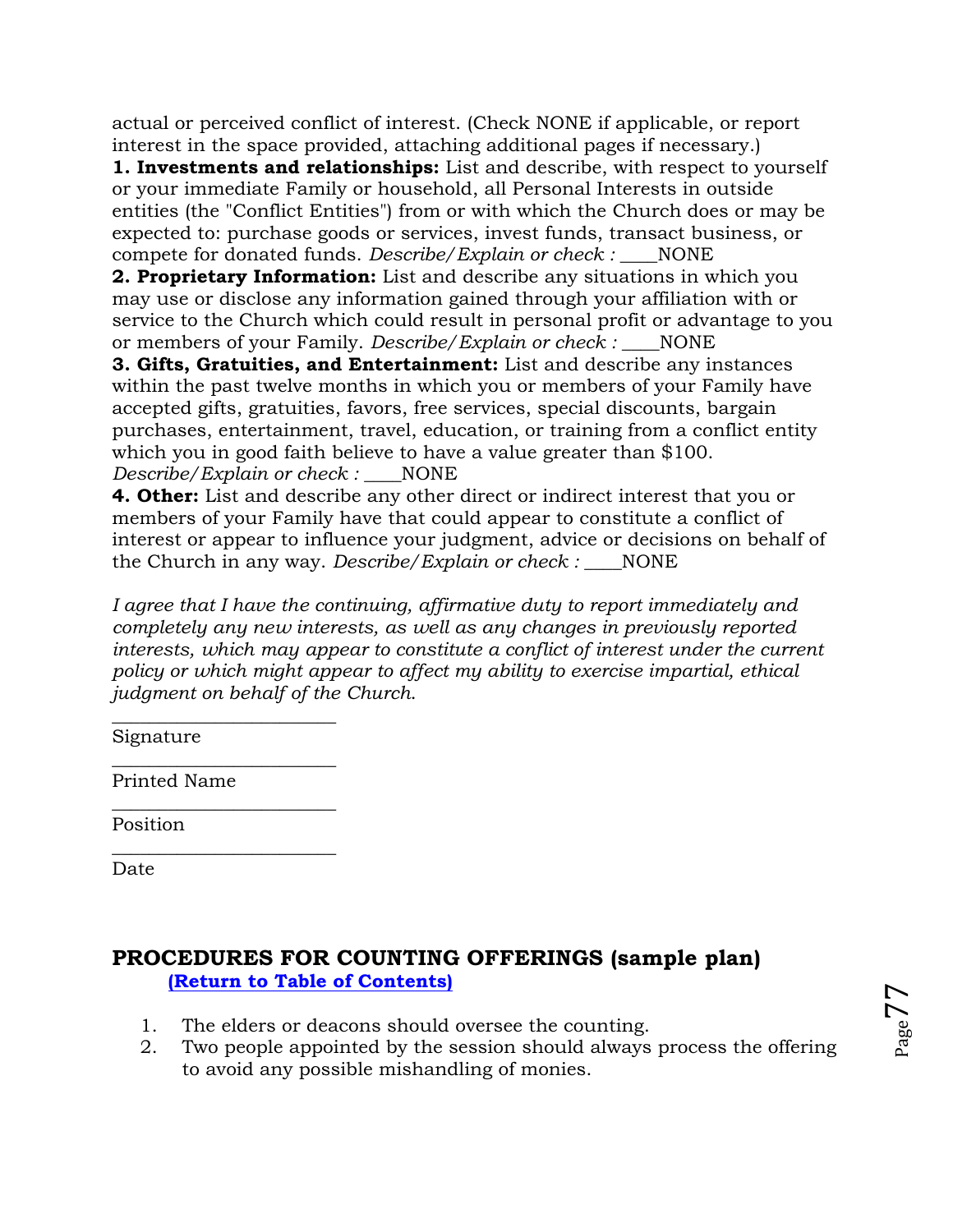actual or perceived conflict of interest. (Check NONE if applicable, or report interest in the space provided, attaching additional pages if necessary.)

**1. Investments and relationships:** List and describe, with respect to yourself or your immediate Family or household, all Personal Interests in outside entities (the "Conflict Entities") from or with which the Church does or may be expected to: purchase goods or services, invest funds, transact business, or compete for donated funds. *Describe/Explain or check :* ____NONE

**2. Proprietary Information:** List and describe any situations in which you may use or disclose any information gained through your affiliation with or service to the Church which could result in personal profit or advantage to you or members of your Family. *Describe/Explain or check :* ____NONE

**3. Gifts, Gratuities, and Entertainment:** List and describe any instances within the past twelve months in which you or members of your Family have accepted gifts, gratuities, favors, free services, special discounts, bargain purchases, entertainment, travel, education, or training from a conflict entity which you in good faith believe to have a value greater than $100. *Describe/Explain or check :* ____NONE

**4. Other:** List and describe any other direct or indirect interest that you or members of your Family have that could appear to constitute a conflict of interest or appear to influence your judgment, advice or decisions on behalf of the Church in any way. *Describe/Explain or check :* ____NONE

*I agree that I have the continuing, affirmative duty to report immediately and completely any new interests, as well as any changes in previously reported interests, which may appear to constitute a conflict of interest under the current policy or which might appear to affect my ability to exercise impartial, ethical judgment on behalf of the Church.*

______________________
Signature

______________________
Printed Name

______________________
Position

______________________
Date

## PROCEDURES FOR COUNTING OFFERINGS (sample plan)

**(Return to Table of Contents)**

1. The elders or deacons should oversee the counting.
2. Two people appointed by the session should always process the offering to avoid any possible mishandling of monies.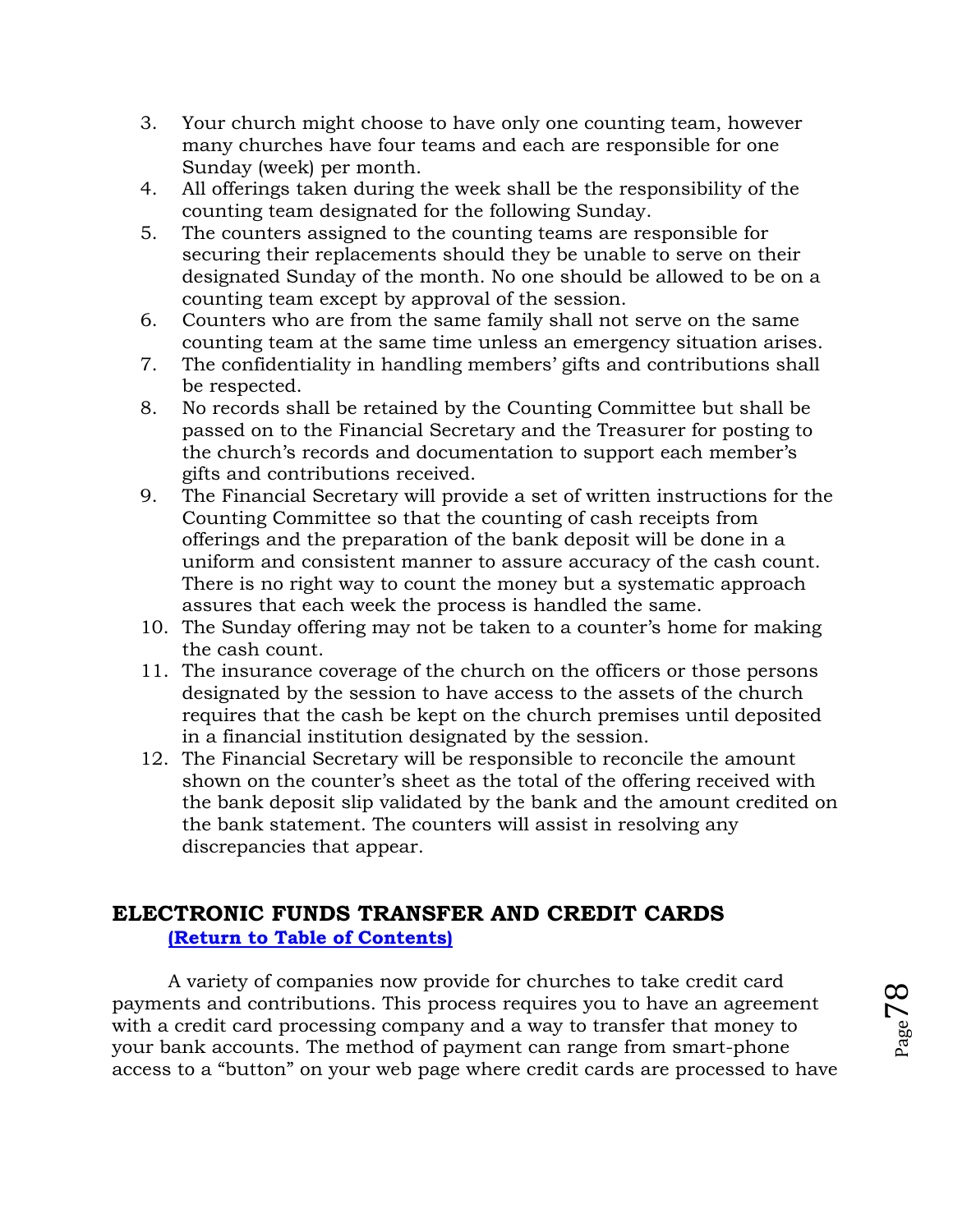3. Your church might choose to have only one counting team, however many churches have four teams and each are responsible for one Sunday (week) per month.
4. All offerings taken during the week shall be the responsibility of the counting team designated for the following Sunday.
5. The counters assigned to the counting teams are responsible for securing their replacements should they be unable to serve on their designated Sunday of the month. No one should be allowed to be on a counting team except by approval of the session.
6. Counters who are from the same family shall not serve on the same counting team at the same time unless an emergency situation arises.
7. The confidentiality in handling members' gifts and contributions shall be respected.
8. No records shall be retained by the Counting Committee but shall be passed on to the Financial Secretary and the Treasurer for posting to the church's records and documentation to support each member's gifts and contributions received.
9. The Financial Secretary will provide a set of written instructions for the Counting Committee so that the counting of cash receipts from offerings and the preparation of the bank deposit will be done in a uniform and consistent manner to assure accuracy of the cash count. There is no right way to count the money but a systematic approach assures that each week the process is handled the same.
10. The Sunday offering may not be taken to a counter's home for making the cash count.
11. The insurance coverage of the church on the officers or those persons designated by the session to have access to the assets of the church requires that the cash be kept on the church premises until deposited in a financial institution designated by the session.
12. The Financial Secretary will be responsible to reconcile the amount shown on the counter's sheet as the total of the offering received with the bank deposit slip validated by the bank and the amount credited on the bank statement. The counters will assist in resolving any discrepancies that appear.

## ELECTRONIC FUNDS TRANSFER AND CREDIT CARDS

**(Return to Table of Contents)**

A variety of companies now provide for churches to take credit card payments and contributions. This process requires you to have an agreement with a credit card processing company and a way to transfer that money to your bank accounts. The method of payment can range from smart-phone access to a "button" on your web page where credit cards are processed to have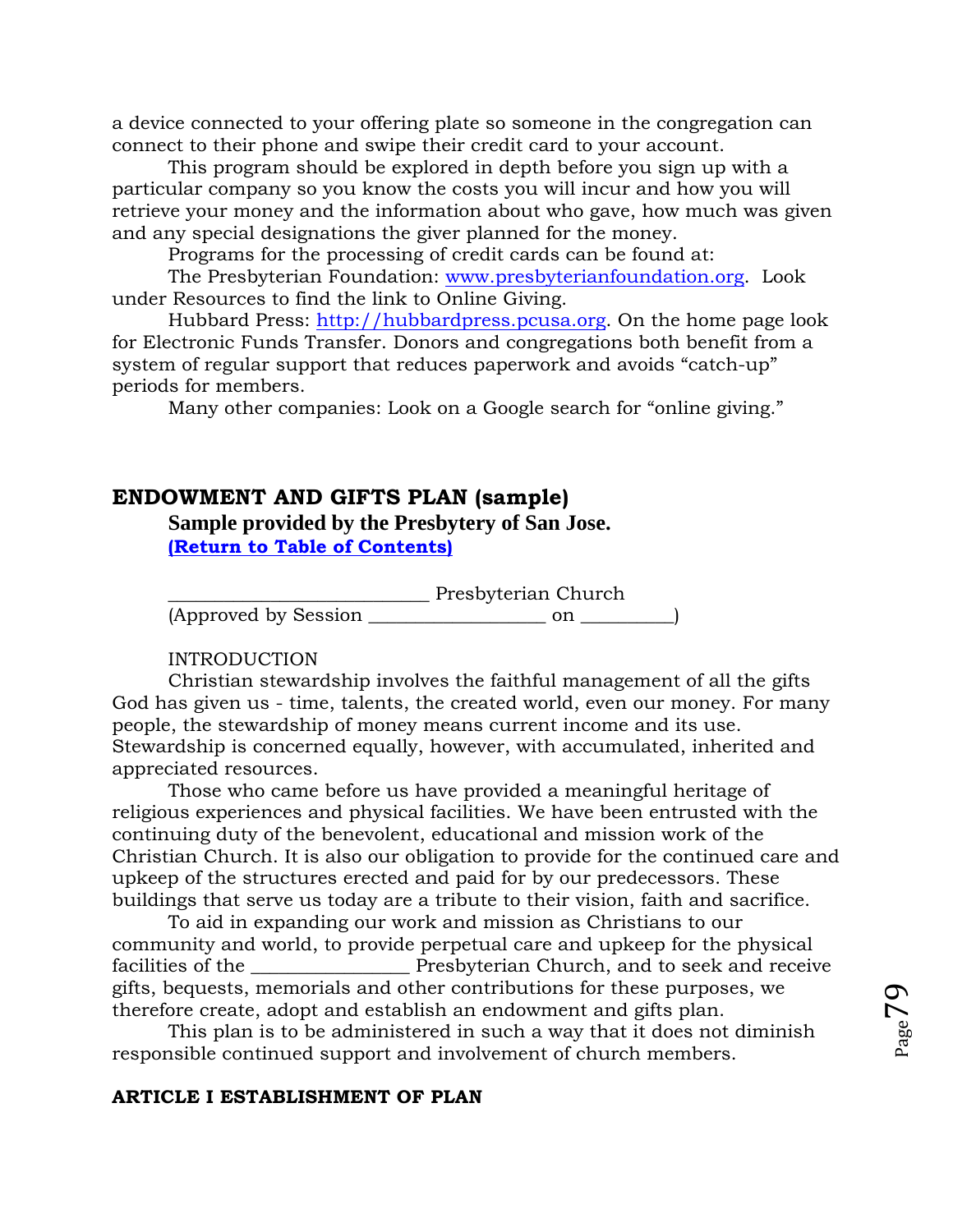a device connected to your offering plate so someone in the congregation can connect to their phone and swipe their credit card to your account.

This program should be explored in depth before you sign up with a particular company so you know the costs you will incur and how you will retrieve your money and the information about who gave, how much was given and any special designations the giver planned for the money.

Programs for the processing of credit cards can be found at:

The Presbyterian Foundation: [www.presbyterianfoundation.org](www.presbyterianfoundation.org). Look under Resources to find the link to Online Giving.

Hubbard Press: [http://hubbardpress.pcusa.org](http://hubbardpress.pcusa.org). On the home page look for Electronic Funds Transfer. Donors and congregations both benefit from a system of regular support that reduces paperwork and avoids "catch-up" periods for members.

Many other companies: Look on a Google search for "online giving."

## ENDOWMENT AND GIFTS PLAN (sample)

**Sample provided by the Presbytery of San Jose.**

**[(Return to Table of Contents)]()**

___________________________ Presbyterian Church
(Approved by Session __________________ on _________)

INTRODUCTION

Christian stewardship involves the faithful management of all the gifts God has given us - time, talents, the created world, even our money. For many people, the stewardship of money means current income and its use. Stewardship is concerned equally, however, with accumulated, inherited and appreciated resources.

Those who came before us have provided a meaningful heritage of religious experiences and physical facilities. We have been entrusted with the continuing duty of the benevolent, educational and mission work of the Christian Church. It is also our obligation to provide for the continued care and upkeep of the structures erected and paid for by our predecessors. These buildings that serve us today are a tribute to their vision, faith and sacrifice.

To aid in expanding our work and mission as Christians to our community and world, to provide perpetual care and upkeep for the physical facilities of the ________________ Presbyterian Church, and to seek and receive gifts, bequests, memorials and other contributions for these purposes, we therefore create, adopt and establish an endowment and gifts plan.

This plan is to be administered in such a way that it does not diminish responsible continued support and involvement of church members.

**ARTICLE I ESTABLISHMENT OF PLAN**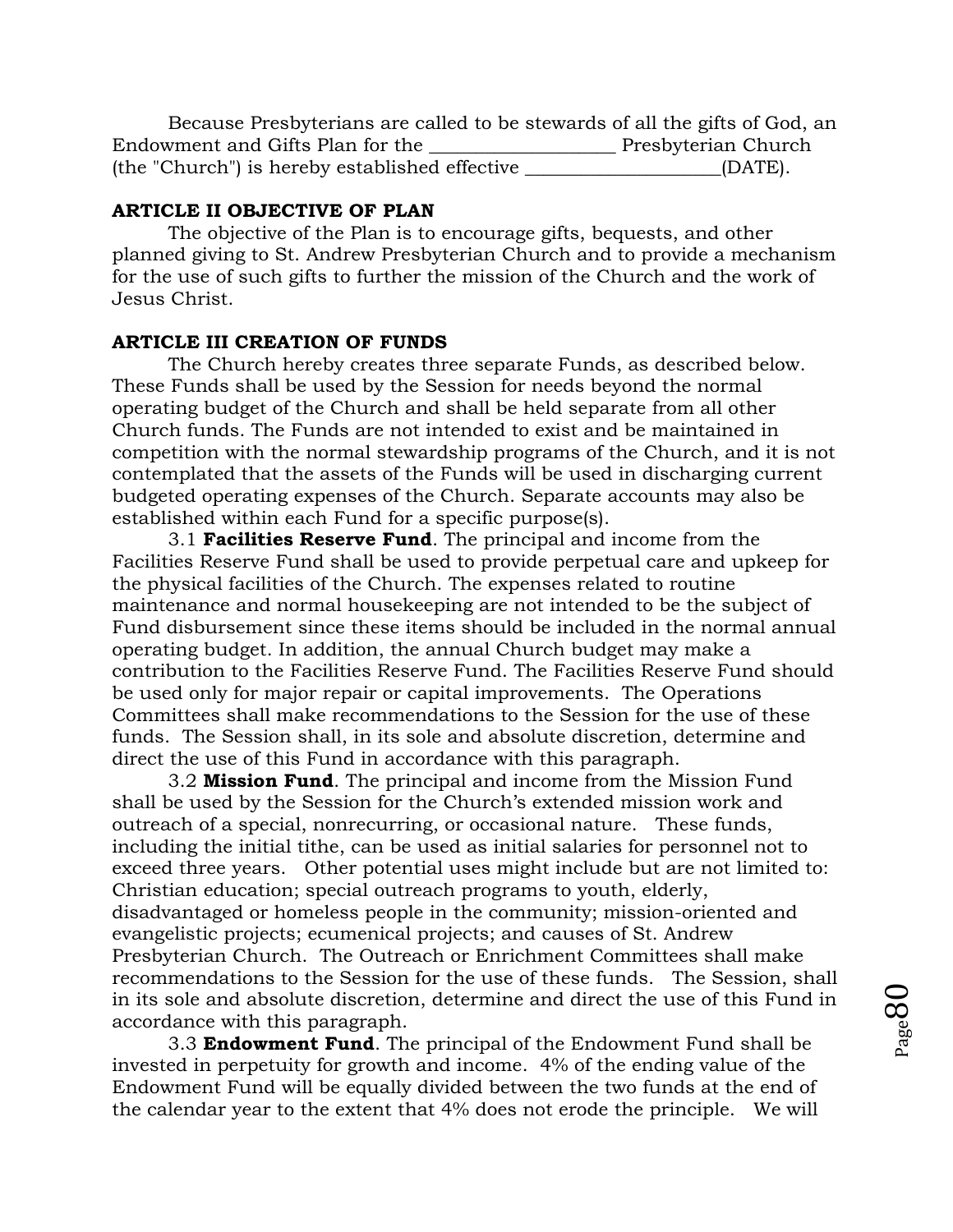Because Presbyterians are called to be stewards of all the gifts of God, an Endowment and Gifts Plan for the ____________________ Presbyterian Church (the "Church") is hereby established effective _____________________(DATE).

**ARTICLE II OBJECTIVE OF PLAN**

The objective of the Plan is to encourage gifts, bequests, and other planned giving to St. Andrew Presbyterian Church and to provide a mechanism for the use of such gifts to further the mission of the Church and the work of Jesus Christ.

**ARTICLE III CREATION OF FUNDS**

The Church hereby creates three separate Funds, as described below. These Funds shall be used by the Session for needs beyond the normal operating budget of the Church and shall be held separate from all other Church funds. The Funds are not intended to exist and be maintained in competition with the normal stewardship programs of the Church, and it is not contemplated that the assets of the Funds will be used in discharging current budgeted operating expenses of the Church. Separate accounts may also be established within each Fund for a specific purpose(s).

3.1 **Facilities Reserve Fund**. The principal and income from the Facilities Reserve Fund shall be used to provide perpetual care and upkeep for the physical facilities of the Church. The expenses related to routine maintenance and normal housekeeping are not intended to be the subject of Fund disbursement since these items should be included in the normal annual operating budget. In addition, the annual Church budget may make a contribution to the Facilities Reserve Fund. The Facilities Reserve Fund should be used only for major repair or capital improvements. The Operations Committees shall make recommendations to the Session for the use of these funds. The Session shall, in its sole and absolute discretion, determine and direct the use of this Fund in accordance with this paragraph.

3.2 **Mission Fund**. The principal and income from the Mission Fund shall be used by the Session for the Church's extended mission work and outreach of a special, nonrecurring, or occasional nature. These funds, including the initial tithe, can be used as initial salaries for personnel not to exceed three years. Other potential uses might include but are not limited to: Christian education; special outreach programs to youth, elderly, disadvantaged or homeless people in the community; mission-oriented and evangelistic projects; ecumenical projects; and causes of St. Andrew Presbyterian Church. The Outreach or Enrichment Committees shall make recommendations to the Session for the use of these funds. The Session, shall in its sole and absolute discretion, determine and direct the use of this Fund in accordance with this paragraph.

3.3 **Endowment Fund**. The principal of the Endowment Fund shall be invested in perpetuity for growth and income. 4% of the ending value of the Endowment Fund will be equally divided between the two funds at the end of the calendar year to the extent that 4% does not erode the principle. We will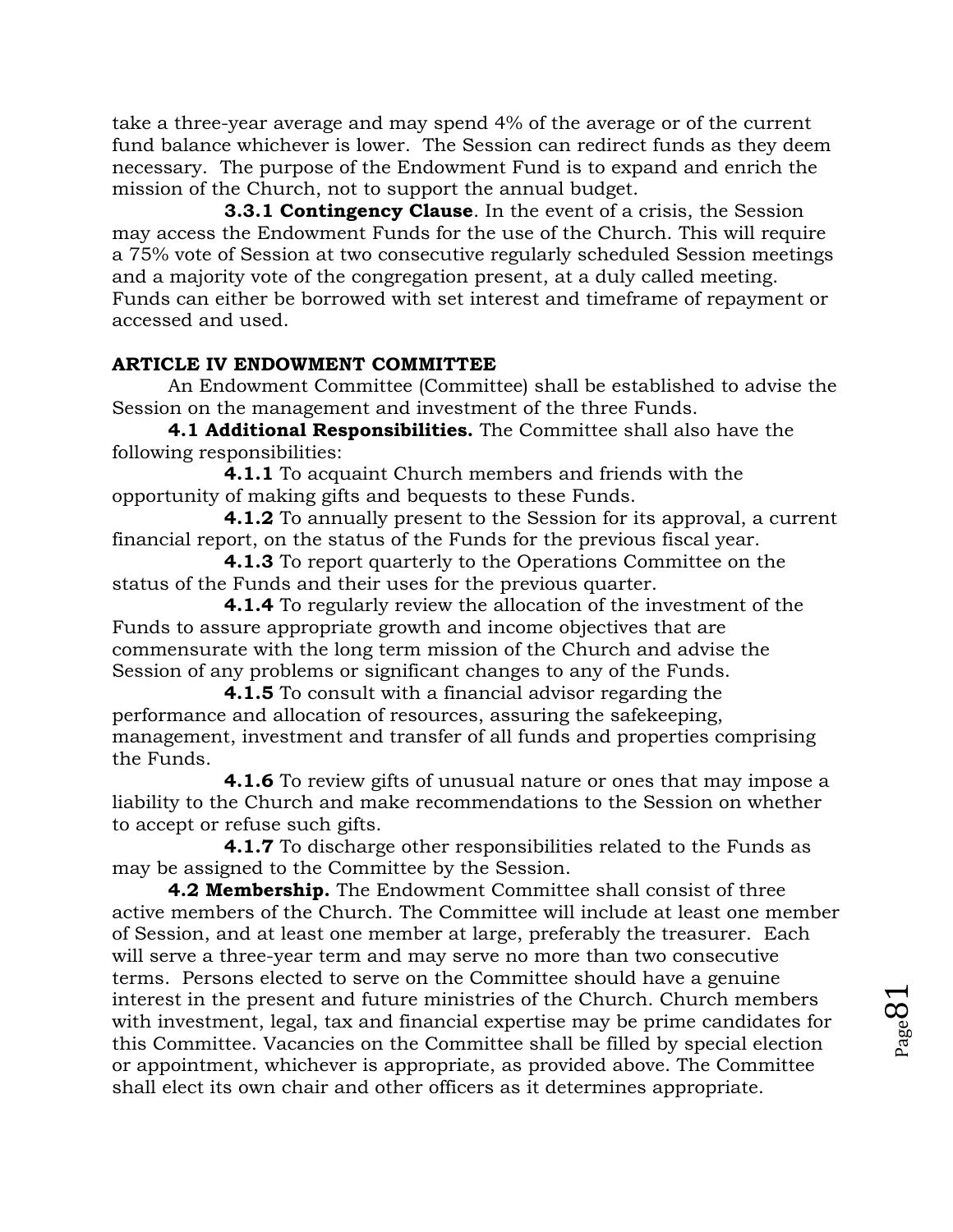take a three-year average and may spend 4% of the average or of the current fund balance whichever is lower. The Session can redirect funds as they deem necessary. The purpose of the Endowment Fund is to expand and enrich the mission of the Church, not to support the annual budget.

**3.3.1 Contingency Clause**. In the event of a crisis, the Session may access the Endowment Funds for the use of the Church. This will require a 75% vote of Session at two consecutive regularly scheduled Session meetings and a majority vote of the congregation present, at a duly called meeting. Funds can either be borrowed with set interest and timeframe of repayment or accessed and used.

## ARTICLE IV ENDOWMENT COMMITTEE

An Endowment Committee (Committee) shall be established to advise the Session on the management and investment of the three Funds.

**4.1 Additional Responsibilities.** The Committee shall also have the following responsibilities:

**4.1.1** To acquaint Church members and friends with the opportunity of making gifts and bequests to these Funds.

**4.1.2** To annually present to the Session for its approval, a current financial report, on the status of the Funds for the previous fiscal year.

**4.1.3** To report quarterly to the Operations Committee on the status of the Funds and their uses for the previous quarter.

**4.1.4** To regularly review the allocation of the investment of the Funds to assure appropriate growth and income objectives that are commensurate with the long term mission of the Church and advise the Session of any problems or significant changes to any of the Funds.

**4.1.5** To consult with a financial advisor regarding the performance and allocation of resources, assuring the safekeeping, management, investment and transfer of all funds and properties comprising the Funds.

**4.1.6** To review gifts of unusual nature or ones that may impose a liability to the Church and make recommendations to the Session on whether to accept or refuse such gifts.

**4.1.7** To discharge other responsibilities related to the Funds as may be assigned to the Committee by the Session.

**4.2 Membership.** The Endowment Committee shall consist of three active members of the Church. The Committee will include at least one member of Session, and at least one member at large, preferably the treasurer. Each will serve a three-year term and may serve no more than two consecutive terms. Persons elected to serve on the Committee should have a genuine interest in the present and future ministries of the Church. Church members with investment, legal, tax and financial expertise may be prime candidates for this Committee. Vacancies on the Committee shall be filled by special election or appointment, whichever is appropriate, as provided above. The Committee shall elect its own chair and other officers as it determines appropriate.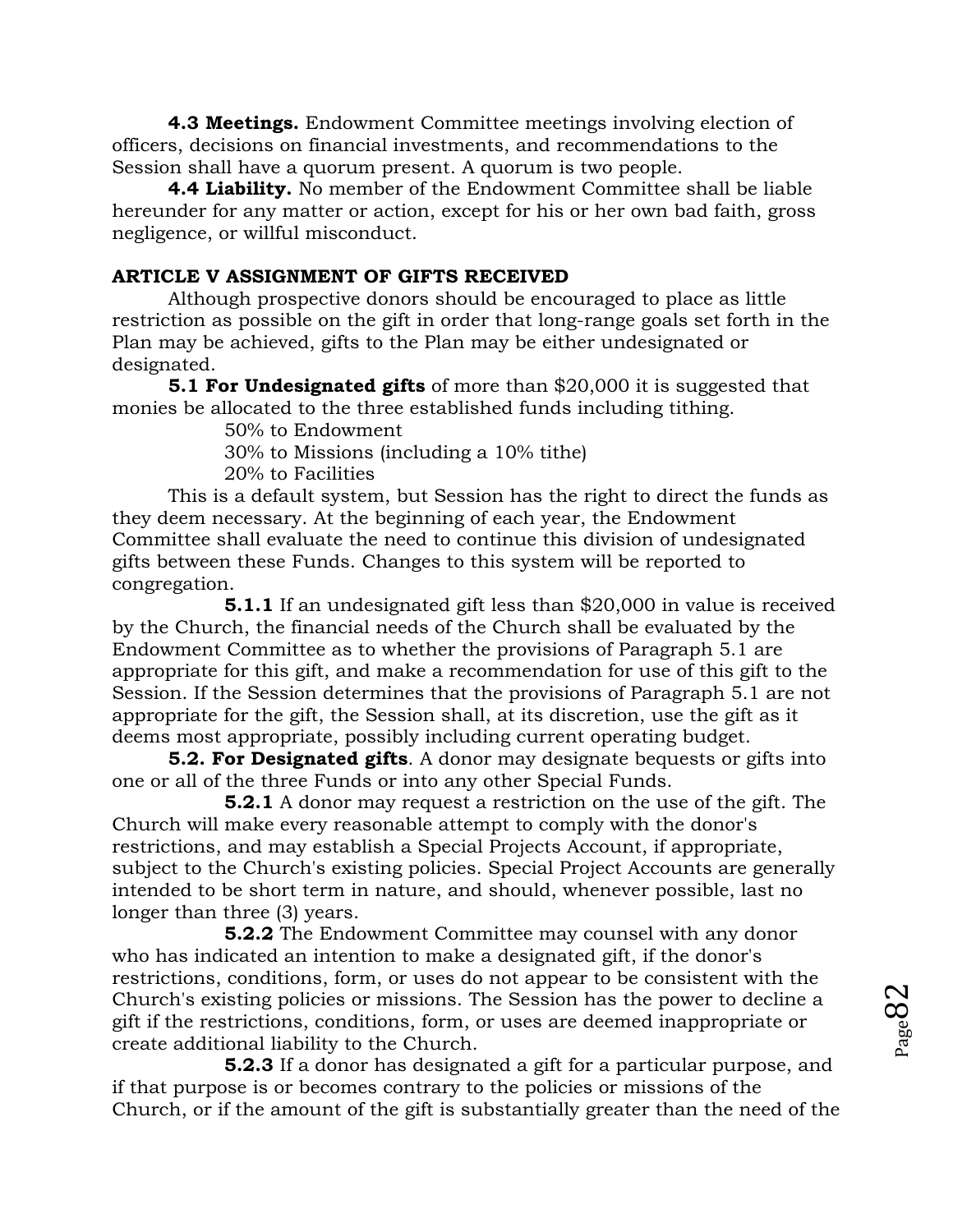**4.3 Meetings.** Endowment Committee meetings involving election of officers, decisions on financial investments, and recommendations to the Session shall have a quorum present. A quorum is two people.

**4.4 Liability.** No member of the Endowment Committee shall be liable hereunder for any matter or action, except for his or her own bad faith, gross negligence, or willful misconduct.

## ARTICLE V ASSIGNMENT OF GIFTS RECEIVED

Although prospective donors should be encouraged to place as little restriction as possible on the gift in order that long-range goals set forth in the Plan may be achieved, gifts to the Plan may be either undesignated or designated.

**5.1 For Undesignated gifts** of more than $20,000 it is suggested that monies be allocated to the three established funds including tithing.

50% to Endowment
30% to Missions (including a 10% tithe)
20% to Facilities

This is a default system, but Session has the right to direct the funds as they deem necessary. At the beginning of each year, the Endowment Committee shall evaluate the need to continue this division of undesignated gifts between these Funds. Changes to this system will be reported to congregation.

**5.1.1** If an undesignated gift less than $20,000 in value is received by the Church, the financial needs of the Church shall be evaluated by the Endowment Committee as to whether the provisions of Paragraph 5.1 are appropriate for this gift, and make a recommendation for use of this gift to the Session. If the Session determines that the provisions of Paragraph 5.1 are not appropriate for the gift, the Session shall, at its discretion, use the gift as it deems most appropriate, possibly including current operating budget.

**5.2. For Designated gifts**. A donor may designate bequests or gifts into one or all of the three Funds or into any other Special Funds.

**5.2.1** A donor may request a restriction on the use of the gift. The Church will make every reasonable attempt to comply with the donor's restrictions, and may establish a Special Projects Account, if appropriate, subject to the Church's existing policies. Special Project Accounts are generally intended to be short term in nature, and should, whenever possible, last no longer than three (3) years.

**5.2.2** The Endowment Committee may counsel with any donor who has indicated an intention to make a designated gift, if the donor's restrictions, conditions, form, or uses do not appear to be consistent with the Church's existing policies or missions. The Session has the power to decline a gift if the restrictions, conditions, form, or uses are deemed inappropriate or create additional liability to the Church.

**5.2.3** If a donor has designated a gift for a particular purpose, and if that purpose is or becomes contrary to the policies or missions of the Church, or if the amount of the gift is substantially greater than the need of the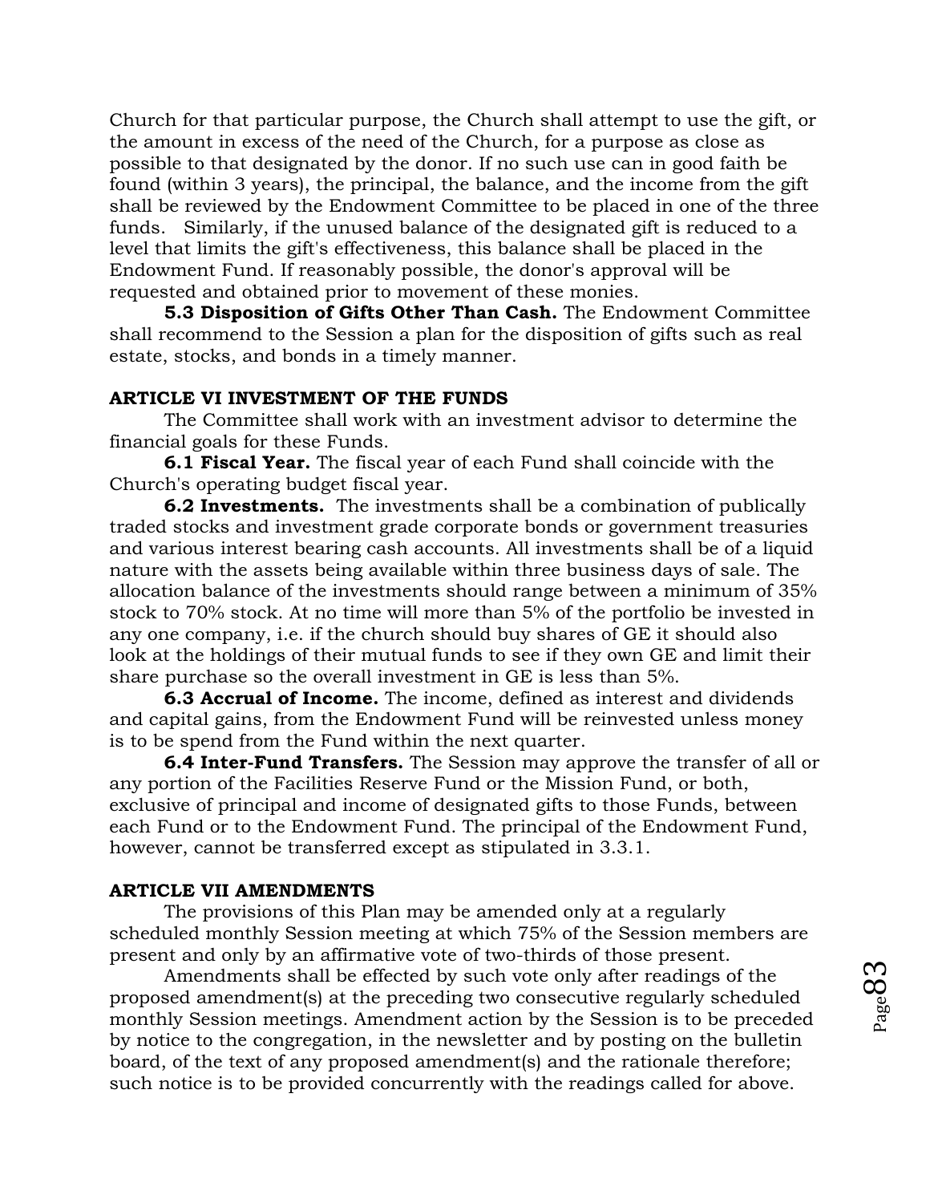Church for that particular purpose, the Church shall attempt to use the gift, or the amount in excess of the need of the Church, for a purpose as close as possible to that designated by the donor. If no such use can in good faith be found (within 3 years), the principal, the balance, and the income from the gift shall be reviewed by the Endowment Committee to be placed in one of the three funds. Similarly, if the unused balance of the designated gift is reduced to a level that limits the gift's effectiveness, this balance shall be placed in the Endowment Fund. If reasonably possible, the donor's approval will be requested and obtained prior to movement of these monies.

**5.3 Disposition of Gifts Other Than Cash.** The Endowment Committee shall recommend to the Session a plan for the disposition of gifts such as real estate, stocks, and bonds in a timely manner.

**ARTICLE VI INVESTMENT OF THE FUNDS**

The Committee shall work with an investment advisor to determine the financial goals for these Funds.

**6.1 Fiscal Year.** The fiscal year of each Fund shall coincide with the Church's operating budget fiscal year.

**6.2 Investments.** The investments shall be a combination of publically traded stocks and investment grade corporate bonds or government treasuries and various interest bearing cash accounts. All investments shall be of a liquid nature with the assets being available within three business days of sale. The allocation balance of the investments should range between a minimum of 35% stock to 70% stock. At no time will more than 5% of the portfolio be invested in any one company, i.e. if the church should buy shares of GE it should also look at the holdings of their mutual funds to see if they own GE and limit their share purchase so the overall investment in GE is less than 5%.

**6.3 Accrual of Income.** The income, defined as interest and dividends and capital gains, from the Endowment Fund will be reinvested unless money is to be spend from the Fund within the next quarter.

**6.4 Inter-Fund Transfers.** The Session may approve the transfer of all or any portion of the Facilities Reserve Fund or the Mission Fund, or both, exclusive of principal and income of designated gifts to those Funds, between each Fund or to the Endowment Fund. The principal of the Endowment Fund, however, cannot be transferred except as stipulated in 3.3.1.

**ARTICLE VII AMENDMENTS**

The provisions of this Plan may be amended only at a regularly scheduled monthly Session meeting at which 75% of the Session members are present and only by an affirmative vote of two-thirds of those present.

Amendments shall be effected by such vote only after readings of the proposed amendment(s) at the preceding two consecutive regularly scheduled monthly Session meetings. Amendment action by the Session is to be preceded by notice to the congregation, in the newsletter and by posting on the bulletin board, of the text of any proposed amendment(s) and the rationale therefore; such notice is to be provided concurrently with the readings called for above.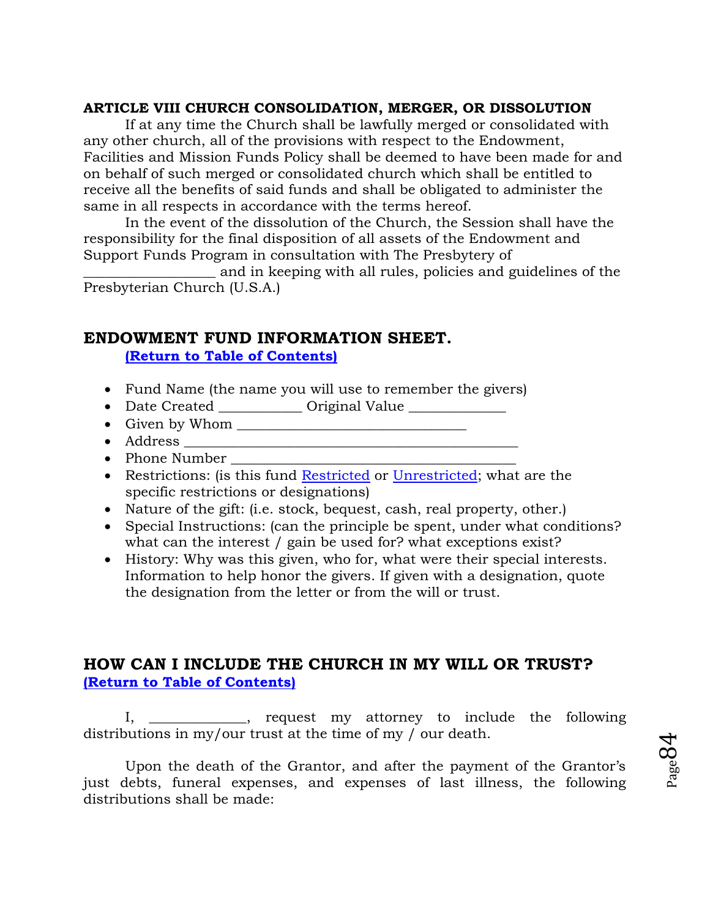**ARTICLE VIII CHURCH CONSOLIDATION, MERGER, OR DISSOLUTION**

If at any time the Church shall be lawfully merged or consolidated with any other church, all of the provisions with respect to the Endowment, Facilities and Mission Funds Policy shall be deemed to have been made for and on behalf of such merged or consolidated church which shall be entitled to receive all the benefits of said funds and shall be obligated to administer the same in all respects in accordance with the terms hereof.

In the event of the dissolution of the Church, the Session shall have the responsibility for the final disposition of all assets of the Endowment and Support Funds Program in consultation with The Presbytery of __________________ and in keeping with all rules, policies and guidelines of the Presbyterian Church (U.S.A.)

## ENDOWMENT FUND INFORMATION SHEET.

**(Return to Table of Contents)**

- Fund Name (the name you will use to remember the givers)
- Date Created ___________ Original Value _____________
- Given by Whom _______________________________
- Address _____________________________________________
- Phone Number _________________________________________
- Restrictions: (is this fund Restricted or Unrestricted; what are the specific restrictions or designations)
- Nature of the gift: (i.e. stock, bequest, cash, real property, other.)
- Special Instructions: (can the principle be spent, under what conditions? what can the interest / gain be used for? what exceptions exist?
- History: Why was this given, who for, what were their special interests. Information to help honor the givers. If given with a designation, quote the designation from the letter or from the will or trust.

## HOW CAN I INCLUDE THE CHURCH IN MY WILL OR TRUST?

**(Return to Table of Contents)**

I, _____________, request my attorney to include the following distributions in my/our trust at the time of my / our death.

Upon the death of the Grantor, and after the payment of the Grantor's just debts, funeral expenses, and expenses of last illness, the following distributions shall be made: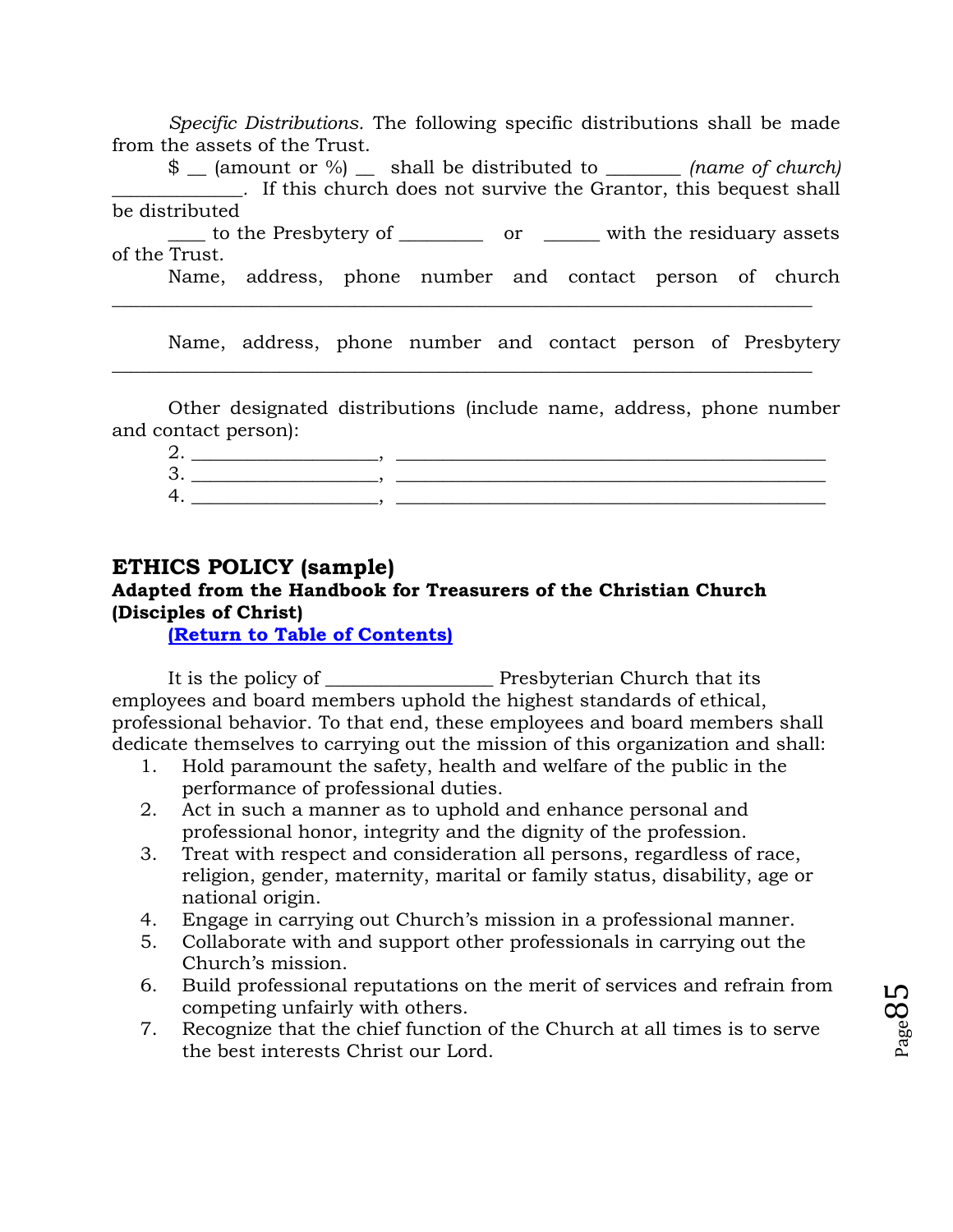*Specific Distributions*. The following specific distributions shall be made from the assets of the Trust.

$ __ (amount or %) __ shall be distributed to ________ *(name of church)* ______________. If this church does not survive the Grantor, this bequest shall be distributed

____ to the Presbytery of _________ or ______ with the residuary assets of the Trust.

Name, address, phone number and contact person of church ___________________________________________________________________________

Name, address, phone number and contact person of Presbytery ___________________________________________________________________________

Other designated distributions (include name, address, phone number and contact person):

2. ___________________, ______________________________________________
3. ___________________, ______________________________________________
4. ___________________, ______________________________________________

## ETHICS POLICY (sample)

**Adapted from the Handbook for Treasurers of the Christian Church (Disciples of Christ)**

**(Return to Table of Contents)**

It is the policy of _________________ Presbyterian Church that its employees and board members uphold the highest standards of ethical, professional behavior. To that end, these employees and board members shall dedicate themselves to carrying out the mission of this organization and shall:

1. Hold paramount the safety, health and welfare of the public in the performance of professional duties.
2. Act in such a manner as to uphold and enhance personal and professional honor, integrity and the dignity of the profession.
3. Treat with respect and consideration all persons, regardless of race, religion, gender, maternity, marital or family status, disability, age or national origin.
4. Engage in carrying out Church's mission in a professional manner.
5. Collaborate with and support other professionals in carrying out the Church's mission.
6. Build professional reputations on the merit of services and refrain from competing unfairly with others.
7. Recognize that the chief function of the Church at all times is to serve the best interests Christ our Lord.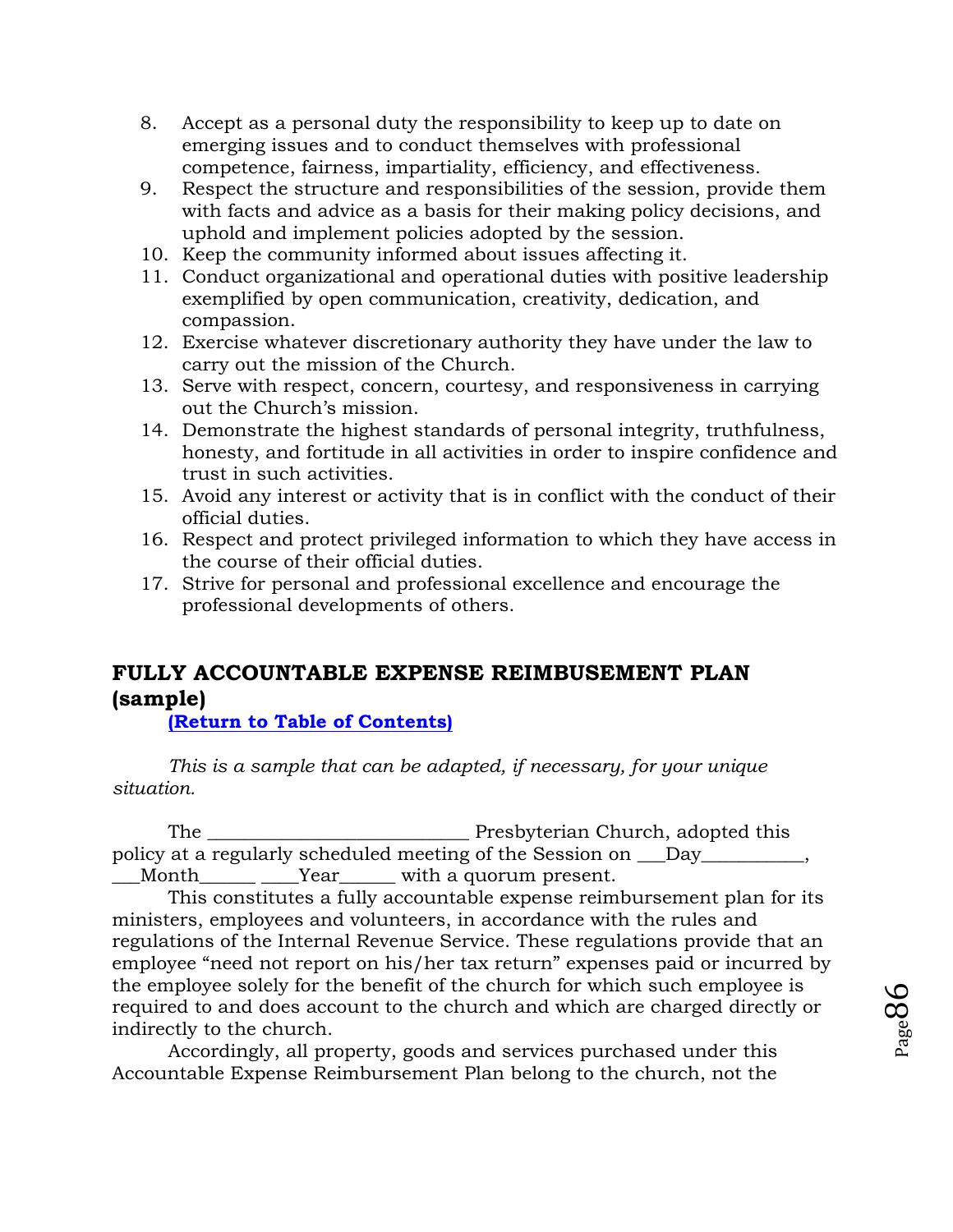8. Accept as a personal duty the responsibility to keep up to date on emerging issues and to conduct themselves with professional competence, fairness, impartiality, efficiency, and effectiveness.
9. Respect the structure and responsibilities of the session, provide them with facts and advice as a basis for their making policy decisions, and uphold and implement policies adopted by the session.
10. Keep the community informed about issues affecting it.
11. Conduct organizational and operational duties with positive leadership exemplified by open communication, creativity, dedication, and compassion.
12. Exercise whatever discretionary authority they have under the law to carry out the mission of the Church.
13. Serve with respect, concern, courtesy, and responsiveness in carrying out the Church's mission.
14. Demonstrate the highest standards of personal integrity, truthfulness, honesty, and fortitude in all activities in order to inspire confidence and trust in such activities.
15. Avoid any interest or activity that is in conflict with the conduct of their official duties.
16. Respect and protect privileged information to which they have access in the course of their official duties.
17. Strive for personal and professional excellence and encourage the professional developments of others.

## FULLY ACCOUNTABLE EXPENSE REIMBUSEMENT PLAN (sample)

**(Return to Table of Contents)**

*This is a sample that can be adapted, if necessary, for your unique situation.*

The ___________________________ Presbyterian Church, adopted this policy at a regularly scheduled meeting of the Session on ___Day___________, ___Month______ ____Year______ with a quorum present.

This constitutes a fully accountable expense reimbursement plan for its ministers, employees and volunteers, in accordance with the rules and regulations of the Internal Revenue Service. These regulations provide that an employee "need not report on his/her tax return" expenses paid or incurred by the employee solely for the benefit of the church for which such employee is required to and does account to the church and which are charged directly or indirectly to the church.

Accordingly, all property, goods and services purchased under this Accountable Expense Reimbursement Plan belong to the church, not the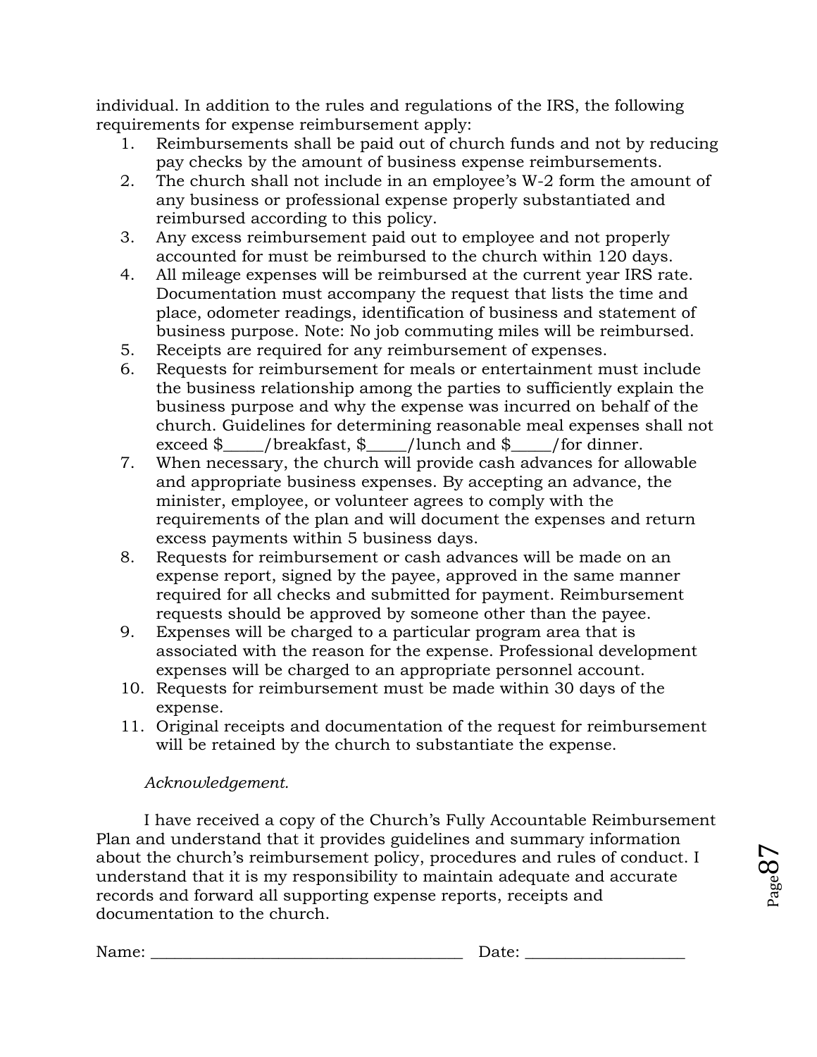individual. In addition to the rules and regulations of the IRS, the following requirements for expense reimbursement apply:

1. Reimbursements shall be paid out of church funds and not by reducing pay checks by the amount of business expense reimbursements.
2. The church shall not include in an employee's W-2 form the amount of any business or professional expense properly substantiated and reimbursed according to this policy.
3. Any excess reimbursement paid out to employee and not properly accounted for must be reimbursed to the church within 120 days.
4. All mileage expenses will be reimbursed at the current year IRS rate. Documentation must accompany the request that lists the time and place, odometer readings, identification of business and statement of business purpose. Note: No job commuting miles will be reimbursed.
5. Receipts are required for any reimbursement of expenses.
6. Requests for reimbursement for meals or entertainment must include the business relationship among the parties to sufficiently explain the business purpose and why the expense was incurred on behalf of the church. Guidelines for determining reasonable meal expenses shall not exceed $_____/breakfast, $_____/lunch and $_____/for dinner.
7. When necessary, the church will provide cash advances for allowable and appropriate business expenses. By accepting an advance, the minister, employee, or volunteer agrees to comply with the requirements of the plan and will document the expenses and return excess payments within 5 business days.
8. Requests for reimbursement or cash advances will be made on an expense report, signed by the payee, approved in the same manner required for all checks and submitted for payment. Reimbursement requests should be approved by someone other than the payee.
9. Expenses will be charged to a particular program area that is associated with the reason for the expense. Professional development expenses will be charged to an appropriate personnel account.
10. Requests for reimbursement must be made within 30 days of the expense.
11. Original receipts and documentation of the request for reimbursement will be retained by the church to substantiate the expense.

*Acknowledgement.*

I have received a copy of the Church's Fully Accountable Reimbursement Plan and understand that it provides guidelines and summary information about the church's reimbursement policy, procedures and rules of conduct. I understand that it is my responsibility to maintain adequate and accurate records and forward all supporting expense reports, receipts and documentation to the church.

Name: ______________________________________ Date: ___________________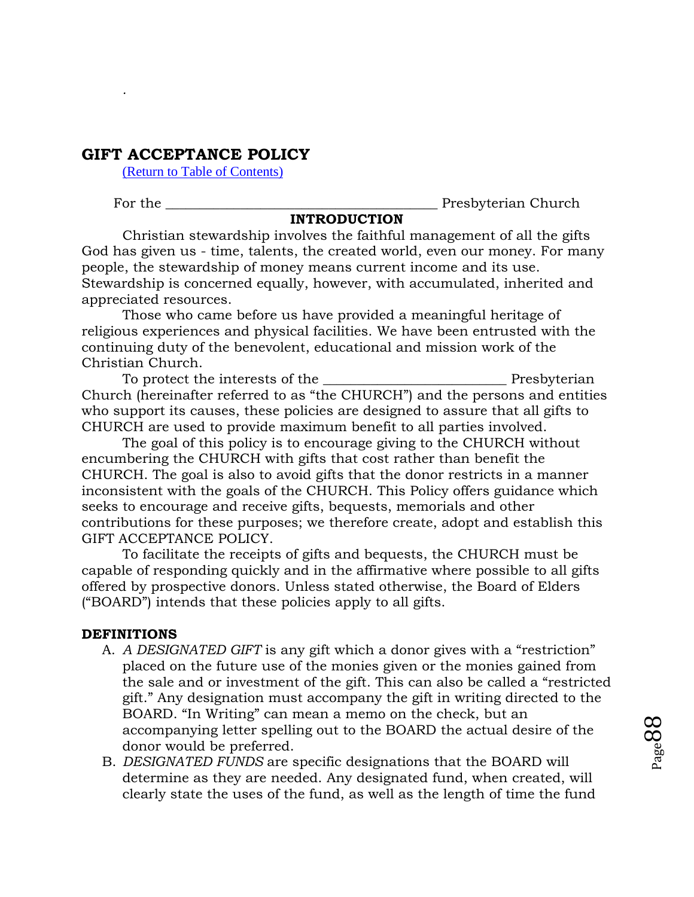## GIFT ACCEPTANCE POLICY

[(Return to Table of Contents)]()

For the _______________________________________ Presbyterian Church

### INTRODUCTION

Christian stewardship involves the faithful management of all the gifts God has given us - time, talents, the created world, even our money. For many people, the stewardship of money means current income and its use. Stewardship is concerned equally, however, with accumulated, inherited and appreciated resources.

Those who came before us have provided a meaningful heritage of religious experiences and physical facilities. We have been entrusted with the continuing duty of the benevolent, educational and mission work of the Christian Church.

To protect the interests of the _________________________ Presbyterian Church (hereinafter referred to as "the CHURCH") and the persons and entities who support its causes, these policies are designed to assure that all gifts to CHURCH are used to provide maximum benefit to all parties involved.

The goal of this policy is to encourage giving to the CHURCH without encumbering the CHURCH with gifts that cost rather than benefit the CHURCH. The goal is also to avoid gifts that the donor restricts in a manner inconsistent with the goals of the CHURCH. This Policy offers guidance which seeks to encourage and receive gifts, bequests, memorials and other contributions for these purposes; we therefore create, adopt and establish this GIFT ACCEPTANCE POLICY.

To facilitate the receipts of gifts and bequests, the CHURCH must be capable of responding quickly and in the affirmative where possible to all gifts offered by prospective donors. Unless stated otherwise, the Board of Elders ("BOARD") intends that these policies apply to all gifts.

**DEFINITIONS**

A. *A DESIGNATED GIFT* is any gift which a donor gives with a "restriction" placed on the future use of the monies given or the monies gained from the sale and or investment of the gift. This can also be called a "restricted gift." Any designation must accompany the gift in writing directed to the BOARD. "In Writing" can mean a memo on the check, but an accompanying letter spelling out to the BOARD the actual desire of the donor would be preferred.
B. *DESIGNATED FUNDS* are specific designations that the BOARD will determine as they are needed. Any designated fund, when created, will clearly state the uses of the fund, as well as the length of time the fund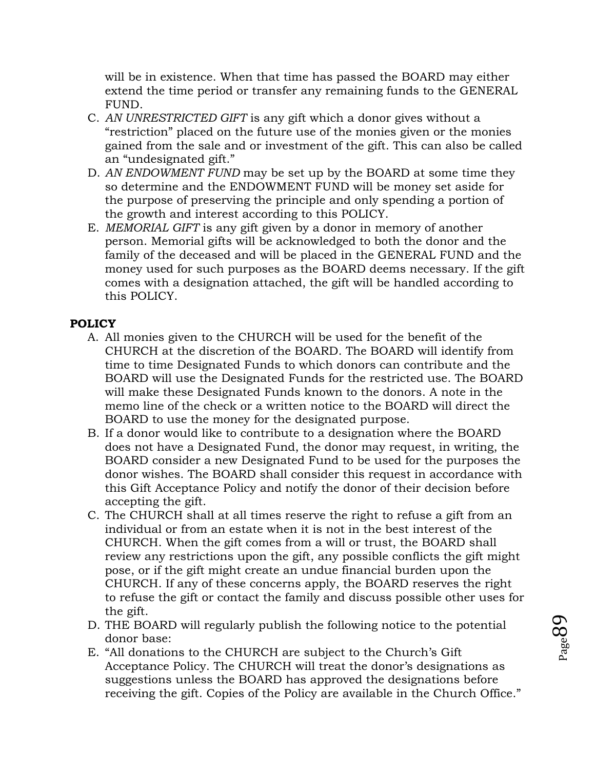will be in existence. When that time has passed the BOARD may either extend the time period or transfer any remaining funds to the GENERAL FUND.

C. *AN UNRESTRICTED GIFT* is any gift which a donor gives without a "restriction" placed on the future use of the monies given or the monies gained from the sale and or investment of the gift. This can also be called an "undesignated gift."
D. *AN ENDOWMENT FUND* may be set up by the BOARD at some time they so determine and the ENDOWMENT FUND will be money set aside for the purpose of preserving the principle and only spending a portion of the growth and interest according to this POLICY.
E. *MEMORIAL GIFT* is any gift given by a donor in memory of another person. Memorial gifts will be acknowledged to both the donor and the family of the deceased and will be placed in the GENERAL FUND and the money used for such purposes as the BOARD deems necessary. If the gift comes with a designation attached, the gift will be handled according to this POLICY.

**POLICY**

A. All monies given to the CHURCH will be used for the benefit of the CHURCH at the discretion of the BOARD. The BOARD will identify from time to time Designated Funds to which donors can contribute and the BOARD will use the Designated Funds for the restricted use. The BOARD will make these Designated Funds known to the donors. A note in the memo line of the check or a written notice to the BOARD will direct the BOARD to use the money for the designated purpose.
B. If a donor would like to contribute to a designation where the BOARD does not have a Designated Fund, the donor may request, in writing, the BOARD consider a new Designated Fund to be used for the purposes the donor wishes. The BOARD shall consider this request in accordance with this Gift Acceptance Policy and notify the donor of their decision before accepting the gift.
C. The CHURCH shall at all times reserve the right to refuse a gift from an individual or from an estate when it is not in the best interest of the CHURCH. When the gift comes from a will or trust, the BOARD shall review any restrictions upon the gift, any possible conflicts the gift might pose, or if the gift might create an undue financial burden upon the CHURCH. If any of these concerns apply, the BOARD reserves the right to refuse the gift or contact the family and discuss possible other uses for the gift.
D. THE BOARD will regularly publish the following notice to the potential donor base:
E. "All donations to the CHURCH are subject to the Church's Gift Acceptance Policy. The CHURCH will treat the donor's designations as suggestions unless the BOARD has approved the designations before receiving the gift. Copies of the Policy are available in the Church Office."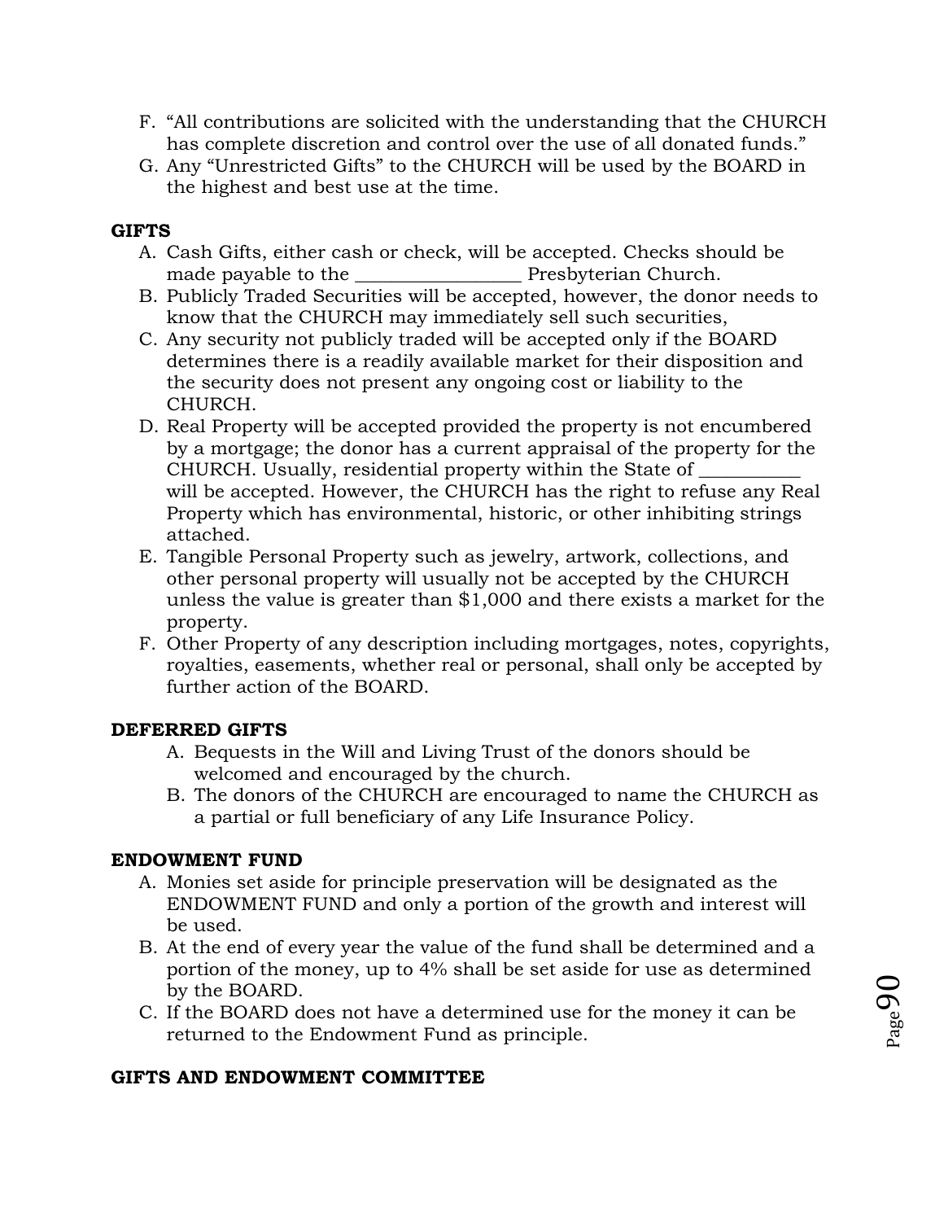F. "All contributions are solicited with the understanding that the CHURCH has complete discretion and control over the use of all donated funds."
G. Any "Unrestricted Gifts" to the CHURCH will be used by the BOARD in the highest and best use at the time.

**GIFTS**

A. Cash Gifts, either cash or check, will be accepted. Checks should be made payable to the _________________ Presbyterian Church.
B. Publicly Traded Securities will be accepted, however, the donor needs to know that the CHURCH may immediately sell such securities,
C. Any security not publicly traded will be accepted only if the BOARD determines there is a readily available market for their disposition and the security does not present any ongoing cost or liability to the CHURCH.
D. Real Property will be accepted provided the property is not encumbered by a mortgage; the donor has a current appraisal of the property for the CHURCH. Usually, residential property within the State of __________ will be accepted. However, the CHURCH has the right to refuse any Real Property which has environmental, historic, or other inhibiting strings attached.
E. Tangible Personal Property such as jewelry, artwork, collections, and other personal property will usually not be accepted by the CHURCH unless the value is greater than $1,000 and there exists a market for the property.
F. Other Property of any description including mortgages, notes, copyrights, royalties, easements, whether real or personal, shall only be accepted by further action of the BOARD.

**DEFERRED GIFTS**

A. Bequests in the Will and Living Trust of the donors should be welcomed and encouraged by the church.
B. The donors of the CHURCH are encouraged to name the CHURCH as a partial or full beneficiary of any Life Insurance Policy.

**ENDOWMENT FUND**

A. Monies set aside for principle preservation will be designated as the ENDOWMENT FUND and only a portion of the growth and interest will be used.
B. At the end of every year the value of the fund shall be determined and a portion of the money, up to 4% shall be set aside for use as determined by the BOARD.
C. If the BOARD does not have a determined use for the money it can be returned to the Endowment Fund as principle.

**GIFTS AND ENDOWMENT COMMITTEE**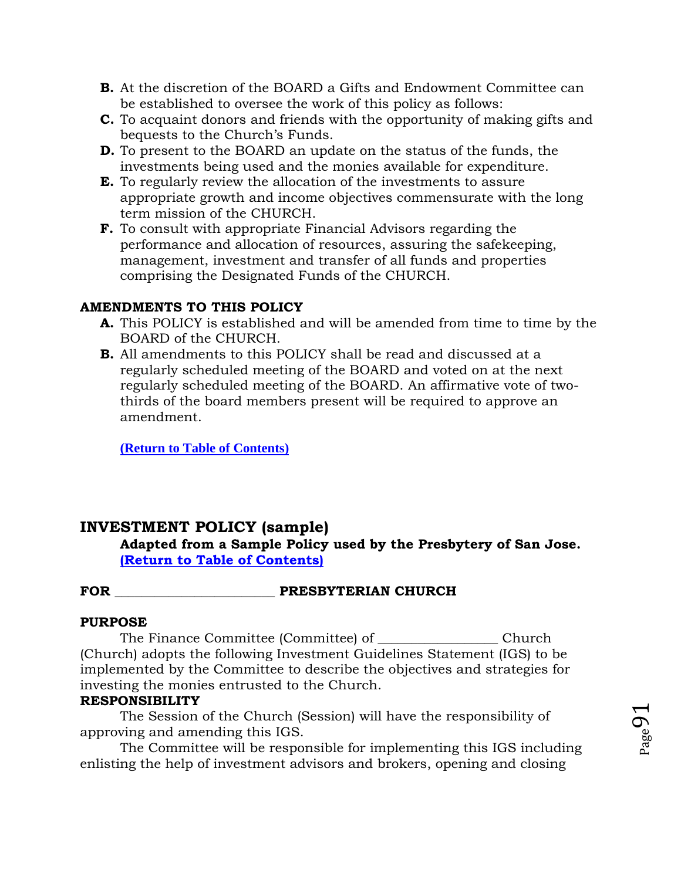**B.** At the discretion of the BOARD a Gifts and Endowment Committee can be established to oversee the work of this policy as follows:

**C.** To acquaint donors and friends with the opportunity of making gifts and bequests to the Church's Funds.

**D.** To present to the BOARD an update on the status of the funds, the investments being used and the monies available for expenditure.

**E.** To regularly review the allocation of the investments to assure appropriate growth and income objectives commensurate with the long term mission of the CHURCH.

**F.** To consult with appropriate Financial Advisors regarding the performance and allocation of resources, assuring the safekeeping, management, investment and transfer of all funds and properties comprising the Designated Funds of the CHURCH.

**AMENDMENTS TO THIS POLICY**

**A.** This POLICY is established and will be amended from time to time by the BOARD of the CHURCH.

**B.** All amendments to this POLICY shall be read and discussed at a regularly scheduled meeting of the BOARD and voted on at the next regularly scheduled meeting of the BOARD. An affirmative vote of two-thirds of the board members present will be required to approve an amendment.

**(Return to Table of Contents)**

## INVESTMENT POLICY (sample)

**Adapted from a Sample Policy used by the Presbytery of San Jose.**
**(Return to Table of Contents)**

**FOR _______________________ PRESBYTERIAN CHURCH**

**PURPOSE**

The Finance Committee (Committee) of _________________ Church (Church) adopts the following Investment Guidelines Statement (IGS) to be implemented by the Committee to describe the objectives and strategies for investing the monies entrusted to the Church.

**RESPONSIBILITY**

The Session of the Church (Session) will have the responsibility of approving and amending this IGS.

The Committee will be responsible for implementing this IGS including enlisting the help of investment advisors and brokers, opening and closing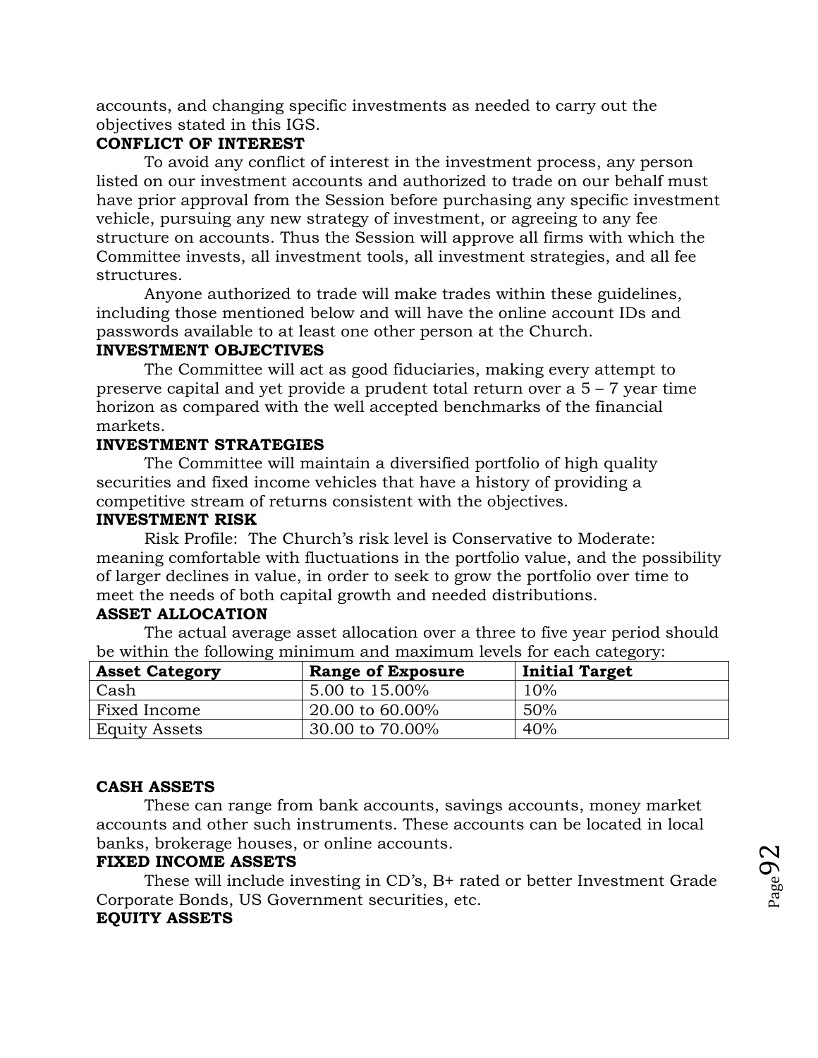accounts, and changing specific investments as needed to carry out the objectives stated in this IGS.

**CONFLICT OF INTEREST**

To avoid any conflict of interest in the investment process, any person listed on our investment accounts and authorized to trade on our behalf must have prior approval from the Session before purchasing any specific investment vehicle, pursuing any new strategy of investment, or agreeing to any fee structure on accounts. Thus the Session will approve all firms with which the Committee invests, all investment tools, all investment strategies, and all fee structures.

Anyone authorized to trade will make trades within these guidelines, including those mentioned below and will have the online account IDs and passwords available to at least one other person at the Church.

**INVESTMENT OBJECTIVES**

The Committee will act as good fiduciaries, making every attempt to preserve capital and yet provide a prudent total return over a 5 – 7 year time horizon as compared with the well accepted benchmarks of the financial markets.

**INVESTMENT STRATEGIES**

The Committee will maintain a diversified portfolio of high quality securities and fixed income vehicles that have a history of providing a competitive stream of returns consistent with the objectives.

**INVESTMENT RISK**

Risk Profile: The Church's risk level is Conservative to Moderate: meaning comfortable with fluctuations in the portfolio value, and the possibility of larger declines in value, in order to seek to grow the portfolio over time to meet the needs of both capital growth and needed distributions.

**ASSET ALLOCATION**

The actual average asset allocation over a three to five year period should be within the following minimum and maximum levels for each category:

| Asset Category | Range of Exposure | Initial Target |
|---|---|---|
| Cash | 5.00 to 15.00% | 10% |
| Fixed Income | 20.00 to 60.00% | 50% |
| Equity Assets | 30.00 to 70.00% | 40% |

**CASH ASSETS**

These can range from bank accounts, savings accounts, money market accounts and other such instruments. These accounts can be located in local banks, brokerage houses, or online accounts.

**FIXED INCOME ASSETS**

These will include investing in CD's, B+ rated or better Investment Grade Corporate Bonds, US Government securities, etc.

**EQUITY ASSETS**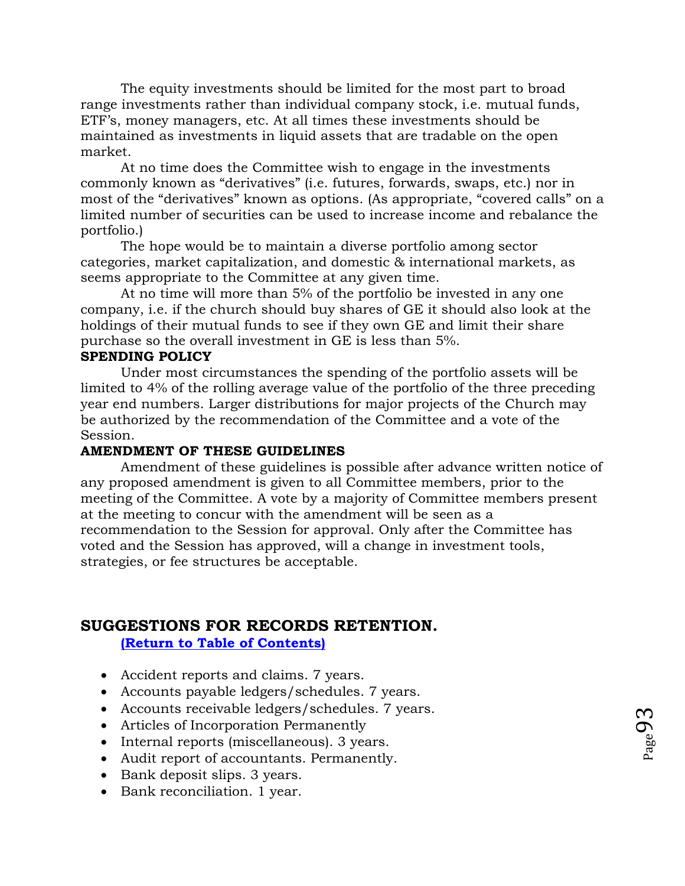The equity investments should be limited for the most part to broad range investments rather than individual company stock, i.e. mutual funds, ETF's, money managers, etc. At all times these investments should be maintained as investments in liquid assets that are tradable on the open market.

At no time does the Committee wish to engage in the investments commonly known as "derivatives" (i.e. futures, forwards, swaps, etc.) nor in most of the "derivatives" known as options. (As appropriate, "covered calls" on a limited number of securities can be used to increase income and rebalance the portfolio.)

The hope would be to maintain a diverse portfolio among sector categories, market capitalization, and domestic & international markets, as seems appropriate to the Committee at any given time.

At no time will more than 5% of the portfolio be invested in any one company, i.e. if the church should buy shares of GE it should also look at the holdings of their mutual funds to see if they own GE and limit their share purchase so the overall investment in GE is less than 5%.

**SPENDING POLICY**

Under most circumstances the spending of the portfolio assets will be limited to 4% of the rolling average value of the portfolio of the three preceding year end numbers. Larger distributions for major projects of the Church may be authorized by the recommendation of the Committee and a vote of the Session.

**AMENDMENT OF THESE GUIDELINES**

Amendment of these guidelines is possible after advance written notice of any proposed amendment is given to all Committee members, prior to the meeting of the Committee. A vote by a majority of Committee members present at the meeting to concur with the amendment will be seen as a recommendation to the Session for approval. Only after the Committee has voted and the Session has approved, will a change in investment tools, strategies, or fee structures be acceptable.

## SUGGESTIONS FOR RECORDS RETENTION.

**(Return to Table of Contents)**

- Accident reports and claims. 7 years.
- Accounts payable ledgers/schedules. 7 years.
- Accounts receivable ledgers/schedules. 7 years.
- Articles of Incorporation Permanently
- Internal reports (miscellaneous). 3 years.
- Audit report of accountants. Permanently.
- Bank deposit slips. 3 years.
- Bank reconciliation. 1 year.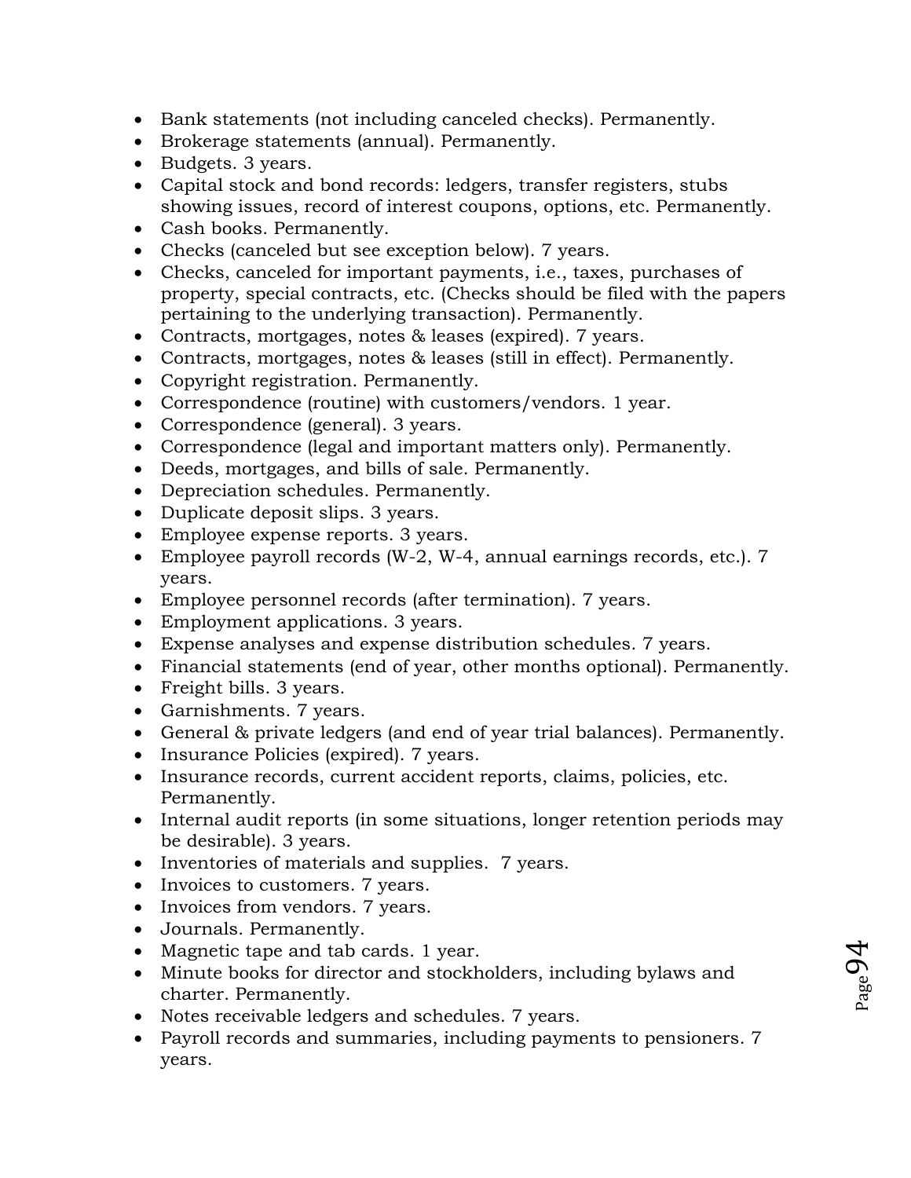- Bank statements (not including canceled checks). Permanently.
- Brokerage statements (annual). Permanently.
- Budgets. 3 years.
- Capital stock and bond records: ledgers, transfer registers, stubs showing issues, record of interest coupons, options, etc. Permanently.
- Cash books. Permanently.
- Checks (canceled but see exception below). 7 years.
- Checks, canceled for important payments, i.e., taxes, purchases of property, special contracts, etc. (Checks should be filed with the papers pertaining to the underlying transaction). Permanently.
- Contracts, mortgages, notes & leases (expired). 7 years.
- Contracts, mortgages, notes & leases (still in effect). Permanently.
- Copyright registration. Permanently.
- Correspondence (routine) with customers/vendors. 1 year.
- Correspondence (general). 3 years.
- Correspondence (legal and important matters only). Permanently.
- Deeds, mortgages, and bills of sale. Permanently.
- Depreciation schedules. Permanently.
- Duplicate deposit slips. 3 years.
- Employee expense reports. 3 years.
- Employee payroll records (W-2, W-4, annual earnings records, etc.). 7 years.
- Employee personnel records (after termination). 7 years.
- Employment applications. 3 years.
- Expense analyses and expense distribution schedules. 7 years.
- Financial statements (end of year, other months optional). Permanently.
- Freight bills. 3 years.
- Garnishments. 7 years.
- General & private ledgers (and end of year trial balances). Permanently.
- Insurance Policies (expired). 7 years.
- Insurance records, current accident reports, claims, policies, etc. Permanently.
- Internal audit reports (in some situations, longer retention periods may be desirable). 3 years.
- Inventories of materials and supplies. 7 years.
- Invoices to customers. 7 years.
- Invoices from vendors. 7 years.
- Journals. Permanently.
- Magnetic tape and tab cards. 1 year.
- Minute books for director and stockholders, including bylaws and charter. Permanently.
- Notes receivable ledgers and schedules. 7 years.
- Payroll records and summaries, including payments to pensioners. 7 years.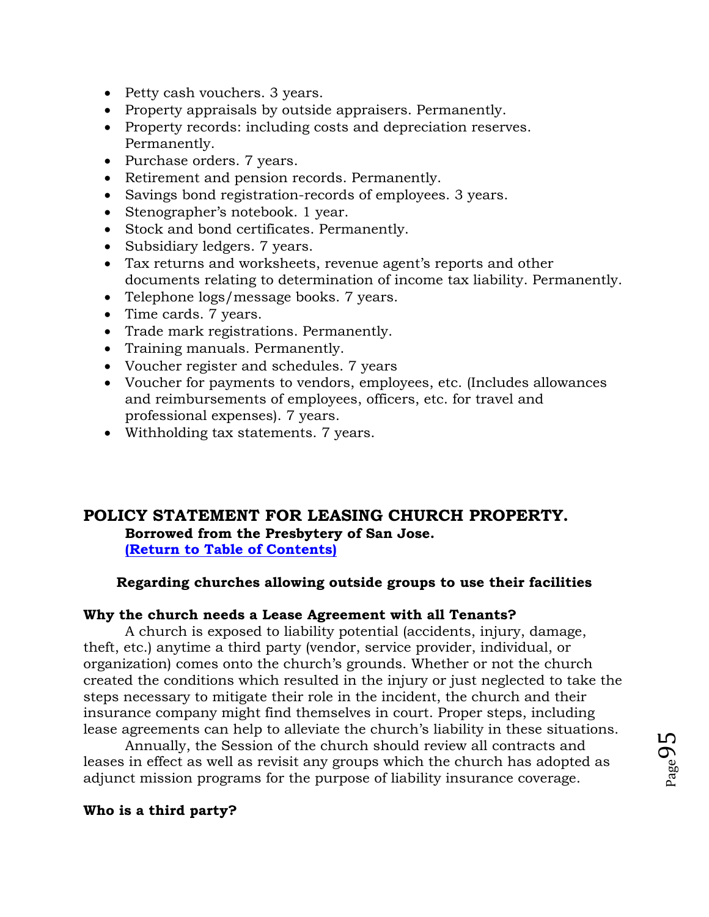- Petty cash vouchers. 3 years.
- Property appraisals by outside appraisers. Permanently.
- Property records: including costs and depreciation reserves. Permanently.
- Purchase orders. 7 years.
- Retirement and pension records. Permanently.
- Savings bond registration-records of employees. 3 years.
- Stenographer's notebook. 1 year.
- Stock and bond certificates. Permanently.
- Subsidiary ledgers. 7 years.
- Tax returns and worksheets, revenue agent's reports and other documents relating to determination of income tax liability. Permanently.
- Telephone logs/message books. 7 years.
- Time cards. 7 years.
- Trade mark registrations. Permanently.
- Training manuals. Permanently.
- Voucher register and schedules. 7 years
- Voucher for payments to vendors, employees, etc. (Includes allowances and reimbursements of employees, officers, etc. for travel and professional expenses). 7 years.
- Withholding tax statements. 7 years.

## POLICY STATEMENT FOR LEASING CHURCH PROPERTY.

**Borrowed from the Presbytery of San Jose.**
**(Return to Table of Contents)**

**Regarding churches allowing outside groups to use their facilities**

**Why the church needs a Lease Agreement with all Tenants?**

A church is exposed to liability potential (accidents, injury, damage, theft, etc.) anytime a third party (vendor, service provider, individual, or organization) comes onto the church's grounds. Whether or not the church created the conditions which resulted in the injury or just neglected to take the steps necessary to mitigate their role in the incident, the church and their insurance company might find themselves in court. Proper steps, including lease agreements can help to alleviate the church's liability in these situations.

Annually, the Session of the church should review all contracts and leases in effect as well as revisit any groups which the church has adopted as adjunct mission programs for the purpose of liability insurance coverage.

**Who is a third party?**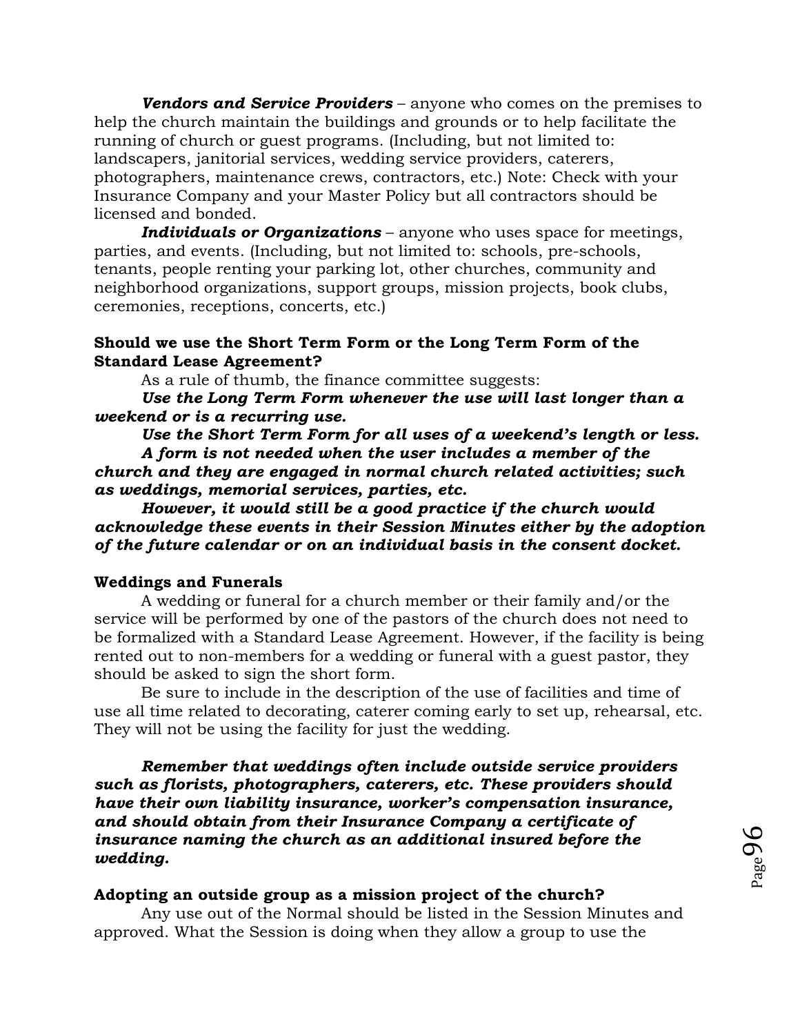***Vendors and Service Providers*** – anyone who comes on the premises to help the church maintain the buildings and grounds or to help facilitate the running of church or guest programs. (Including, but not limited to: landscapers, janitorial services, wedding service providers, caterers, photographers, maintenance crews, contractors, etc.) Note: Check with your Insurance Company and your Master Policy but all contractors should be licensed and bonded.

***Individuals or Organizations*** – anyone who uses space for meetings, parties, and events. (Including, but not limited to: schools, pre-schools, tenants, people renting your parking lot, other churches, community and neighborhood organizations, support groups, mission projects, book clubs, ceremonies, receptions, concerts, etc.)

**Should we use the Short Term Form or the Long Term Form of the Standard Lease Agreement?**

As a rule of thumb, the finance committee suggests:

***Use the Long Term Form whenever the use will last longer than a weekend or is a recurring use.***

***Use the Short Term Form for all uses of a weekend's length or less.***

***A form is not needed when the user includes a member of the church and they are engaged in normal church related activities; such as weddings, memorial services, parties, etc.***

***However, it would still be a good practice if the church would acknowledge these events in their Session Minutes either by the adoption of the future calendar or on an individual basis in the consent docket.***

**Weddings and Funerals**

A wedding or funeral for a church member or their family and/or the service will be performed by one of the pastors of the church does not need to be formalized with a Standard Lease Agreement. However, if the facility is being rented out to non-members for a wedding or funeral with a guest pastor, they should be asked to sign the short form.

Be sure to include in the description of the use of facilities and time of use all time related to decorating, caterer coming early to set up, rehearsal, etc. They will not be using the facility for just the wedding.

***Remember that weddings often include outside service providers such as florists, photographers, caterers, etc. These providers should have their own liability insurance, worker's compensation insurance, and should obtain from their Insurance Company a certificate of insurance naming the church as an additional insured before the wedding.***

**Adopting an outside group as a mission project of the church?**

Any use out of the Normal should be listed in the Session Minutes and approved. What the Session is doing when they allow a group to use the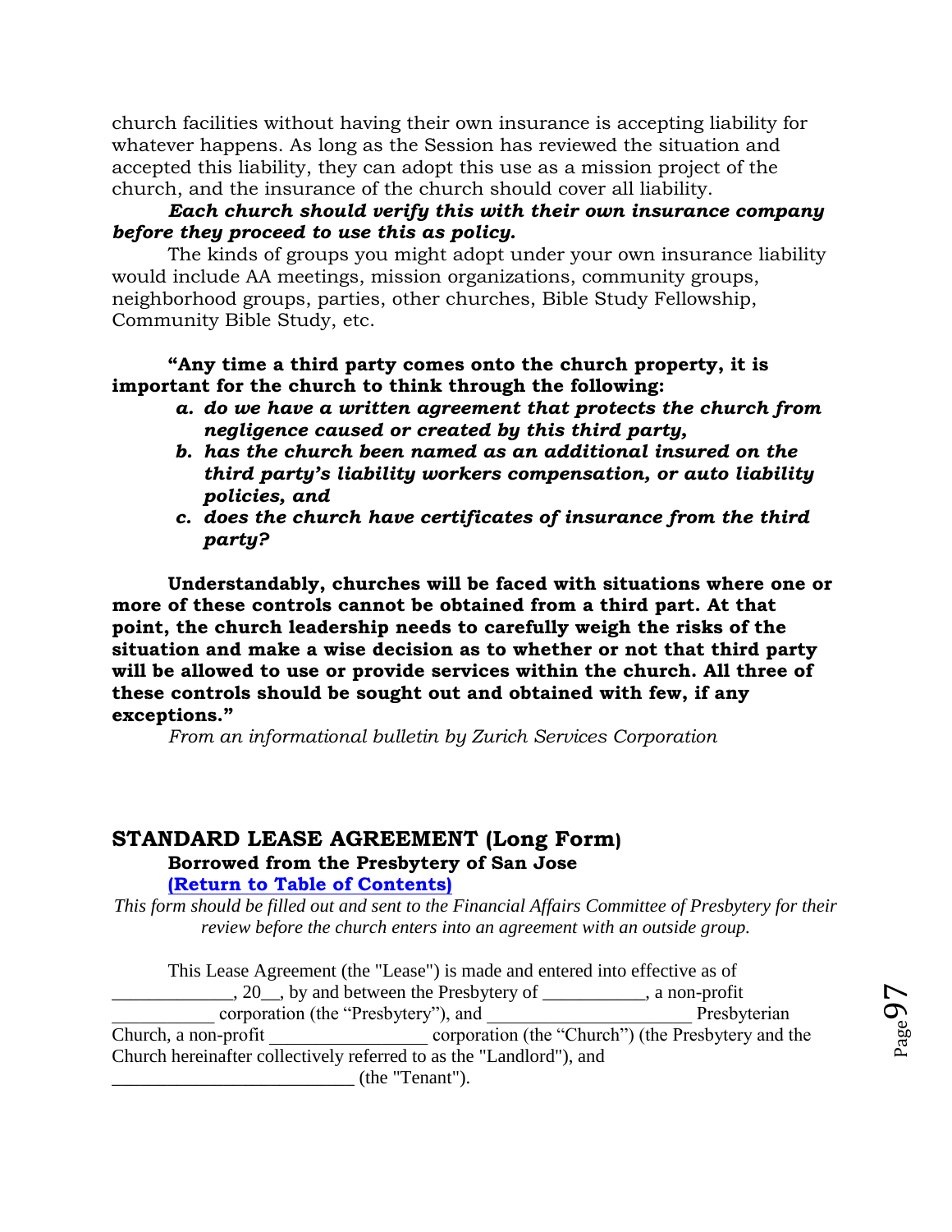church facilities without having their own insurance is accepting liability for whatever happens. As long as the Session has reviewed the situation and accepted this liability, they can adopt this use as a mission project of the church, and the insurance of the church should cover all liability.

***Each church should verify this with their own insurance company before they proceed to use this as policy.***

The kinds of groups you might adopt under your own insurance liability would include AA meetings, mission organizations, community groups, neighborhood groups, parties, other churches, Bible Study Fellowship, Community Bible Study, etc.

**"Any time a third party comes onto the church property, it is important for the church to think through the following:**

***a. do we have a written agreement that protects the church from negligence caused or created by this third party,***

***b. has the church been named as an additional insured on the third party's liability workers compensation, or auto liability policies, and***

***c. does the church have certificates of insurance from the third party?***

**Understandably, churches will be faced with situations where one or more of these controls cannot be obtained from a third part. At that point, the church leadership needs to carefully weigh the risks of the situation and make a wise decision as to whether or not that third party will be allowed to use or provide services within the church. All three of these controls should be sought out and obtained with few, if any exceptions."**

*From an informational bulletin by Zurich Services Corporation*

## STANDARD LEASE AGREEMENT (Long Form)

**Borrowed from the Presbytery of San Jose**

**(Return to Table of Contents)**

*This form should be filled out and sent to the Financial Affairs Committee of Presbytery for their review before the church enters into an agreement with an outside group.*

This Lease Agreement (the "Lease") is made and entered into effective as of _____________, 20__, by and between the Presbytery of ___________, a non-profit ___________ corporation (the "Presbytery"), and ______________________ Presbyterian Church, a non-profit _________________ corporation (the "Church") (the Presbytery and the Church hereinafter collectively referred to as the "Landlord"), and _________________________ (the "Tenant").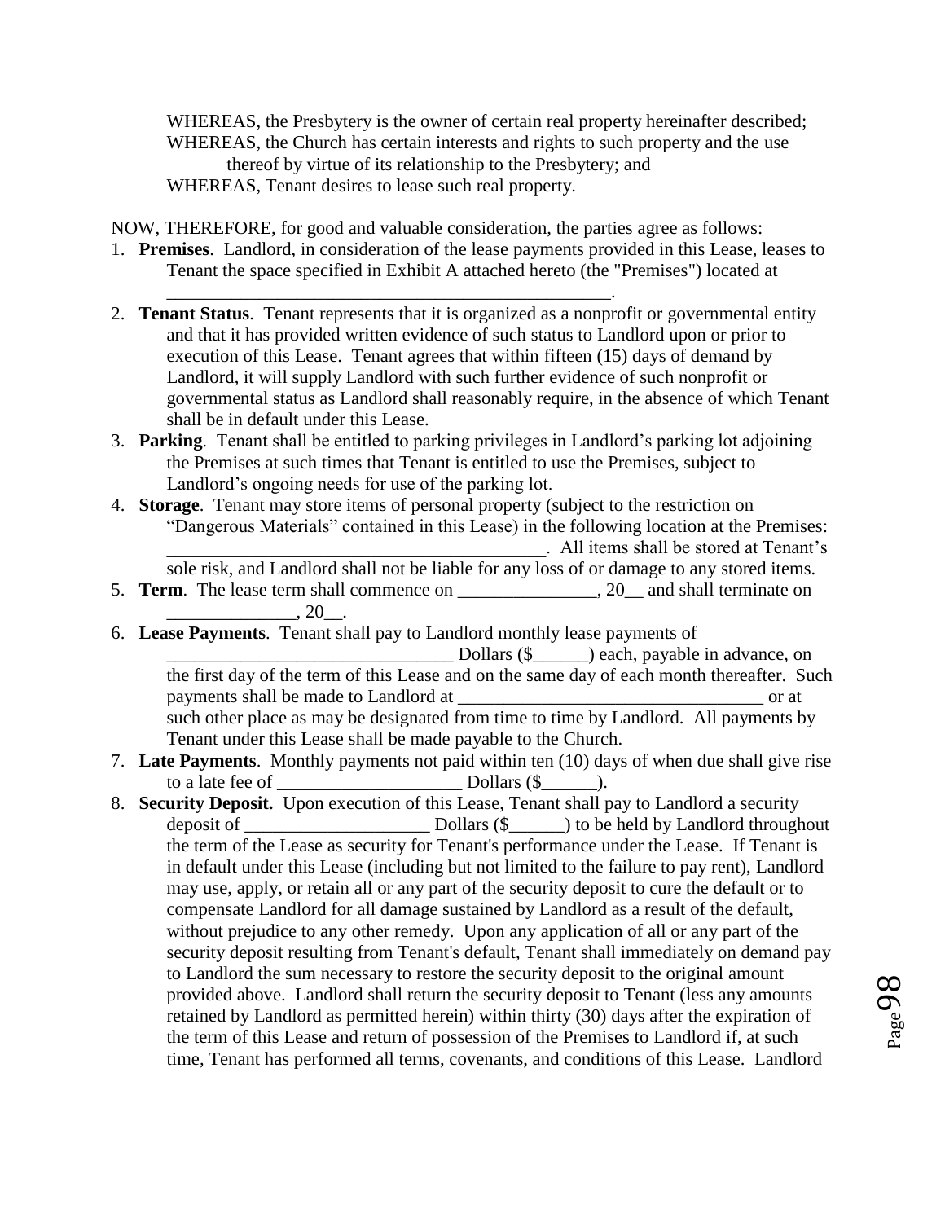WHEREAS, the Presbytery is the owner of certain real property hereinafter described;
WHEREAS, the Church has certain interests and rights to such property and the use thereof by virtue of its relationship to the Presbytery; and
WHEREAS, Tenant desires to lease such real property.

NOW, THEREFORE, for good and valuable consideration, the parties agree as follows:

1. **Premises**. Landlord, in consideration of the lease payments provided in this Lease, leases to Tenant the space specified in Exhibit A attached hereto (the "Premises") located at ________________________________________________.
2. **Tenant Status**. Tenant represents that it is organized as a nonprofit or governmental entity and that it has provided written evidence of such status to Landlord upon or prior to execution of this Lease. Tenant agrees that within fifteen (15) days of demand by Landlord, it will supply Landlord with such further evidence of such nonprofit or governmental status as Landlord shall reasonably require, in the absence of which Tenant shall be in default under this Lease.
3. **Parking**. Tenant shall be entitled to parking privileges in Landlord's parking lot adjoining the Premises at such times that Tenant is entitled to use the Premises, subject to Landlord's ongoing needs for use of the parking lot.
4. **Storage**. Tenant may store items of personal property (subject to the restriction on "Dangerous Materials" contained in this Lease) in the following location at the Premises: ________________________________________. All items shall be stored at Tenant's sole risk, and Landlord shall not be liable for any loss of or damage to any stored items.
5. **Term**. The lease term shall commence on _______________, 20__ and shall terminate on ______________, 20__.
6. **Lease Payments**. Tenant shall pay to Landlord monthly lease payments of _______________________________ Dollars ($______) each, payable in advance, on the first day of the term of this Lease and on the same day of each month thereafter. Such payments shall be made to Landlord at _________________________________ or at such other place as may be designated from time to time by Landlord. All payments by Tenant under this Lease shall be made payable to the Church.
7. **Late Payments**. Monthly payments not paid within ten (10) days of when due shall give rise to a late fee of ____________________ Dollars ($______).
8. **Security Deposit.** Upon execution of this Lease, Tenant shall pay to Landlord a security deposit of ____________________ Dollars ($______) to be held by Landlord throughout the term of the Lease as security for Tenant's performance under the Lease. If Tenant is in default under this Lease (including but not limited to the failure to pay rent), Landlord may use, apply, or retain all or any part of the security deposit to cure the default or to compensate Landlord for all damage sustained by Landlord as a result of the default, without prejudice to any other remedy. Upon any application of all or any part of the security deposit resulting from Tenant's default, Tenant shall immediately on demand pay to Landlord the sum necessary to restore the security deposit to the original amount provided above. Landlord shall return the security deposit to Tenant (less any amounts retained by Landlord as permitted herein) within thirty (30) days after the expiration of the term of this Lease and return of possession of the Premises to Landlord if, at such time, Tenant has performed all terms, covenants, and conditions of this Lease. Landlord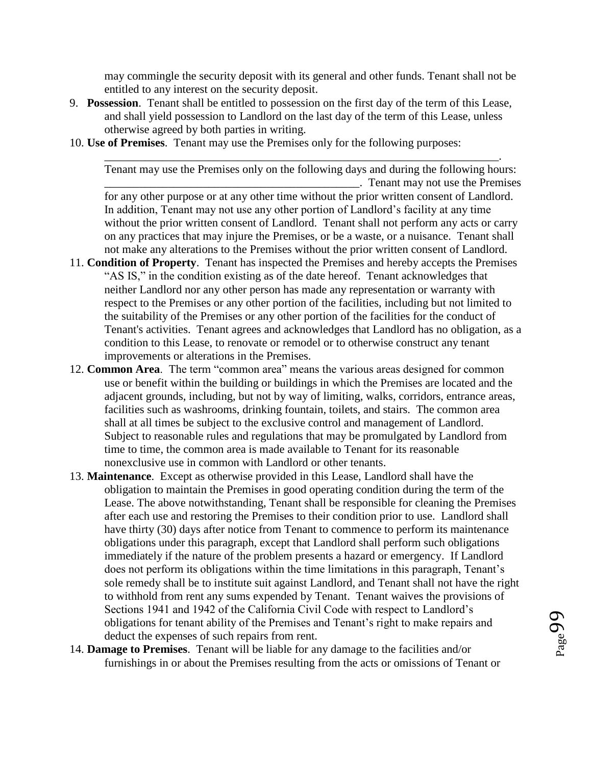may commingle the security deposit with its general and other funds. Tenant shall not be entitled to any interest on the security deposit.

9. **Possession**. Tenant shall be entitled to possession on the first day of the term of this Lease, and shall yield possession to Landlord on the last day of the term of this Lease, unless otherwise agreed by both parties in writing.
10. **Use of Premises**. Tenant may use the Premises only for the following purposes: ______________________________________________________________________. Tenant may use the Premises only on the following days and during the following hours: ____________________________________________. Tenant may not use the Premises for any other purpose or at any other time without the prior written consent of Landlord. In addition, Tenant may not use any other portion of Landlord's facility at any time without the prior written consent of Landlord. Tenant shall not perform any acts or carry on any practices that may injure the Premises, or be a waste, or a nuisance. Tenant shall not make any alterations to the Premises without the prior written consent of Landlord.
11. **Condition of Property**. Tenant has inspected the Premises and hereby accepts the Premises "AS IS," in the condition existing as of the date hereof. Tenant acknowledges that neither Landlord nor any other person has made any representation or warranty with respect to the Premises or any other portion of the facilities, including but not limited to the suitability of the Premises or any other portion of the facilities for the conduct of Tenant's activities. Tenant agrees and acknowledges that Landlord has no obligation, as a condition to this Lease, to renovate or remodel or to otherwise construct any tenant improvements or alterations in the Premises.
12. **Common Area**. The term "common area" means the various areas designed for common use or benefit within the building or buildings in which the Premises are located and the adjacent grounds, including, but not by way of limiting, walks, corridors, entrance areas, facilities such as washrooms, drinking fountain, toilets, and stairs. The common area shall at all times be subject to the exclusive control and management of Landlord. Subject to reasonable rules and regulations that may be promulgated by Landlord from time to time, the common area is made available to Tenant for its reasonable nonexclusive use in common with Landlord or other tenants.
13. **Maintenance**. Except as otherwise provided in this Lease, Landlord shall have the obligation to maintain the Premises in good operating condition during the term of the Lease. The above notwithstanding, Tenant shall be responsible for cleaning the Premises after each use and restoring the Premises to their condition prior to use. Landlord shall have thirty (30) days after notice from Tenant to commence to perform its maintenance obligations under this paragraph, except that Landlord shall perform such obligations immediately if the nature of the problem presents a hazard or emergency. If Landlord does not perform its obligations within the time limitations in this paragraph, Tenant's sole remedy shall be to institute suit against Landlord, and Tenant shall not have the right to withhold from rent any sums expended by Tenant. Tenant waives the provisions of Sections 1941 and 1942 of the California Civil Code with respect to Landlord's obligations for tenant ability of the Premises and Tenant's right to make repairs and deduct the expenses of such repairs from rent.
14. **Damage to Premises**. Tenant will be liable for any damage to the facilities and/or furnishings in or about the Premises resulting from the acts or omissions of Tenant or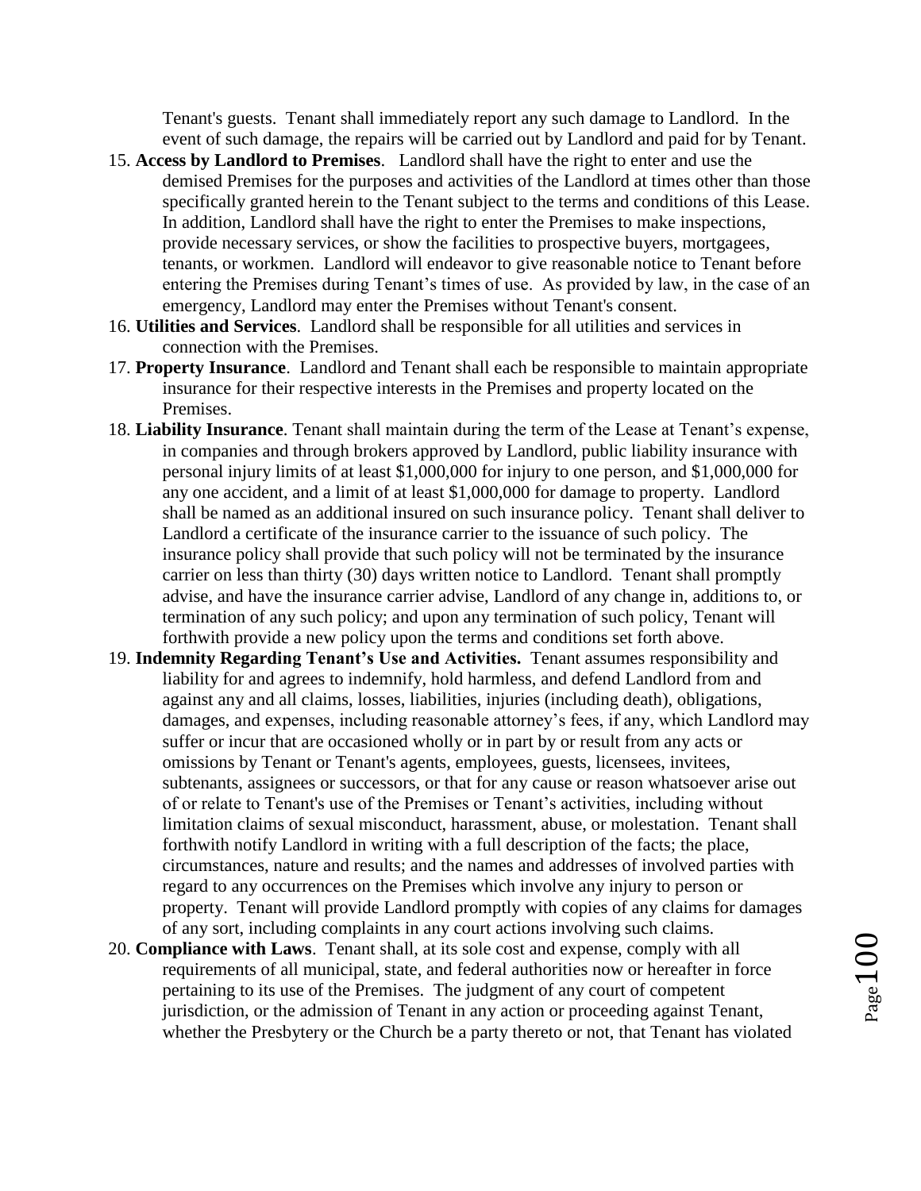Tenant's guests. Tenant shall immediately report any such damage to Landlord. In the event of such damage, the repairs will be carried out by Landlord and paid for by Tenant.

15. **Access by Landlord to Premises**. Landlord shall have the right to enter and use the demised Premises for the purposes and activities of the Landlord at times other than those specifically granted herein to the Tenant subject to the terms and conditions of this Lease. In addition, Landlord shall have the right to enter the Premises to make inspections, provide necessary services, or show the facilities to prospective buyers, mortgagees, tenants, or workmen. Landlord will endeavor to give reasonable notice to Tenant before entering the Premises during Tenant's times of use. As provided by law, in the case of an emergency, Landlord may enter the Premises without Tenant's consent.
16. **Utilities and Services**. Landlord shall be responsible for all utilities and services in connection with the Premises.
17. **Property Insurance**. Landlord and Tenant shall each be responsible to maintain appropriate insurance for their respective interests in the Premises and property located on the Premises.
18. **Liability Insurance**. Tenant shall maintain during the term of the Lease at Tenant's expense, in companies and through brokers approved by Landlord, public liability insurance with personal injury limits of at least $1,000,000 for injury to one person, and $1,000,000 for any one accident, and a limit of at least $1,000,000 for damage to property. Landlord shall be named as an additional insured on such insurance policy. Tenant shall deliver to Landlord a certificate of the insurance carrier to the issuance of such policy. The insurance policy shall provide that such policy will not be terminated by the insurance carrier on less than thirty (30) days written notice to Landlord. Tenant shall promptly advise, and have the insurance carrier advise, Landlord of any change in, additions to, or termination of any such policy; and upon any termination of such policy, Tenant will forthwith provide a new policy upon the terms and conditions set forth above.
19. **Indemnity Regarding Tenant's Use and Activities.** Tenant assumes responsibility and liability for and agrees to indemnify, hold harmless, and defend Landlord from and against any and all claims, losses, liabilities, injuries (including death), obligations, damages, and expenses, including reasonable attorney's fees, if any, which Landlord may suffer or incur that are occasioned wholly or in part by or result from any acts or omissions by Tenant or Tenant's agents, employees, guests, licensees, invitees, subtenants, assignees or successors, or that for any cause or reason whatsoever arise out of or relate to Tenant's use of the Premises or Tenant's activities, including without limitation claims of sexual misconduct, harassment, abuse, or molestation. Tenant shall forthwith notify Landlord in writing with a full description of the facts; the place, circumstances, nature and results; and the names and addresses of involved parties with regard to any occurrences on the Premises which involve any injury to person or property. Tenant will provide Landlord promptly with copies of any claims for damages of any sort, including complaints in any court actions involving such claims.
20. **Compliance with Laws**. Tenant shall, at its sole cost and expense, comply with all requirements of all municipal, state, and federal authorities now or hereafter in force pertaining to its use of the Premises. The judgment of any court of competent jurisdiction, or the admission of Tenant in any action or proceeding against Tenant, whether the Presbytery or the Church be a party thereto or not, that Tenant has violated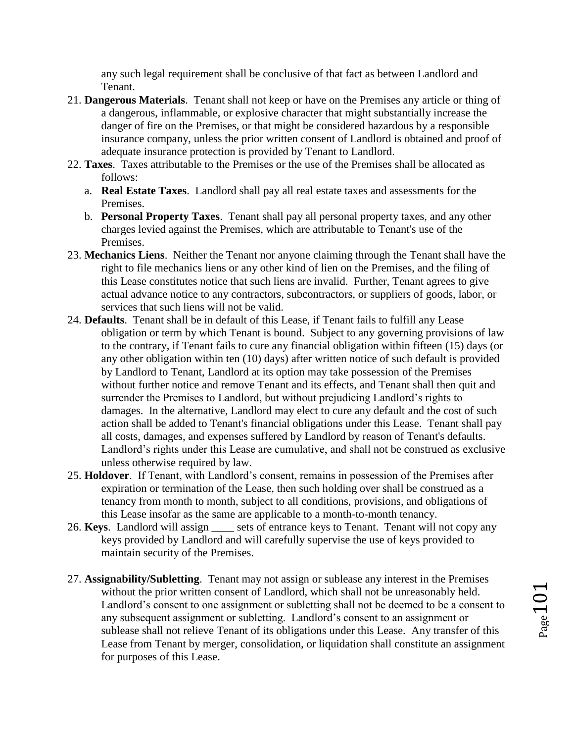any such legal requirement shall be conclusive of that fact as between Landlord and Tenant.

21. **Dangerous Materials**. Tenant shall not keep or have on the Premises any article or thing of a dangerous, inflammable, or explosive character that might substantially increase the danger of fire on the Premises, or that might be considered hazardous by a responsible insurance company, unless the prior written consent of Landlord is obtained and proof of adequate insurance protection is provided by Tenant to Landlord.
22. **Taxes**. Taxes attributable to the Premises or the use of the Premises shall be allocated as follows:
    a. **Real Estate Taxes**. Landlord shall pay all real estate taxes and assessments for the Premises.
    b. **Personal Property Taxes**. Tenant shall pay all personal property taxes, and any other charges levied against the Premises, which are attributable to Tenant's use of the Premises.
23. **Mechanics Liens**. Neither the Tenant nor anyone claiming through the Tenant shall have the right to file mechanics liens or any other kind of lien on the Premises, and the filing of this Lease constitutes notice that such liens are invalid. Further, Tenant agrees to give actual advance notice to any contractors, subcontractors, or suppliers of goods, labor, or services that such liens will not be valid.
24. **Defaults**. Tenant shall be in default of this Lease, if Tenant fails to fulfill any Lease obligation or term by which Tenant is bound. Subject to any governing provisions of law to the contrary, if Tenant fails to cure any financial obligation within fifteen (15) days (or any other obligation within ten (10) days) after written notice of such default is provided by Landlord to Tenant, Landlord at its option may take possession of the Premises without further notice and remove Tenant and its effects, and Tenant shall then quit and surrender the Premises to Landlord, but without prejudicing Landlord's rights to damages. In the alternative, Landlord may elect to cure any default and the cost of such action shall be added to Tenant's financial obligations under this Lease. Tenant shall pay all costs, damages, and expenses suffered by Landlord by reason of Tenant's defaults. Landlord's rights under this Lease are cumulative, and shall not be construed as exclusive unless otherwise required by law.
25. **Holdover**. If Tenant, with Landlord's consent, remains in possession of the Premises after expiration or termination of the Lease, then such holding over shall be construed as a tenancy from month to month, subject to all conditions, provisions, and obligations of this Lease insofar as the same are applicable to a month-to-month tenancy.
26. **Keys**. Landlord will assign ____ sets of entrance keys to Tenant. Tenant will not copy any keys provided by Landlord and will carefully supervise the use of keys provided to maintain security of the Premises.
27. **Assignability/Subletting**. Tenant may not assign or sublease any interest in the Premises without the prior written consent of Landlord, which shall not be unreasonably held. Landlord's consent to one assignment or subletting shall not be deemed to be a consent to any subsequent assignment or subletting. Landlord's consent to an assignment or sublease shall not relieve Tenant of its obligations under this Lease. Any transfer of this Lease from Tenant by merger, consolidation, or liquidation shall constitute an assignment for purposes of this Lease.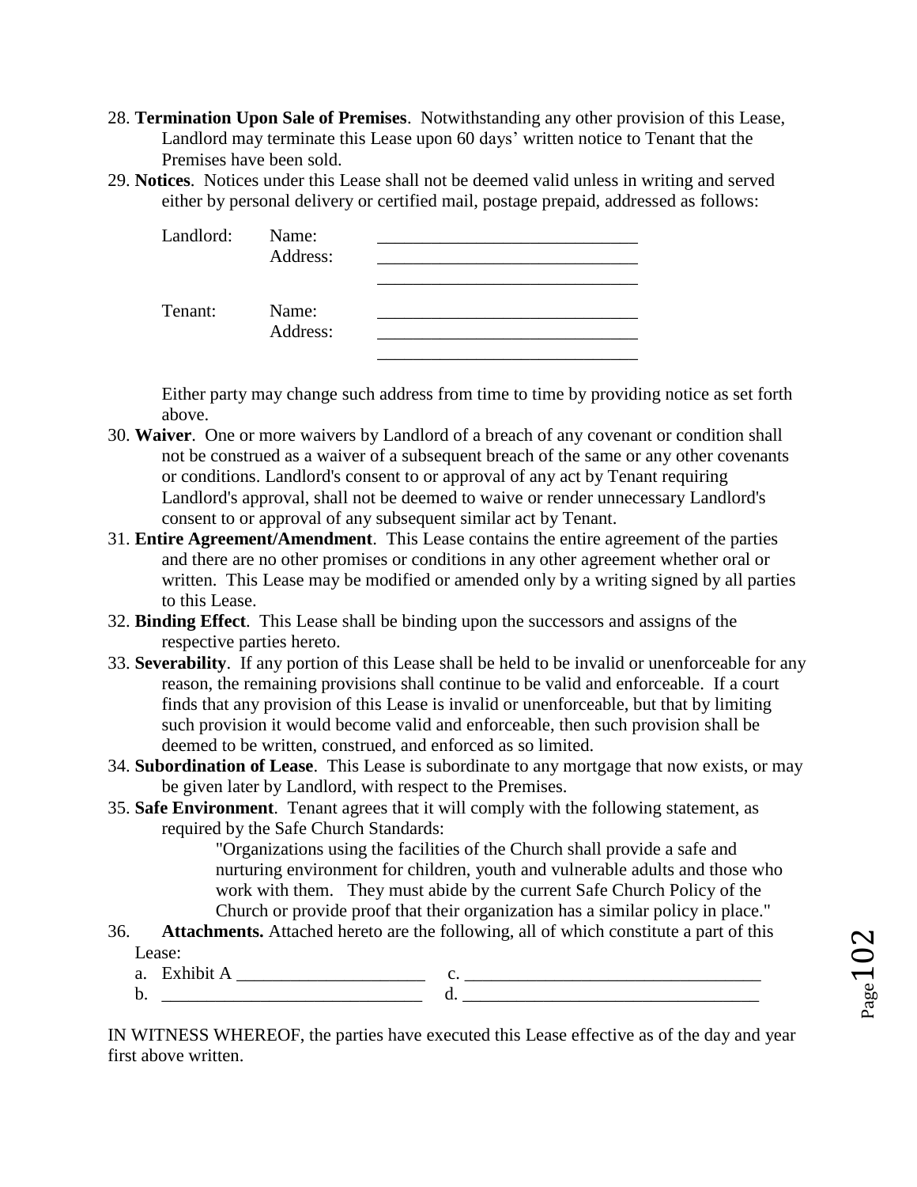28. **Termination Upon Sale of Premises**. Notwithstanding any other provision of this Lease, Landlord may terminate this Lease upon 60 days' written notice to Tenant that the Premises have been sold.
29. **Notices**. Notices under this Lease shall not be deemed valid unless in writing and served either by personal delivery or certified mail, postage prepaid, addressed as follows:

   Landlord: Name: _____________________________
   Address: _____________________________
   _____________________________

   Tenant: Name: _____________________________
   Address: _____________________________
   _____________________________

   Either party may change such address from time to time by providing notice as set forth above.
30. **Waiver**. One or more waivers by Landlord of a breach of any covenant or condition shall not be construed as a waiver of a subsequent breach of the same or any other covenants or conditions. Landlord's consent to or approval of any act by Tenant requiring Landlord's approval, shall not be deemed to waive or render unnecessary Landlord's consent to or approval of any subsequent similar act by Tenant.
31. **Entire Agreement/Amendment**. This Lease contains the entire agreement of the parties and there are no other promises or conditions in any other agreement whether oral or written. This Lease may be modified or amended only by a writing signed by all parties to this Lease.
32. **Binding Effect**. This Lease shall be binding upon the successors and assigns of the respective parties hereto.
33. **Severability**. If any portion of this Lease shall be held to be invalid or unenforceable for any reason, the remaining provisions shall continue to be valid and enforceable. If a court finds that any provision of this Lease is invalid or unenforceable, but that by limiting such provision it would become valid and enforceable, then such provision shall be deemed to be written, construed, and enforced as so limited.
34. **Subordination of Lease**. This Lease is subordinate to any mortgage that now exists, or may be given later by Landlord, with respect to the Premises.
35. **Safe Environment**. Tenant agrees that it will comply with the following statement, as required by the Safe Church Standards:

   > "Organizations using the facilities of the Church shall provide a safe and nurturing environment for children, youth and vulnerable adults and those who work with them. They must abide by the current Safe Church Policy of the Church or provide proof that their organization has a similar policy in place."

36. **Attachments.** Attached hereto are the following, all of which constitute a part of this Lease:
   a. Exhibit A _____________________ c. _________________________________
   b. _____________________________ d. _________________________________

IN WITNESS WHEREOF, the parties have executed this Lease effective as of the day and year first above written.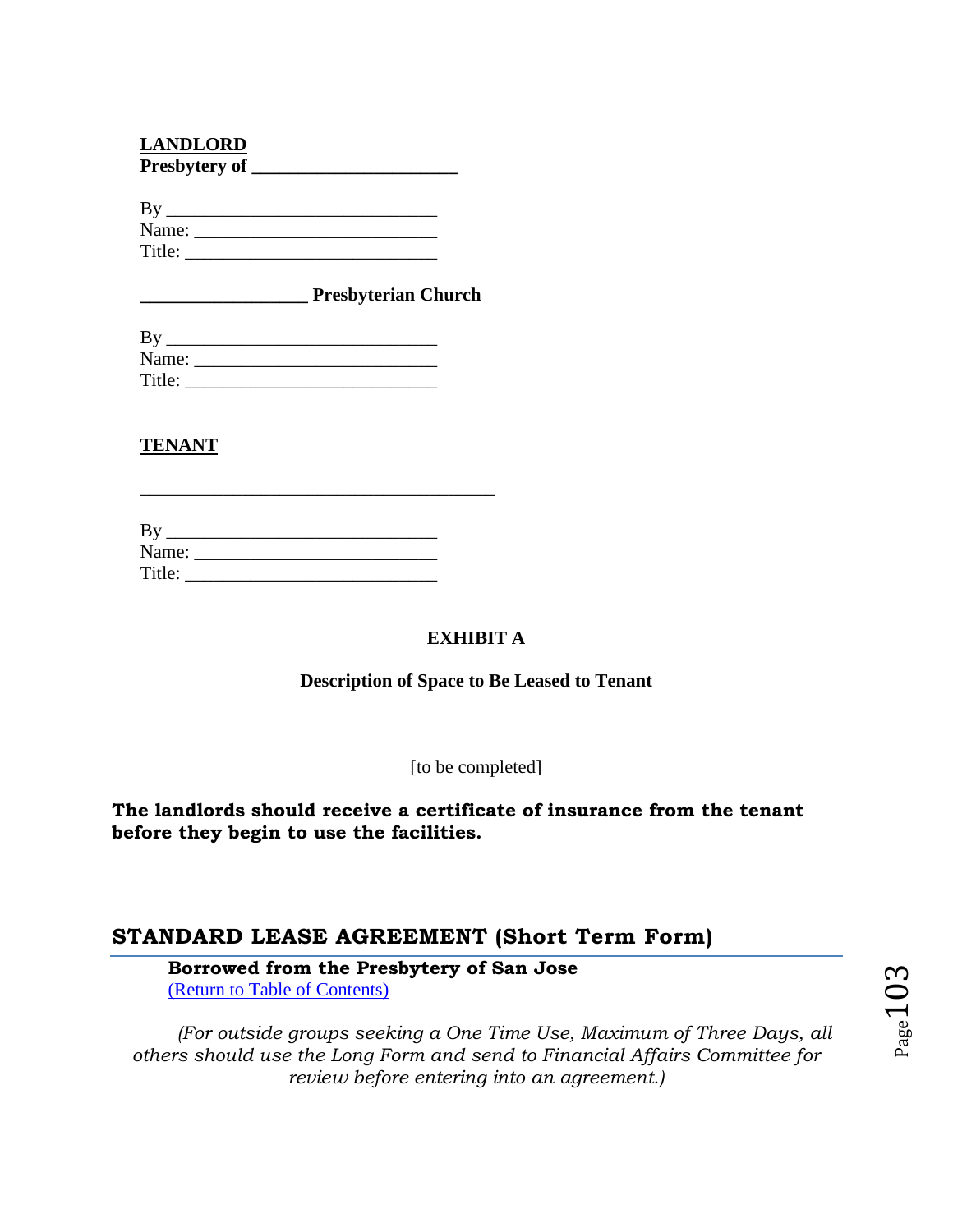**LANDLORD**
**Presbytery of ______________________**

By ____________________________
Name: __________________________
Title: __________________________

**_________________ Presbyterian Church**

By ____________________________
Name: __________________________
Title: __________________________

**TENANT**

_____________________________________

By ____________________________
Name: __________________________
Title: __________________________

**EXHIBIT A**

**Description of Space to Be Leased to Tenant**

[to be completed]

**The landlords should receive a certificate of insurance from the tenant before they begin to use the facilities.**

## STANDARD LEASE AGREEMENT (Short Term Form)

**Borrowed from the Presbytery of San Jose**
(Return to Table of Contents)

*(For outside groups seeking a One Time Use, Maximum of Three Days, all others should use the Long Form and send to Financial Affairs Committee for review before entering into an agreement.)*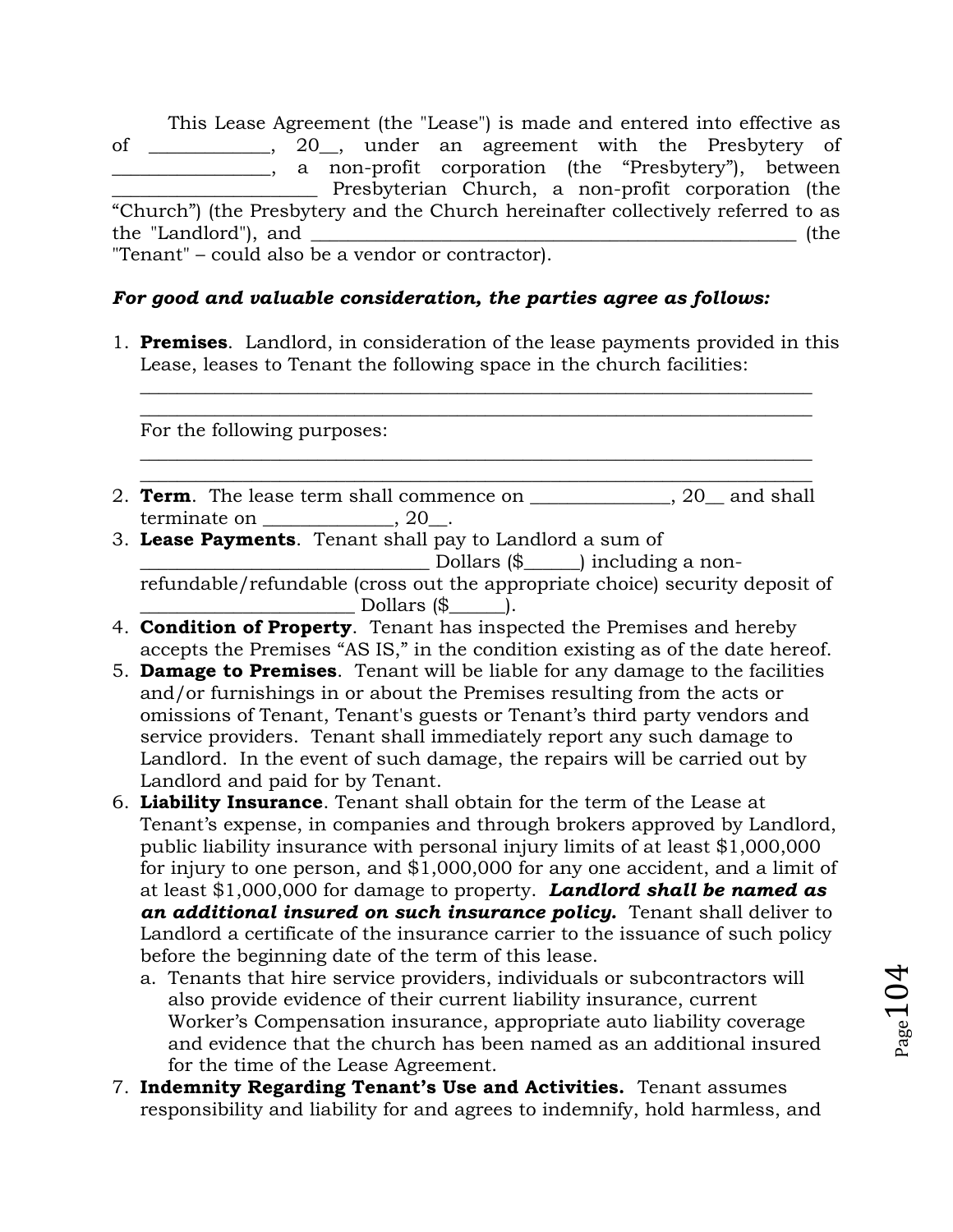This Lease Agreement (the "Lease") is made and entered into effective as of _____________, 20__, under an agreement with the Presbytery of _________________, a non-profit corporation (the "Presbytery"), between _____________________ Presbyterian Church, a non-profit corporation (the "Church") (the Presbytery and the Church hereinafter collectively referred to as the "Landlord"), and _____________________________________________________ (the "Tenant" – could also be a vendor or contractor).

***For good and valuable consideration, the parties agree as follows:***

1. **Premises**. Landlord, in consideration of the lease payments provided in this Lease, leases to Tenant the following space in the church facilities:
   ___________________________________________________________________________
   ___________________________________________________________________________

   For the following purposes:
   ___________________________________________________________________________
   ___________________________________________________________________________
2. **Term**. The lease term shall commence on _______________, 20__ and shall terminate on ______________, 20__.
3. **Lease Payments**. Tenant shall pay to Landlord a sum of ______________________________ Dollars ($______) including a non-refundable/refundable (cross out the appropriate choice) security deposit of _______________________ Dollars ($______).
4. **Condition of Property**. Tenant has inspected the Premises and hereby accepts the Premises "AS IS," in the condition existing as of the date hereof.
5. **Damage to Premises**. Tenant will be liable for any damage to the facilities and/or furnishings in or about the Premises resulting from the acts or omissions of Tenant, Tenant's guests or Tenant's third party vendors and service providers. Tenant shall immediately report any such damage to Landlord. In the event of such damage, the repairs will be carried out by Landlord and paid for by Tenant.
6. **Liability Insurance**. Tenant shall obtain for the term of the Lease at Tenant's expense, in companies and through brokers approved by Landlord, public liability insurance with personal injury limits of at least $1,000,000 for injury to one person, and $1,000,000 for any one accident, and a limit of at least $1,000,000 for damage to property. ***Landlord shall be named as an additional insured on such insurance policy.*** Tenant shall deliver to Landlord a certificate of the insurance carrier to the issuance of such policy before the beginning date of the term of this lease.
   a. Tenants that hire service providers, individuals or subcontractors will also provide evidence of their current liability insurance, current Worker's Compensation insurance, appropriate auto liability coverage and evidence that the church has been named as an additional insured for the time of the Lease Agreement.
7. **Indemnity Regarding Tenant's Use and Activities.** Tenant assumes responsibility and liability for and agrees to indemnify, hold harmless, and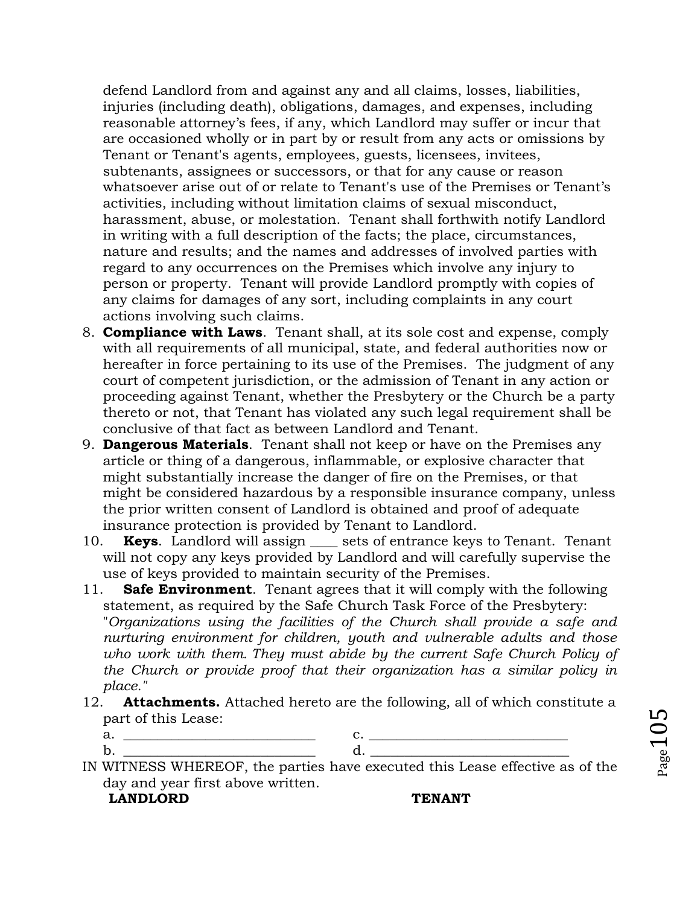defend Landlord from and against any and all claims, losses, liabilities, injuries (including death), obligations, damages, and expenses, including reasonable attorney's fees, if any, which Landlord may suffer or incur that are occasioned wholly or in part by or result from any acts or omissions by Tenant or Tenant's agents, employees, guests, licensees, invitees, subtenants, assignees or successors, or that for any cause or reason whatsoever arise out of or relate to Tenant's use of the Premises or Tenant's activities, including without limitation claims of sexual misconduct, harassment, abuse, or molestation. Tenant shall forthwith notify Landlord in writing with a full description of the facts; the place, circumstances, nature and results; and the names and addresses of involved parties with regard to any occurrences on the Premises which involve any injury to person or property. Tenant will provide Landlord promptly with copies of any claims for damages of any sort, including complaints in any court actions involving such claims.

8. **Compliance with Laws**. Tenant shall, at its sole cost and expense, comply with all requirements of all municipal, state, and federal authorities now or hereafter in force pertaining to its use of the Premises. The judgment of any court of competent jurisdiction, or the admission of Tenant in any action or proceeding against Tenant, whether the Presbytery or the Church be a party thereto or not, that Tenant has violated any such legal requirement shall be conclusive of that fact as between Landlord and Tenant.
9. **Dangerous Materials**. Tenant shall not keep or have on the Premises any article or thing of a dangerous, inflammable, or explosive character that might substantially increase the danger of fire on the Premises, or that might be considered hazardous by a responsible insurance company, unless the prior written consent of Landlord is obtained and proof of adequate insurance protection is provided by Tenant to Landlord.
10. **Keys**. Landlord will assign ____ sets of entrance keys to Tenant. Tenant will not copy any keys provided by Landlord and will carefully supervise the use of keys provided to maintain security of the Premises.
11. **Safe Environment**. Tenant agrees that it will comply with the following statement, as required by the Safe Church Task Force of the Presbytery: "*Organizations using the facilities of the Church shall provide a safe and nurturing environment for children, youth and vulnerable adults and those who work with them. They must abide by the current Safe Church Policy of the Church or provide proof that their organization has a similar policy in place.*"
12. **Attachments.** Attached hereto are the following, all of which constitute a part of this Lease:

    a. ____________________________ c. ____________________________

    b. ____________________________ d. ____________________________

IN WITNESS WHEREOF, the parties have executed this Lease effective as of the day and year first above written.

**LANDLORD** **TENANT**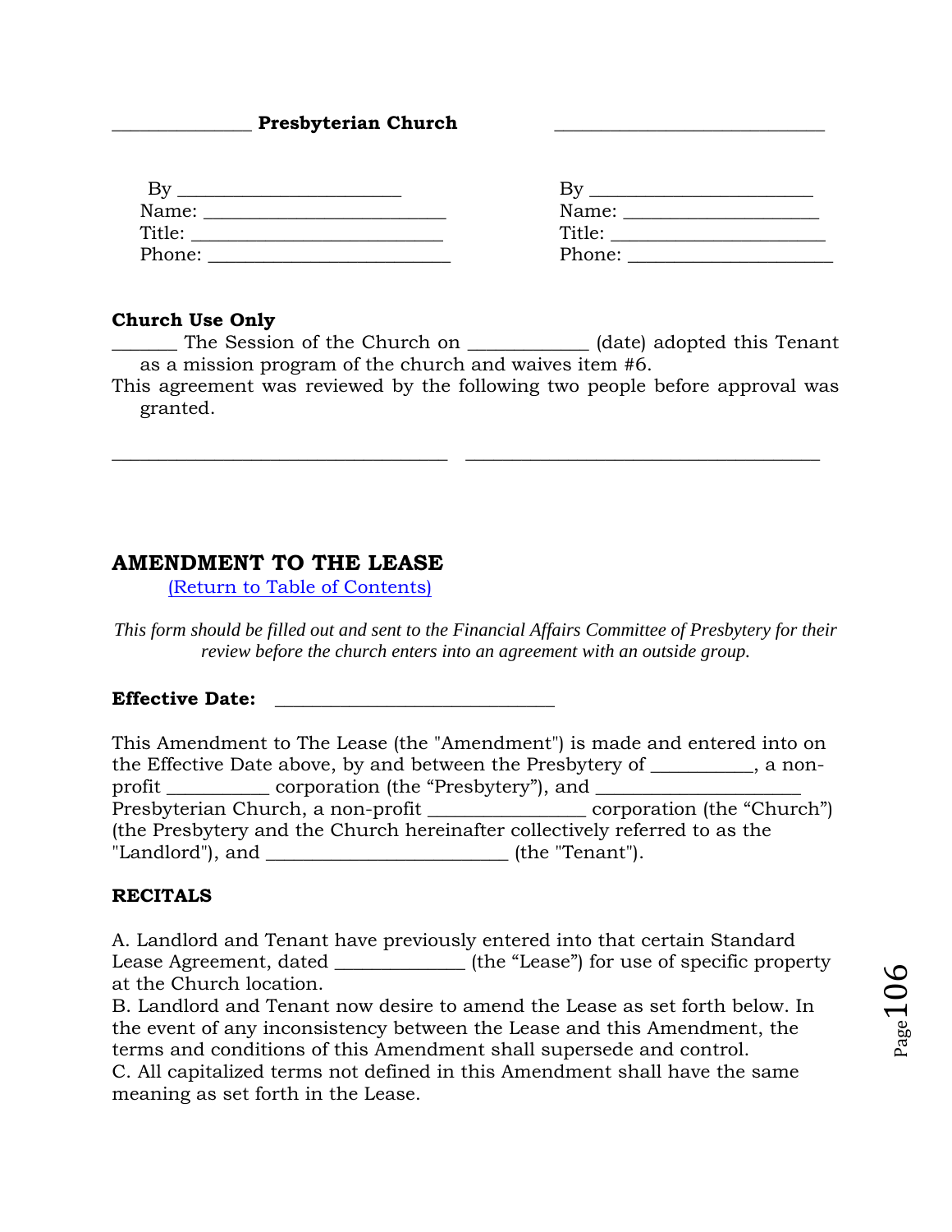______________ **Presbyterian Church** ____________________________

By ______________________
Name: ________________________
Title: ________________________
Phone: ________________________

By ______________________
Name: ____________________
Title: _____________________
Phone: _____________________

**Church Use Only**

_______ The Session of the Church on ____________ (date) adopted this Tenant as a mission program of the church and waives item #6.

This agreement was reviewed by the following two people before approval was granted.

__________________________________ ____________________________________

## AMENDMENT TO THE LEASE

(Return to Table of Contents)

*This form should be filled out and sent to the Financial Affairs Committee of Presbytery for their review before the church enters into an agreement with an outside group.*

**Effective Date:** ____________________________

This Amendment to The Lease (the "Amendment") is made and entered into on the Effective Date above, by and between the Presbytery of __________, a non-profit __________ corporation (the "Presbytery"), and _____________________ Presbyterian Church, a non-profit ________________ corporation (the "Church") (the Presbytery and the Church hereinafter collectively referred to as the "Landlord"), and _________________________ (the "Tenant").

**RECITALS**

A. Landlord and Tenant have previously entered into that certain Standard Lease Agreement, dated _____________ (the "Lease") for use of specific property at the Church location.

B. Landlord and Tenant now desire to amend the Lease as set forth below. In the event of any inconsistency between the Lease and this Amendment, the terms and conditions of this Amendment shall supersede and control.

C. All capitalized terms not defined in this Amendment shall have the same meaning as set forth in the Lease.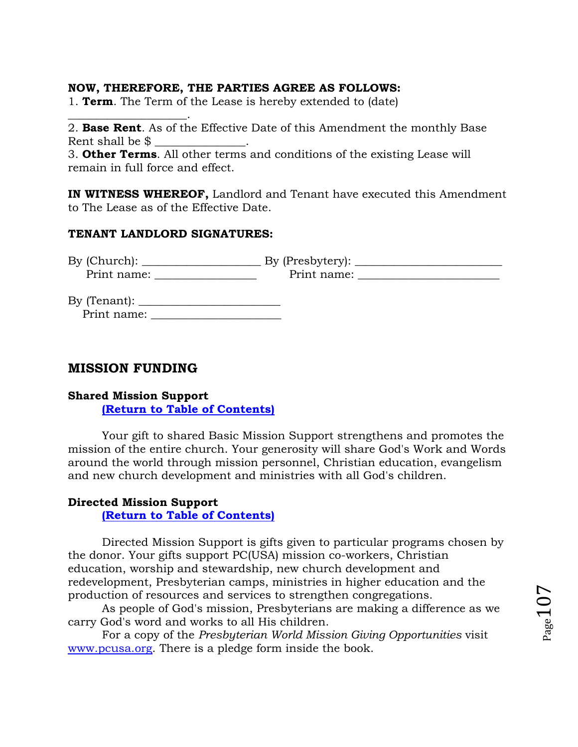**NOW, THEREFORE, THE PARTIES AGREE AS FOLLOWS:**

1. **Term**. The Term of the Lease is hereby extended to (date) ___________________.
2. **Base Rent**. As of the Effective Date of this Amendment the monthly Base Rent shall be $ _______________.
3. **Other Terms**. All other terms and conditions of the existing Lease will remain in full force and effect.

**IN WITNESS WHEREOF,** Landlord and Tenant have executed this Amendment to The Lease as of the Effective Date.

**TENANT LANDLORD SIGNATURES:**

By (Church): ____________________ By (Presbytery): _________________________
Print name: _________________ Print name: ________________________

By (Tenant): ________________________
Print name: ______________________

## MISSION FUNDING

### Shared Mission Support

**(Return to Table of Contents)**

Your gift to shared Basic Mission Support strengthens and promotes the mission of the entire church. Your generosity will share God's Work and Words around the world through mission personnel, Christian education, evangelism and new church development and ministries with all God's children.

### Directed Mission Support

**(Return to Table of Contents)**

Directed Mission Support is gifts given to particular programs chosen by the donor. Your gifts support PC(USA) mission co-workers, Christian education, worship and stewardship, new church development and redevelopment, Presbyterian camps, ministries in higher education and the production of resources and services to strengthen congregations.

As people of God's mission, Presbyterians are making a difference as we carry God's word and works to all His children.

For a copy of the *Presbyterian World Mission Giving Opportunities* visit www.pcusa.org. There is a pledge form inside the book.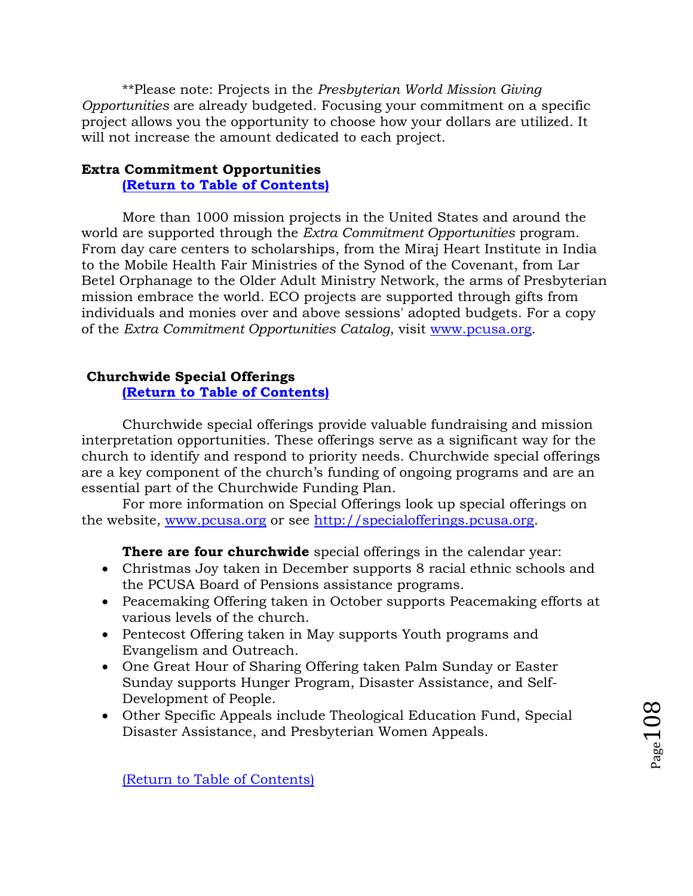**Please note: Projects in the *Presbyterian World Mission Giving Opportunities* are already budgeted. Focusing your commitment on a specific project allows you the opportunity to choose how your dollars are utilized. It will not increase the amount dedicated to each project.

### Extra Commitment Opportunities

**(Return to Table of Contents)**

More than 1000 mission projects in the United States and around the world are supported through the *Extra Commitment Opportunities* program. From day care centers to scholarships, from the Miraj Heart Institute in India to the Mobile Health Fair Ministries of the Synod of the Covenant, from Lar Betel Orphanage to the Older Adult Ministry Network, the arms of Presbyterian mission embrace the world. ECO projects are supported through gifts from individuals and monies over and above sessions' adopted budgets. For a copy of the *Extra Commitment Opportunities Catalog,* visit www.pcusa.org.

### Churchwide Special Offerings

**(Return to Table of Contents)**

Churchwide special offerings provide valuable fundraising and mission interpretation opportunities. These offerings serve as a significant way for the church to identify and respond to priority needs. Churchwide special offerings are a key component of the church's funding of ongoing programs and are an essential part of the Churchwide Funding Plan.

For more information on Special Offerings look up special offerings on the website, www.pcusa.org or see http://specialofferings.pcusa.org.

**There are four churchwide** special offerings in the calendar year:

- Christmas Joy taken in December supports 8 racial ethnic schools and the PCUSA Board of Pensions assistance programs.
- Peacemaking Offering taken in October supports Peacemaking efforts at various levels of the church.
- Pentecost Offering taken in May supports Youth programs and Evangelism and Outreach.
- One Great Hour of Sharing Offering taken Palm Sunday or Easter Sunday supports Hunger Program, Disaster Assistance, and Self-Development of People.
- Other Specific Appeals include Theological Education Fund, Special Disaster Assistance, and Presbyterian Women Appeals.

(Return to Table of Contents)